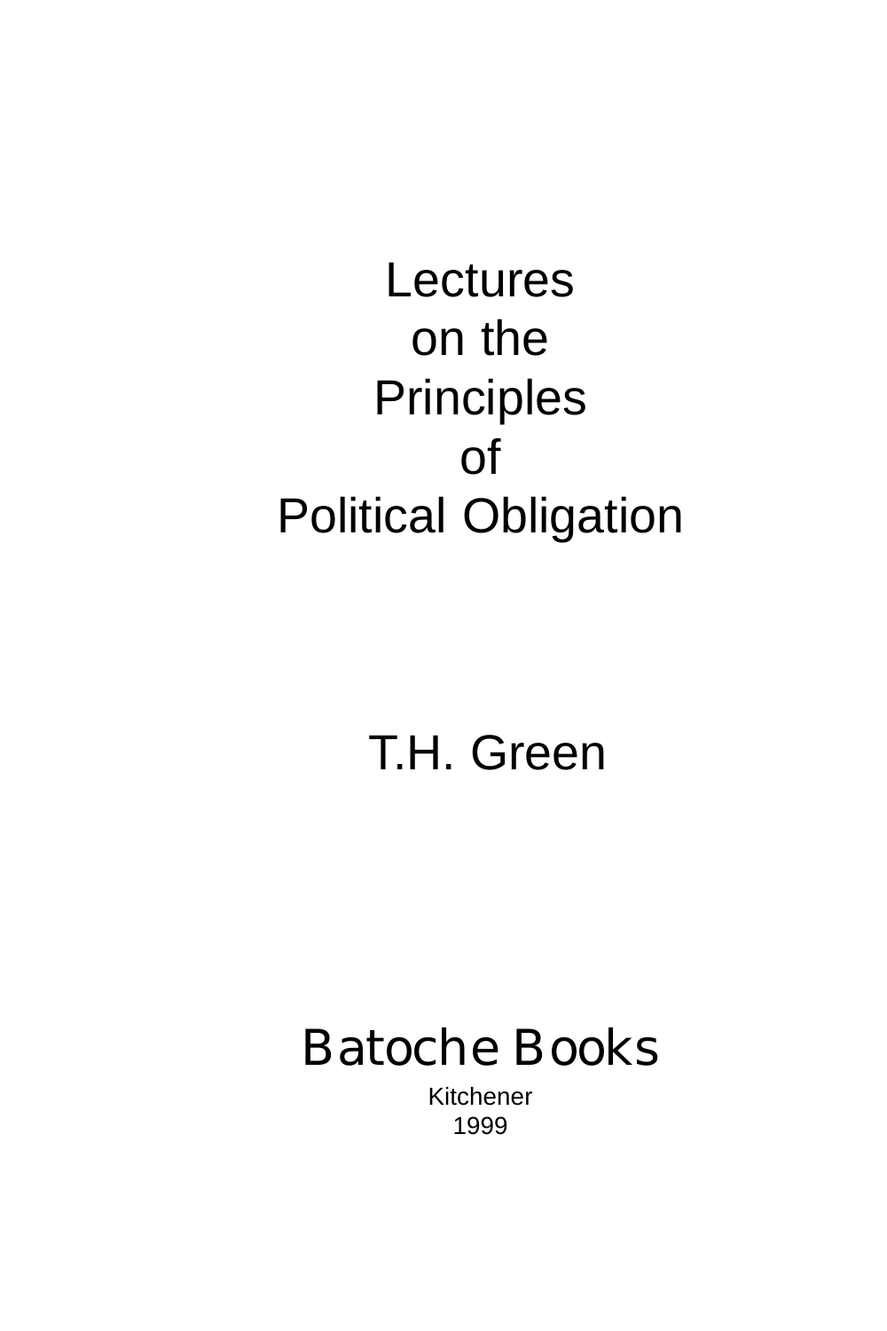# Lectures on the Principles of Political Obligation

T.H. Green

Batoche Books

Kitchener

1999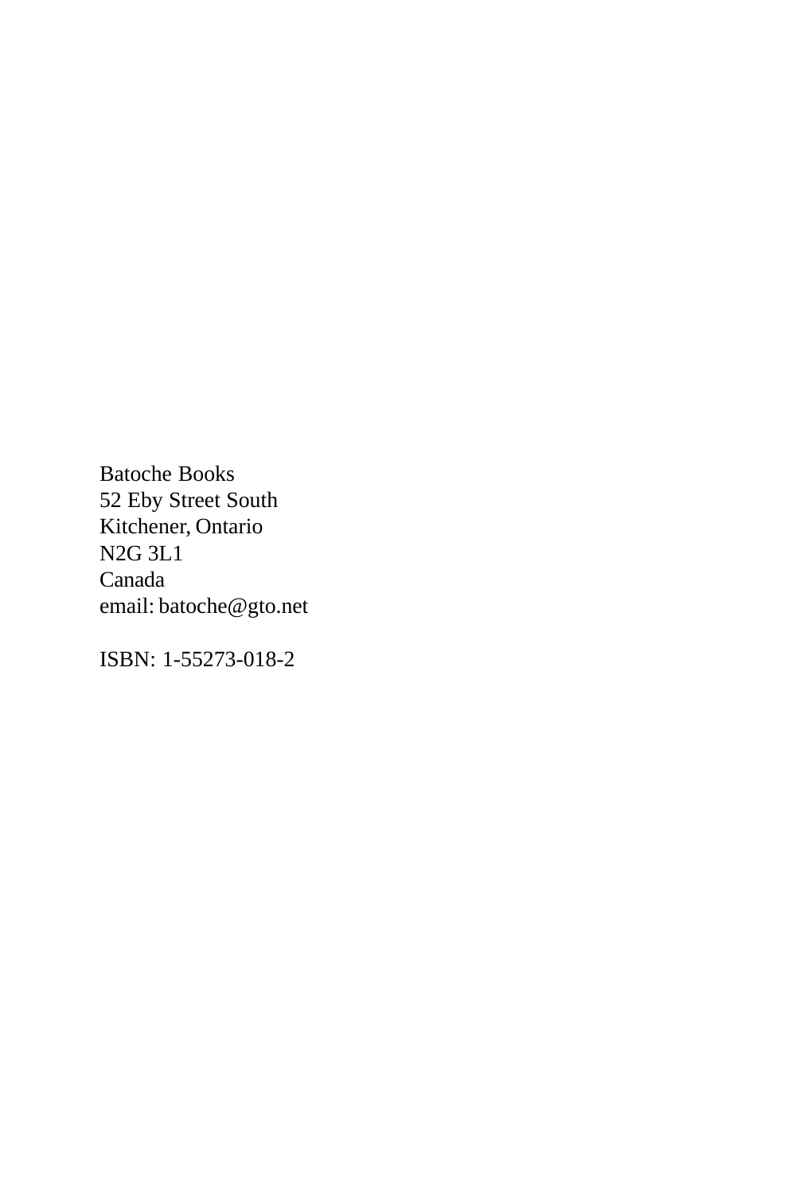Batoche Books
52 Eby Street South
Kitchener, Ontario
N2G 3L1
Canada
email: batoche@gto.net

ISBN: 1-55273-018-2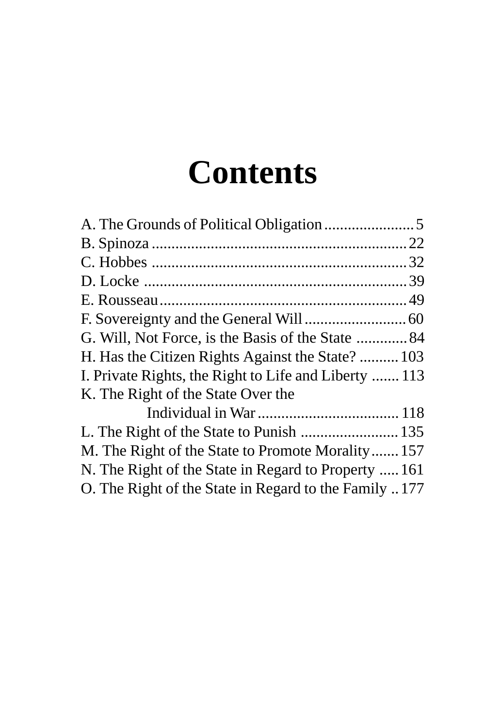# Contents

A. The Grounds of Political Obligation ....................... 5
B. Spinoza ................................................................. 22
C. Hobbes ................................................................. 32
D. Locke ................................................................... 39
E. Rousseau ............................................................... 49
F. Sovereignty and the General Will .......................... 60
G. Will, Not Force, is the Basis of the State ............. 84
H. Has the Citizen Rights Against the State? .......... 103
I. Private Rights, the Right to Life and Liberty ....... 113
K. The Right of the State Over the Individual in War .................................... 118
L. The Right of the State to Punish ......................... 135
M. The Right of the State to Promote Morality ....... 157
N. The Right of the State in Regard to Property ..... 161
O. The Right of the State in Regard to the Family .. 177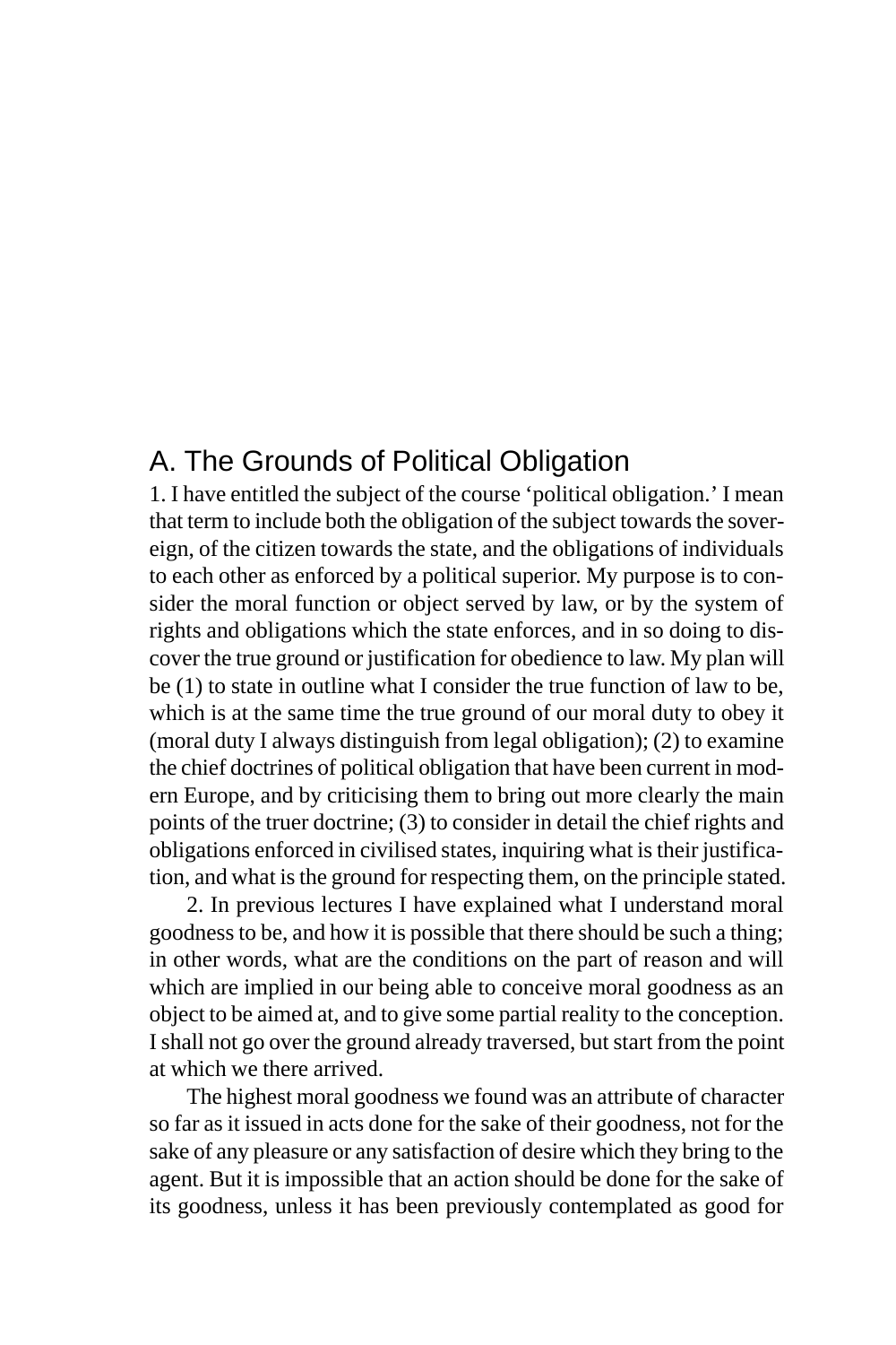## A. The Grounds of Political Obligation

1. I have entitled the subject of the course 'political obligation.' I mean that term to include both the obligation of the subject towards the sovereign, of the citizen towards the state, and the obligations of individuals to each other as enforced by a political superior. My purpose is to consider the moral function or object served by law, or by the system of rights and obligations which the state enforces, and in so doing to discover the true ground or justification for obedience to law. My plan will be (1) to state in outline what I consider the true function of law to be, which is at the same time the true ground of our moral duty to obey it (moral duty I always distinguish from legal obligation); (2) to examine the chief doctrines of political obligation that have been current in modern Europe, and by criticising them to bring out more clearly the main points of the truer doctrine; (3) to consider in detail the chief rights and obligations enforced in civilised states, inquiring what is their justification, and what is the ground for respecting them, on the principle stated.

2. In previous lectures I have explained what I understand moral goodness to be, and how it is possible that there should be such a thing; in other words, what are the conditions on the part of reason and will which are implied in our being able to conceive moral goodness as an object to be aimed at, and to give some partial reality to the conception. I shall not go over the ground already traversed, but start from the point at which we there arrived.

The highest moral goodness we found was an attribute of character so far as it issued in acts done for the sake of their goodness, not for the sake of any pleasure or any satisfaction of desire which they bring to the agent. But it is impossible that an action should be done for the sake of its goodness, unless it has been previously contemplated as good for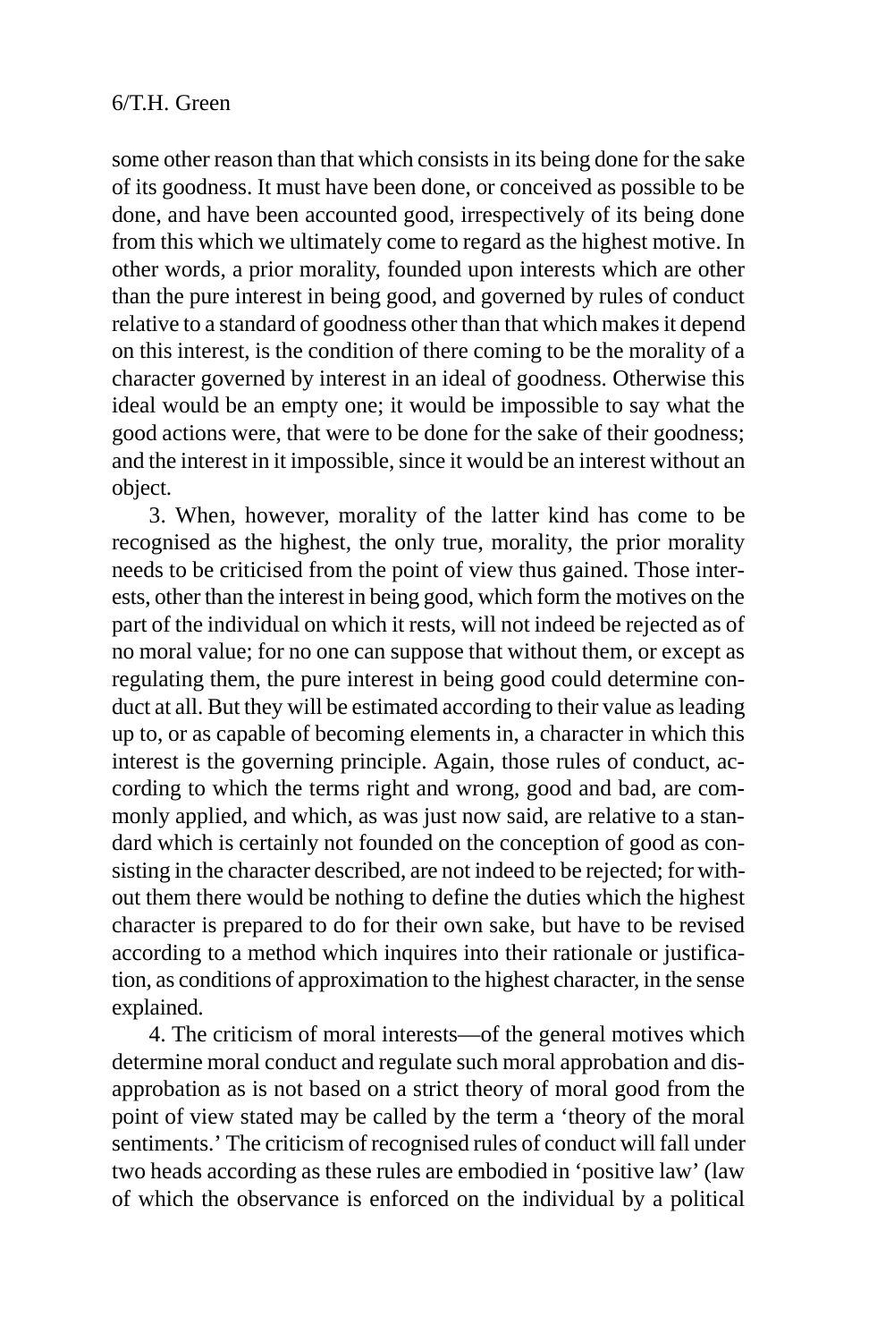some other reason than that which consists in its being done for the sake of its goodness. It must have been done, or conceived as possible to be done, and have been accounted good, irrespectively of its being done from this which we ultimately come to regard as the highest motive. In other words, a prior morality, founded upon interests which are other than the pure interest in being good, and governed by rules of conduct relative to a standard of goodness other than that which makes it depend on this interest, is the condition of there coming to be the morality of a character governed by interest in an ideal of goodness. Otherwise this ideal would be an empty one; it would be impossible to say what the good actions were, that were to be done for the sake of their goodness; and the interest in it impossible, since it would be an interest without an object.

3. When, however, morality of the latter kind has come to be recognised as the highest, the only true, morality, the prior morality needs to be criticised from the point of view thus gained. Those interests, other than the interest in being good, which form the motives on the part of the individual on which it rests, will not indeed be rejected as of no moral value; for no one can suppose that without them, or except as regulating them, the pure interest in being good could determine conduct at all. But they will be estimated according to their value as leading up to, or as capable of becoming elements in, a character in which this interest is the governing principle. Again, those rules of conduct, according to which the terms right and wrong, good and bad, are commonly applied, and which, as was just now said, are relative to a standard which is certainly not founded on the conception of good as consisting in the character described, are not indeed to be rejected; for without them there would be nothing to define the duties which the highest character is prepared to do for their own sake, but have to be revised according to a method which inquires into their rationale or justification, as conditions of approximation to the highest character, in the sense explained.

4. The criticism of moral interests—of the general motives which determine moral conduct and regulate such moral approbation and disapprobation as is not based on a strict theory of moral good from the point of view stated may be called by the term a 'theory of the moral sentiments.' The criticism of recognised rules of conduct will fall under two heads according as these rules are embodied in 'positive law' (law of which the observance is enforced on the individual by a political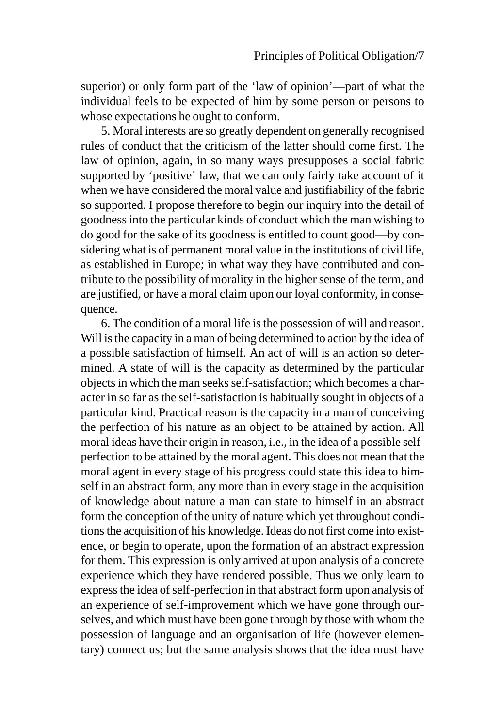superior) or only form part of the 'law of opinion'—part of what the individual feels to be expected of him by some person or persons to whose expectations he ought to conform.

5. Moral interests are so greatly dependent on generally recognised rules of conduct that the criticism of the latter should come first. The law of opinion, again, in so many ways presupposes a social fabric supported by 'positive' law, that we can only fairly take account of it when we have considered the moral value and justifiability of the fabric so supported. I propose therefore to begin our inquiry into the detail of goodness into the particular kinds of conduct which the man wishing to do good for the sake of its goodness is entitled to count good—by considering what is of permanent moral value in the institutions of civil life, as established in Europe; in what way they have contributed and contribute to the possibility of morality in the higher sense of the term, and are justified, or have a moral claim upon our loyal conformity, in consequence.

6. The condition of a moral life is the possession of will and reason. Will is the capacity in a man of being determined to action by the idea of a possible satisfaction of himself. An act of will is an action so determined. A state of will is the capacity as determined by the particular objects in which the man seeks self-satisfaction; which becomes a character in so far as the self-satisfaction is habitually sought in objects of a particular kind. Practical reason is the capacity in a man of conceiving the perfection of his nature as an object to be attained by action. All moral ideas have their origin in reason, i.e., in the idea of a possible self-perfection to be attained by the moral agent. This does not mean that the moral agent in every stage of his progress could state this idea to himself in an abstract form, any more than in every stage in the acquisition of knowledge about nature a man can state to himself in an abstract form the conception of the unity of nature which yet throughout conditions the acquisition of his knowledge. Ideas do not first come into existence, or begin to operate, upon the formation of an abstract expression for them. This expression is only arrived at upon analysis of a concrete experience which they have rendered possible. Thus we only learn to express the idea of self-perfection in that abstract form upon analysis of an experience of self-improvement which we have gone through ourselves, and which must have been gone through by those with whom the possession of language and an organisation of life (however elementary) connect us; but the same analysis shows that the idea must have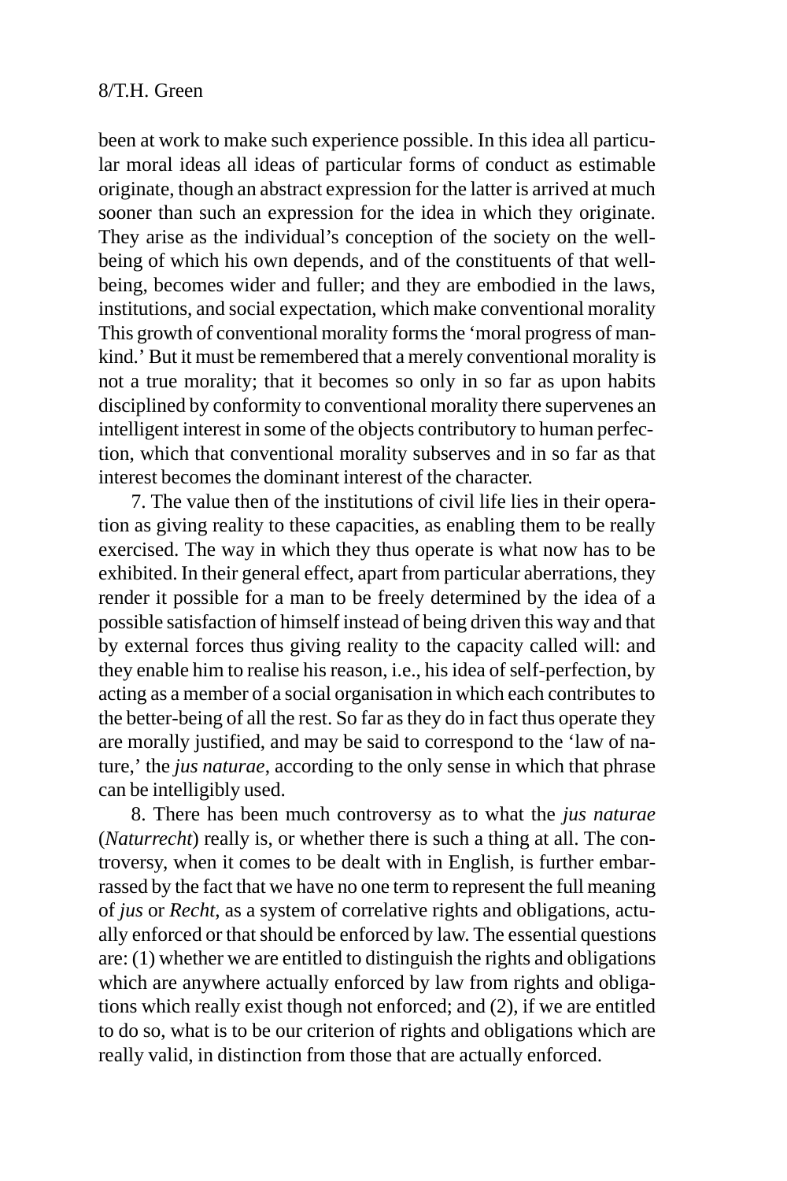been at work to make such experience possible. In this idea all particular moral ideas all ideas of particular forms of conduct as estimable originate, though an abstract expression for the latter is arrived at much sooner than such an expression for the idea in which they originate. They arise as the individual's conception of the society on the well-being of which his own depends, and of the constituents of that well-being, becomes wider and fuller; and they are embodied in the laws, institutions, and social expectation, which make conventional morality This growth of conventional morality forms the 'moral progress of mankind.' But it must be remembered that a merely conventional morality is not a true morality; that it becomes so only in so far as upon habits disciplined by conformity to conventional morality there supervenes an intelligent interest in some of the objects contributory to human perfection, which that conventional morality subserves and in so far as that interest becomes the dominant interest of the character.

7. The value then of the institutions of civil life lies in their operation as giving reality to these capacities, as enabling them to be really exercised. The way in which they thus operate is what now has to be exhibited. In their general effect, apart from particular aberrations, they render it possible for a man to be freely determined by the idea of a possible satisfaction of himself instead of being driven this way and that by external forces thus giving reality to the capacity called will: and they enable him to realise his reason, i.e., his idea of self-perfection, by acting as a member of a social organisation in which each contributes to the better-being of all the rest. So far as they do in fact thus operate they are morally justified, and may be said to correspond to the 'law of nature,' the *jus naturae*, according to the only sense in which that phrase can be intelligibly used.

8. There has been much controversy as to what the *jus naturae* (*Naturrecht*) really is, or whether there is such a thing at all. The controversy, when it comes to be dealt with in English, is further embarrassed by the fact that we have no one term to represent the full meaning of *jus* or *Recht*, as a system of correlative rights and obligations, actually enforced or that should be enforced by law. The essential questions are: (1) whether we are entitled to distinguish the rights and obligations which are anywhere actually enforced by law from rights and obligations which really exist though not enforced; and (2), if we are entitled to do so, what is to be our criterion of rights and obligations which are really valid, in distinction from those that are actually enforced.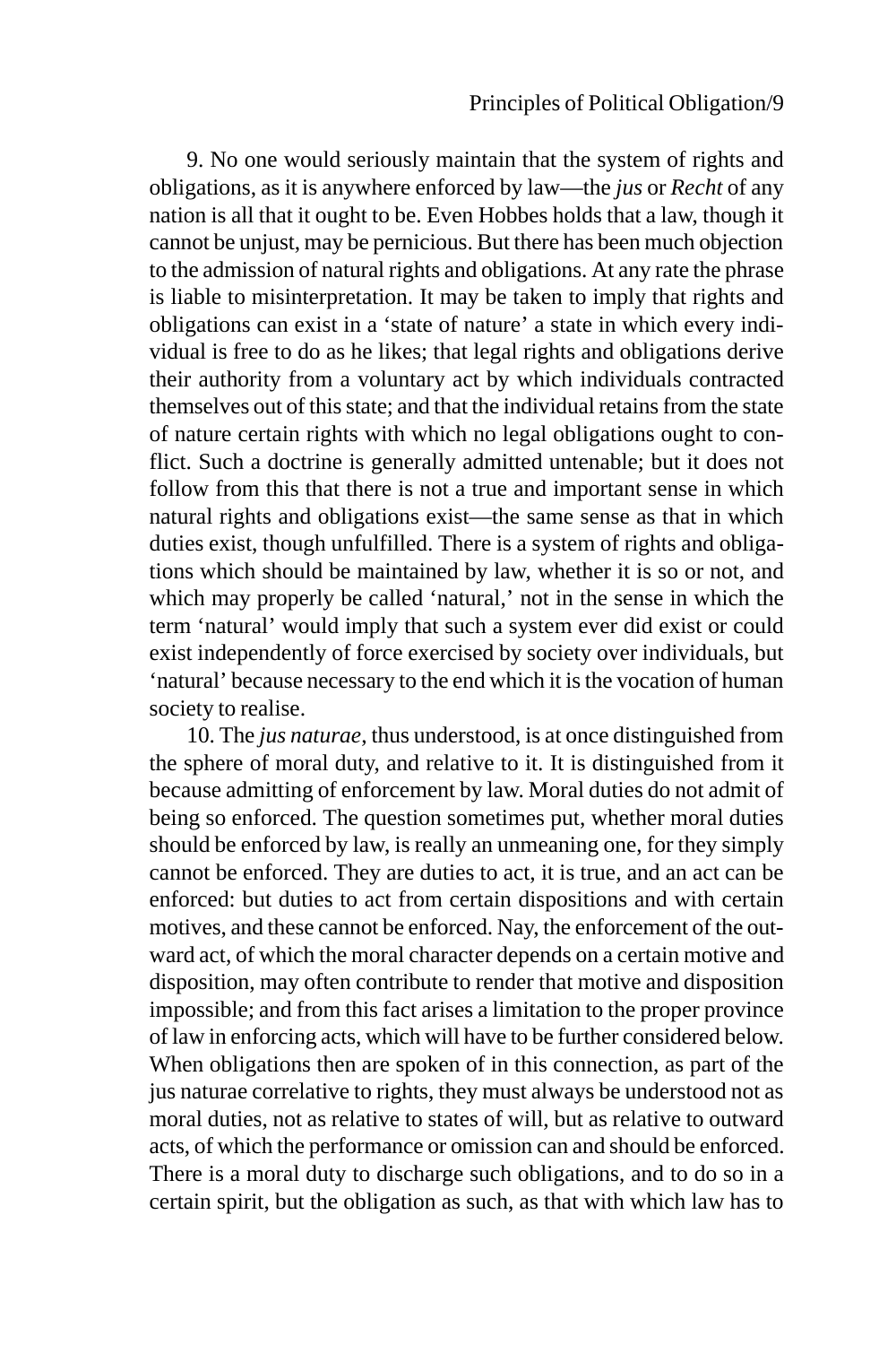9. No one would seriously maintain that the system of rights and obligations, as it is anywhere enforced by law—the *jus* or *Recht* of any nation is all that it ought to be. Even Hobbes holds that a law, though it cannot be unjust, may be pernicious. But there has been much objection to the admission of natural rights and obligations. At any rate the phrase is liable to misinterpretation. It may be taken to imply that rights and obligations can exist in a 'state of nature' a state in which every individual is free to do as he likes; that legal rights and obligations derive their authority from a voluntary act by which individuals contracted themselves out of this state; and that the individual retains from the state of nature certain rights with which no legal obligations ought to conflict. Such a doctrine is generally admitted untenable; but it does not follow from this that there is not a true and important sense in which natural rights and obligations exist—the same sense as that in which duties exist, though unfulfilled. There is a system of rights and obligations which should be maintained by law, whether it is so or not, and which may properly be called 'natural,' not in the sense in which the term 'natural' would imply that such a system ever did exist or could exist independently of force exercised by society over individuals, but 'natural' because necessary to the end which it is the vocation of human society to realise.

10. The *jus naturae*, thus understood, is at once distinguished from the sphere of moral duty, and relative to it. It is distinguished from it because admitting of enforcement by law. Moral duties do not admit of being so enforced. The question sometimes put, whether moral duties should be enforced by law, is really an unmeaning one, for they simply cannot be enforced. They are duties to act, it is true, and an act can be enforced: but duties to act from certain dispositions and with certain motives, and these cannot be enforced. Nay, the enforcement of the outward act, of which the moral character depends on a certain motive and disposition, may often contribute to render that motive and disposition impossible; and from this fact arises a limitation to the proper province of law in enforcing acts, which will have to be further considered below. When obligations then are spoken of in this connection, as part of the jus naturae correlative to rights, they must always be understood not as moral duties, not as relative to states of will, but as relative to outward acts, of which the performance or omission can and should be enforced. There is a moral duty to discharge such obligations, and to do so in a certain spirit, but the obligation as such, as that with which law has to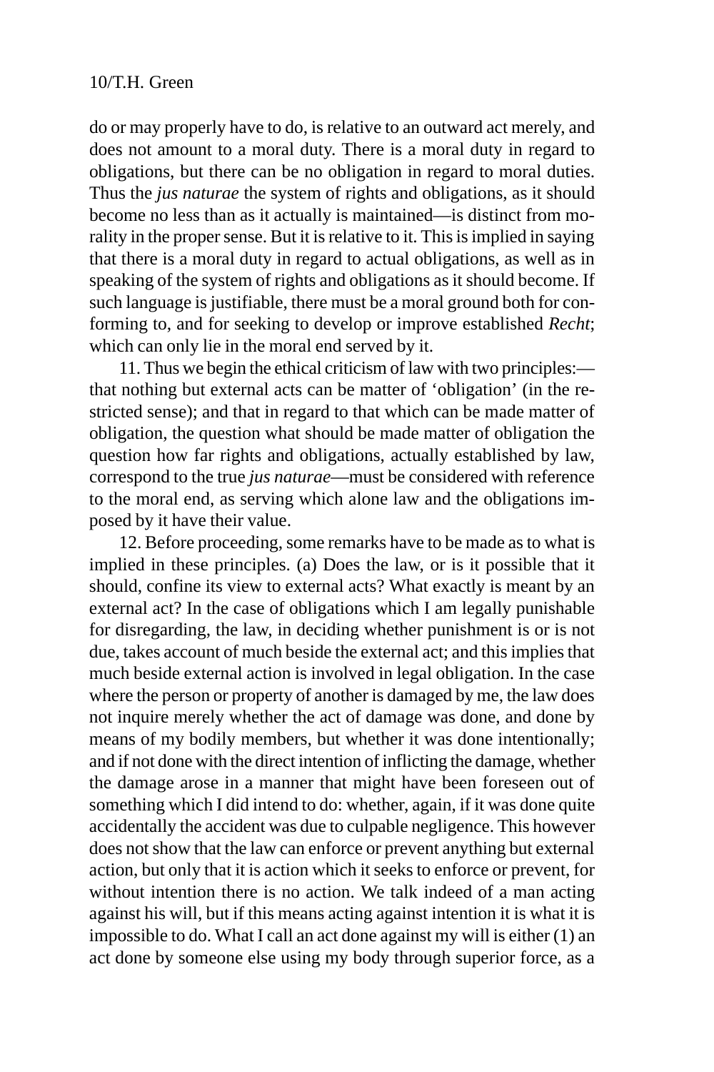do or may properly have to do, is relative to an outward act merely, and does not amount to a moral duty. There is a moral duty in regard to obligations, but there can be no obligation in regard to moral duties. Thus the *jus naturae* the system of rights and obligations, as it should become no less than as it actually is maintained—is distinct from morality in the proper sense. But it is relative to it. This is implied in saying that there is a moral duty in regard to actual obligations, as well as in speaking of the system of rights and obligations as it should become. If such language is justifiable, there must be a moral ground both for conforming to, and for seeking to develop or improve established *Recht*; which can only lie in the moral end served by it.

11. Thus we begin the ethical criticism of law with two principles:—that nothing but external acts can be matter of 'obligation' (in the restricted sense); and that in regard to that which can be made matter of obligation, the question what should be made matter of obligation the question how far rights and obligations, actually established by law, correspond to the true *jus naturae*—must be considered with reference to the moral end, as serving which alone law and the obligations imposed by it have their value.

12. Before proceeding, some remarks have to be made as to what is implied in these principles. (a) Does the law, or is it possible that it should, confine its view to external acts? What exactly is meant by an external act? In the case of obligations which I am legally punishable for disregarding, the law, in deciding whether punishment is or is not due, takes account of much beside the external act; and this implies that much beside external action is involved in legal obligation. In the case where the person or property of another is damaged by me, the law does not inquire merely whether the act of damage was done, and done by means of my bodily members, but whether it was done intentionally; and if not done with the direct intention of inflicting the damage, whether the damage arose in a manner that might have been foreseen out of something which I did intend to do: whether, again, if it was done quite accidentally the accident was due to culpable negligence. This however does not show that the law can enforce or prevent anything but external action, but only that it is action which it seeks to enforce or prevent, for without intention there is no action. We talk indeed of a man acting against his will, but if this means acting against intention it is what it is impossible to do. What I call an act done against my will is either (1) an act done by someone else using my body through superior force, as a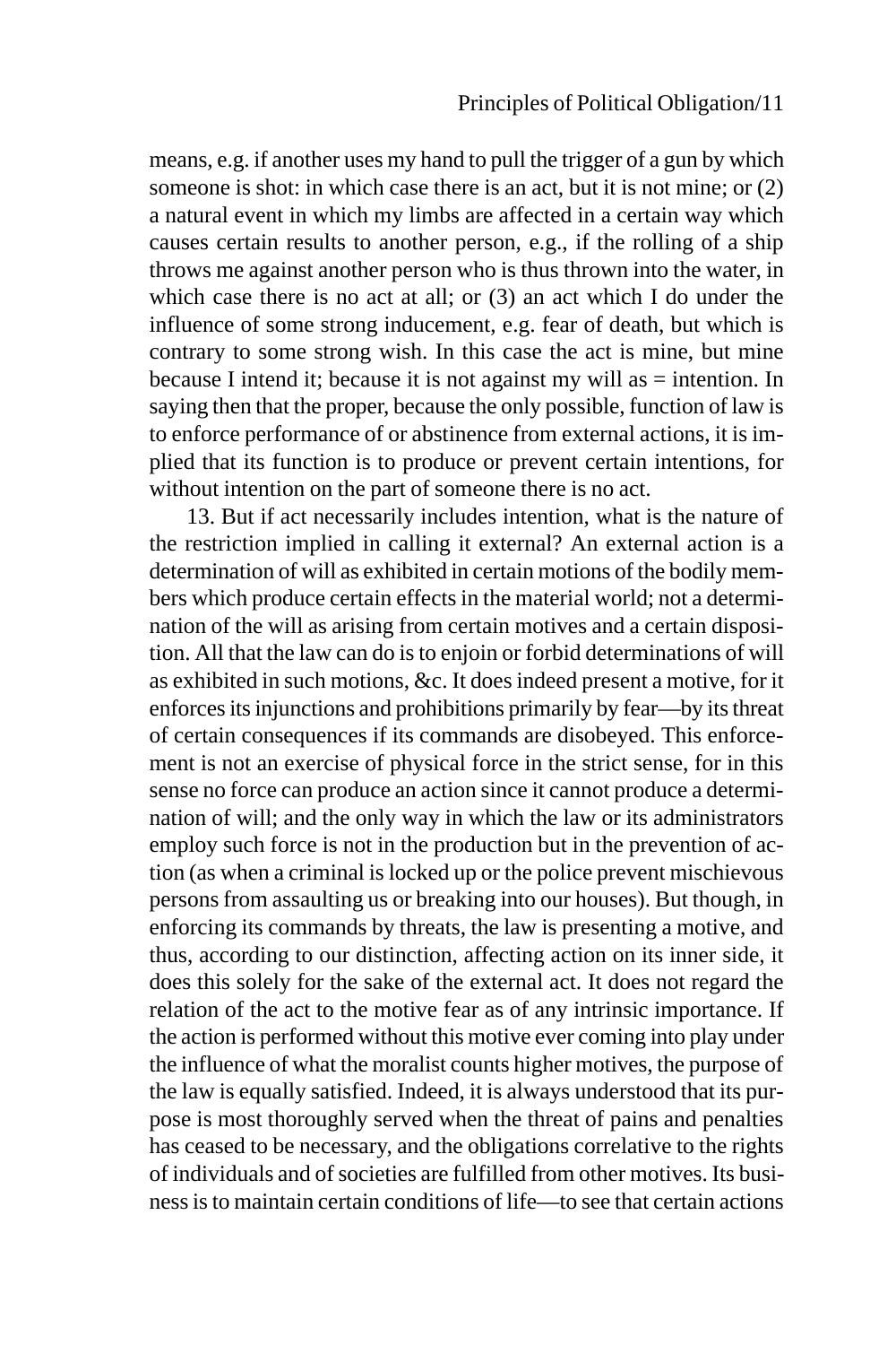means, e.g. if another uses my hand to pull the trigger of a gun by which someone is shot: in which case there is an act, but it is not mine; or (2) a natural event in which my limbs are affected in a certain way which causes certain results to another person, e.g., if the rolling of a ship throws me against another person who is thus thrown into the water, in which case there is no act at all; or (3) an act which I do under the influence of some strong inducement, e.g. fear of death, but which is contrary to some strong wish. In this case the act is mine, but mine because I intend it; because it is not against my will as = intention. In saying then that the proper, because the only possible, function of law is to enforce performance of or abstinence from external actions, it is implied that its function is to produce or prevent certain intentions, for without intention on the part of someone there is no act.

13. But if act necessarily includes intention, what is the nature of the restriction implied in calling it external? An external action is a determination of will as exhibited in certain motions of the bodily members which produce certain effects in the material world; not a determination of the will as arising from certain motives and a certain disposition. All that the law can do is to enjoin or forbid determinations of will as exhibited in such motions, &c. It does indeed present a motive, for it enforces its injunctions and prohibitions primarily by fear—by its threat of certain consequences if its commands are disobeyed. This enforcement is not an exercise of physical force in the strict sense, for in this sense no force can produce an action since it cannot produce a determination of will; and the only way in which the law or its administrators employ such force is not in the production but in the prevention of action (as when a criminal is locked up or the police prevent mischievous persons from assaulting us or breaking into our houses). But though, in enforcing its commands by threats, the law is presenting a motive, and thus, according to our distinction, affecting action on its inner side, it does this solely for the sake of the external act. It does not regard the relation of the act to the motive fear as of any intrinsic importance. If the action is performed without this motive ever coming into play under the influence of what the moralist counts higher motives, the purpose of the law is equally satisfied. Indeed, it is always understood that its purpose is most thoroughly served when the threat of pains and penalties has ceased to be necessary, and the obligations correlative to the rights of individuals and of societies are fulfilled from other motives. Its business is to maintain certain conditions of life—to see that certain actions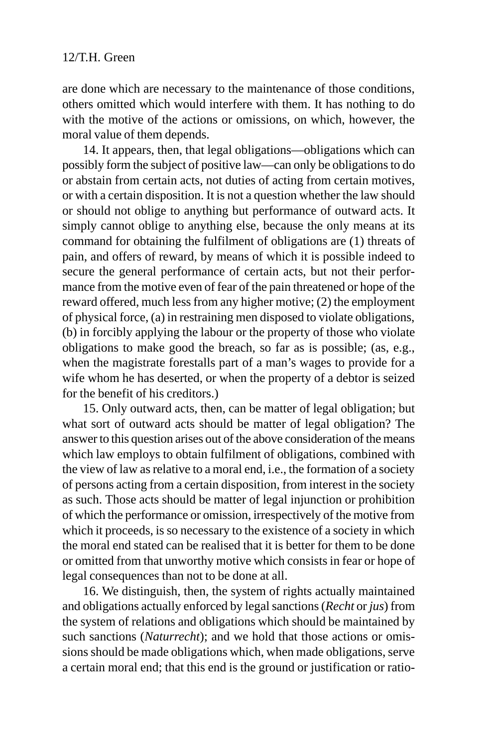are done which are necessary to the maintenance of those conditions, others omitted which would interfere with them. It has nothing to do with the motive of the actions or omissions, on which, however, the moral value of them depends.

14. It appears, then, that legal obligations—obligations which can possibly form the subject of positive law—can only be obligations to do or abstain from certain acts, not duties of acting from certain motives, or with a certain disposition. It is not a question whether the law should or should not oblige to anything but performance of outward acts. It simply cannot oblige to anything else, because the only means at its command for obtaining the fulfilment of obligations are (1) threats of pain, and offers of reward, by means of which it is possible indeed to secure the general performance of certain acts, but not their performance from the motive even of fear of the pain threatened or hope of the reward offered, much less from any higher motive; (2) the employment of physical force, (a) in restraining men disposed to violate obligations, (b) in forcibly applying the labour or the property of those who violate obligations to make good the breach, so far as is possible; (as, e.g., when the magistrate forestalls part of a man's wages to provide for a wife whom he has deserted, or when the property of a debtor is seized for the benefit of his creditors.)

15. Only outward acts, then, can be matter of legal obligation; but what sort of outward acts should be matter of legal obligation? The answer to this question arises out of the above consideration of the means which law employs to obtain fulfilment of obligations, combined with the view of law as relative to a moral end, i.e., the formation of a society of persons acting from a certain disposition, from interest in the society as such. Those acts should be matter of legal injunction or prohibition of which the performance or omission, irrespectively of the motive from which it proceeds, is so necessary to the existence of a society in which the moral end stated can be realised that it is better for them to be done or omitted from that unworthy motive which consists in fear or hope of legal consequences than not to be done at all.

16. We distinguish, then, the system of rights actually maintained and obligations actually enforced by legal sanctions (*Recht* or *jus*) from the system of relations and obligations which should be maintained by such sanctions (*Naturrecht*); and we hold that those actions or omissions should be made obligations which, when made obligations, serve a certain moral end; that this end is the ground or justification or ratio-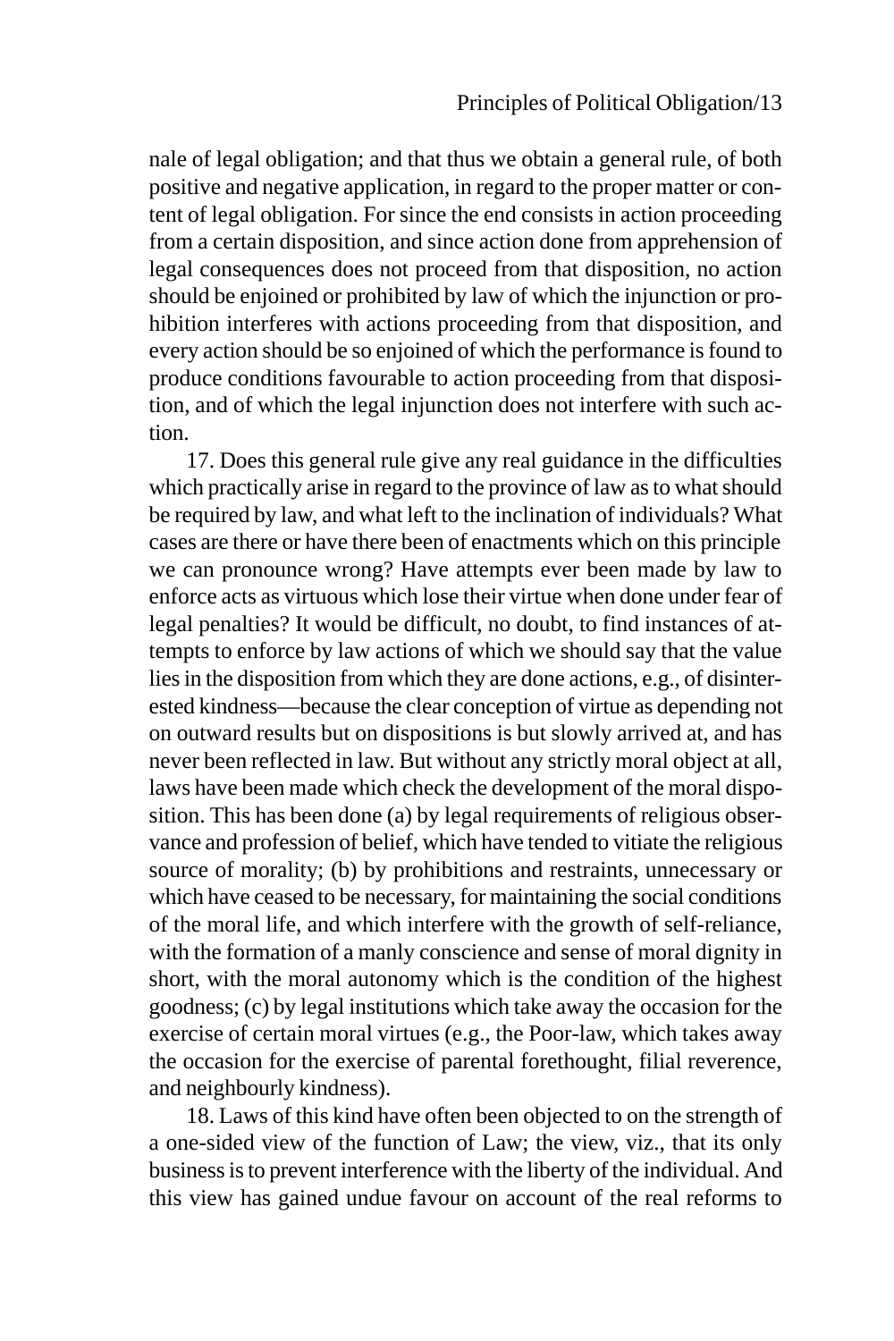nale of legal obligation; and that thus we obtain a general rule, of both positive and negative application, in regard to the proper matter or content of legal obligation. For since the end consists in action proceeding from a certain disposition, and since action done from apprehension of legal consequences does not proceed from that disposition, no action should be enjoined or prohibited by law of which the injunction or prohibition interferes with actions proceeding from that disposition, and every action should be so enjoined of which the performance is found to produce conditions favourable to action proceeding from that disposition, and of which the legal injunction does not interfere with such action.

17. Does this general rule give any real guidance in the difficulties which practically arise in regard to the province of law as to what should be required by law, and what left to the inclination of individuals? What cases are there or have there been of enactments which on this principle we can pronounce wrong? Have attempts ever been made by law to enforce acts as virtuous which lose their virtue when done under fear of legal penalties? It would be difficult, no doubt, to find instances of attempts to enforce by law actions of which we should say that the value lies in the disposition from which they are done actions, e.g., of disinterested kindness—because the clear conception of virtue as depending not on outward results but on dispositions is but slowly arrived at, and has never been reflected in law. But without any strictly moral object at all, laws have been made which check the development of the moral disposition. This has been done (a) by legal requirements of religious observance and profession of belief, which have tended to vitiate the religious source of morality; (b) by prohibitions and restraints, unnecessary or which have ceased to be necessary, for maintaining the social conditions of the moral life, and which interfere with the growth of self-reliance, with the formation of a manly conscience and sense of moral dignity in short, with the moral autonomy which is the condition of the highest goodness; (c) by legal institutions which take away the occasion for the exercise of certain moral virtues (e.g., the Poor-law, which takes away the occasion for the exercise of parental forethought, filial reverence, and neighbourly kindness).

18. Laws of this kind have often been objected to on the strength of a one-sided view of the function of Law; the view, viz., that its only business is to prevent interference with the liberty of the individual. And this view has gained undue favour on account of the real reforms to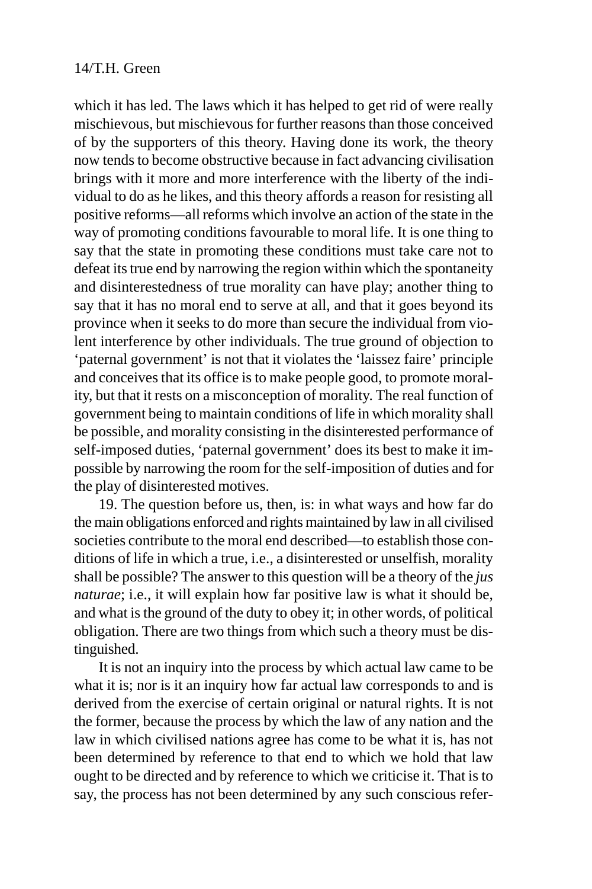which it has led. The laws which it has helped to get rid of were really mischievous, but mischievous for further reasons than those conceived of by the supporters of this theory. Having done its work, the theory now tends to become obstructive because in fact advancing civilisation brings with it more and more interference with the liberty of the individual to do as he likes, and this theory affords a reason for resisting all positive reforms—all reforms which involve an action of the state in the way of promoting conditions favourable to moral life. It is one thing to say that the state in promoting these conditions must take care not to defeat its true end by narrowing the region within which the spontaneity and disinterestedness of true morality can have play; another thing to say that it has no moral end to serve at all, and that it goes beyond its province when it seeks to do more than secure the individual from violent interference by other individuals. The true ground of objection to 'paternal government' is not that it violates the 'laissez faire' principle and conceives that its office is to make people good, to promote morality, but that it rests on a misconception of morality. The real function of government being to maintain conditions of life in which morality shall be possible, and morality consisting in the disinterested performance of self-imposed duties, 'paternal government' does its best to make it impossible by narrowing the room for the self-imposition of duties and for the play of disinterested motives.

19. The question before us, then, is: in what ways and how far do the main obligations enforced and rights maintained by law in all civilised societies contribute to the moral end described—to establish those conditions of life in which a true, i.e., a disinterested or unselfish, morality shall be possible? The answer to this question will be a theory of the *jus naturae*; i.e., it will explain how far positive law is what it should be, and what is the ground of the duty to obey it; in other words, of political obligation. There are two things from which such a theory must be distinguished.

It is not an inquiry into the process by which actual law came to be what it is; nor is it an inquiry how far actual law corresponds to and is derived from the exercise of certain original or natural rights. It is not the former, because the process by which the law of any nation and the law in which civilised nations agree has come to be what it is, has not been determined by reference to that end to which we hold that law ought to be directed and by reference to which we criticise it. That is to say, the process has not been determined by any such conscious refer-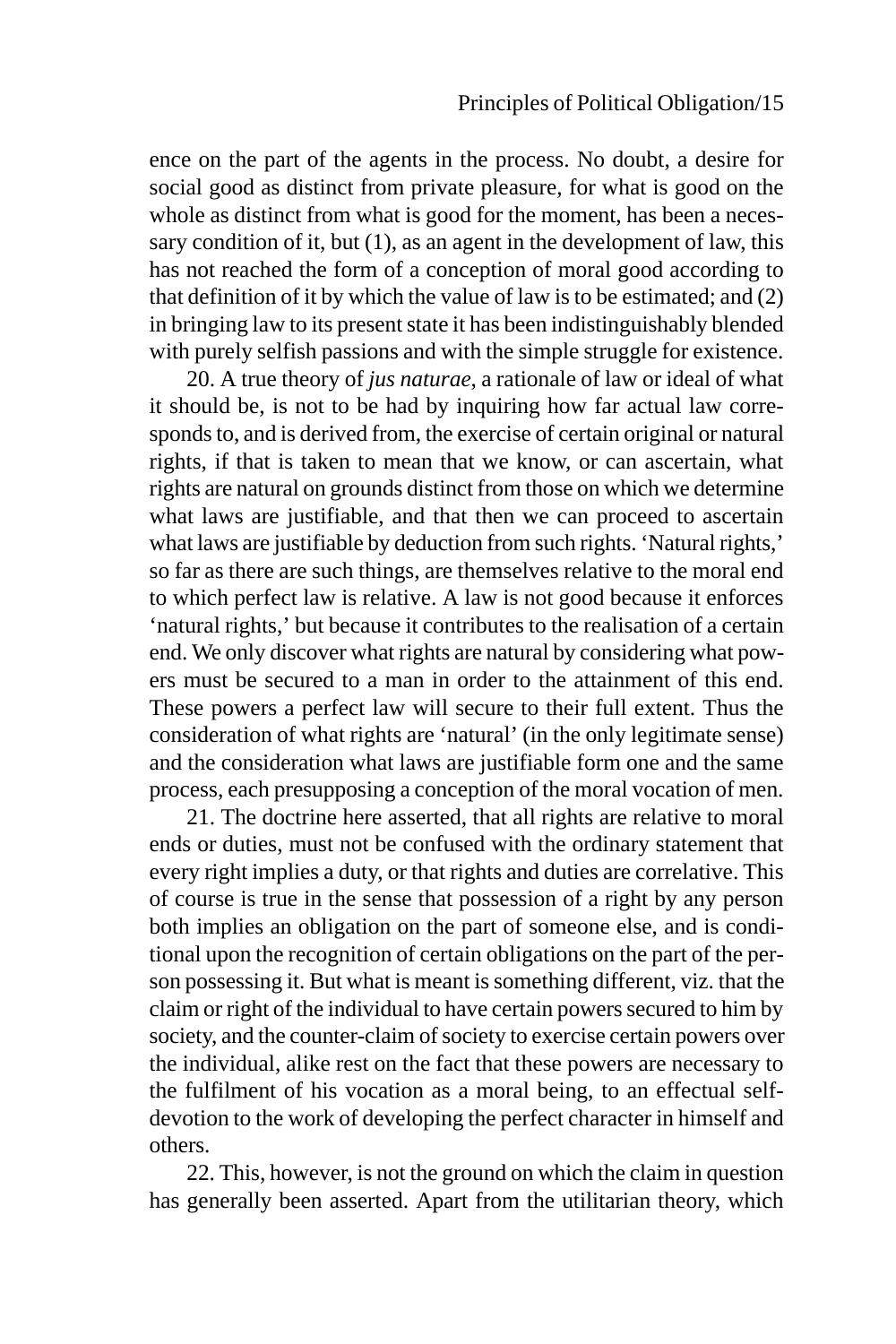ence on the part of the agents in the process. No doubt, a desire for social good as distinct from private pleasure, for what is good on the whole as distinct from what is good for the moment, has been a necessary condition of it, but (1), as an agent in the development of law, this has not reached the form of a conception of moral good according to that definition of it by which the value of law is to be estimated; and (2) in bringing law to its present state it has been indistinguishably blended with purely selfish passions and with the simple struggle for existence.

20. A true theory of *jus naturae*, a rationale of law or ideal of what it should be, is not to be had by inquiring how far actual law corresponds to, and is derived from, the exercise of certain original or natural rights, if that is taken to mean that we know, or can ascertain, what rights are natural on grounds distinct from those on which we determine what laws are justifiable, and that then we can proceed to ascertain what laws are justifiable by deduction from such rights. 'Natural rights,' so far as there are such things, are themselves relative to the moral end to which perfect law is relative. A law is not good because it enforces 'natural rights,' but because it contributes to the realisation of a certain end. We only discover what rights are natural by considering what powers must be secured to a man in order to the attainment of this end. These powers a perfect law will secure to their full extent. Thus the consideration of what rights are 'natural' (in the only legitimate sense) and the consideration what laws are justifiable form one and the same process, each presupposing a conception of the moral vocation of men.

21. The doctrine here asserted, that all rights are relative to moral ends or duties, must not be confused with the ordinary statement that every right implies a duty, or that rights and duties are correlative. This of course is true in the sense that possession of a right by any person both implies an obligation on the part of someone else, and is conditional upon the recognition of certain obligations on the part of the person possessing it. But what is meant is something different, viz. that the claim or right of the individual to have certain powers secured to him by society, and the counter-claim of society to exercise certain powers over the individual, alike rest on the fact that these powers are necessary to the fulfilment of his vocation as a moral being, to an effectual self-devotion to the work of developing the perfect character in himself and others.

22. This, however, is not the ground on which the claim in question has generally been asserted. Apart from the utilitarian theory, which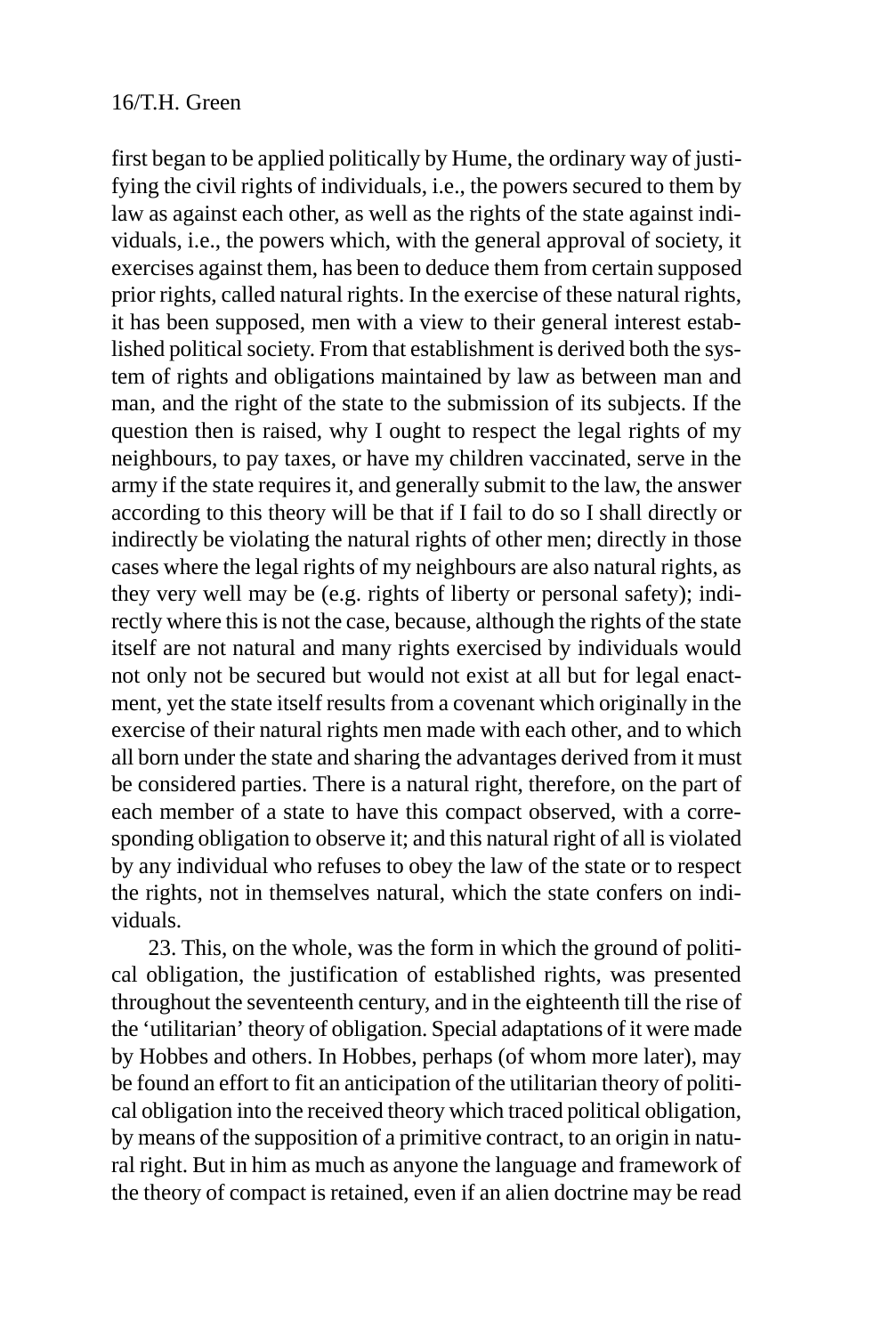first began to be applied politically by Hume, the ordinary way of justifying the civil rights of individuals, i.e., the powers secured to them by law as against each other, as well as the rights of the state against individuals, i.e., the powers which, with the general approval of society, it exercises against them, has been to deduce them from certain supposed prior rights, called natural rights. In the exercise of these natural rights, it has been supposed, men with a view to their general interest established political society. From that establishment is derived both the system of rights and obligations maintained by law as between man and man, and the right of the state to the submission of its subjects. If the question then is raised, why I ought to respect the legal rights of my neighbours, to pay taxes, or have my children vaccinated, serve in the army if the state requires it, and generally submit to the law, the answer according to this theory will be that if I fail to do so I shall directly or indirectly be violating the natural rights of other men; directly in those cases where the legal rights of my neighbours are also natural rights, as they very well may be (e.g. rights of liberty or personal safety); indirectly where this is not the case, because, although the rights of the state itself are not natural and many rights exercised by individuals would not only not be secured but would not exist at all but for legal enactment, yet the state itself results from a covenant which originally in the exercise of their natural rights men made with each other, and to which all born under the state and sharing the advantages derived from it must be considered parties. There is a natural right, therefore, on the part of each member of a state to have this compact observed, with a corresponding obligation to observe it; and this natural right of all is violated by any individual who refuses to obey the law of the state or to respect the rights, not in themselves natural, which the state confers on individuals.

23. This, on the whole, was the form in which the ground of political obligation, the justification of established rights, was presented throughout the seventeenth century, and in the eighteenth till the rise of the 'utilitarian' theory of obligation. Special adaptations of it were made by Hobbes and others. In Hobbes, perhaps (of whom more later), may be found an effort to fit an anticipation of the utilitarian theory of political obligation into the received theory which traced political obligation, by means of the supposition of a primitive contract, to an origin in natural right. But in him as much as anyone the language and framework of the theory of compact is retained, even if an alien doctrine may be read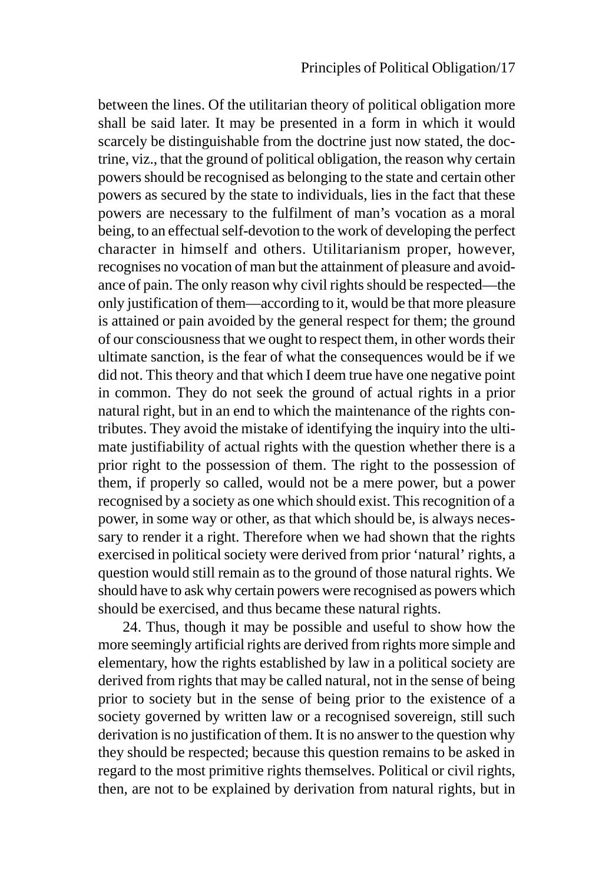between the lines. Of the utilitarian theory of political obligation more shall be said later. It may be presented in a form in which it would scarcely be distinguishable from the doctrine just now stated, the doctrine, viz., that the ground of political obligation, the reason why certain powers should be recognised as belonging to the state and certain other powers as secured by the state to individuals, lies in the fact that these powers are necessary to the fulfilment of man's vocation as a moral being, to an effectual self-devotion to the work of developing the perfect character in himself and others. Utilitarianism proper, however, recognises no vocation of man but the attainment of pleasure and avoidance of pain. The only reason why civil rights should be respected—the only justification of them—according to it, would be that more pleasure is attained or pain avoided by the general respect for them; the ground of our consciousness that we ought to respect them, in other words their ultimate sanction, is the fear of what the consequences would be if we did not. This theory and that which I deem true have one negative point in common. They do not seek the ground of actual rights in a prior natural right, but in an end to which the maintenance of the rights contributes. They avoid the mistake of identifying the inquiry into the ultimate justifiability of actual rights with the question whether there is a prior right to the possession of them. The right to the possession of them, if properly so called, would not be a mere power, but a power recognised by a society as one which should exist. This recognition of a power, in some way or other, as that which should be, is always necessary to render it a right. Therefore when we had shown that the rights exercised in political society were derived from prior 'natural' rights, a question would still remain as to the ground of those natural rights. We should have to ask why certain powers were recognised as powers which should be exercised, and thus became these natural rights.

24. Thus, though it may be possible and useful to show how the more seemingly artificial rights are derived from rights more simple and elementary, how the rights established by law in a political society are derived from rights that may be called natural, not in the sense of being prior to society but in the sense of being prior to the existence of a society governed by written law or a recognised sovereign, still such derivation is no justification of them. It is no answer to the question why they should be respected; because this question remains to be asked in regard to the most primitive rights themselves. Political or civil rights, then, are not to be explained by derivation from natural rights, but in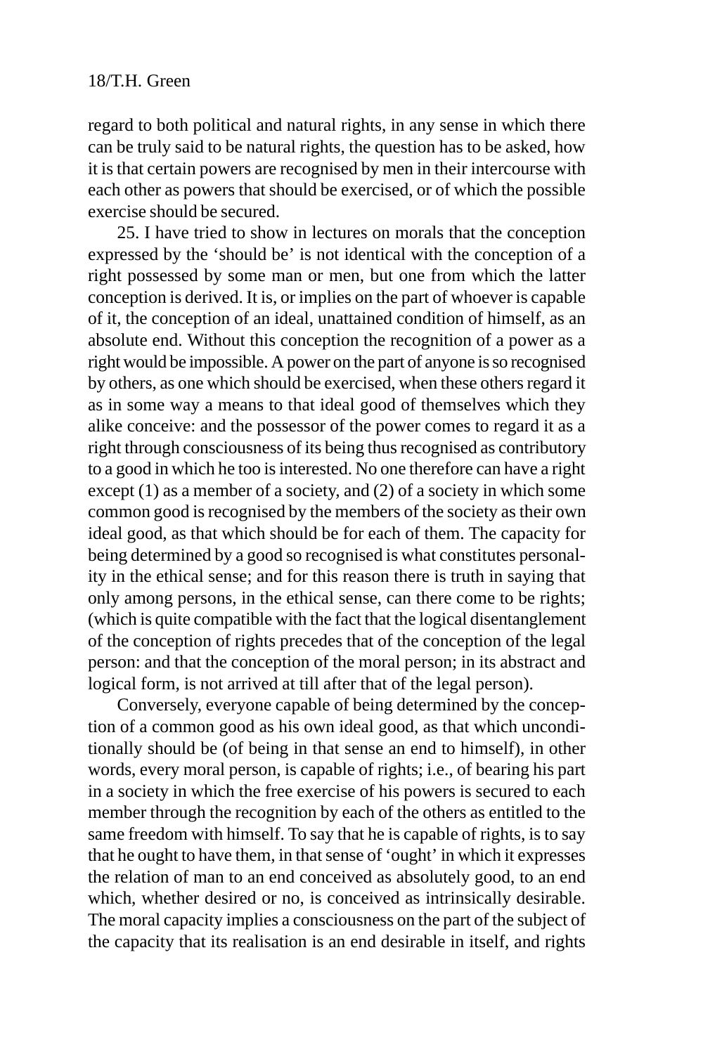regard to both political and natural rights, in any sense in which there can be truly said to be natural rights, the question has to be asked, how it is that certain powers are recognised by men in their intercourse with each other as powers that should be exercised, or of which the possible exercise should be secured.

25. I have tried to show in lectures on morals that the conception expressed by the 'should be' is not identical with the conception of a right possessed by some man or men, but one from which the latter conception is derived. It is, or implies on the part of whoever is capable of it, the conception of an ideal, unattained condition of himself, as an absolute end. Without this conception the recognition of a power as a right would be impossible. A power on the part of anyone is so recognised by others, as one which should be exercised, when these others regard it as in some way a means to that ideal good of themselves which they alike conceive: and the possessor of the power comes to regard it as a right through consciousness of its being thus recognised as contributory to a good in which he too is interested. No one therefore can have a right except (1) as a member of a society, and (2) of a society in which some common good is recognised by the members of the society as their own ideal good, as that which should be for each of them. The capacity for being determined by a good so recognised is what constitutes personality in the ethical sense; and for this reason there is truth in saying that only among persons, in the ethical sense, can there come to be rights; (which is quite compatible with the fact that the logical disentanglement of the conception of rights precedes that of the conception of the legal person: and that the conception of the moral person; in its abstract and logical form, is not arrived at till after that of the legal person).

Conversely, everyone capable of being determined by the conception of a common good as his own ideal good, as that which unconditionally should be (of being in that sense an end to himself), in other words, every moral person, is capable of rights; i.e., of bearing his part in a society in which the free exercise of his powers is secured to each member through the recognition by each of the others as entitled to the same freedom with himself. To say that he is capable of rights, is to say that he ought to have them, in that sense of 'ought' in which it expresses the relation of man to an end conceived as absolutely good, to an end which, whether desired or no, is conceived as intrinsically desirable. The moral capacity implies a consciousness on the part of the subject of the capacity that its realisation is an end desirable in itself, and rights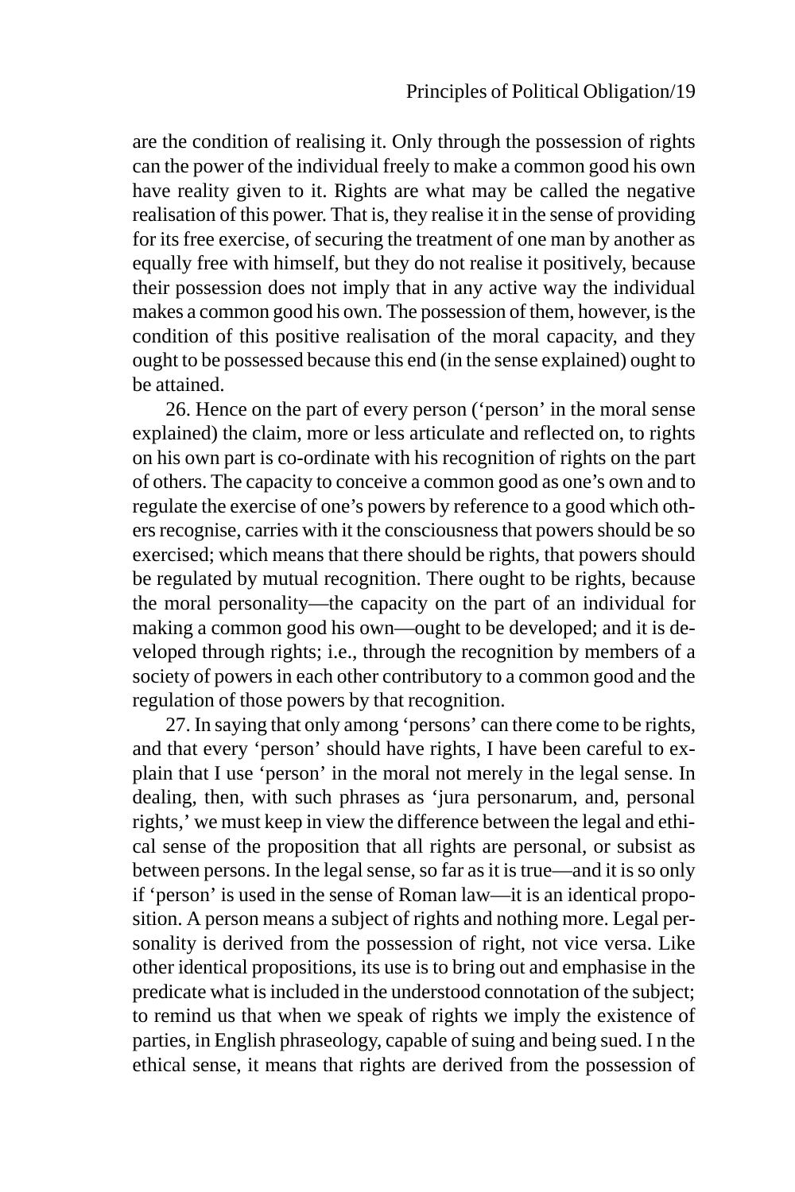are the condition of realising it. Only through the possession of rights can the power of the individual freely to make a common good his own have reality given to it. Rights are what may be called the negative realisation of this power. That is, they realise it in the sense of providing for its free exercise, of securing the treatment of one man by another as equally free with himself, but they do not realise it positively, because their possession does not imply that in any active way the individual makes a common good his own. The possession of them, however, is the condition of this positive realisation of the moral capacity, and they ought to be possessed because this end (in the sense explained) ought to be attained.

26. Hence on the part of every person ('person' in the moral sense explained) the claim, more or less articulate and reflected on, to rights on his own part is co-ordinate with his recognition of rights on the part of others. The capacity to conceive a common good as one's own and to regulate the exercise of one's powers by reference to a good which others recognise, carries with it the consciousness that powers should be so exercised; which means that there should be rights, that powers should be regulated by mutual recognition. There ought to be rights, because the moral personality—the capacity on the part of an individual for making a common good his own—ought to be developed; and it is developed through rights; i.e., through the recognition by members of a society of powers in each other contributory to a common good and the regulation of those powers by that recognition.

27. In saying that only among 'persons' can there come to be rights, and that every 'person' should have rights, I have been careful to explain that I use 'person' in the moral not merely in the legal sense. In dealing, then, with such phrases as 'jura personarum, and, personal rights,' we must keep in view the difference between the legal and ethical sense of the proposition that all rights are personal, or subsist as between persons. In the legal sense, so far as it is true—and it is so only if 'person' is used in the sense of Roman law—it is an identical proposition. A person means a subject of rights and nothing more. Legal personality is derived from the possession of right, not vice versa. Like other identical propositions, its use is to bring out and emphasise in the predicate what is included in the understood connotation of the subject; to remind us that when we speak of rights we imply the existence of parties, in English phraseology, capable of suing and being sued. In the ethical sense, it means that rights are derived from the possession of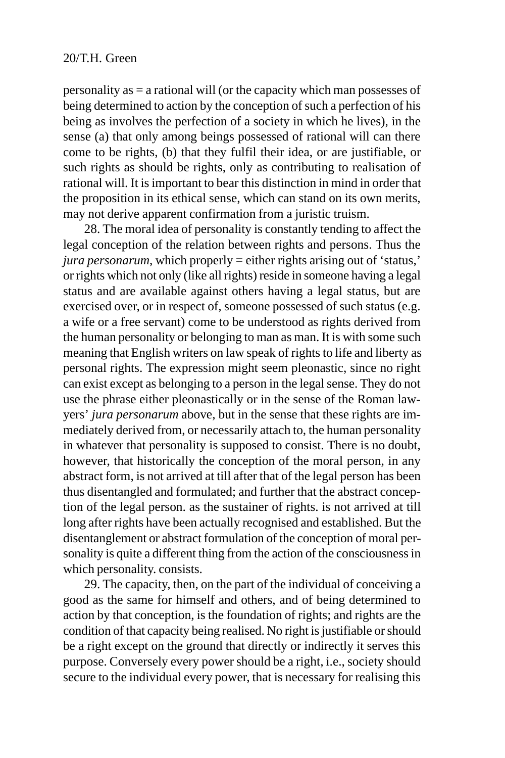personality as = a rational will (or the capacity which man possesses of being determined to action by the conception of such a perfection of his being as involves the perfection of a society in which he lives), in the sense (a) that only among beings possessed of rational will can there come to be rights, (b) that they fulfil their idea, or are justifiable, or such rights as should be rights, only as contributing to realisation of rational will. It is important to bear this distinction in mind in order that the proposition in its ethical sense, which can stand on its own merits, may not derive apparent confirmation from a juristic truism.

28. The moral idea of personality is constantly tending to affect the legal conception of the relation between rights and persons. Thus the *jura personarum*, which properly = either rights arising out of 'status,' or rights which not only (like all rights) reside in someone having a legal status and are available against others having a legal status, but are exercised over, or in respect of, someone possessed of such status (e.g. a wife or a free servant) come to be understood as rights derived from the human personality or belonging to man as man. It is with some such meaning that English writers on law speak of rights to life and liberty as personal rights. The expression might seem pleonastic, since no right can exist except as belonging to a person in the legal sense. They do not use the phrase either pleonastically or in the sense of the Roman lawyers' *jura personarum* above, but in the sense that these rights are immediately derived from, or necessarily attach to, the human personality in whatever that personality is supposed to consist. There is no doubt, however, that historically the conception of the moral person, in any abstract form, is not arrived at till after that of the legal person has been thus disentangled and formulated; and further that the abstract conception of the legal person. as the sustainer of rights. is not arrived at till long after rights have been actually recognised and established. But the disentanglement or abstract formulation of the conception of moral personality is quite a different thing from the action of the consciousness in which personality. consists.

29. The capacity, then, on the part of the individual of conceiving a good as the same for himself and others, and of being determined to action by that conception, is the foundation of rights; and rights are the condition of that capacity being realised. No right is justifiable or should be a right except on the ground that directly or indirectly it serves this purpose. Conversely every power should be a right, i.e., society should secure to the individual every power, that is necessary for realising this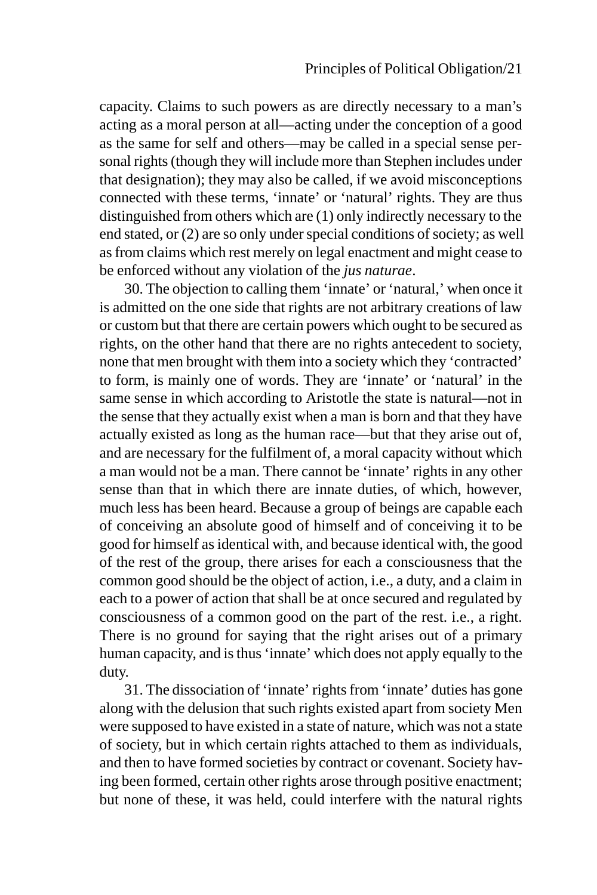capacity. Claims to such powers as are directly necessary to a man's acting as a moral person at all—acting under the conception of a good as the same for self and others—may be called in a special sense personal rights (though they will include more than Stephen includes under that designation); they may also be called, if we avoid misconceptions connected with these terms, 'innate' or 'natural' rights. They are thus distinguished from others which are (1) only indirectly necessary to the end stated, or (2) are so only under special conditions of society; as well as from claims which rest merely on legal enactment and might cease to be enforced without any violation of the *jus naturae*.

30. The objection to calling them 'innate' or 'natural,' when once it is admitted on the one side that rights are not arbitrary creations of law or custom but that there are certain powers which ought to be secured as rights, on the other hand that there are no rights antecedent to society, none that men brought with them into a society which they 'contracted' to form, is mainly one of words. They are 'innate' or 'natural' in the same sense in which according to Aristotle the state is natural—not in the sense that they actually exist when a man is born and that they have actually existed as long as the human race—but that they arise out of, and are necessary for the fulfilment of, a moral capacity without which a man would not be a man. There cannot be 'innate' rights in any other sense than that in which there are innate duties, of which, however, much less has been heard. Because a group of beings are capable each of conceiving an absolute good of himself and of conceiving it to be good for himself as identical with, and because identical with, the good of the rest of the group, there arises for each a consciousness that the common good should be the object of action, i.e., a duty, and a claim in each to a power of action that shall be at once secured and regulated by consciousness of a common good on the part of the rest. i.e., a right. There is no ground for saying that the right arises out of a primary human capacity, and is thus 'innate' which does not apply equally to the duty.

31. The dissociation of 'innate' rights from 'innate' duties has gone along with the delusion that such rights existed apart from society Men were supposed to have existed in a state of nature, which was not a state of society, but in which certain rights attached to them as individuals, and then to have formed societies by contract or covenant. Society having been formed, certain other rights arose through positive enactment; but none of these, it was held, could interfere with the natural rights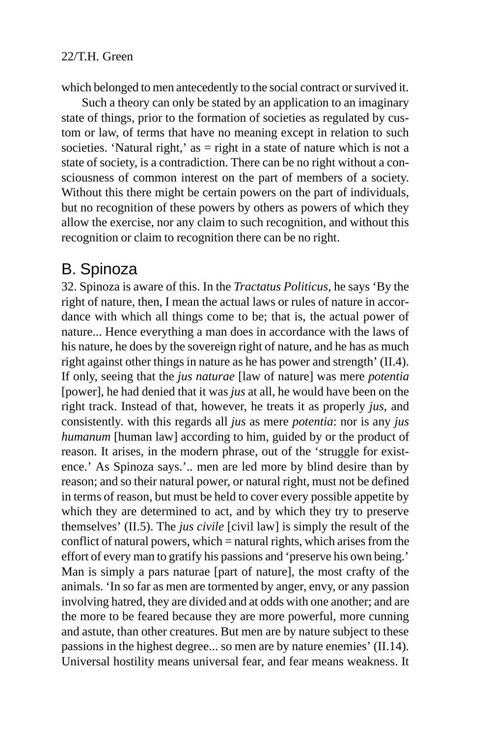which belonged to men antecedently to the social contract or survived it.

Such a theory can only be stated by an application to an imaginary state of things, prior to the formation of societies as regulated by custom or law, of terms that have no meaning except in relation to such societies. 'Natural right,' as = right in a state of nature which is not a state of society, is a contradiction. There can be no right without a consciousness of common interest on the part of members of a society. Without this there might be certain powers on the part of individuals, but no recognition of these powers by others as powers of which they allow the exercise, nor any claim to such recognition, and without this recognition or claim to recognition there can be no right.

## B. Spinoza

32. Spinoza is aware of this. In the *Tractatus Politicus,* he says 'By the right of nature, then, I mean the actual laws or rules of nature in accordance with which all things come to be; that is, the actual power of nature... Hence everything a man does in accordance with the laws of his nature, he does by the sovereign right of nature, and he has as much right against other things in nature as he has power and strength' (II.4). If only, seeing that the *jus naturae* [law of nature] was mere *potentia* [power], he had denied that it was *jus* at all, he would have been on the right track. Instead of that, however, he treats it as properly *jus*, and consistently. with this regards all *jus* as mere *potentia*: nor is any *jus humanum* [human law] according to him, guided by or the product of reason. It arises, in the modern phrase, out of the 'struggle for existence.' As Spinoza says.'.. men are led more by blind desire than by reason; and so their natural power, or natural right, must not be defined in terms of reason, but must be held to cover every possible appetite by which they are determined to act, and by which they try to preserve themselves' (II.5). The *jus civile* [civil law] is simply the result of the conflict of natural powers, which = natural rights, which arises from the effort of every man to gratify his passions and 'preserve his own being.' Man is simply a pars naturae [part of nature], the most crafty of the animals. 'In so far as men are tormented by anger, envy, or any passion involving hatred, they are divided and at odds with one another; and are the more to be feared because they are more powerful, more cunning and astute, than other creatures. But men are by nature subject to these passions in the highest degree... so men are by nature enemies' (II.14). Universal hostility means universal fear, and fear means weakness. It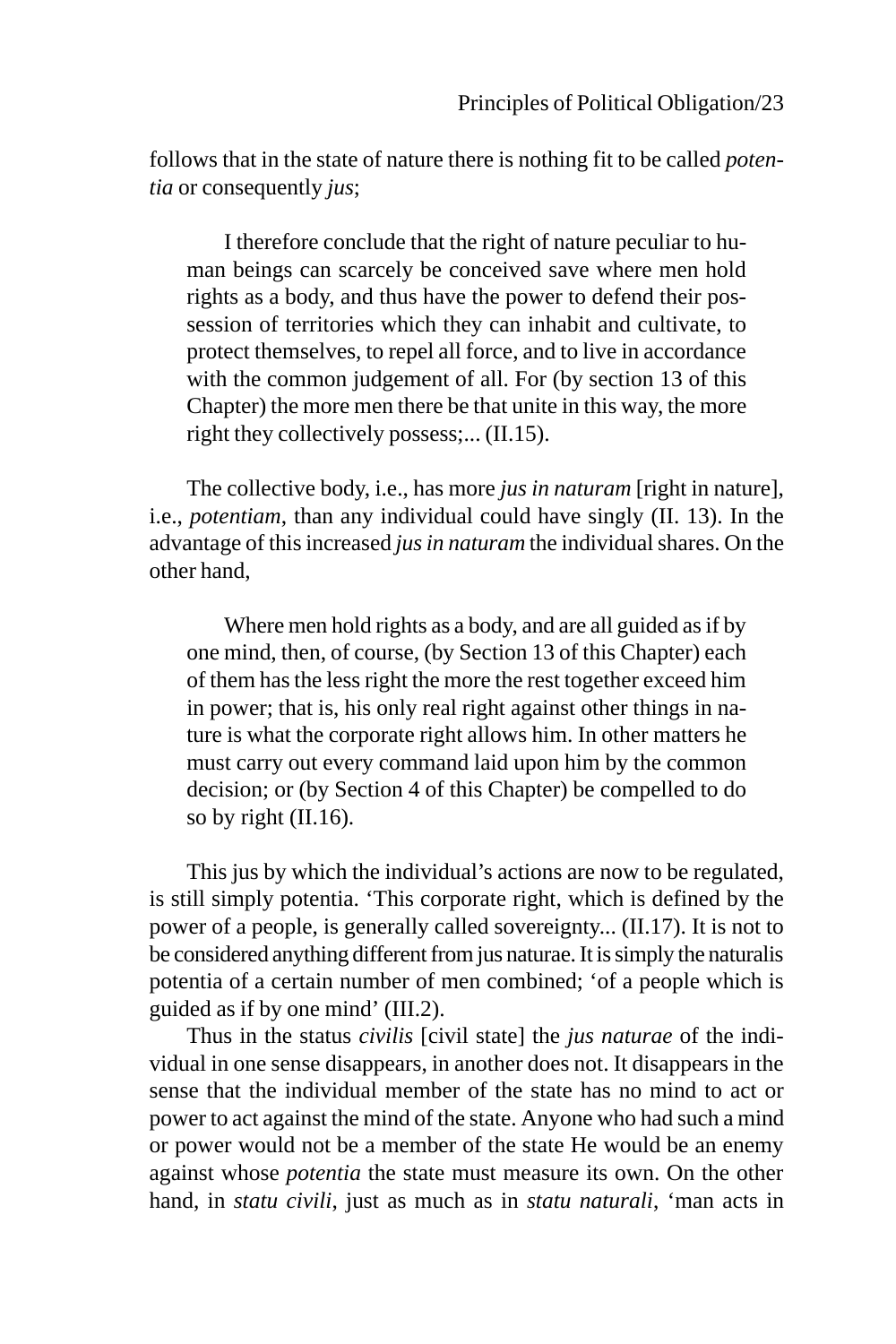follows that in the state of nature there is nothing fit to be called *potentia* or consequently *jus*;

> I therefore conclude that the right of nature peculiar to human beings can scarcely be conceived save where men hold rights as a body, and thus have the power to defend their possession of territories which they can inhabit and cultivate, to protect themselves, to repel all force, and to live in accordance with the common judgement of all. For (by section 13 of this Chapter) the more men there be that unite in this way, the more right they collectively possess;... (II.15).

The collective body, i.e., has more *jus in naturam* [right in nature], i.e., *potentiam*, than any individual could have singly (II. 13). In the advantage of this increased *jus in naturam* the individual shares. On the other hand,

> Where men hold rights as a body, and are all guided as if by one mind, then, of course, (by Section 13 of this Chapter) each of them has the less right the more the rest together exceed him in power; that is, his only real right against other things in nature is what the corporate right allows him. In other matters he must carry out every command laid upon him by the common decision; or (by Section 4 of this Chapter) be compelled to do so by right (II.16).

This jus by which the individual's actions are now to be regulated, is still simply potentia. 'This corporate right, which is defined by the power of a people, is generally called sovereignty... (II.17). It is not to be considered anything different from jus naturae. It is simply the naturalis potentia of a certain number of men combined; 'of a people which is guided as if by one mind' (III.2).

Thus in the status *civilis* [civil state] the *jus naturae* of the individual in one sense disappears, in another does not. It disappears in the sense that the individual member of the state has no mind to act or power to act against the mind of the state. Anyone who had such a mind or power would not be a member of the state He would be an enemy against whose *potentia* the state must measure its own. On the other hand, in *statu civili,* just as much as in *statu naturali*, 'man acts in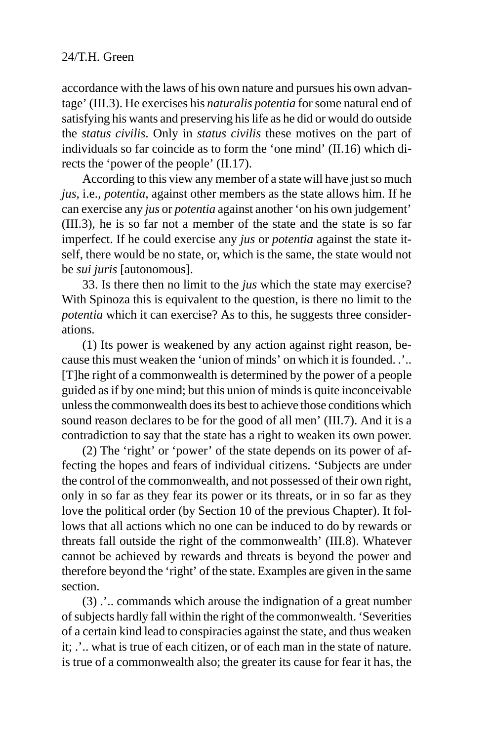accordance with the laws of his own nature and pursues his own advantage' (III.3). He exercises his *naturalis potentia* for some natural end of satisfying his wants and preserving his life as he did or would do outside the *status civilis*. Only in *status civilis* these motives on the part of individuals so far coincide as to form the 'one mind' (II.16) which directs the 'power of the people' (II.17).

According to this view any member of a state will have just so much *jus*, i.e., *potentia*, against other members as the state allows him. If he can exercise any *jus* or *potentia* against another 'on his own judgement' (III.3), he is so far not a member of the state and the state is so far imperfect. If he could exercise any *jus* or *potentia* against the state itself, there would be no state, or, which is the same, the state would not be *sui juris* [autonomous].

33. Is there then no limit to the *jus* which the state may exercise? With Spinoza this is equivalent to the question, is there no limit to the *potentia* which it can exercise? As to this, he suggests three considerations.

(1) Its power is weakened by any action against right reason, because this must weaken the 'union of minds' on which it is founded. .'.. [T]he right of a commonwealth is determined by the power of a people guided as if by one mind; but this union of minds is quite inconceivable unless the commonwealth does its best to achieve those conditions which sound reason declares to be for the good of all men' (III.7). And it is a contradiction to say that the state has a right to weaken its own power.

(2) The 'right' or 'power' of the state depends on its power of affecting the hopes and fears of individual citizens. 'Subjects are under the control of the commonwealth, and not possessed of their own right, only in so far as they fear its power or its threats, or in so far as they love the political order (by Section 10 of the previous Chapter). It follows that all actions which no one can be induced to do by rewards or threats fall outside the right of the commonwealth' (III.8). Whatever cannot be achieved by rewards and threats is beyond the power and therefore beyond the 'right' of the state. Examples are given in the same section.

(3) .'.. commands which arouse the indignation of a great number of subjects hardly fall within the right of the commonwealth. 'Severities of a certain kind lead to conspiracies against the state, and thus weaken it; .'.. what is true of each citizen, or of each man in the state of nature. is true of a commonwealth also; the greater its cause for fear it has, the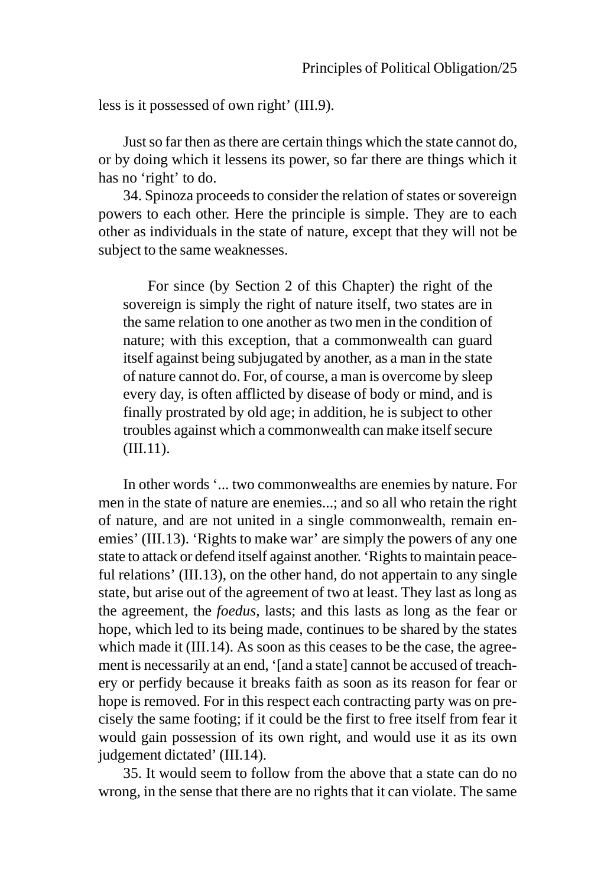less is it possessed of own right' (III.9).

Just so far then as there are certain things which the state cannot do, or by doing which it lessens its power, so far there are things which it has no 'right' to do.

34. Spinoza proceeds to consider the relation of states or sovereign powers to each other. Here the principle is simple. They are to each other as individuals in the state of nature, except that they will not be subject to the same weaknesses.

> For since (by Section 2 of this Chapter) the right of the sovereign is simply the right of nature itself, two states are in the same relation to one another as two men in the condition of nature; with this exception, that a commonwealth can guard itself against being subjugated by another, as a man in the state of nature cannot do. For, of course, a man is overcome by sleep every day, is often afflicted by disease of body or mind, and is finally prostrated by old age; in addition, he is subject to other troubles against which a commonwealth can make itself secure (III.11).

In other words '... two commonwealths are enemies by nature. For men in the state of nature are enemies...; and so all who retain the right of nature, and are not united in a single commonwealth, remain enemies' (III.13). 'Rights to make war' are simply the powers of any one state to attack or defend itself against another. 'Rights to maintain peaceful relations' (III.13), on the other hand, do not appertain to any single state, but arise out of the agreement of two at least. They last as long as the agreement, the *foedus*, lasts; and this lasts as long as the fear or hope, which led to its being made, continues to be shared by the states which made it (III.14). As soon as this ceases to be the case, the agreement is necessarily at an end, '[and a state] cannot be accused of treachery or perfidy because it breaks faith as soon as its reason for fear or hope is removed. For in this respect each contracting party was on precisely the same footing; if it could be the first to free itself from fear it would gain possession of its own right, and would use it as its own judgement dictated' (III.14).

35. It would seem to follow from the above that a state can do no wrong, in the sense that there are no rights that it can violate. The same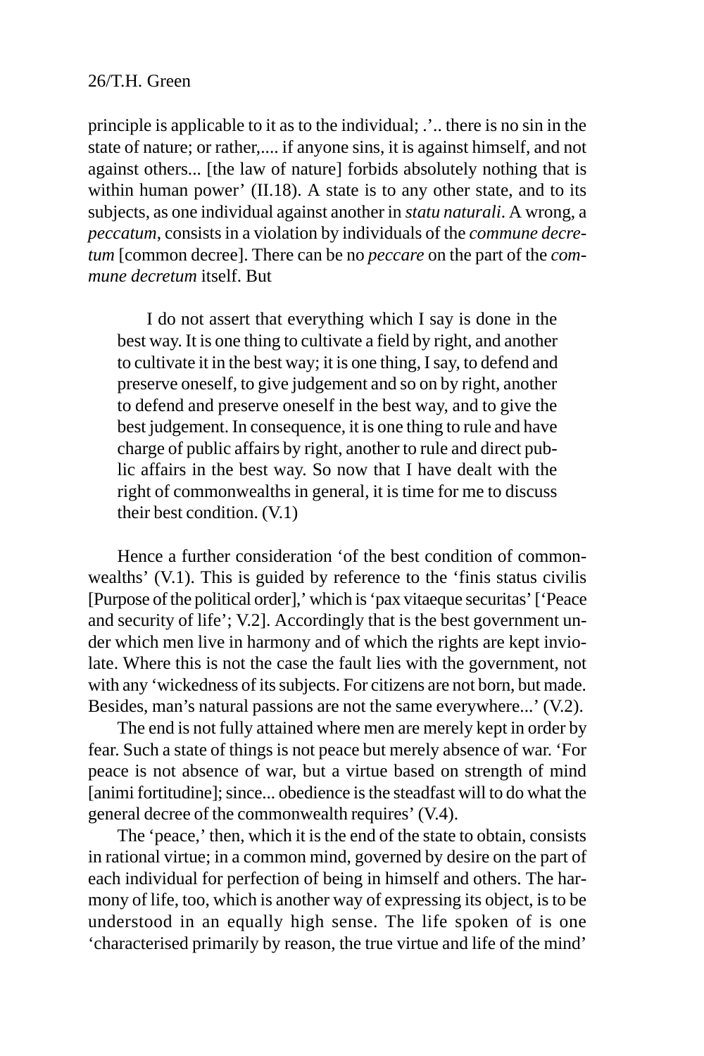principle is applicable to it as to the individual; .'.. there is no sin in the state of nature; or rather,.... if anyone sins, it is against himself, and not against others... [the law of nature] forbids absolutely nothing that is within human power' (II.18). A state is to any other state, and to its subjects, as one individual against another in *statu naturali*. A wrong, a *peccatum*, consists in a violation by individuals of the *commune decretum* [common decree]. There can be no *peccare* on the part of the *commune decretum* itself. But

> I do not assert that everything which I say is done in the best way. It is one thing to cultivate a field by right, and another to cultivate it in the best way; it is one thing, I say, to defend and preserve oneself, to give judgement and so on by right, another to defend and preserve oneself in the best way, and to give the best judgement. In consequence, it is one thing to rule and have charge of public affairs by right, another to rule and direct public affairs in the best way. So now that I have dealt with the right of commonwealths in general, it is time for me to discuss their best condition. (V.1)

Hence a further consideration 'of the best condition of commonwealths' (V.1). This is guided by reference to the 'finis status civilis [Purpose of the political order],' which is 'pax vitaeque securitas' ['Peace and security of life'; V.2]. Accordingly that is the best government under which men live in harmony and of which the rights are kept inviolate. Where this is not the case the fault lies with the government, not with any 'wickedness of its subjects. For citizens are not born, but made. Besides, man's natural passions are not the same everywhere...' (V.2).

The end is not fully attained where men are merely kept in order by fear. Such a state of things is not peace but merely absence of war. 'For peace is not absence of war, but a virtue based on strength of mind [animi fortitudine]; since... obedience is the steadfast will to do what the general decree of the commonwealth requires' (V.4).

The 'peace,' then, which it is the end of the state to obtain, consists in rational virtue; in a common mind, governed by desire on the part of each individual for perfection of being in himself and others. The harmony of life, too, which is another way of expressing its object, is to be understood in an equally high sense. The life spoken of is one 'characterised primarily by reason, the true virtue and life of the mind'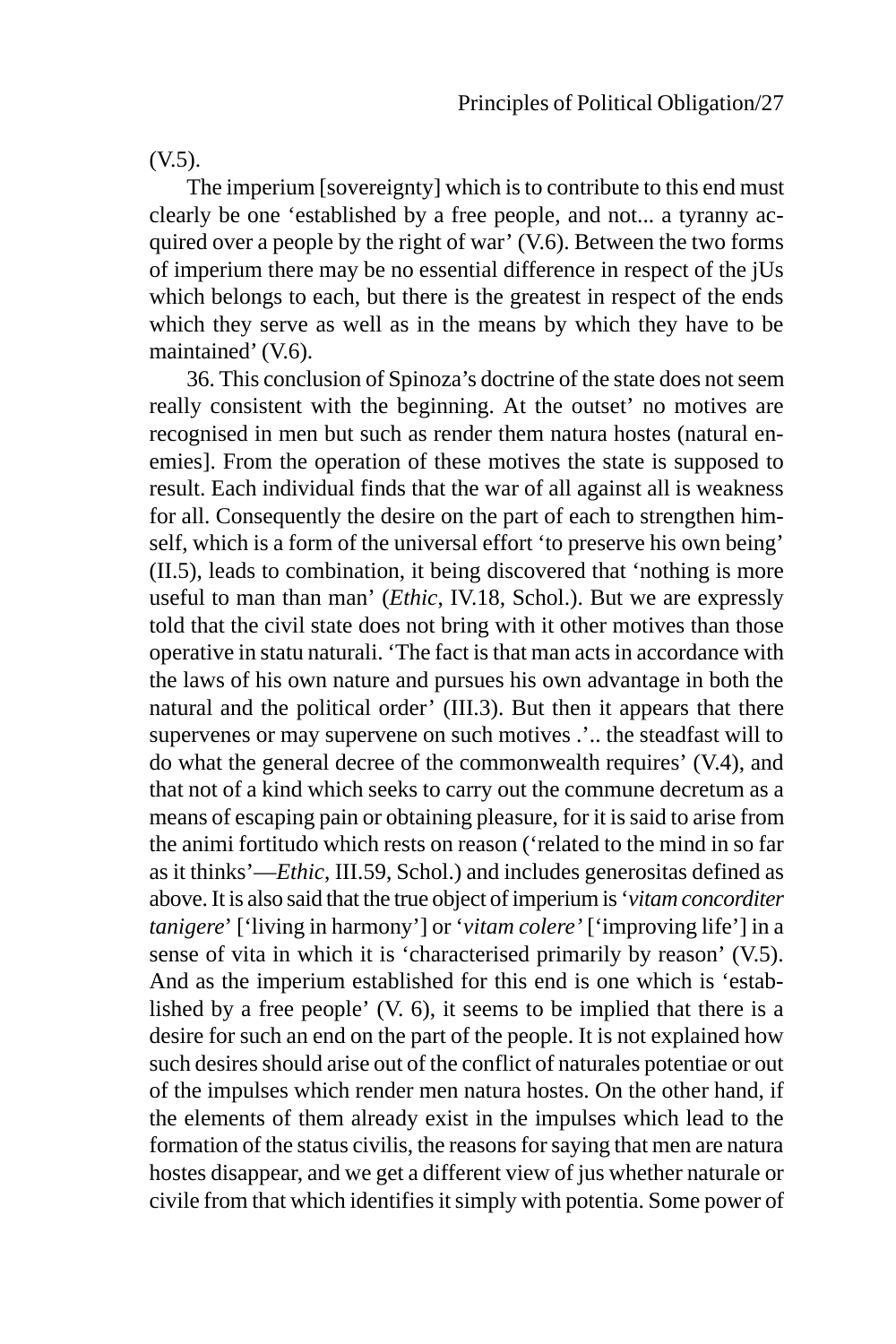(V.5).

The imperium [sovereignty] which is to contribute to this end must clearly be one 'established by a free people, and not... a tyranny acquired over a people by the right of war' (V.6). Between the two forms of imperium there may be no essential difference in respect of the jUs which belongs to each, but there is the greatest in respect of the ends which they serve as well as in the means by which they have to be maintained' (V.6).

36. This conclusion of Spinoza's doctrine of the state does not seem really consistent with the beginning. At the outset' no motives are recognised in men but such as render them natura hostes (natural enemies]. From the operation of these motives the state is supposed to result. Each individual finds that the war of all against all is weakness for all. Consequently the desire on the part of each to strengthen himself, which is a form of the universal effort 'to preserve his own being' (II.5), leads to combination, it being discovered that 'nothing is more useful to man than man' (*Ethic*, IV.18, Schol.). But we are expressly told that the civil state does not bring with it other motives than those operative in statu naturali. 'The fact is that man acts in accordance with the laws of his own nature and pursues his own advantage in both the natural and the political order' (III.3). But then it appears that there supervenes or may supervene on such motives .'.. the steadfast will to do what the general decree of the commonwealth requires' (V.4), and that not of a kind which seeks to carry out the commune decretum as a means of escaping pain or obtaining pleasure, for it is said to arise from the animi fortitudo which rests on reason ('related to the mind in so far as it thinks'—*Ethic*, III.59, Schol.) and includes generositas defined as above. It is also said that the true object of imperium is '*vitam concorditer tanigere*' ['living in harmony'] or '*vitam colere'* ['improving life'] in a sense of vita in which it is 'characterised primarily by reason' (V.5). And as the imperium established for this end is one which is 'established by a free people' (V. 6), it seems to be implied that there is a desire for such an end on the part of the people. It is not explained how such desires should arise out of the conflict of naturales potentiae or out of the impulses which render men natura hostes. On the other hand, if the elements of them already exist in the impulses which lead to the formation of the status civilis, the reasons for saying that men are natura hostes disappear, and we get a different view of jus whether naturale or civile from that which identifies it simply with potentia. Some power of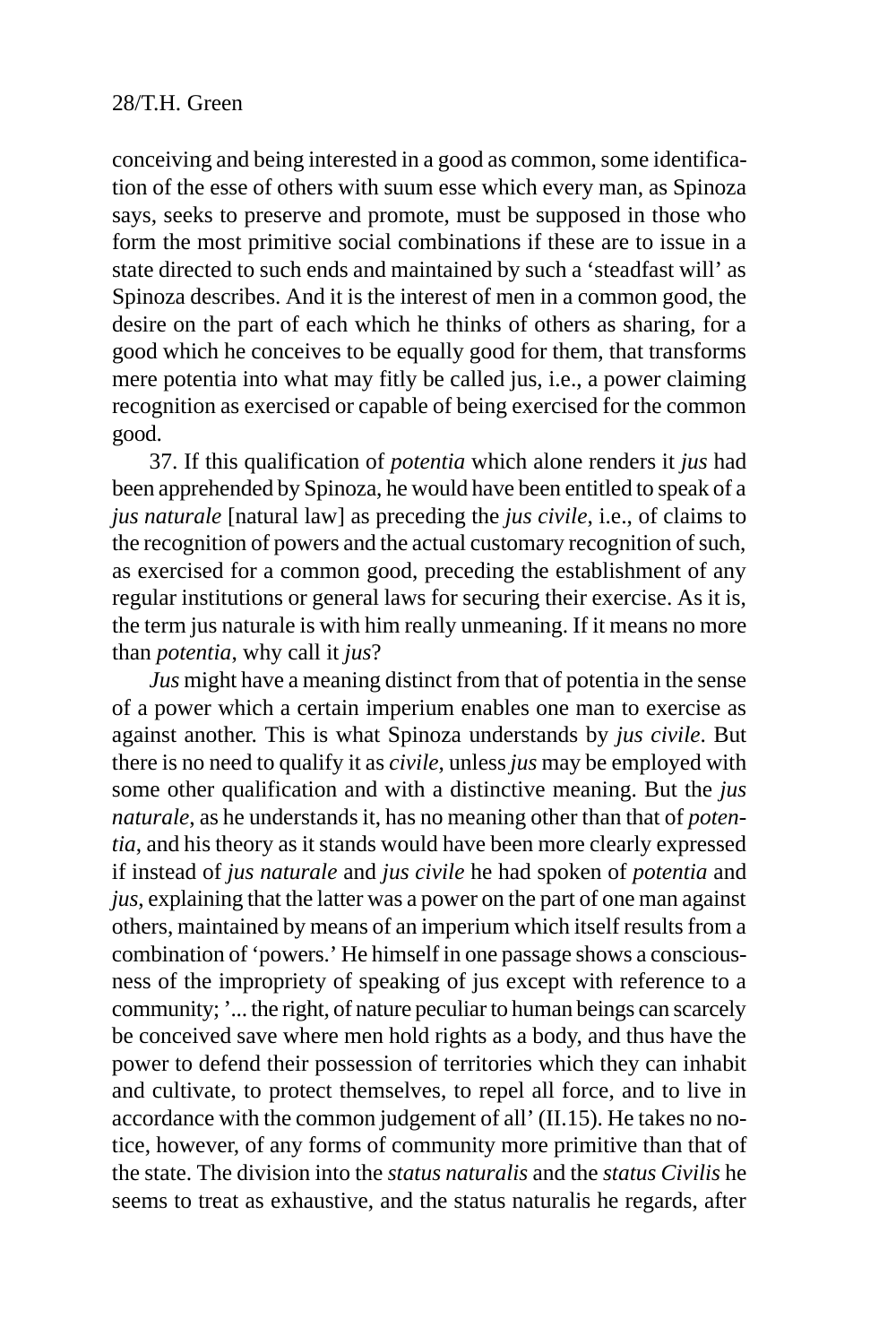conceiving and being interested in a good as common, some identification of the esse of others with suum esse which every man, as Spinoza says, seeks to preserve and promote, must be supposed in those who form the most primitive social combinations if these are to issue in a state directed to such ends and maintained by such a 'steadfast will' as Spinoza describes. And it is the interest of men in a common good, the desire on the part of each which he thinks of others as sharing, for a good which he conceives to be equally good for them, that transforms mere potentia into what may fitly be called jus, i.e., a power claiming recognition as exercised or capable of being exercised for the common good.

37. If this qualification of *potentia* which alone renders it *jus* had been apprehended by Spinoza, he would have been entitled to speak of a *jus naturale* [natural law] as preceding the *jus civile*, i.e., of claims to the recognition of powers and the actual customary recognition of such, as exercised for a common good, preceding the establishment of any regular institutions or general laws for securing their exercise. As it is, the term jus naturale is with him really unmeaning. If it means no more than *potentia*, why call it *jus*?

*Jus* might have a meaning distinct from that of potentia in the sense of a power which a certain imperium enables one man to exercise as against another. This is what Spinoza understands by *jus civile*. But there is no need to qualify it as *civile*, unless *jus* may be employed with some other qualification and with a distinctive meaning. But the *jus naturale*, as he understands it, has no meaning other than that of *potentia*, and his theory as it stands would have been more clearly expressed if instead of *jus naturale* and *jus civile* he had spoken of *potentia* and *jus*, explaining that the latter was a power on the part of one man against others, maintained by means of an imperium which itself results from a combination of 'powers.' He himself in one passage shows a consciousness of the impropriety of speaking of jus except with reference to a community; '... the right, of nature peculiar to human beings can scarcely be conceived save where men hold rights as a body, and thus have the power to defend their possession of territories which they can inhabit and cultivate, to protect themselves, to repel all force, and to live in accordance with the common judgement of all' (II.15). He takes no notice, however, of any forms of community more primitive than that of the state. The division into the *status naturalis* and the *status Civilis* he seems to treat as exhaustive, and the status naturalis he regards, after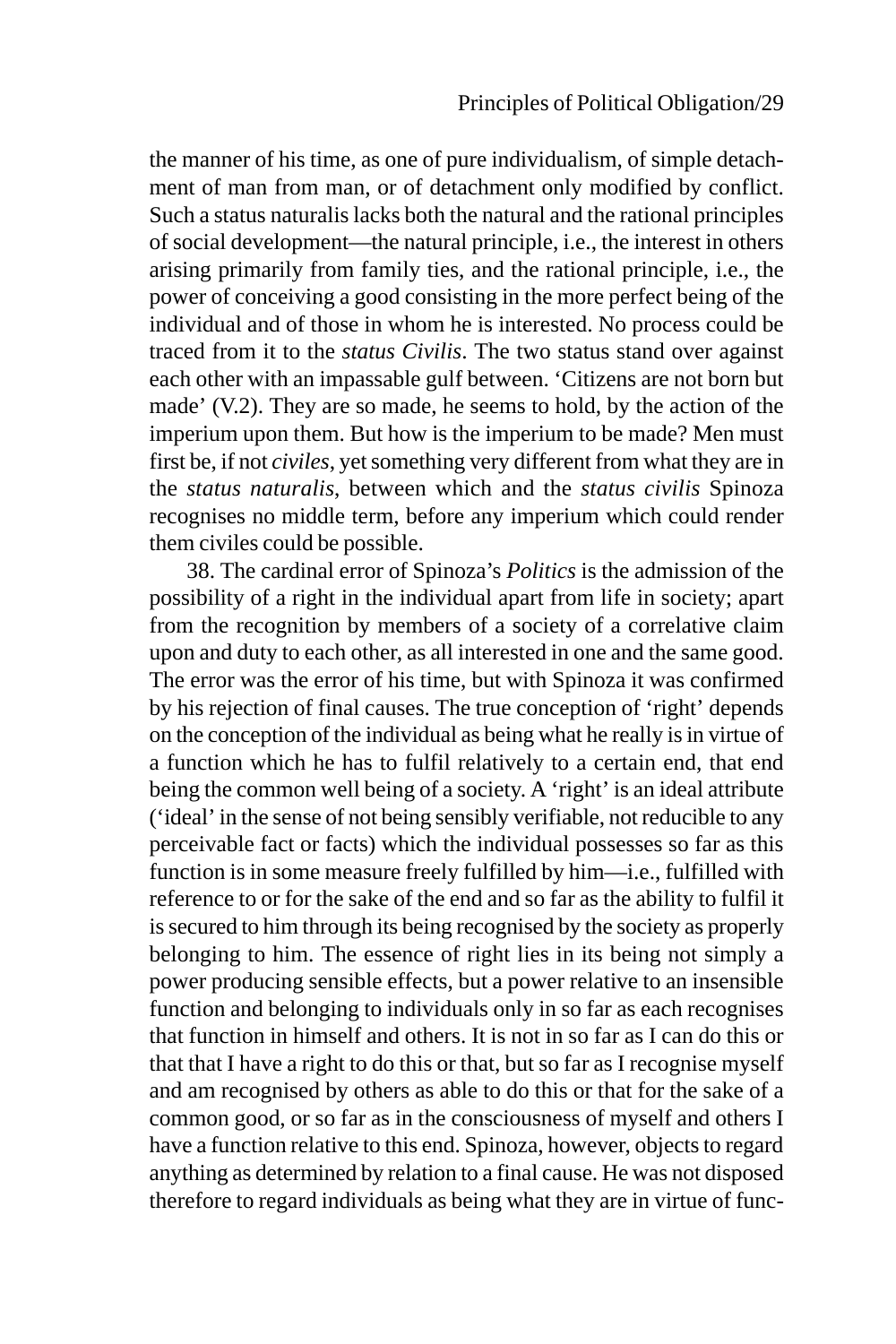the manner of his time, as one of pure individualism, of simple detachment of man from man, or of detachment only modified by conflict. Such a status naturalis lacks both the natural and the rational principles of social development—the natural principle, i.e., the interest in others arising primarily from family ties, and the rational principle, i.e., the power of conceiving a good consisting in the more perfect being of the individual and of those in whom he is interested. No process could be traced from it to the *status Civilis*. The two status stand over against each other with an impassable gulf between. 'Citizens are not born but made' (V.2). They are so made, he seems to hold, by the action of the imperium upon them. But how is the imperium to be made? Men must first be, if not *civiles*, yet something very different from what they are in the *status naturalis*, between which and the *status civilis* Spinoza recognises no middle term, before any imperium which could render them civiles could be possible.

38. The cardinal error of Spinoza's *Politics* is the admission of the possibility of a right in the individual apart from life in society; apart from the recognition by members of a society of a correlative claim upon and duty to each other, as all interested in one and the same good. The error was the error of his time, but with Spinoza it was confirmed by his rejection of final causes. The true conception of 'right' depends on the conception of the individual as being what he really is in virtue of a function which he has to fulfil relatively to a certain end, that end being the common well being of a society. A 'right' is an ideal attribute ('ideal' in the sense of not being sensibly verifiable, not reducible to any perceivable fact or facts) which the individual possesses so far as this function is in some measure freely fulfilled by him—i.e., fulfilled with reference to or for the sake of the end and so far as the ability to fulfil it is secured to him through its being recognised by the society as properly belonging to him. The essence of right lies in its being not simply a power producing sensible effects, but a power relative to an insensible function and belonging to individuals only in so far as each recognises that function in himself and others. It is not in so far as I can do this or that that I have a right to do this or that, but so far as I recognise myself and am recognised by others as able to do this or that for the sake of a common good, or so far as in the consciousness of myself and others I have a function relative to this end. Spinoza, however, objects to regard anything as determined by relation to a final cause. He was not disposed therefore to regard individuals as being what they are in virtue of func-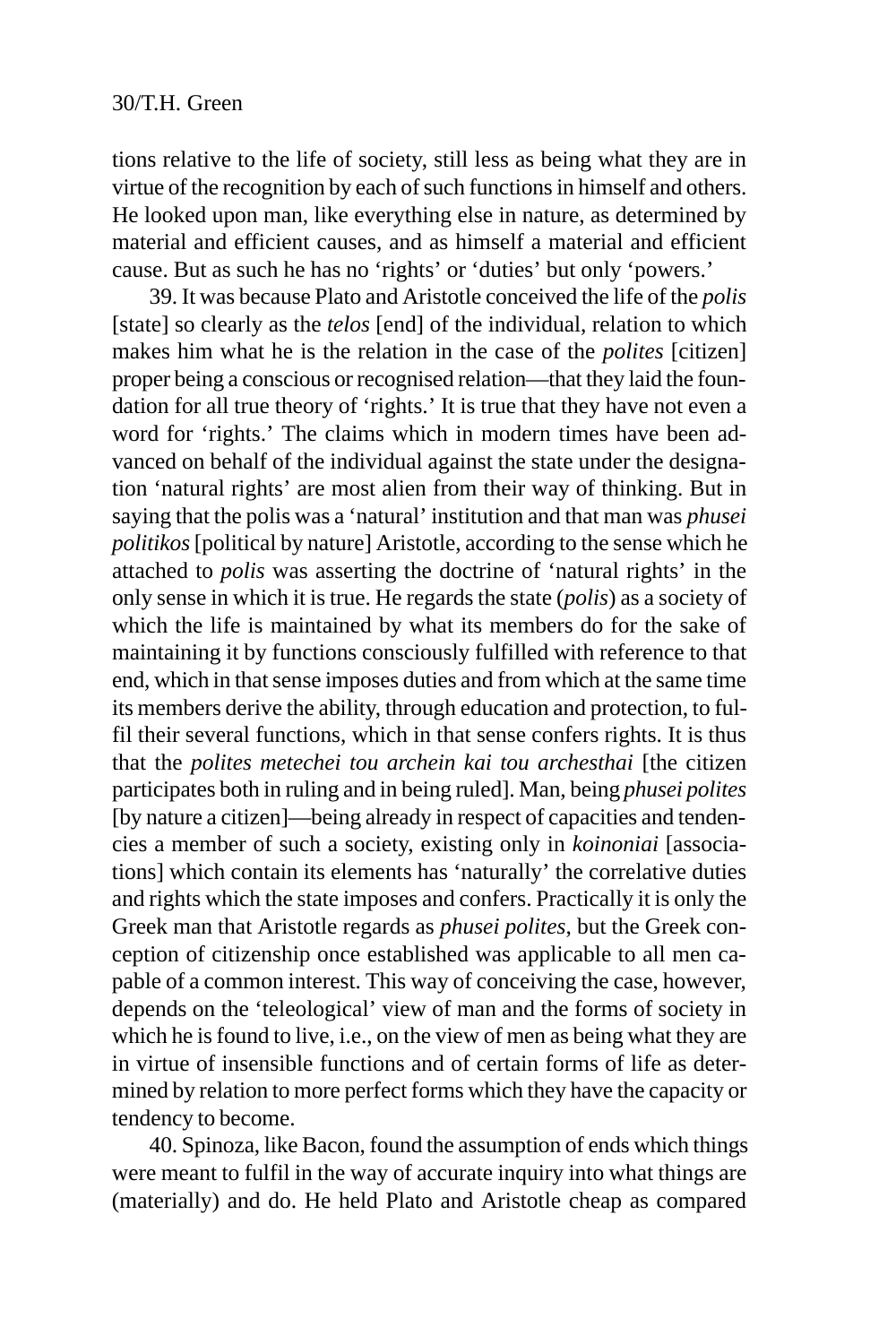tions relative to the life of society, still less as being what they are in virtue of the recognition by each of such functions in himself and others. He looked upon man, like everything else in nature, as determined by material and efficient causes, and as himself a material and efficient cause. But as such he has no 'rights' or 'duties' but only 'powers.'

39. It was because Plato and Aristotle conceived the life of the *polis* [state] so clearly as the *telos* [end] of the individual, relation to which makes him what he is the relation in the case of the *polites* [citizen] proper being a conscious or recognised relation—that they laid the foundation for all true theory of 'rights.' It is true that they have not even a word for 'rights.' The claims which in modern times have been advanced on behalf of the individual against the state under the designation 'natural rights' are most alien from their way of thinking. But in saying that the polis was a 'natural' institution and that man was *phusei politikos* [political by nature] Aristotle, according to the sense which he attached to *polis* was asserting the doctrine of 'natural rights' in the only sense in which it is true. He regards the state (*polis*) as a society of which the life is maintained by what its members do for the sake of maintaining it by functions consciously fulfilled with reference to that end, which in that sense imposes duties and from which at the same time its members derive the ability, through education and protection, to fulfil their several functions, which in that sense confers rights. It is thus that the *polites metechei tou archein kai tou archesthai* [the citizen participates both in ruling and in being ruled]. Man, being *phusei polites* [by nature a citizen]—being already in respect of capacities and tendencies a member of such a society, existing only in *koinoniai* [associations] which contain its elements has 'naturally' the correlative duties and rights which the state imposes and confers. Practically it is only the Greek man that Aristotle regards as *phusei polites*, but the Greek conception of citizenship once established was applicable to all men capable of a common interest. This way of conceiving the case, however, depends on the 'teleological' view of man and the forms of society in which he is found to live, i.e., on the view of men as being what they are in virtue of insensible functions and of certain forms of life as determined by relation to more perfect forms which they have the capacity or tendency to become.

40. Spinoza, like Bacon, found the assumption of ends which things were meant to fulfil in the way of accurate inquiry into what things are (materially) and do. He held Plato and Aristotle cheap as compared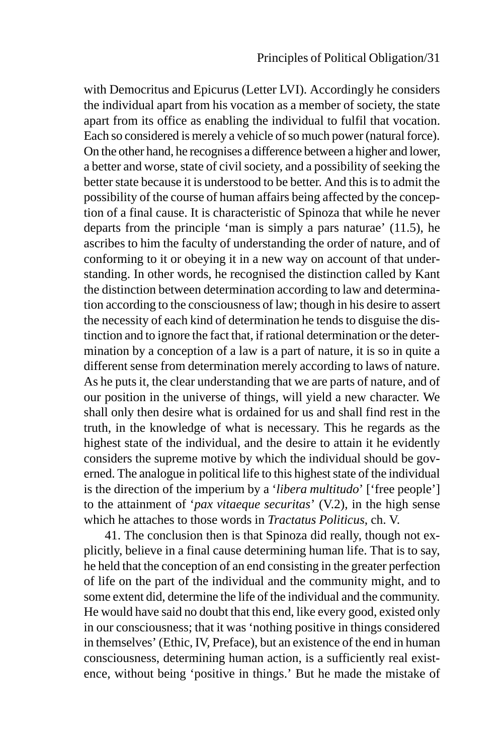with Democritus and Epicurus (Letter LVI). Accordingly he considers the individual apart from his vocation as a member of society, the state apart from its office as enabling the individual to fulfil that vocation. Each so considered is merely a vehicle of so much power (natural force). On the other hand, he recognises a difference between a higher and lower, a better and worse, state of civil society, and a possibility of seeking the better state because it is understood to be better. And this is to admit the possibility of the course of human affairs being affected by the conception of a final cause. It is characteristic of Spinoza that while he never departs from the principle 'man is simply a pars naturae' (11.5), he ascribes to him the faculty of understanding the order of nature, and of conforming to it or obeying it in a new way on account of that understanding. In other words, he recognised the distinction called by Kant the distinction between determination according to law and determination according to the consciousness of law; though in his desire to assert the necessity of each kind of determination he tends to disguise the distinction and to ignore the fact that, if rational determination or the determination by a conception of a law is a part of nature, it is so in quite a different sense from determination merely according to laws of nature. As he puts it, the clear understanding that we are parts of nature, and of our position in the universe of things, will yield a new character. We shall only then desire what is ordained for us and shall find rest in the truth, in the knowledge of what is necessary. This he regards as the highest state of the individual, and the desire to attain it he evidently considers the supreme motive by which the individual should be governed. The analogue in political life to this highest state of the individual is the direction of the imperium by a '*libera multitudo*' ['free people'] to the attainment of '*pax vitaeque securitas*' (V.2), in the high sense which he attaches to those words in *Tractatus Politicus*, ch. V.

41. The conclusion then is that Spinoza did really, though not explicitly, believe in a final cause determining human life. That is to say, he held that the conception of an end consisting in the greater perfection of life on the part of the individual and the community might, and to some extent did, determine the life of the individual and the community. He would have said no doubt that this end, like every good, existed only in our consciousness; that it was 'nothing positive in things considered in themselves' (Ethic, IV, Preface), but an existence of the end in human consciousness, determining human action, is a sufficiently real existence, without being 'positive in things.' But he made the mistake of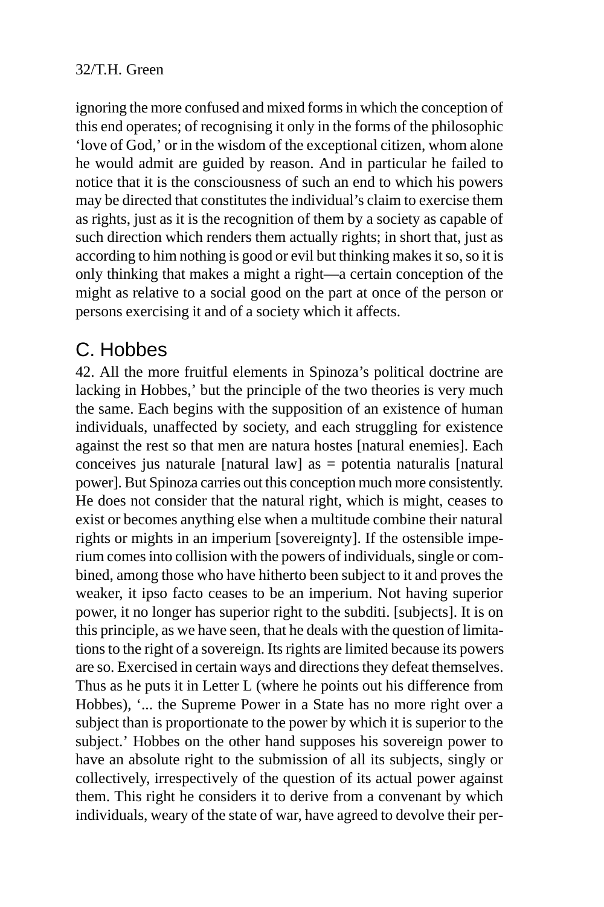ignoring the more confused and mixed forms in which the conception of this end operates; of recognising it only in the forms of the philosophic 'love of God,' or in the wisdom of the exceptional citizen, whom alone he would admit are guided by reason. And in particular he failed to notice that it is the consciousness of such an end to which his powers may be directed that constitutes the individual's claim to exercise them as rights, just as it is the recognition of them by a society as capable of such direction which renders them actually rights; in short that, just as according to him nothing is good or evil but thinking makes it so, so it is only thinking that makes a might a right—a certain conception of the might as relative to a social good on the part at once of the person or persons exercising it and of a society which it affects.

## C. Hobbes

42. All the more fruitful elements in Spinoza's political doctrine are lacking in Hobbes,' but the principle of the two theories is very much the same. Each begins with the supposition of an existence of human individuals, unaffected by society, and each struggling for existence against the rest so that men are natura hostes [natural enemies]. Each conceives jus naturale [natural law] as = potentia naturalis [natural power]. But Spinoza carries out this conception much more consistently. He does not consider that the natural right, which is might, ceases to exist or becomes anything else when a multitude combine their natural rights or mights in an imperium [sovereignty]. If the ostensible imperium comes into collision with the powers of individuals, single or combined, among those who have hitherto been subject to it and proves the weaker, it ipso facto ceases to be an imperium. Not having superior power, it no longer has superior right to the subditi. [subjects]. It is on this principle, as we have seen, that he deals with the question of limitations to the right of a sovereign. Its rights are limited because its powers are so. Exercised in certain ways and directions they defeat themselves. Thus as he puts it in Letter L (where he points out his difference from Hobbes), '... the Supreme Power in a State has no more right over a subject than is proportionate to the power by which it is superior to the subject.' Hobbes on the other hand supposes his sovereign power to have an absolute right to the submission of all its subjects, singly or collectively, irrespectively of the question of its actual power against them. This right he considers it to derive from a convenant by which individuals, weary of the state of war, have agreed to devolve their per-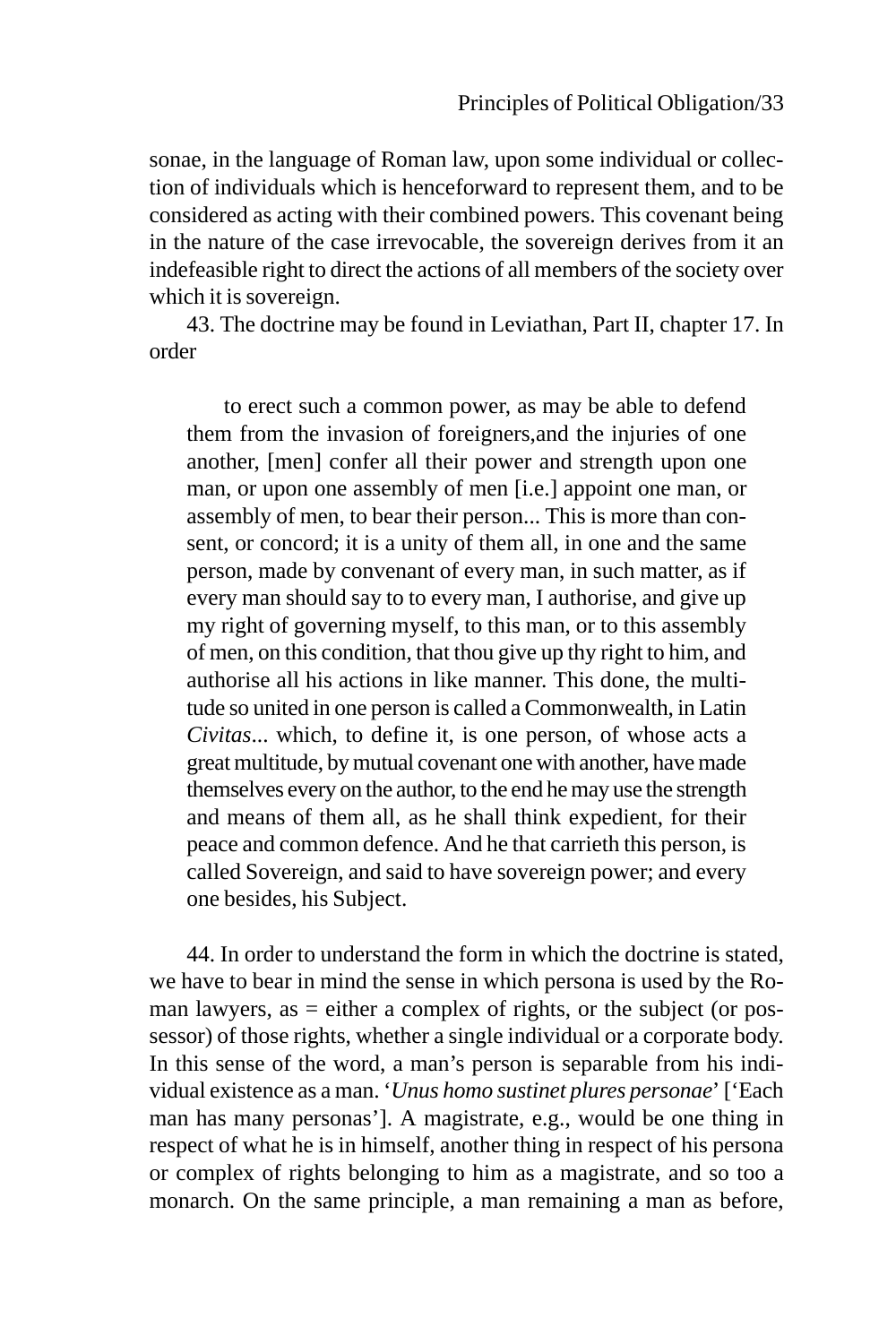sonae, in the language of Roman law, upon some individual or collection of individuals which is henceforward to represent them, and to be considered as acting with their combined powers. This covenant being in the nature of the case irrevocable, the sovereign derives from it an indefeasible right to direct the actions of all members of the society over which it is sovereign.

43. The doctrine may be found in Leviathan, Part II, chapter 17. In order

> to erect such a common power, as may be able to defend them from the invasion of foreigners,and the injuries of one another, [men] confer all their power and strength upon one man, or upon one assembly of men [i.e.] appoint one man, or assembly of men, to bear their person... This is more than consent, or concord; it is a unity of them all, in one and the same person, made by convenant of every man, in such matter, as if every man should say to to every man, I authorise, and give up my right of governing myself, to this man, or to this assembly of men, on this condition, that thou give up thy right to him, and authorise all his actions in like manner. This done, the multitude so united in one person is called a Commonwealth, in Latin *Civitas*... which, to define it, is one person, of whose acts a great multitude, by mutual covenant one with another, have made themselves every on the author, to the end he may use the strength and means of them all, as he shall think expedient, for their peace and common defence. And he that carrieth this person, is called Sovereign, and said to have sovereign power; and every one besides, his Subject.

44. In order to understand the form in which the doctrine is stated, we have to bear in mind the sense in which persona is used by the Roman lawyers, as = either a complex of rights, or the subject (or possessor) of those rights, whether a single individual or a corporate body. In this sense of the word, a man's person is separable from his individual existence as a man. '*Unus homo sustinet plures personae*' ['Each man has many personas']. A magistrate, e.g., would be one thing in respect of what he is in himself, another thing in respect of his persona or complex of rights belonging to him as a magistrate, and so too a monarch. On the same principle, a man remaining a man as before,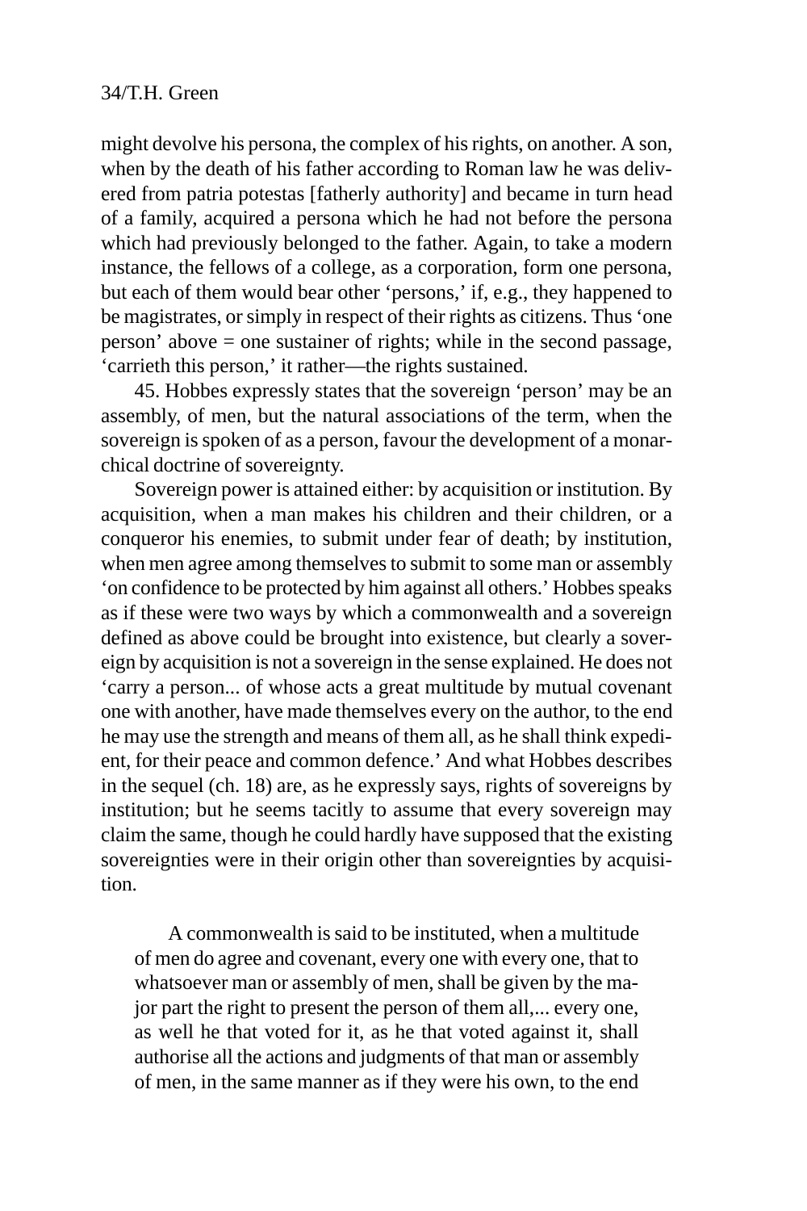might devolve his persona, the complex of his rights, on another. A son, when by the death of his father according to Roman law he was delivered from patria potestas [fatherly authority] and became in turn head of a family, acquired a persona which he had not before the persona which had previously belonged to the father. Again, to take a modern instance, the fellows of a college, as a corporation, form one persona, but each of them would bear other 'persons,' if, e.g., they happened to be magistrates, or simply in respect of their rights as citizens. Thus 'one person' above = one sustainer of rights; while in the second passage, 'carrieth this person,' it rather—the rights sustained.

45. Hobbes expressly states that the sovereign 'person' may be an assembly, of men, but the natural associations of the term, when the sovereign is spoken of as a person, favour the development of a monarchical doctrine of sovereignty.

Sovereign power is attained either: by acquisition or institution. By acquisition, when a man makes his children and their children, or a conqueror his enemies, to submit under fear of death; by institution, when men agree among themselves to submit to some man or assembly 'on confidence to be protected by him against all others.' Hobbes speaks as if these were two ways by which a commonwealth and a sovereign defined as above could be brought into existence, but clearly a sovereign by acquisition is not a sovereign in the sense explained. He does not 'carry a person... of whose acts a great multitude by mutual covenant one with another, have made themselves every on the author, to the end he may use the strength and means of them all, as he shall think expedient, for their peace and common defence.' And what Hobbes describes in the sequel (ch. 18) are, as he expressly says, rights of sovereigns by institution; but he seems tacitly to assume that every sovereign may claim the same, though he could hardly have supposed that the existing sovereignties were in their origin other than sovereignties by acquisition.

> A commonwealth is said to be instituted, when a multitude of men do agree and covenant, every one with every one, that to whatsoever man or assembly of men, shall be given by the major part the right to present the person of them all,... every one, as well he that voted for it, as he that voted against it, shall authorise all the actions and judgments of that man or assembly of men, in the same manner as if they were his own, to the end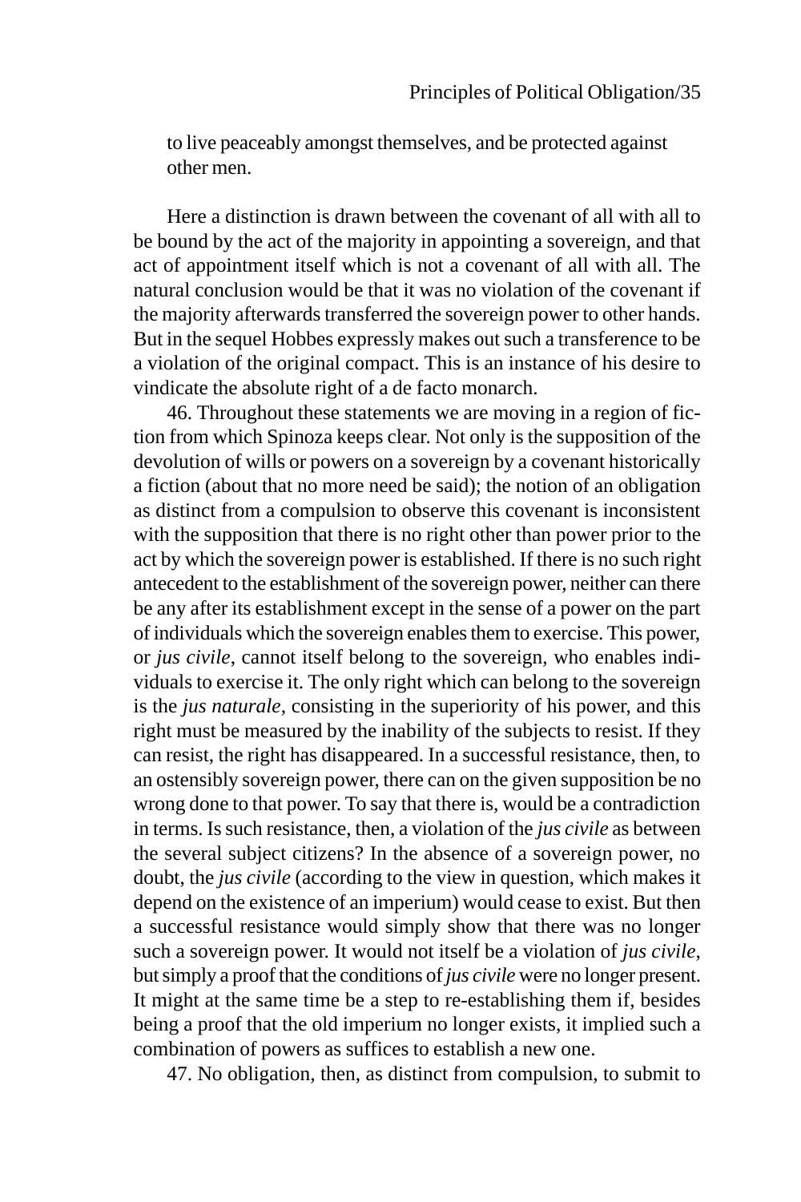to live peaceably amongst themselves, and be protected against other men.

Here a distinction is drawn between the covenant of all with all to be bound by the act of the majority in appointing a sovereign, and that act of appointment itself which is not a covenant of all with all. The natural conclusion would be that it was no violation of the covenant if the majority afterwards transferred the sovereign power to other hands. But in the sequel Hobbes expressly makes out such a transference to be a violation of the original compact. This is an instance of his desire to vindicate the absolute right of a de facto monarch.

46. Throughout these statements we are moving in a region of fiction from which Spinoza keeps clear. Not only is the supposition of the devolution of wills or powers on a sovereign by a covenant historically a fiction (about that no more need be said); the notion of an obligation as distinct from a compulsion to observe this covenant is inconsistent with the supposition that there is no right other than power prior to the act by which the sovereign power is established. If there is no such right antecedent to the establishment of the sovereign power, neither can there be any after its establishment except in the sense of a power on the part of individuals which the sovereign enables them to exercise. This power, or *jus civile*, cannot itself belong to the sovereign, who enables individuals to exercise it. The only right which can belong to the sovereign is the *jus naturale*, consisting in the superiority of his power, and this right must be measured by the inability of the subjects to resist. If they can resist, the right has disappeared. In a successful resistance, then, to an ostensibly sovereign power, there can on the given supposition be no wrong done to that power. To say that there is, would be a contradiction in terms. Is such resistance, then, a violation of the *jus civile* as between the several subject citizens? In the absence of a sovereign power, no doubt, the *jus civile* (according to the view in question, which makes it depend on the existence of an imperium) would cease to exist. But then a successful resistance would simply show that there was no longer such a sovereign power. It would not itself be a violation of *jus civile*, but simply a proof that the conditions of *jus civile* were no longer present. It might at the same time be a step to re-establishing them if, besides being a proof that the old imperium no longer exists, it implied such a combination of powers as suffices to establish a new one.

47. No obligation, then, as distinct from compulsion, to submit to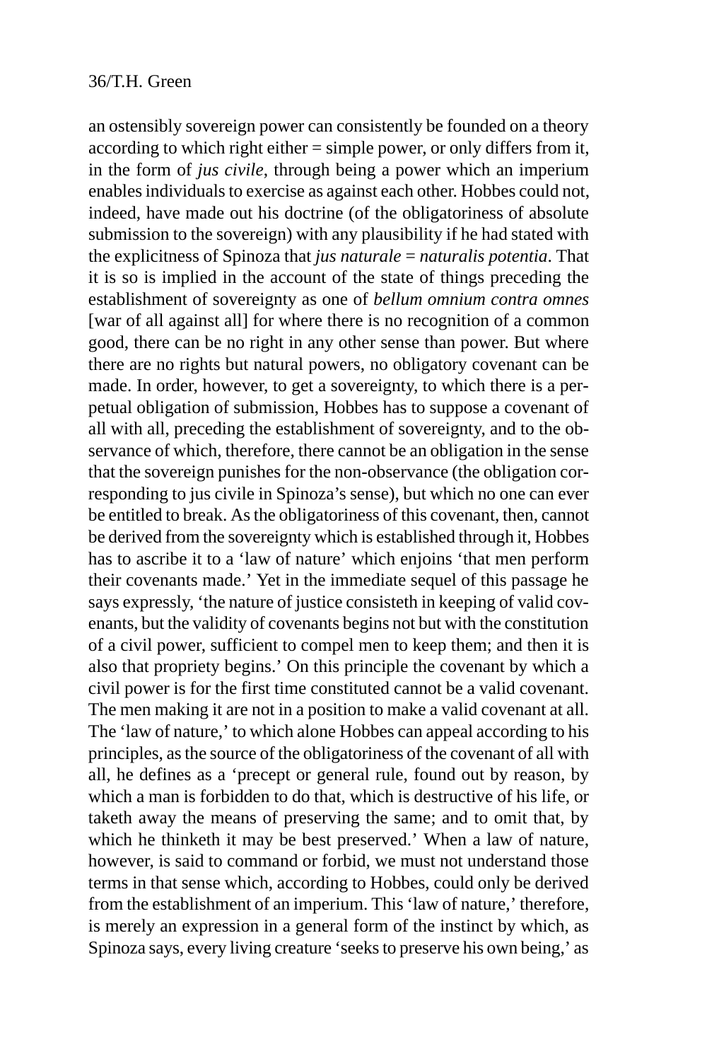an ostensibly sovereign power can consistently be founded on a theory according to which right either = simple power, or only differs from it, in the form of *jus civile*, through being a power which an imperium enables individuals to exercise as against each other. Hobbes could not, indeed, have made out his doctrine (of the obligatoriness of absolute submission to the sovereign) with any plausibility if he had stated with the explicitness of Spinoza that *jus naturale* = *naturalis potentia*. That it is so is implied in the account of the state of things preceding the establishment of sovereignty as one of *bellum omnium contra omnes* [war of all against all] for where there is no recognition of a common good, there can be no right in any other sense than power. But where there are no rights but natural powers, no obligatory covenant can be made. In order, however, to get a sovereignty, to which there is a perpetual obligation of submission, Hobbes has to suppose a covenant of all with all, preceding the establishment of sovereignty, and to the observance of which, therefore, there cannot be an obligation in the sense that the sovereign punishes for the non-observance (the obligation corresponding to jus civile in Spinoza's sense), but which no one can ever be entitled to break. As the obligatoriness of this covenant, then, cannot be derived from the sovereignty which is established through it, Hobbes has to ascribe it to a 'law of nature' which enjoins 'that men perform their covenants made.' Yet in the immediate sequel of this passage he says expressly, 'the nature of justice consisteth in keeping of valid covenants, but the validity of covenants begins not but with the constitution of a civil power, sufficient to compel men to keep them; and then it is also that propriety begins.' On this principle the covenant by which a civil power is for the first time constituted cannot be a valid covenant. The men making it are not in a position to make a valid covenant at all. The 'law of nature,' to which alone Hobbes can appeal according to his principles, as the source of the obligatoriness of the covenant of all with all, he defines as a 'precept or general rule, found out by reason, by which a man is forbidden to do that, which is destructive of his life, or taketh away the means of preserving the same; and to omit that, by which he thinketh it may be best preserved.' When a law of nature, however, is said to command or forbid, we must not understand those terms in that sense which, according to Hobbes, could only be derived from the establishment of an imperium. This 'law of nature,' therefore, is merely an expression in a general form of the instinct by which, as Spinoza says, every living creature 'seeks to preserve his own being,' as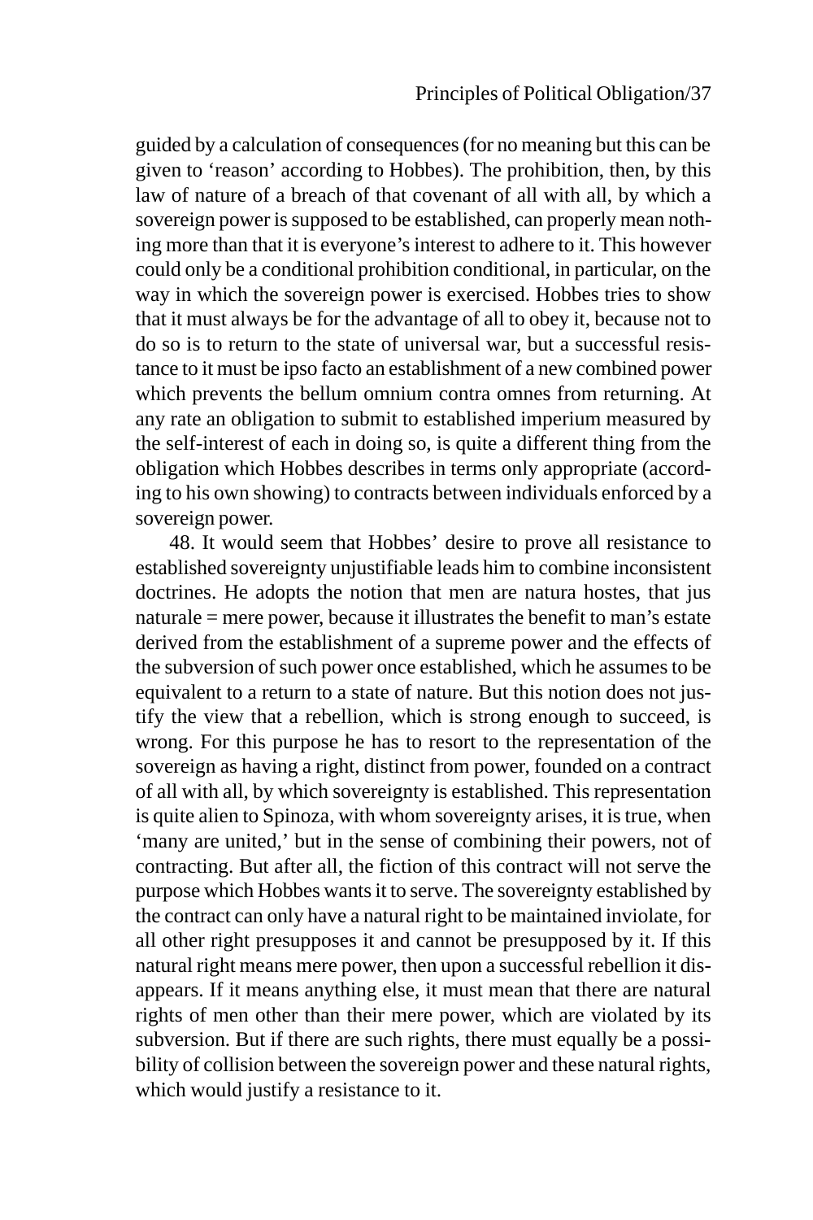guided by a calculation of consequences (for no meaning but this can be given to 'reason' according to Hobbes). The prohibition, then, by this law of nature of a breach of that covenant of all with all, by which a sovereign power is supposed to be established, can properly mean nothing more than that it is everyone's interest to adhere to it. This however could only be a conditional prohibition conditional, in particular, on the way in which the sovereign power is exercised. Hobbes tries to show that it must always be for the advantage of all to obey it, because not to do so is to return to the state of universal war, but a successful resistance to it must be ipso facto an establishment of a new combined power which prevents the bellum omnium contra omnes from returning. At any rate an obligation to submit to established imperium measured by the self-interest of each in doing so, is quite a different thing from the obligation which Hobbes describes in terms only appropriate (according to his own showing) to contracts between individuals enforced by a sovereign power.

48. It would seem that Hobbes' desire to prove all resistance to established sovereignty unjustifiable leads him to combine inconsistent doctrines. He adopts the notion that men are natura hostes, that jus naturale = mere power, because it illustrates the benefit to man's estate derived from the establishment of a supreme power and the effects of the subversion of such power once established, which he assumes to be equivalent to a return to a state of nature. But this notion does not justify the view that a rebellion, which is strong enough to succeed, is wrong. For this purpose he has to resort to the representation of the sovereign as having a right, distinct from power, founded on a contract of all with all, by which sovereignty is established. This representation is quite alien to Spinoza, with whom sovereignty arises, it is true, when 'many are united,' but in the sense of combining their powers, not of contracting. But after all, the fiction of this contract will not serve the purpose which Hobbes wants it to serve. The sovereignty established by the contract can only have a natural right to be maintained inviolate, for all other right presupposes it and cannot be presupposed by it. If this natural right means mere power, then upon a successful rebellion it disappears. If it means anything else, it must mean that there are natural rights of men other than their mere power, which are violated by its subversion. But if there are such rights, there must equally be a possibility of collision between the sovereign power and these natural rights, which would justify a resistance to it.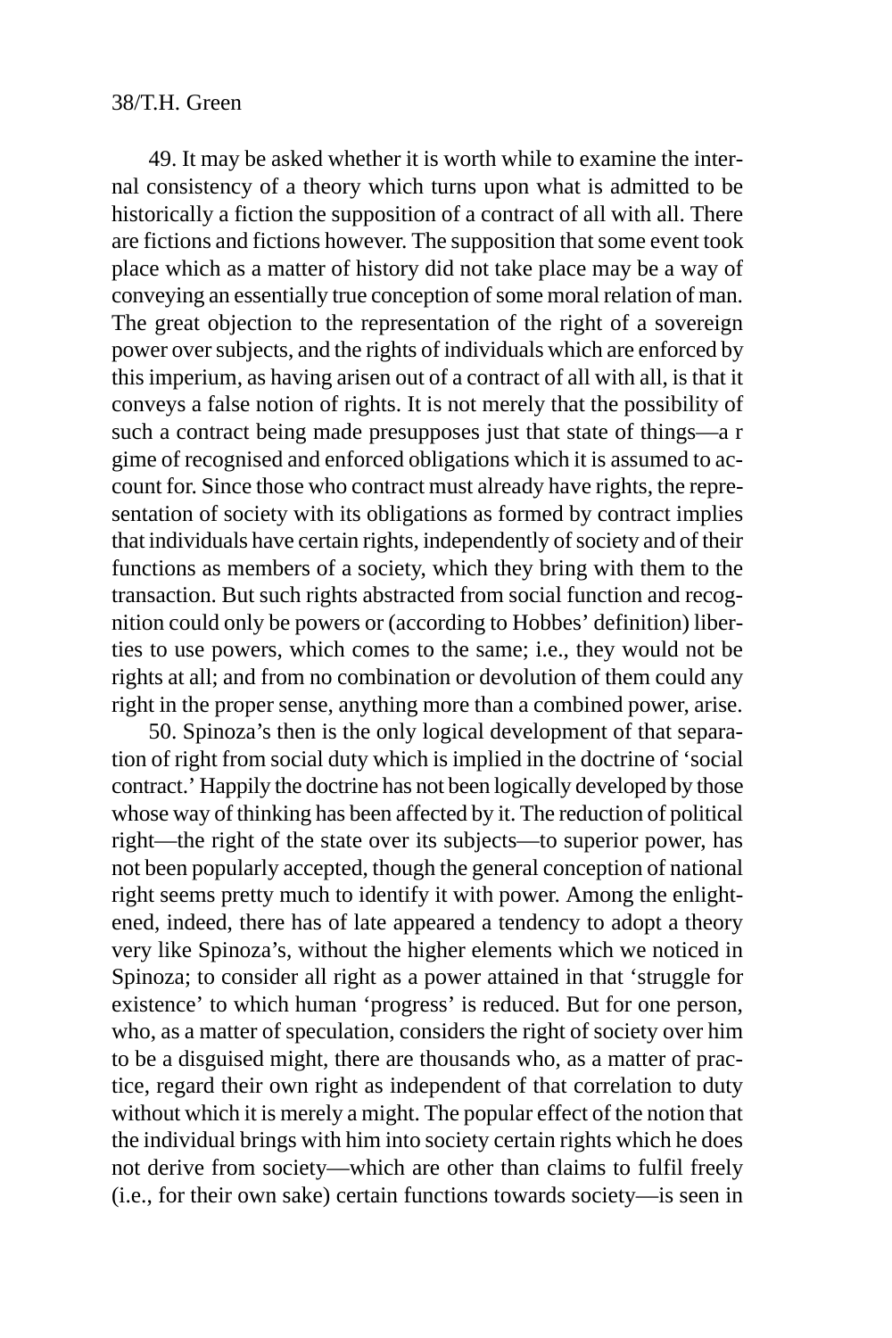49. It may be asked whether it is worth while to examine the internal consistency of a theory which turns upon what is admitted to be historically a fiction the supposition of a contract of all with all. There are fictions and fictions however. The supposition that some event took place which as a matter of history did not take place may be a way of conveying an essentially true conception of some moral relation of man. The great objection to the representation of the right of a sovereign power over subjects, and the rights of individuals which are enforced by this imperium, as having arisen out of a contract of all with all, is that it conveys a false notion of rights. It is not merely that the possibility of such a contract being made presupposes just that state of things—a r gime of recognised and enforced obligations which it is assumed to account for. Since those who contract must already have rights, the representation of society with its obligations as formed by contract implies that individuals have certain rights, independently of society and of their functions as members of a society, which they bring with them to the transaction. But such rights abstracted from social function and recognition could only be powers or (according to Hobbes' definition) liberties to use powers, which comes to the same; i.e., they would not be rights at all; and from no combination or devolution of them could any right in the proper sense, anything more than a combined power, arise.

50. Spinoza's then is the only logical development of that separation of right from social duty which is implied in the doctrine of 'social contract.' Happily the doctrine has not been logically developed by those whose way of thinking has been affected by it. The reduction of political right—the right of the state over its subjects—to superior power, has not been popularly accepted, though the general conception of national right seems pretty much to identify it with power. Among the enlightened, indeed, there has of late appeared a tendency to adopt a theory very like Spinoza's, without the higher elements which we noticed in Spinoza; to consider all right as a power attained in that 'struggle for existence' to which human 'progress' is reduced. But for one person, who, as a matter of speculation, considers the right of society over him to be a disguised might, there are thousands who, as a matter of practice, regard their own right as independent of that correlation to duty without which it is merely a might. The popular effect of the notion that the individual brings with him into society certain rights which he does not derive from society—which are other than claims to fulfil freely (i.e., for their own sake) certain functions towards society—is seen in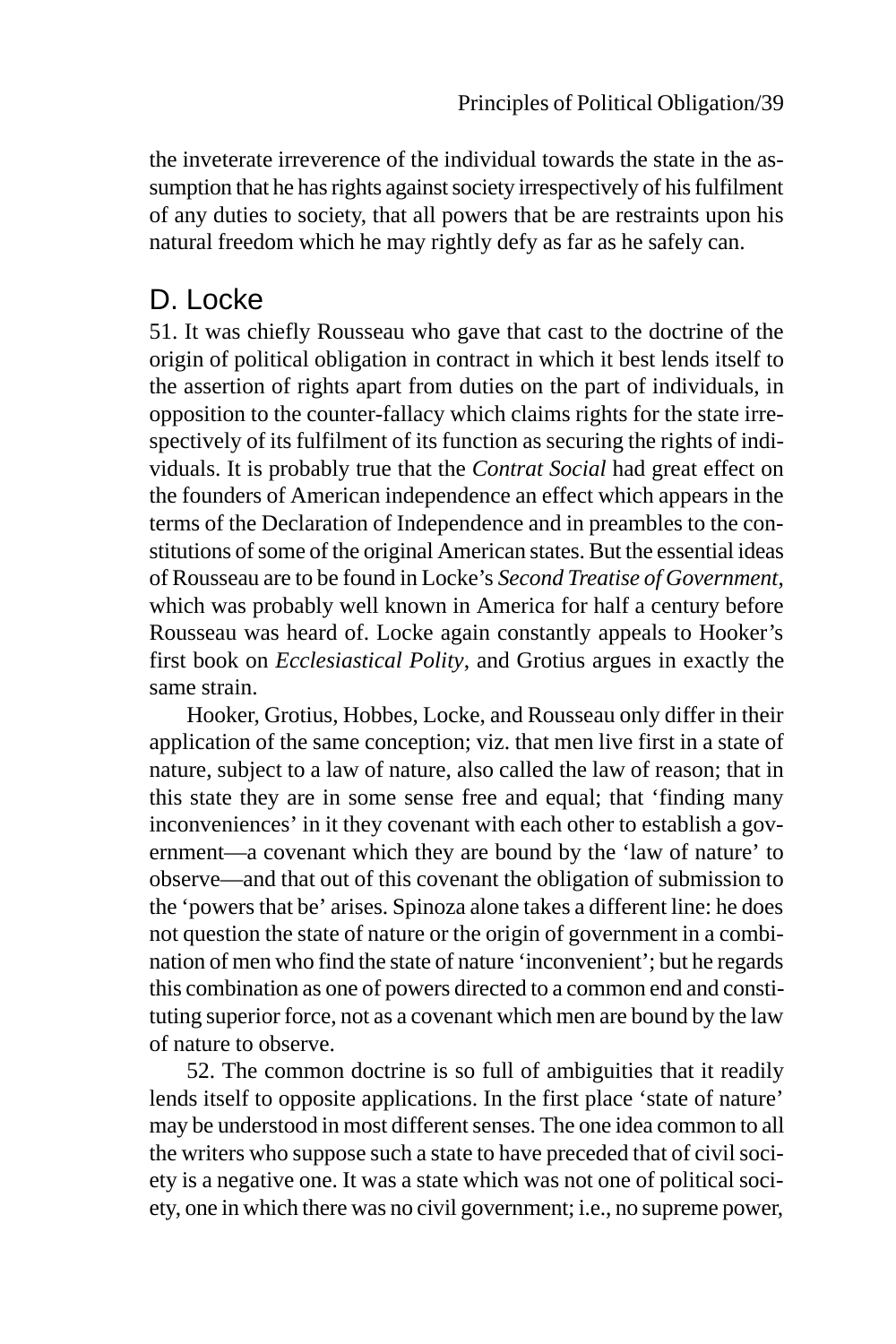the inveterate irreverence of the individual towards the state in the assumption that he has rights against society irrespectively of his fulfilment of any duties to society, that all powers that be are restraints upon his natural freedom which he may rightly defy as far as he safely can.

## D. Locke

51. It was chiefly Rousseau who gave that cast to the doctrine of the origin of political obligation in contract in which it best lends itself to the assertion of rights apart from duties on the part of individuals, in opposition to the counter-fallacy which claims rights for the state irrespectively of its fulfilment of its function as securing the rights of individuals. It is probably true that the *Contrat Social* had great effect on the founders of American independence an effect which appears in the terms of the Declaration of Independence and in preambles to the constitutions of some of the original American states. But the essential ideas of Rousseau are to be found in Locke's *Second Treatise of Government*, which was probably well known in America for half a century before Rousseau was heard of. Locke again constantly appeals to Hooker's first book on *Ecclesiastical Polity*, and Grotius argues in exactly the same strain.

Hooker, Grotius, Hobbes, Locke, and Rousseau only differ in their application of the same conception; viz. that men live first in a state of nature, subject to a law of nature, also called the law of reason; that in this state they are in some sense free and equal; that 'finding many inconveniences' in it they covenant with each other to establish a government—a covenant which they are bound by the 'law of nature' to observe—and that out of this covenant the obligation of submission to the 'powers that be' arises. Spinoza alone takes a different line: he does not question the state of nature or the origin of government in a combination of men who find the state of nature 'inconvenient'; but he regards this combination as one of powers directed to a common end and constituting superior force, not as a covenant which men are bound by the law of nature to observe.

52. The common doctrine is so full of ambiguities that it readily lends itself to opposite applications. In the first place 'state of nature' may be understood in most different senses. The one idea common to all the writers who suppose such a state to have preceded that of civil society is a negative one. It was a state which was not one of political society, one in which there was no civil government; i.e., no supreme power,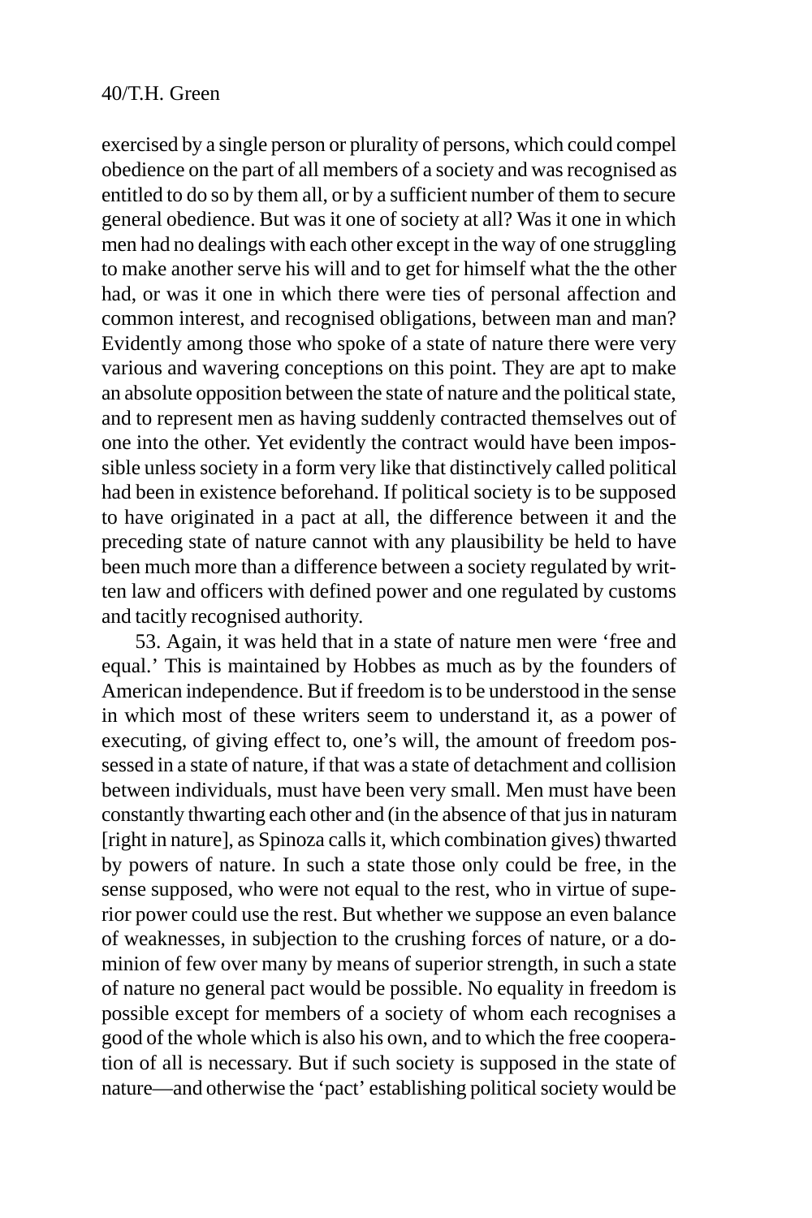exercised by a single person or plurality of persons, which could compel obedience on the part of all members of a society and was recognised as entitled to do so by them all, or by a sufficient number of them to secure general obedience. But was it one of society at all? Was it one in which men had no dealings with each other except in the way of one struggling to make another serve his will and to get for himself what the the other had, or was it one in which there were ties of personal affection and common interest, and recognised obligations, between man and man? Evidently among those who spoke of a state of nature there were very various and wavering conceptions on this point. They are apt to make an absolute opposition between the state of nature and the political state, and to represent men as having suddenly contracted themselves out of one into the other. Yet evidently the contract would have been impossible unless society in a form very like that distinctively called political had been in existence beforehand. If political society is to be supposed to have originated in a pact at all, the difference between it and the preceding state of nature cannot with any plausibility be held to have been much more than a difference between a society regulated by written law and officers with defined power and one regulated by customs and tacitly recognised authority.

53. Again, it was held that in a state of nature men were 'free and equal.' This is maintained by Hobbes as much as by the founders of American independence. But if freedom is to be understood in the sense in which most of these writers seem to understand it, as a power of executing, of giving effect to, one's will, the amount of freedom possessed in a state of nature, if that was a state of detachment and collision between individuals, must have been very small. Men must have been constantly thwarting each other and (in the absence of that jus in naturam [right in nature], as Spinoza calls it, which combination gives) thwarted by powers of nature. In such a state those only could be free, in the sense supposed, who were not equal to the rest, who in virtue of superior power could use the rest. But whether we suppose an even balance of weaknesses, in subjection to the crushing forces of nature, or a dominion of few over many by means of superior strength, in such a state of nature no general pact would be possible. No equality in freedom is possible except for members of a society of whom each recognises a good of the whole which is also his own, and to which the free cooperation of all is necessary. But if such society is supposed in the state of nature—and otherwise the 'pact' establishing political society would be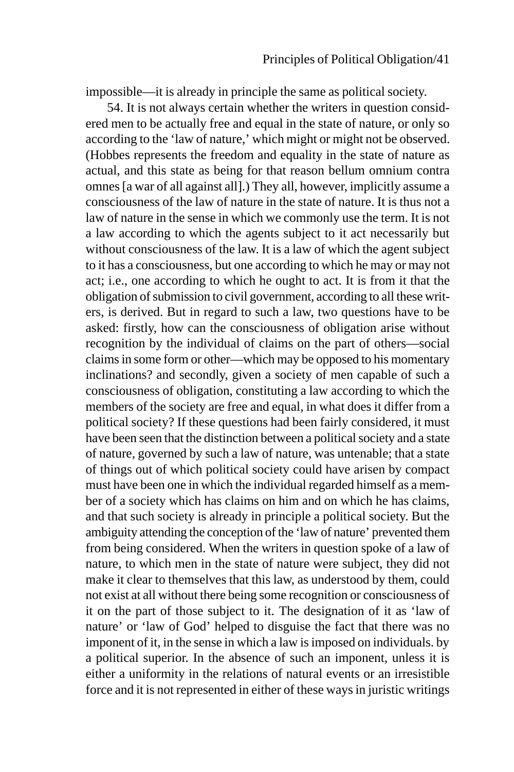impossible—it is already in principle the same as political society.

54. It is not always certain whether the writers in question considered men to be actually free and equal in the state of nature, or only so according to the 'law of nature,' which might or might not be observed. (Hobbes represents the freedom and equality in the state of nature as actual, and this state as being for that reason bellum omnium contra omnes [a war of all against all].) They all, however, implicitly assume a consciousness of the law of nature in the state of nature. It is thus not a law of nature in the sense in which we commonly use the term. It is not a law according to which the agents subject to it act necessarily but without consciousness of the law. It is a law of which the agent subject to it has a consciousness, but one according to which he may or may not act; i.e., one according to which he ought to act. It is from it that the obligation of submission to civil government, according to all these writers, is derived. But in regard to such a law, two questions have to be asked: firstly, how can the consciousness of obligation arise without recognition by the individual of claims on the part of others—social claims in some form or other—which may be opposed to his momentary inclinations? and secondly, given a society of men capable of such a consciousness of obligation, constituting a law according to which the members of the society are free and equal, in what does it differ from a political society? If these questions had been fairly considered, it must have been seen that the distinction between a political society and a state of nature, governed by such a law of nature, was untenable; that a state of things out of which political society could have arisen by compact must have been one in which the individual regarded himself as a member of a society which has claims on him and on which he has claims, and that such society is already in principle a political society. But the ambiguity attending the conception of the 'law of nature' prevented them from being considered. When the writers in question spoke of a law of nature, to which men in the state of nature were subject, they did not make it clear to themselves that this law, as understood by them, could not exist at all without there being some recognition or consciousness of it on the part of those subject to it. The designation of it as 'law of nature' or 'law of God' helped to disguise the fact that there was no imponent of it, in the sense in which a law is imposed on individuals. by a political superior. In the absence of such an imponent, unless it is either a uniformity in the relations of natural events or an irresistible force and it is not represented in either of these ways in juristic writings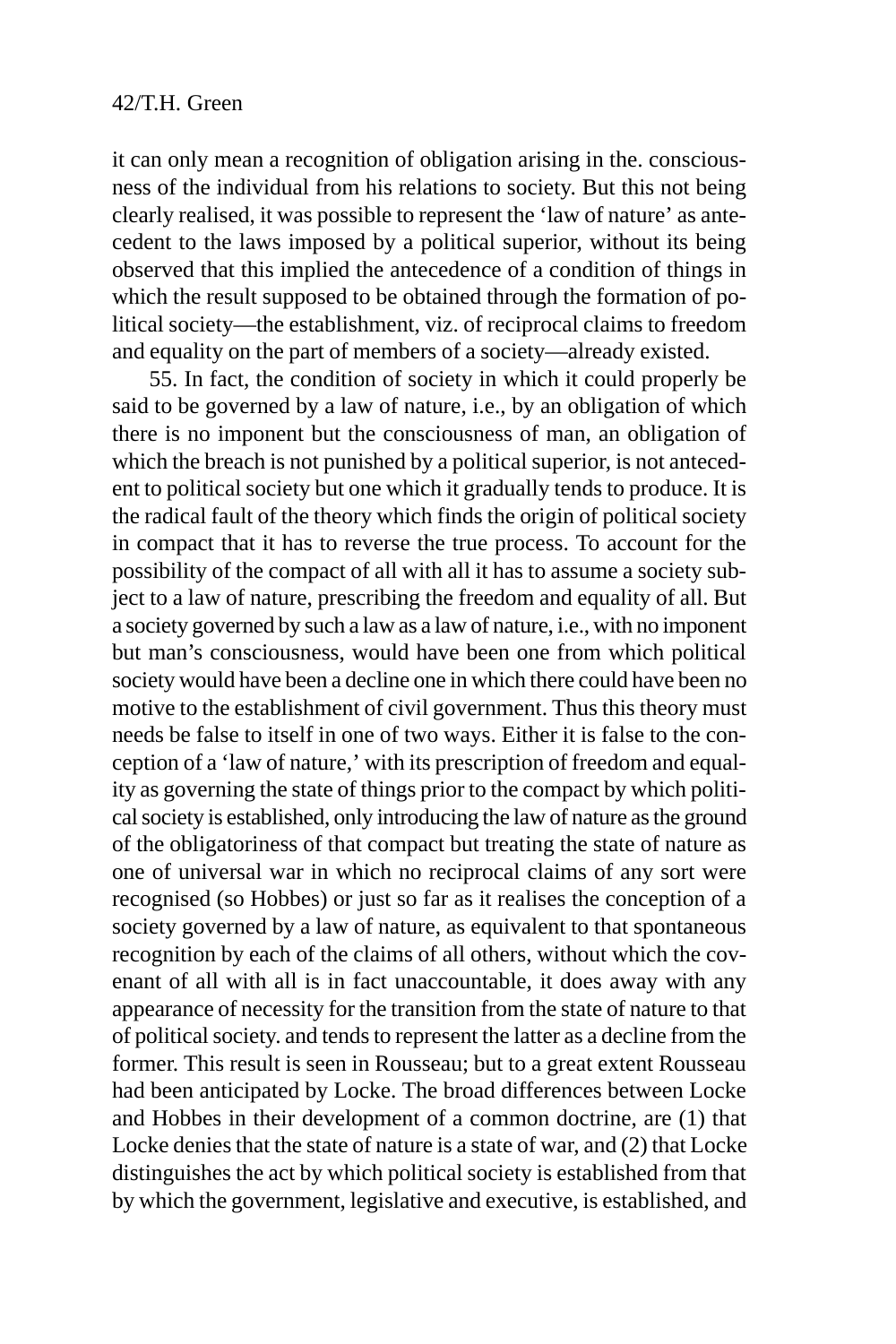it can only mean a recognition of obligation arising in the. consciousness of the individual from his relations to society. But this not being clearly realised, it was possible to represent the 'law of nature' as antecedent to the laws imposed by a political superior, without its being observed that this implied the antecedence of a condition of things in which the result supposed to be obtained through the formation of political society—the establishment, viz. of reciprocal claims to freedom and equality on the part of members of a society—already existed.

55. In fact, the condition of society in which it could properly be said to be governed by a law of nature, i.e., by an obligation of which there is no imponent but the consciousness of man, an obligation of which the breach is not punished by a political superior, is not antecedent to political society but one which it gradually tends to produce. It is the radical fault of the theory which finds the origin of political society in compact that it has to reverse the true process. To account for the possibility of the compact of all with all it has to assume a society subject to a law of nature, prescribing the freedom and equality of all. But a society governed by such a law as a law of nature, i.e., with no imponent but man's consciousness, would have been one from which political society would have been a decline one in which there could have been no motive to the establishment of civil government. Thus this theory must needs be false to itself in one of two ways. Either it is false to the conception of a 'law of nature,' with its prescription of freedom and equality as governing the state of things prior to the compact by which political society is established, only introducing the law of nature as the ground of the obligatoriness of that compact but treating the state of nature as one of universal war in which no reciprocal claims of any sort were recognised (so Hobbes) or just so far as it realises the conception of a society governed by a law of nature, as equivalent to that spontaneous recognition by each of the claims of all others, without which the covenant of all with all is in fact unaccountable, it does away with any appearance of necessity for the transition from the state of nature to that of political society. and tends to represent the latter as a decline from the former. This result is seen in Rousseau; but to a great extent Rousseau had been anticipated by Locke. The broad differences between Locke and Hobbes in their development of a common doctrine, are (1) that Locke denies that the state of nature is a state of war, and (2) that Locke distinguishes the act by which political society is established from that by which the government, legislative and executive, is established, and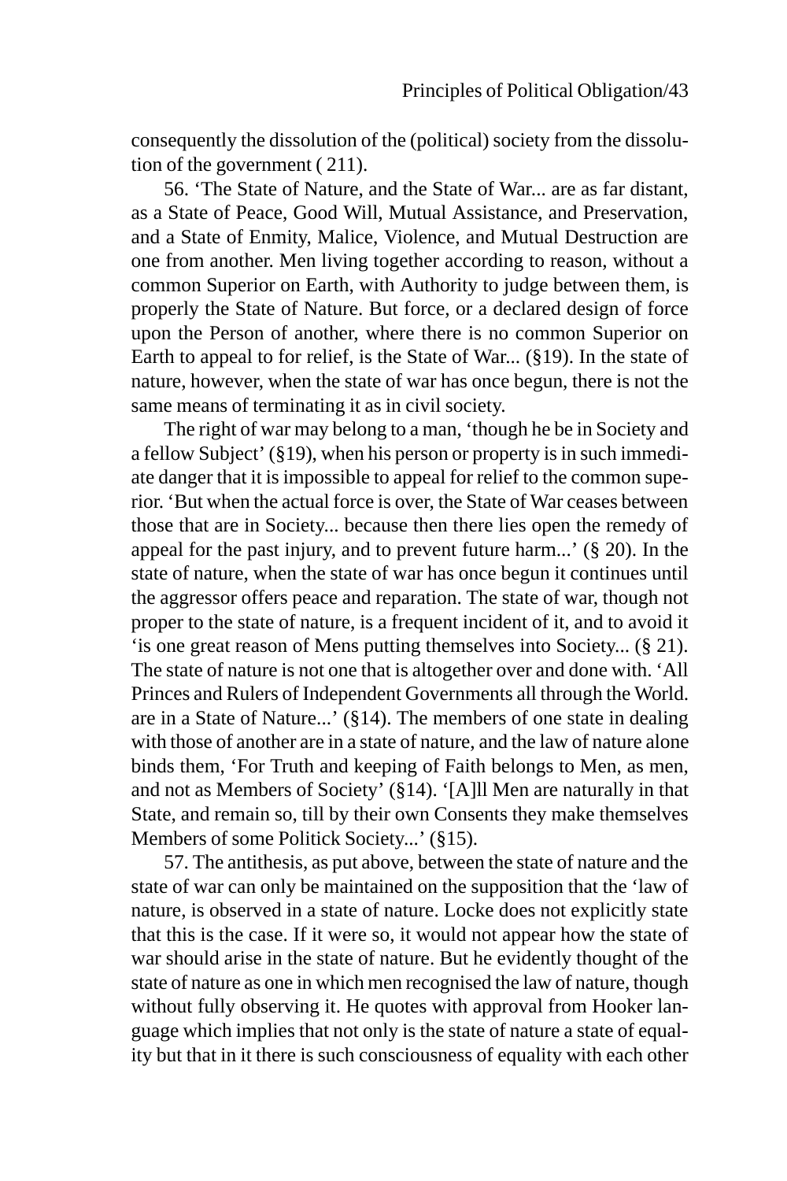consequently the dissolution of the (political) society from the dissolution of the government ( 211).

56. 'The State of Nature, and the State of War... are as far distant, as a State of Peace, Good Will, Mutual Assistance, and Preservation, and a State of Enmity, Malice, Violence, and Mutual Destruction are one from another. Men living together according to reason, without a common Superior on Earth, with Authority to judge between them, is properly the State of Nature. But force, or a declared design of force upon the Person of another, where there is no common Superior on Earth to appeal to for relief, is the State of War... (§19). In the state of nature, however, when the state of war has once begun, there is not the same means of terminating it as in civil society.

The right of war may belong to a man, 'though he be in Society and a fellow Subject' (§19), when his person or property is in such immediate danger that it is impossible to appeal for relief to the common superior. 'But when the actual force is over, the State of War ceases between those that are in Society... because then there lies open the remedy of appeal for the past injury, and to prevent future harm...' (§ 20). In the state of nature, when the state of war has once begun it continues until the aggressor offers peace and reparation. The state of war, though not proper to the state of nature, is a frequent incident of it, and to avoid it 'is one great reason of Mens putting themselves into Society... (§ 21). The state of nature is not one that is altogether over and done with. 'All Princes and Rulers of Independent Governments all through the World. are in a State of Nature...' (§14). The members of one state in dealing with those of another are in a state of nature, and the law of nature alone binds them, 'For Truth and keeping of Faith belongs to Men, as men, and not as Members of Society' (§14). '[A]ll Men are naturally in that State, and remain so, till by their own Consents they make themselves Members of some Politick Society...' (§15).

57. The antithesis, as put above, between the state of nature and the state of war can only be maintained on the supposition that the 'law of nature, is observed in a state of nature. Locke does not explicitly state that this is the case. If it were so, it would not appear how the state of war should arise in the state of nature. But he evidently thought of the state of nature as one in which men recognised the law of nature, though without fully observing it. He quotes with approval from Hooker language which implies that not only is the state of nature a state of equality but that in it there is such consciousness of equality with each other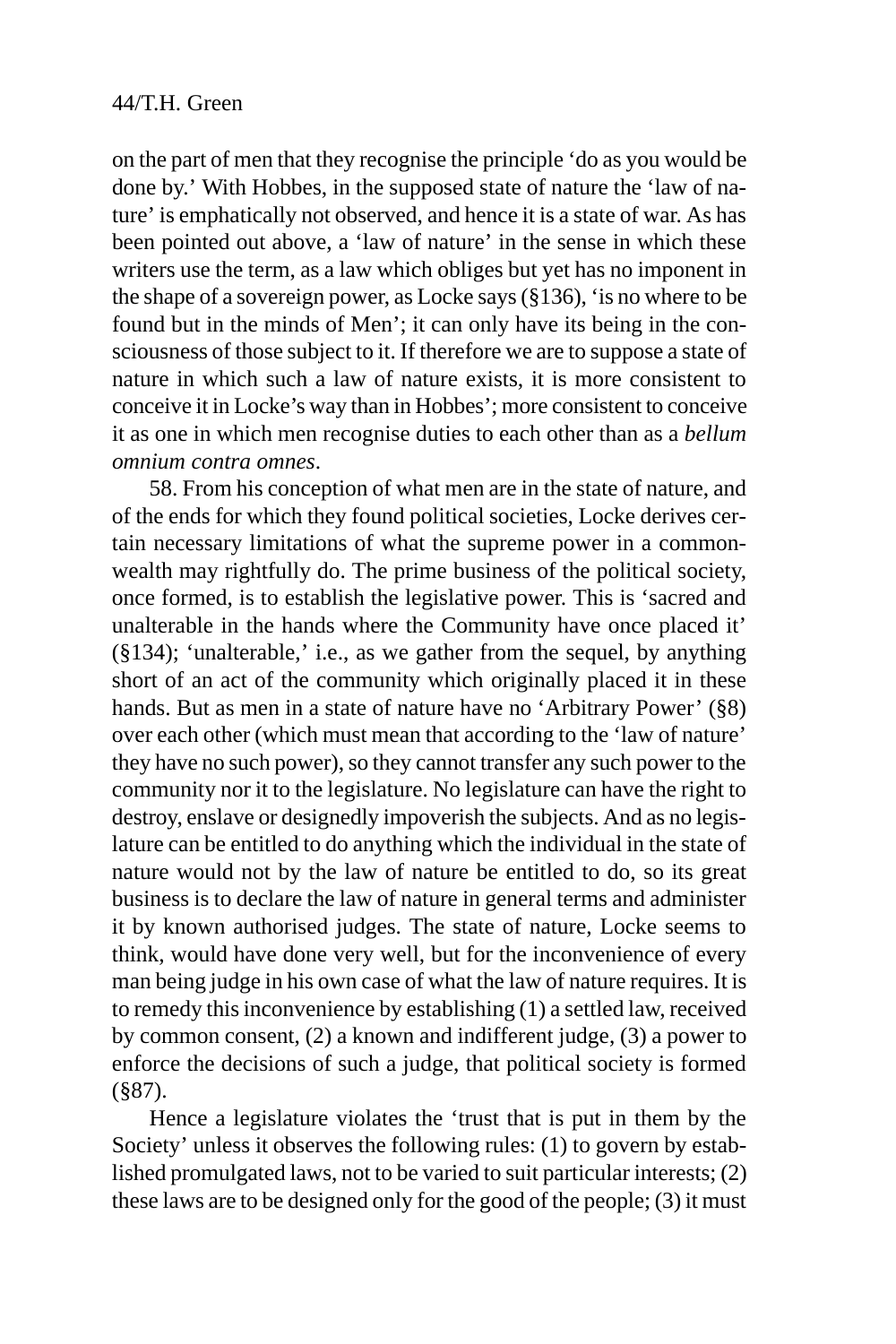on the part of men that they recognise the principle 'do as you would be done by.' With Hobbes, in the supposed state of nature the 'law of nature' is emphatically not observed, and hence it is a state of war. As has been pointed out above, a 'law of nature' in the sense in which these writers use the term, as a law which obliges but yet has no imponent in the shape of a sovereign power, as Locke says (§136), 'is no where to be found but in the minds of Men'; it can only have its being in the consciousness of those subject to it. If therefore we are to suppose a state of nature in which such a law of nature exists, it is more consistent to conceive it in Locke's way than in Hobbes'; more consistent to conceive it as one in which men recognise duties to each other than as a *bellum omnium contra omnes*.

58. From his conception of what men are in the state of nature, and of the ends for which they found political societies, Locke derives certain necessary limitations of what the supreme power in a commonwealth may rightfully do. The prime business of the political society, once formed, is to establish the legislative power. This is 'sacred and unalterable in the hands where the Community have once placed it' (§134); 'unalterable,' i.e., as we gather from the sequel, by anything short of an act of the community which originally placed it in these hands. But as men in a state of nature have no 'Arbitrary Power' (§8) over each other (which must mean that according to the 'law of nature' they have no such power), so they cannot transfer any such power to the community nor it to the legislature. No legislature can have the right to destroy, enslave or designedly impoverish the subjects. And as no legislature can be entitled to do anything which the individual in the state of nature would not by the law of nature be entitled to do, so its great business is to declare the law of nature in general terms and administer it by known authorised judges. The state of nature, Locke seems to think, would have done very well, but for the inconvenience of every man being judge in his own case of what the law of nature requires. It is to remedy this inconvenience by establishing (1) a settled law, received by common consent, (2) a known and indifferent judge, (3) a power to enforce the decisions of such a judge, that political society is formed (§87).

Hence a legislature violates the 'trust that is put in them by the Society' unless it observes the following rules: (1) to govern by established promulgated laws, not to be varied to suit particular interests; (2) these laws are to be designed only for the good of the people; (3) it must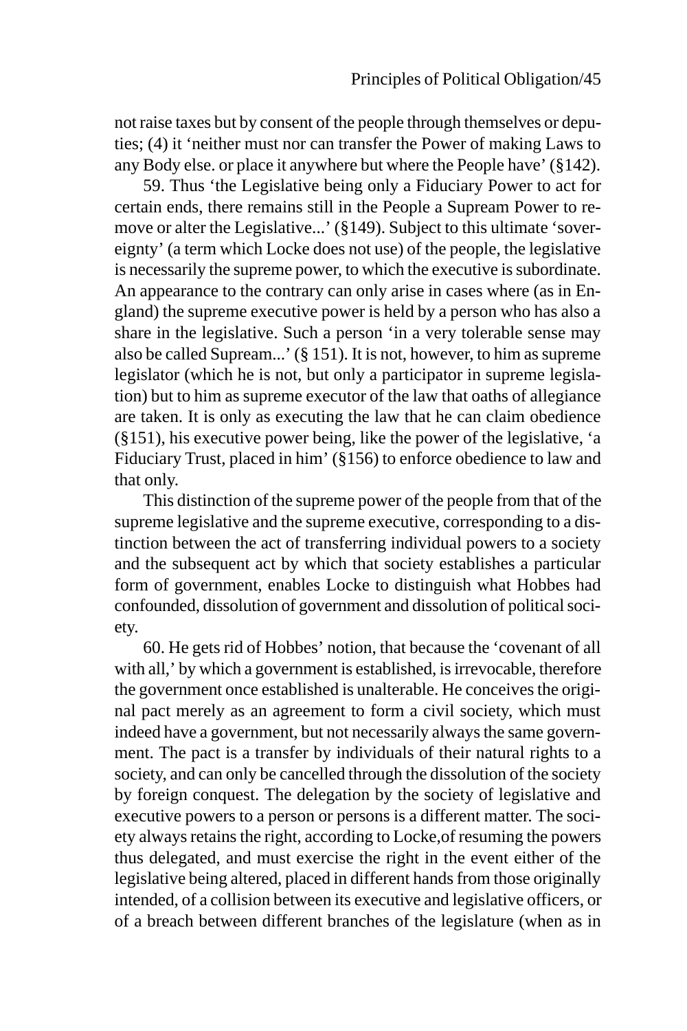not raise taxes but by consent of the people through themselves or deputies; (4) it 'neither must nor can transfer the Power of making Laws to any Body else. or place it anywhere but where the People have' (§142).

59. Thus 'the Legislative being only a Fiduciary Power to act for certain ends, there remains still in the People a Supream Power to remove or alter the Legislative...' (§149). Subject to this ultimate 'sovereignty' (a term which Locke does not use) of the people, the legislative is necessarily the supreme power, to which the executive is subordinate. An appearance to the contrary can only arise in cases where (as in England) the supreme executive power is held by a person who has also a share in the legislative. Such a person 'in a very tolerable sense may also be called Supream...' (§ 151). It is not, however, to him as supreme legislator (which he is not, but only a participator in supreme legislation) but to him as supreme executor of the law that oaths of allegiance are taken. It is only as executing the law that he can claim obedience (§151), his executive power being, like the power of the legislative, 'a Fiduciary Trust, placed in him' (§156) to enforce obedience to law and that only.

This distinction of the supreme power of the people from that of the supreme legislative and the supreme executive, corresponding to a distinction between the act of transferring individual powers to a society and the subsequent act by which that society establishes a particular form of government, enables Locke to distinguish what Hobbes had confounded, dissolution of government and dissolution of political society.

60. He gets rid of Hobbes' notion, that because the 'covenant of all with all,' by which a government is established, is irrevocable, therefore the government once established is unalterable. He conceives the original pact merely as an agreement to form a civil society, which must indeed have a government, but not necessarily always the same government. The pact is a transfer by individuals of their natural rights to a society, and can only be cancelled through the dissolution of the society by foreign conquest. The delegation by the society of legislative and executive powers to a person or persons is a different matter. The society always retains the right, according to Locke,of resuming the powers thus delegated, and must exercise the right in the event either of the legislative being altered, placed in different hands from those originally intended, of a collision between its executive and legislative officers, or of a breach between different branches of the legislature (when as in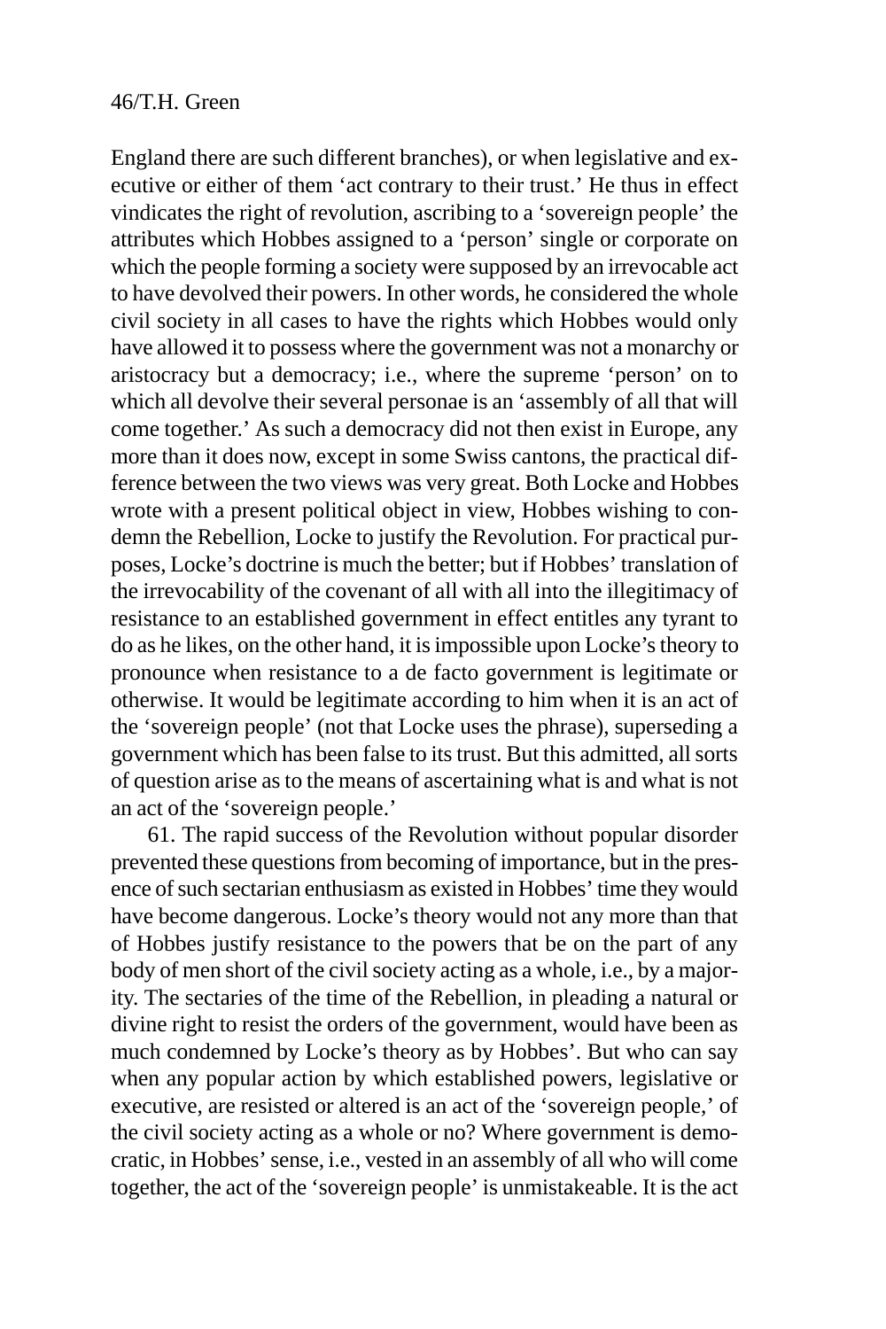England there are such different branches), or when legislative and executive or either of them 'act contrary to their trust.' He thus in effect vindicates the right of revolution, ascribing to a 'sovereign people' the attributes which Hobbes assigned to a 'person' single or corporate on which the people forming a society were supposed by an irrevocable act to have devolved their powers. In other words, he considered the whole civil society in all cases to have the rights which Hobbes would only have allowed it to possess where the government was not a monarchy or aristocracy but a democracy; i.e., where the supreme 'person' on to which all devolve their several personae is an 'assembly of all that will come together.' As such a democracy did not then exist in Europe, any more than it does now, except in some Swiss cantons, the practical difference between the two views was very great. Both Locke and Hobbes wrote with a present political object in view, Hobbes wishing to condemn the Rebellion, Locke to justify the Revolution. For practical purposes, Locke's doctrine is much the better; but if Hobbes' translation of the irrevocability of the covenant of all with all into the illegitimacy of resistance to an established government in effect entitles any tyrant to do as he likes, on the other hand, it is impossible upon Locke's theory to pronounce when resistance to a de facto government is legitimate or otherwise. It would be legitimate according to him when it is an act of the 'sovereign people' (not that Locke uses the phrase), superseding a government which has been false to its trust. But this admitted, all sorts of question arise as to the means of ascertaining what is and what is not an act of the 'sovereign people.'

61. The rapid success of the Revolution without popular disorder prevented these questions from becoming of importance, but in the presence of such sectarian enthusiasm as existed in Hobbes' time they would have become dangerous. Locke's theory would not any more than that of Hobbes justify resistance to the powers that be on the part of any body of men short of the civil society acting as a whole, i.e., by a majority. The sectaries of the time of the Rebellion, in pleading a natural or divine right to resist the orders of the government, would have been as much condemned by Locke's theory as by Hobbes'. But who can say when any popular action by which established powers, legislative or executive, are resisted or altered is an act of the 'sovereign people,' of the civil society acting as a whole or no? Where government is democratic, in Hobbes' sense, i.e., vested in an assembly of all who will come together, the act of the 'sovereign people' is unmistakeable. It is the act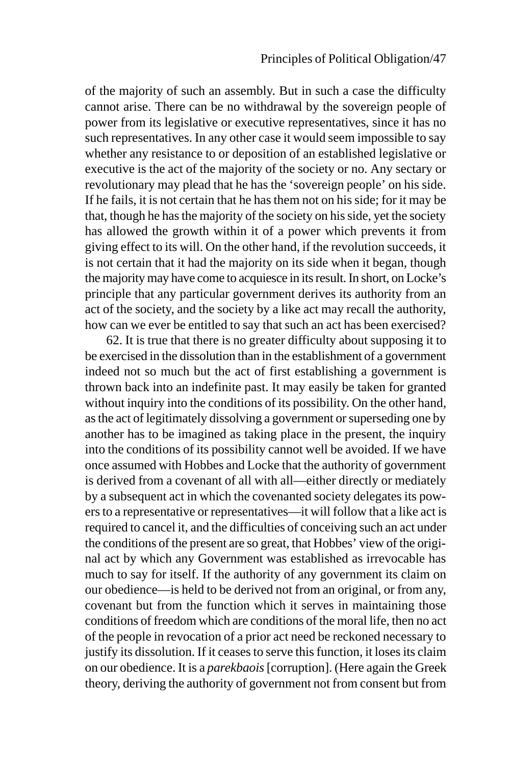of the majority of such an assembly. But in such a case the difficulty cannot arise. There can be no withdrawal by the sovereign people of power from its legislative or executive representatives, since it has no such representatives. In any other case it would seem impossible to say whether any resistance to or deposition of an established legislative or executive is the act of the majority of the society or no. Any sectary or revolutionary may plead that he has the 'sovereign people' on his side. If he fails, it is not certain that he has them not on his side; for it may be that, though he has the majority of the society on his side, yet the society has allowed the growth within it of a power which prevents it from giving effect to its will. On the other hand, if the revolution succeeds, it is not certain that it had the majority on its side when it began, though the majority may have come to acquiesce in its result. In short, on Locke's principle that any particular government derives its authority from an act of the society, and the society by a like act may recall the authority, how can we ever be entitled to say that such an act has been exercised?

62. It is true that there is no greater difficulty about supposing it to be exercised in the dissolution than in the establishment of a government indeed not so much but the act of first establishing a government is thrown back into an indefinite past. It may easily be taken for granted without inquiry into the conditions of its possibility. On the other hand, as the act of legitimately dissolving a government or superseding one by another has to be imagined as taking place in the present, the inquiry into the conditions of its possibility cannot well be avoided. If we have once assumed with Hobbes and Locke that the authority of government is derived from a covenant of all with all—either directly or mediately by a subsequent act in which the covenanted society delegates its powers to a representative or representatives—it will follow that a like act is required to cancel it, and the difficulties of conceiving such an act under the conditions of the present are so great, that Hobbes' view of the original act by which any Government was established as irrevocable has much to say for itself. If the authority of any government its claim on our obedience—is held to be derived not from an original, or from any, covenant but from the function which it serves in maintaining those conditions of freedom which are conditions of the moral life, then no act of the people in revocation of a prior act need be reckoned necessary to justify its dissolution. If it ceases to serve this function, it loses its claim on our obedience. It is a *parekbaois* [corruption]. (Here again the Greek theory, deriving the authority of government not from consent but from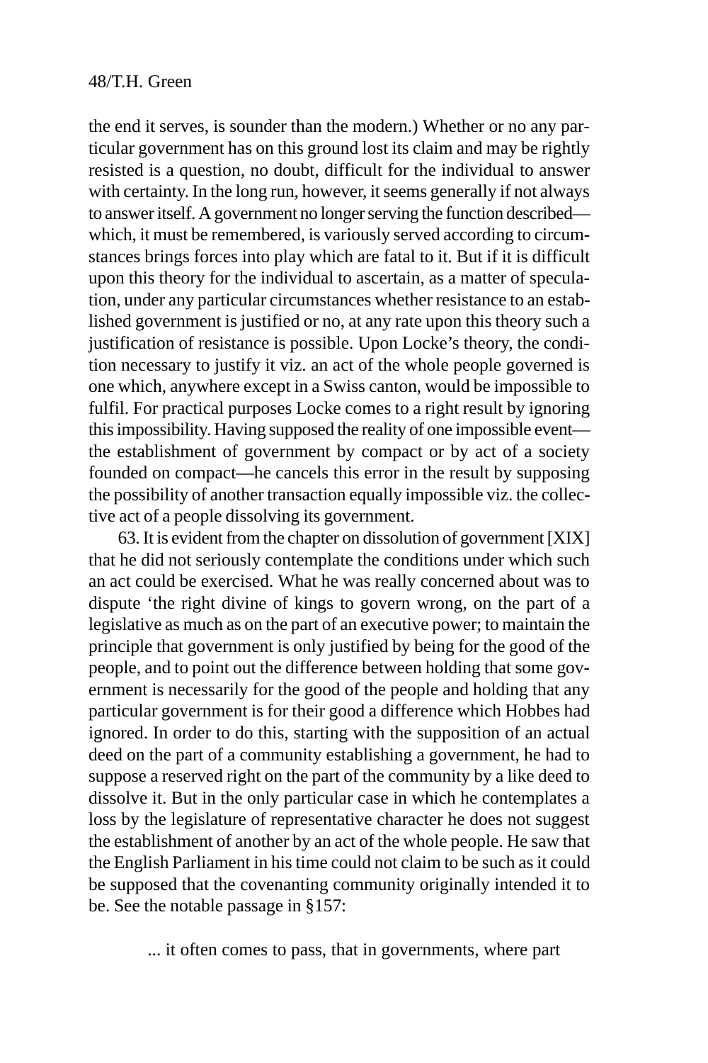the end it serves, is sounder than the modern.) Whether or no any particular government has on this ground lost its claim and may be rightly resisted is a question, no doubt, difficult for the individual to answer with certainty. In the long run, however, it seems generally if not always to answer itself. A government no longer serving the function described—which, it must be remembered, is variously served according to circumstances brings forces into play which are fatal to it. But if it is difficult upon this theory for the individual to ascertain, as a matter of speculation, under any particular circumstances whether resistance to an established government is justified or no, at any rate upon this theory such a justification of resistance is possible. Upon Locke's theory, the condition necessary to justify it viz. an act of the whole people governed is one which, anywhere except in a Swiss canton, would be impossible to fulfil. For practical purposes Locke comes to a right result by ignoring this impossibility. Having supposed the reality of one impossible event—the establishment of government by compact or by act of a society founded on compact—he cancels this error in the result by supposing the possibility of another transaction equally impossible viz. the collective act of a people dissolving its government.

63. It is evident from the chapter on dissolution of government [XIX] that he did not seriously contemplate the conditions under which such an act could be exercised. What he was really concerned about was to dispute 'the right divine of kings to govern wrong, on the part of a legislative as much as on the part of an executive power; to maintain the principle that government is only justified by being for the good of the people, and to point out the difference between holding that some government is necessarily for the good of the people and holding that any particular government is for their good a difference which Hobbes had ignored. In order to do this, starting with the supposition of an actual deed on the part of a community establishing a government, he had to suppose a reserved right on the part of the community by a like deed to dissolve it. But in the only particular case in which he contemplates a loss by the legislature of representative character he does not suggest the establishment of another by an act of the whole people. He saw that the English Parliament in his time could not claim to be such as it could be supposed that the covenanting community originally intended it to be. See the notable passage in §157:

> ... it often comes to pass, that in governments, where part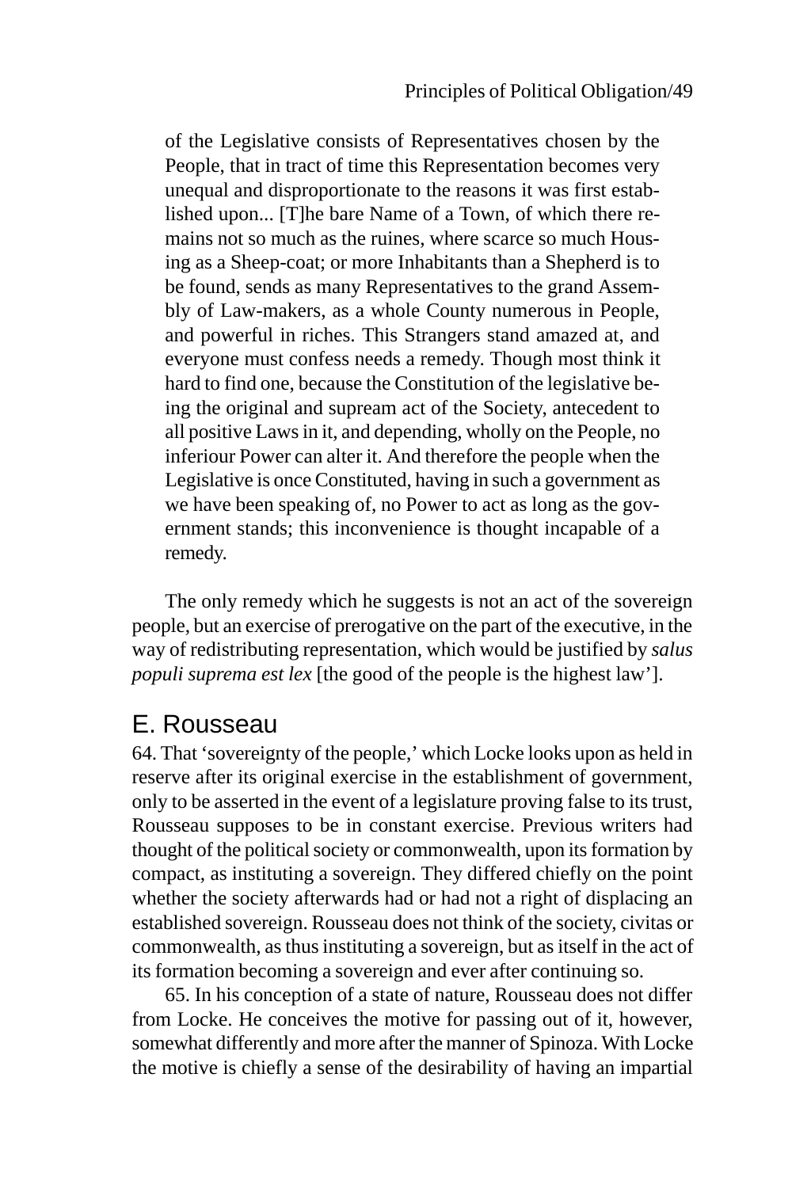> of the Legislative consists of Representatives chosen by the People, that in tract of time this Representation becomes very unequal and disproportionate to the reasons it was first established upon... [T]he bare Name of a Town, of which there remains not so much as the ruines, where scarce so much Housing as a Sheep-coat; or more Inhabitants than a Shepherd is to be found, sends as many Representatives to the grand Assembly of Law-makers, as a whole County numerous in People, and powerful in riches. This Strangers stand amazed at, and everyone must confess needs a remedy. Though most think it hard to find one, because the Constitution of the legislative being the original and supream act of the Society, antecedent to all positive Laws in it, and depending, wholly on the People, no inferiour Power can alter it. And therefore the people when the Legislative is once Constituted, having in such a government as we have been speaking of, no Power to act as long as the government stands; this inconvenience is thought incapable of a remedy.

The only remedy which he suggests is not an act of the sovereign people, but an exercise of prerogative on the part of the executive, in the way of redistributing representation, which would be justified by *salus populi suprema est lex* [the good of the people is the highest law'].

## E. Rousseau

64. That 'sovereignty of the people,' which Locke looks upon as held in reserve after its original exercise in the establishment of government, only to be asserted in the event of a legislature proving false to its trust, Rousseau supposes to be in constant exercise. Previous writers had thought of the political society or commonwealth, upon its formation by compact, as instituting a sovereign. They differed chiefly on the point whether the society afterwards had or had not a right of displacing an established sovereign. Rousseau does not think of the society, civitas or commonwealth, as thus instituting a sovereign, but as itself in the act of its formation becoming a sovereign and ever after continuing so.

65. In his conception of a state of nature, Rousseau does not differ from Locke. He conceives the motive for passing out of it, however, somewhat differently and more after the manner of Spinoza. With Locke the motive is chiefly a sense of the desirability of having an impartial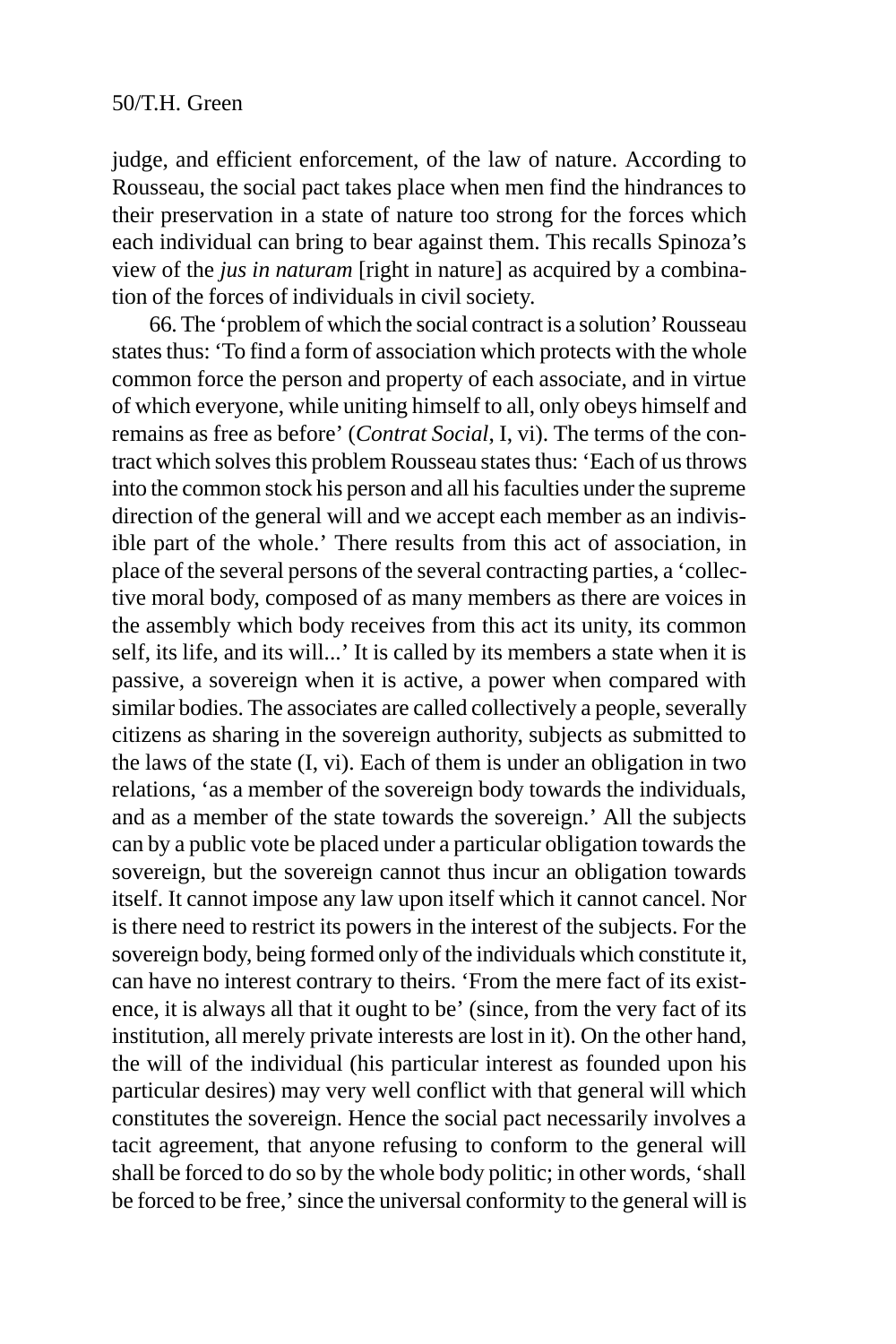judge, and efficient enforcement, of the law of nature. According to Rousseau, the social pact takes place when men find the hindrances to their preservation in a state of nature too strong for the forces which each individual can bring to bear against them. This recalls Spinoza's view of the *jus in naturam* [right in nature] as acquired by a combination of the forces of individuals in civil society.

66. The 'problem of which the social contract is a solution' Rousseau states thus: 'To find a form of association which protects with the whole common force the person and property of each associate, and in virtue of which everyone, while uniting himself to all, only obeys himself and remains as free as before' (*Contrat Social*, I, vi). The terms of the contract which solves this problem Rousseau states thus: 'Each of us throws into the common stock his person and all his faculties under the supreme direction of the general will and we accept each member as an indivisible part of the whole.' There results from this act of association, in place of the several persons of the several contracting parties, a 'collective moral body, composed of as many members as there are voices in the assembly which body receives from this act its unity, its common self, its life, and its will...' It is called by its members a state when it is passive, a sovereign when it is active, a power when compared with similar bodies. The associates are called collectively a people, severally citizens as sharing in the sovereign authority, subjects as submitted to the laws of the state (I, vi). Each of them is under an obligation in two relations, 'as a member of the sovereign body towards the individuals, and as a member of the state towards the sovereign.' All the subjects can by a public vote be placed under a particular obligation towards the sovereign, but the sovereign cannot thus incur an obligation towards itself. It cannot impose any law upon itself which it cannot cancel. Nor is there need to restrict its powers in the interest of the subjects. For the sovereign body, being formed only of the individuals which constitute it, can have no interest contrary to theirs. 'From the mere fact of its existence, it is always all that it ought to be' (since, from the very fact of its institution, all merely private interests are lost in it). On the other hand, the will of the individual (his particular interest as founded upon his particular desires) may very well conflict with that general will which constitutes the sovereign. Hence the social pact necessarily involves a tacit agreement, that anyone refusing to conform to the general will shall be forced to do so by the whole body politic; in other words, 'shall be forced to be free,' since the universal conformity to the general will is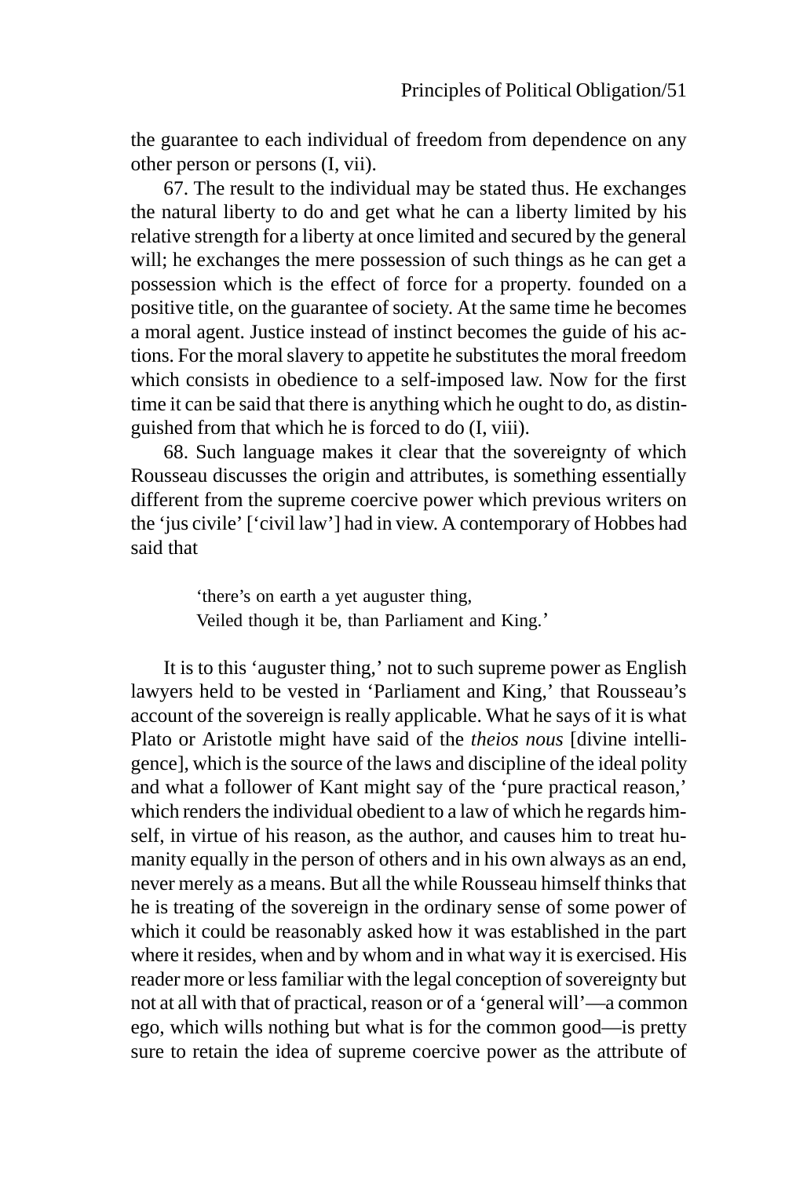the guarantee to each individual of freedom from dependence on any other person or persons (I, vii).

67. The result to the individual may be stated thus. He exchanges the natural liberty to do and get what he can a liberty limited by his relative strength for a liberty at once limited and secured by the general will; he exchanges the mere possession of such things as he can get a possession which is the effect of force for a property. founded on a positive title, on the guarantee of society. At the same time he becomes a moral agent. Justice instead of instinct becomes the guide of his actions. For the moral slavery to appetite he substitutes the moral freedom which consists in obedience to a self-imposed law. Now for the first time it can be said that there is anything which he ought to do, as distinguished from that which he is forced to do (I, viii).

68. Such language makes it clear that the sovereignty of which Rousseau discusses the origin and attributes, is something essentially different from the supreme coercive power which previous writers on the 'jus civile' ['civil law'] had in view. A contemporary of Hobbes had said that

> 'there's on earth a yet auguster thing,
> Veiled though it be, than Parliament and King.'

It is to this 'auguster thing,' not to such supreme power as English lawyers held to be vested in 'Parliament and King,' that Rousseau's account of the sovereign is really applicable. What he says of it is what Plato or Aristotle might have said of the *theios nous* [divine intelligence], which is the source of the laws and discipline of the ideal polity and what a follower of Kant might say of the 'pure practical reason,' which renders the individual obedient to a law of which he regards himself, in virtue of his reason, as the author, and causes him to treat humanity equally in the person of others and in his own always as an end, never merely as a means. But all the while Rousseau himself thinks that he is treating of the sovereign in the ordinary sense of some power of which it could be reasonably asked how it was established in the part where it resides, when and by whom and in what way it is exercised. His reader more or less familiar with the legal conception of sovereignty but not at all with that of practical, reason or of a 'general will'—a common ego, which wills nothing but what is for the common good—is pretty sure to retain the idea of supreme coercive power as the attribute of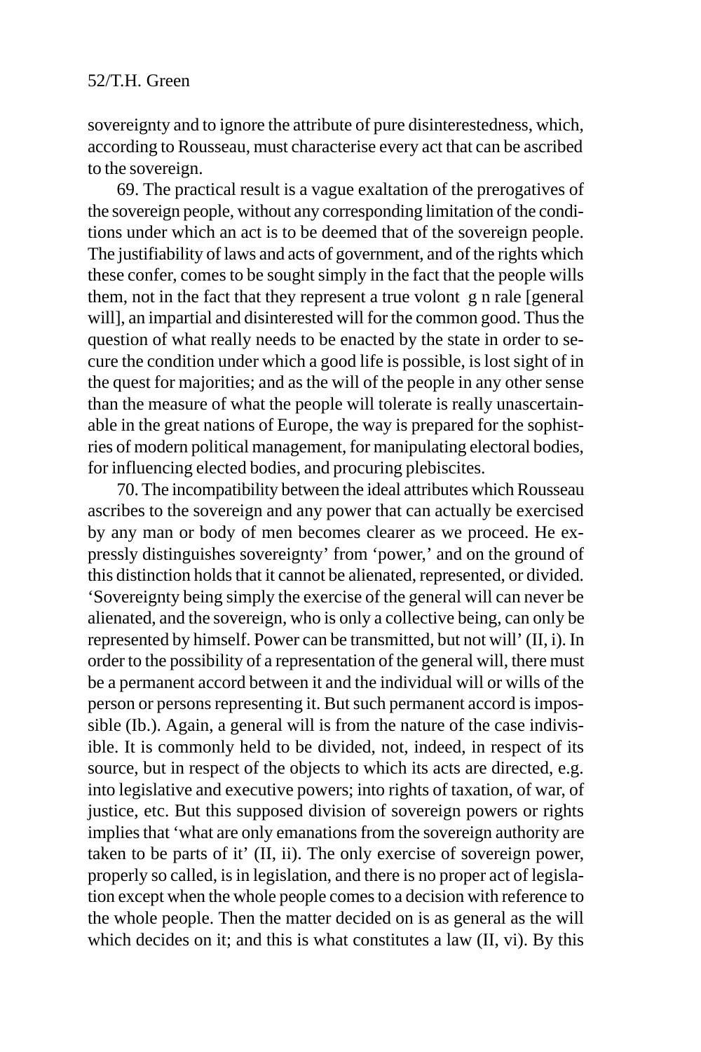sovereignty and to ignore the attribute of pure disinterestedness, which, according to Rousseau, must characterise every act that can be ascribed to the sovereign.

69. The practical result is a vague exaltation of the prerogatives of the sovereign people, without any corresponding limitation of the conditions under which an act is to be deemed that of the sovereign people. The justifiability of laws and acts of government, and of the rights which these confer, comes to be sought simply in the fact that the people wills them, not in the fact that they represent a true volont g n rale [general will], an impartial and disinterested will for the common good. Thus the question of what really needs to be enacted by the state in order to secure the condition under which a good life is possible, is lost sight of in the quest for majorities; and as the will of the people in any other sense than the measure of what the people will tolerate is really unascertainable in the great nations of Europe, the way is prepared for the sophistries of modern political management, for manipulating electoral bodies, for influencing elected bodies, and procuring plebiscites.

70. The incompatibility between the ideal attributes which Rousseau ascribes to the sovereign and any power that can actually be exercised by any man or body of men becomes clearer as we proceed. He expressly distinguishes sovereignty' from 'power,' and on the ground of this distinction holds that it cannot be alienated, represented, or divided. 'Sovereignty being simply the exercise of the general will can never be alienated, and the sovereign, who is only a collective being, can only be represented by himself. Power can be transmitted, but not will' (II, i). In order to the possibility of a representation of the general will, there must be a permanent accord between it and the individual will or wills of the person or persons representing it. But such permanent accord is impossible (Ib.). Again, a general will is from the nature of the case indivisible. It is commonly held to be divided, not, indeed, in respect of its source, but in respect of the objects to which its acts are directed, e.g. into legislative and executive powers; into rights of taxation, of war, of justice, etc. But this supposed division of sovereign powers or rights implies that 'what are only emanations from the sovereign authority are taken to be parts of it' (II, ii). The only exercise of sovereign power, properly so called, is in legislation, and there is no proper act of legislation except when the whole people comes to a decision with reference to the whole people. Then the matter decided on is as general as the will which decides on it; and this is what constitutes a law (II, vi). By this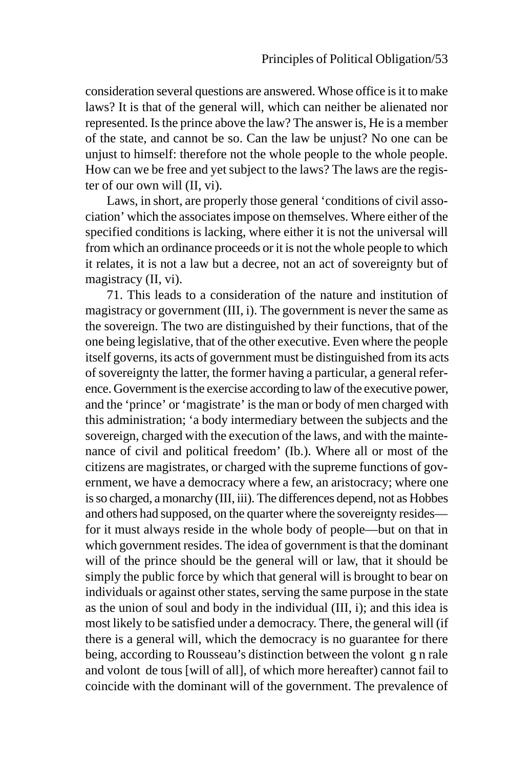consideration several questions are answered. Whose office is it to make laws? It is that of the general will, which can neither be alienated nor represented. Is the prince above the law? The answer is, He is a member of the state, and cannot be so. Can the law be unjust? No one can be unjust to himself: therefore not the whole people to the whole people. How can we be free and yet subject to the laws? The laws are the register of our own will (II, vi).

Laws, in short, are properly those general 'conditions of civil association' which the associates impose on themselves. Where either of the specified conditions is lacking, where either it is not the universal will from which an ordinance proceeds or it is not the whole people to which it relates, it is not a law but a decree, not an act of sovereignty but of magistracy (II, vi).

71. This leads to a consideration of the nature and institution of magistracy or government (III, i). The government is never the same as the sovereign. The two are distinguished by their functions, that of the one being legislative, that of the other executive. Even where the people itself governs, its acts of government must be distinguished from its acts of sovereignty the latter, the former having a particular, a general reference. Government is the exercise according to law of the executive power, and the 'prince' or 'magistrate' is the man or body of men charged with this administration; 'a body intermediary between the subjects and the sovereign, charged with the execution of the laws, and with the maintenance of civil and political freedom' (Ib.). Where all or most of the citizens are magistrates, or charged with the supreme functions of government, we have a democracy where a few, an aristocracy; where one is so charged, a monarchy (III, iii). The differences depend, not as Hobbes and others had supposed, on the quarter where the sovereignty resides—for it must always reside in the whole body of people—but on that in which government resides. The idea of government is that the dominant will of the prince should be the general will or law, that it should be simply the public force by which that general will is brought to bear on individuals or against other states, serving the same purpose in the state as the union of soul and body in the individual (III, i); and this idea is most likely to be satisfied under a democracy. There, the general will (if there is a general will, which the democracy is no guarantee for there being, according to Rousseau's distinction between the volont g n rale and volont de tous [will of all], of which more hereafter) cannot fail to coincide with the dominant will of the government. The prevalence of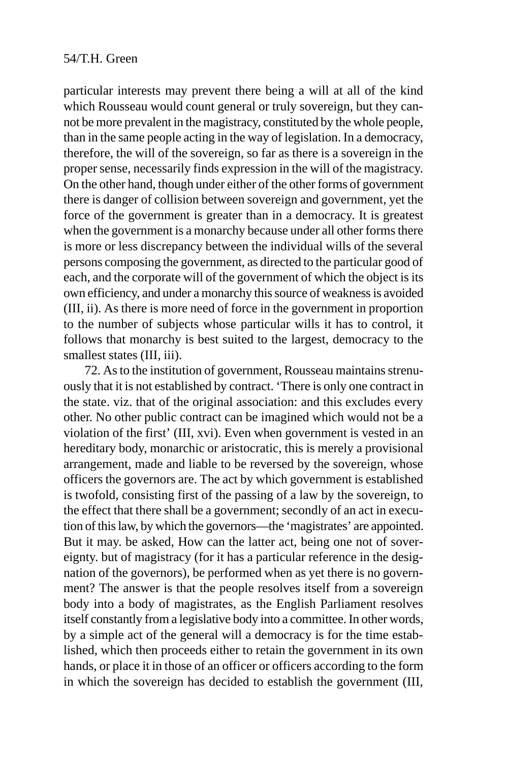particular interests may prevent there being a will at all of the kind which Rousseau would count general or truly sovereign, but they cannot be more prevalent in the magistracy, constituted by the whole people, than in the same people acting in the way of legislation. In a democracy, therefore, the will of the sovereign, so far as there is a sovereign in the proper sense, necessarily finds expression in the will of the magistracy. On the other hand, though under either of the other forms of government there is danger of collision between sovereign and government, yet the force of the government is greater than in a democracy. It is greatest when the government is a monarchy because under all other forms there is more or less discrepancy between the individual wills of the several persons composing the government, as directed to the particular good of each, and the corporate will of the government of which the object is its own efficiency, and under a monarchy this source of weakness is avoided (III, ii). As there is more need of force in the government in proportion to the number of subjects whose particular wills it has to control, it follows that monarchy is best suited to the largest, democracy to the smallest states (III, iii).

72. As to the institution of government, Rousseau maintains strenuously that it is not established by contract. 'There is only one contract in the state. viz. that of the original association: and this excludes every other. No other public contract can be imagined which would not be a violation of the first' (III, xvi). Even when government is vested in an hereditary body, monarchic or aristocratic, this is merely a provisional arrangement, made and liable to be reversed by the sovereign, whose officers the governors are. The act by which government is established is twofold, consisting first of the passing of a law by the sovereign, to the effect that there shall be a government; secondly of an act in execution of this law, by which the governors—the 'magistrates' are appointed. But it may. be asked, How can the latter act, being one not of sovereignty. but of magistracy (for it has a particular reference in the designation of the governors), be performed when as yet there is no government? The answer is that the people resolves itself from a sovereign body into a body of magistrates, as the English Parliament resolves itself constantly from a legislative body into a committee. In other words, by a simple act of the general will a democracy is for the time established, which then proceeds either to retain the government in its own hands, or place it in those of an officer or officers according to the form in which the sovereign has decided to establish the government (III,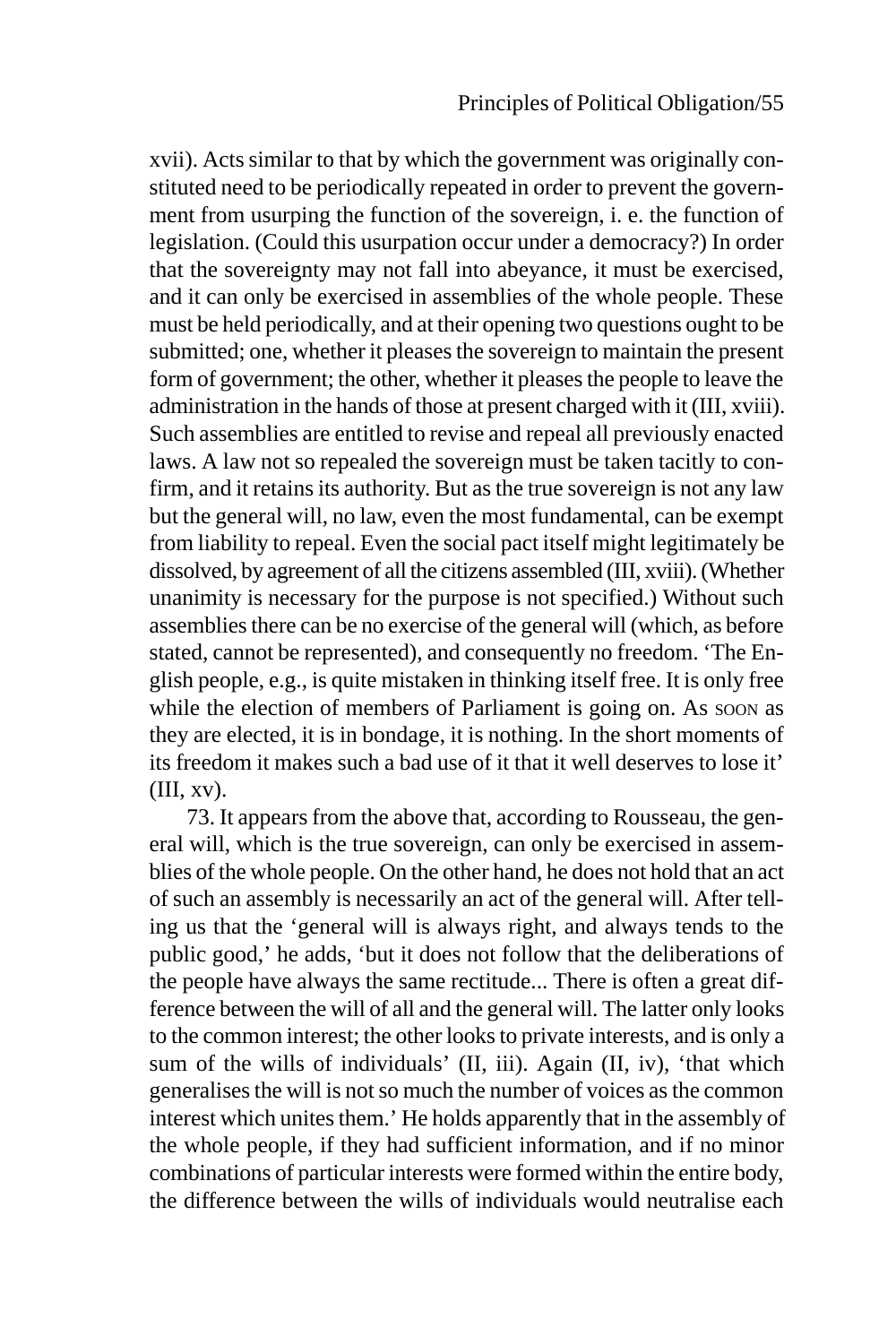xvii). Acts similar to that by which the government was originally constituted need to be periodically repeated in order to prevent the government from usurping the function of the sovereign, i. e. the function of legislation. (Could this usurpation occur under a democracy?) In order that the sovereignty may not fall into abeyance, it must be exercised, and it can only be exercised in assemblies of the whole people. These must be held periodically, and at their opening two questions ought to be submitted; one, whether it pleases the sovereign to maintain the present form of government; the other, whether it pleases the people to leave the administration in the hands of those at present charged with it (III, xviii). Such assemblies are entitled to revise and repeal all previously enacted laws. A law not so repealed the sovereign must be taken tacitly to confirm, and it retains its authority. But as the true sovereign is not any law but the general will, no law, even the most fundamental, can be exempt from liability to repeal. Even the social pact itself might legitimately be dissolved, by agreement of all the citizens assembled (III, xviii). (Whether unanimity is necessary for the purpose is not specified.) Without such assemblies there can be no exercise of the general will (which, as before stated, cannot be represented), and consequently no freedom. 'The English people, e.g., is quite mistaken in thinking itself free. It is only free while the election of members of Parliament is going on. As soon as they are elected, it is in bondage, it is nothing. In the short moments of its freedom it makes such a bad use of it that it well deserves to lose it' (III, xv).

73. It appears from the above that, according to Rousseau, the general will, which is the true sovereign, can only be exercised in assemblies of the whole people. On the other hand, he does not hold that an act of such an assembly is necessarily an act of the general will. After telling us that the 'general will is always right, and always tends to the public good,' he adds, 'but it does not follow that the deliberations of the people have always the same rectitude... There is often a great difference between the will of all and the general will. The latter only looks to the common interest; the other looks to private interests, and is only a sum of the wills of individuals' (II, iii). Again (II, iv), 'that which generalises the will is not so much the number of voices as the common interest which unites them.' He holds apparently that in the assembly of the whole people, if they had sufficient information, and if no minor combinations of particular interests were formed within the entire body, the difference between the wills of individuals would neutralise each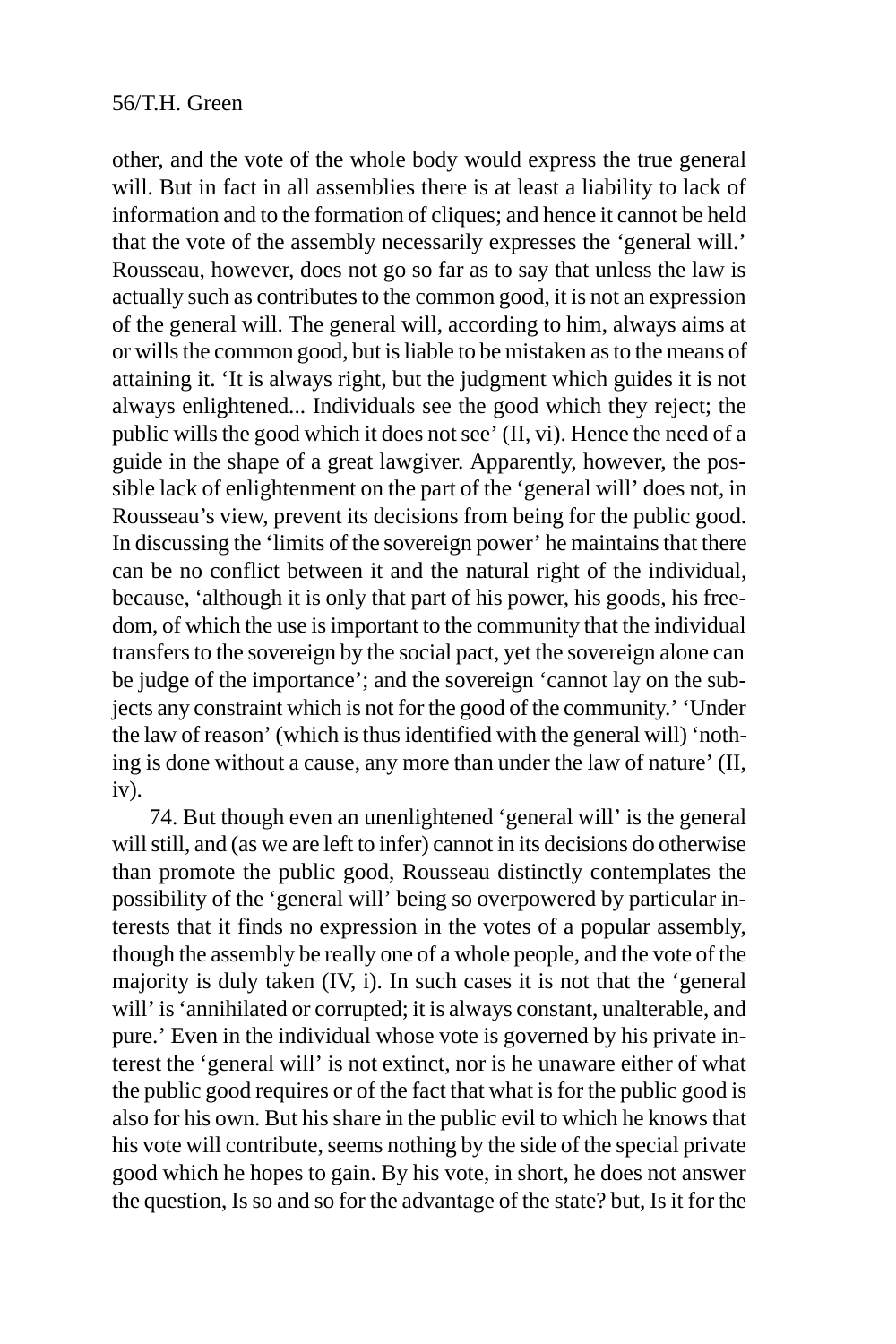other, and the vote of the whole body would express the true general will. But in fact in all assemblies there is at least a liability to lack of information and to the formation of cliques; and hence it cannot be held that the vote of the assembly necessarily expresses the 'general will.' Rousseau, however, does not go so far as to say that unless the law is actually such as contributes to the common good, it is not an expression of the general will. The general will, according to him, always aims at or wills the common good, but is liable to be mistaken as to the means of attaining it. 'It is always right, but the judgment which guides it is not always enlightened... Individuals see the good which they reject; the public wills the good which it does not see' (II, vi). Hence the need of a guide in the shape of a great lawgiver. Apparently, however, the possible lack of enlightenment on the part of the 'general will' does not, in Rousseau's view, prevent its decisions from being for the public good. In discussing the 'limits of the sovereign power' he maintains that there can be no conflict between it and the natural right of the individual, because, 'although it is only that part of his power, his goods, his freedom, of which the use is important to the community that the individual transfers to the sovereign by the social pact, yet the sovereign alone can be judge of the importance'; and the sovereign 'cannot lay on the subjects any constraint which is not for the good of the community.' 'Under the law of reason' (which is thus identified with the general will) 'nothing is done without a cause, any more than under the law of nature' (II, iv).

74. But though even an unenlightened 'general will' is the general will still, and (as we are left to infer) cannot in its decisions do otherwise than promote the public good, Rousseau distinctly contemplates the possibility of the 'general will' being so overpowered by particular interests that it finds no expression in the votes of a popular assembly, though the assembly be really one of a whole people, and the vote of the majority is duly taken (IV, i). In such cases it is not that the 'general will' is 'annihilated or corrupted; it is always constant, unalterable, and pure.' Even in the individual whose vote is governed by his private interest the 'general will' is not extinct, nor is he unaware either of what the public good requires or of the fact that what is for the public good is also for his own. But his share in the public evil to which he knows that his vote will contribute, seems nothing by the side of the special private good which he hopes to gain. By his vote, in short, he does not answer the question, Is so and so for the advantage of the state? but, Is it for the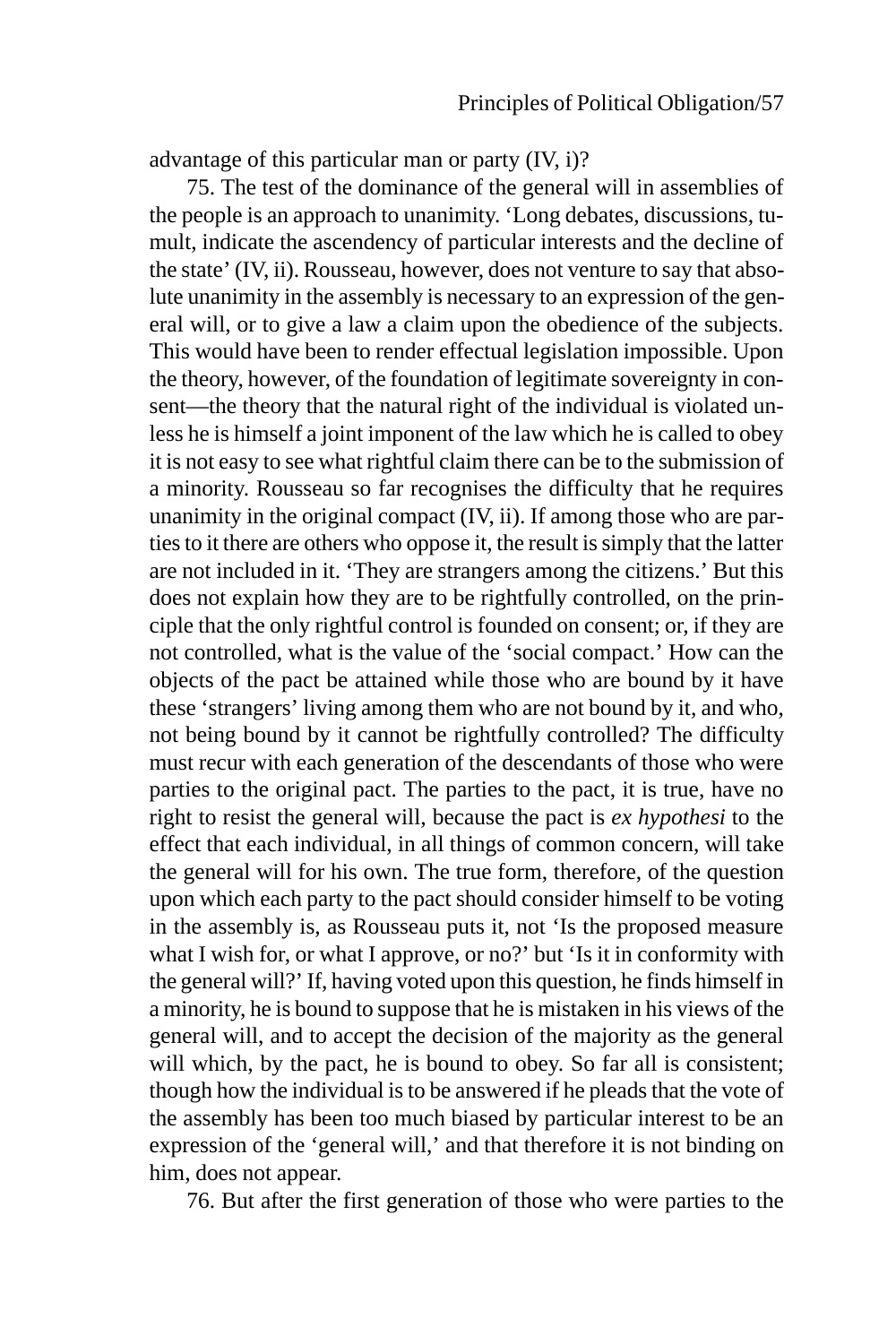advantage of this particular man or party (IV, i)?

75. The test of the dominance of the general will in assemblies of the people is an approach to unanimity. 'Long debates, discussions, tumult, indicate the ascendency of particular interests and the decline of the state' (IV, ii). Rousseau, however, does not venture to say that absolute unanimity in the assembly is necessary to an expression of the general will, or to give a law a claim upon the obedience of the subjects. This would have been to render effectual legislation impossible. Upon the theory, however, of the foundation of legitimate sovereignty in consent—the theory that the natural right of the individual is violated unless he is himself a joint imponent of the law which he is called to obey it is not easy to see what rightful claim there can be to the submission of a minority. Rousseau so far recognises the difficulty that he requires unanimity in the original compact (IV, ii). If among those who are parties to it there are others who oppose it, the result is simply that the latter are not included in it. 'They are strangers among the citizens.' But this does not explain how they are to be rightfully controlled, on the principle that the only rightful control is founded on consent; or, if they are not controlled, what is the value of the 'social compact.' How can the objects of the pact be attained while those who are bound by it have these 'strangers' living among them who are not bound by it, and who, not being bound by it cannot be rightfully controlled? The difficulty must recur with each generation of the descendants of those who were parties to the original pact. The parties to the pact, it is true, have no right to resist the general will, because the pact is *ex hypothesi* to the effect that each individual, in all things of common concern, will take the general will for his own. The true form, therefore, of the question upon which each party to the pact should consider himself to be voting in the assembly is, as Rousseau puts it, not 'Is the proposed measure what I wish for, or what I approve, or no?' but 'Is it in conformity with the general will?' If, having voted upon this question, he finds himself in a minority, he is bound to suppose that he is mistaken in his views of the general will, and to accept the decision of the majority as the general will which, by the pact, he is bound to obey. So far all is consistent; though how the individual is to be answered if he pleads that the vote of the assembly has been too much biased by particular interest to be an expression of the 'general will,' and that therefore it is not binding on him, does not appear.

76. But after the first generation of those who were parties to the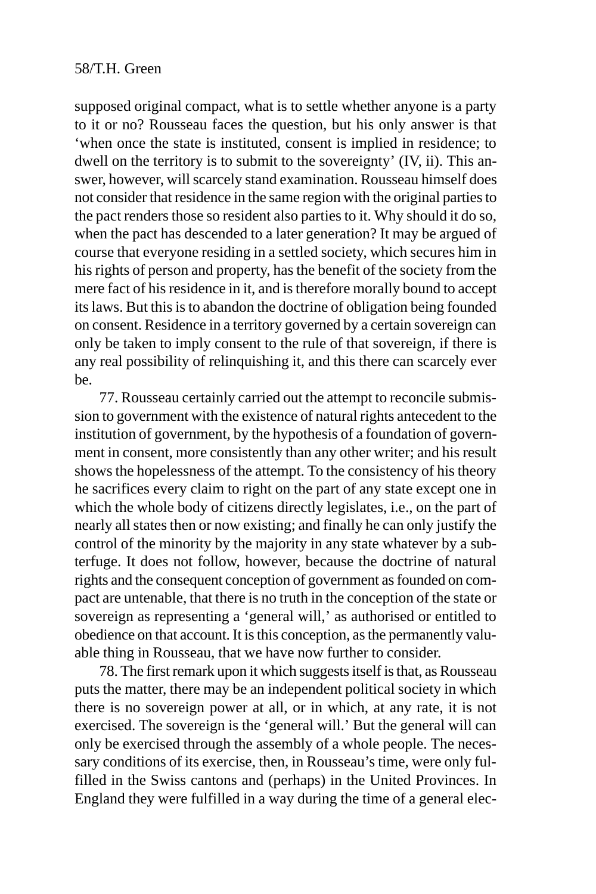supposed original compact, what is to settle whether anyone is a party to it or no? Rousseau faces the question, but his only answer is that 'when once the state is instituted, consent is implied in residence; to dwell on the territory is to submit to the sovereignty' (IV, ii). This answer, however, will scarcely stand examination. Rousseau himself does not consider that residence in the same region with the original parties to the pact renders those so resident also parties to it. Why should it do so, when the pact has descended to a later generation? It may be argued of course that everyone residing in a settled society, which secures him in his rights of person and property, has the benefit of the society from the mere fact of his residence in it, and is therefore morally bound to accept its laws. But this is to abandon the doctrine of obligation being founded on consent. Residence in a territory governed by a certain sovereign can only be taken to imply consent to the rule of that sovereign, if there is any real possibility of relinquishing it, and this there can scarcely ever be.

77. Rousseau certainly carried out the attempt to reconcile submission to government with the existence of natural rights antecedent to the institution of government, by the hypothesis of a foundation of government in consent, more consistently than any other writer; and his result shows the hopelessness of the attempt. To the consistency of his theory he sacrifices every claim to right on the part of any state except one in which the whole body of citizens directly legislates, i.e., on the part of nearly all states then or now existing; and finally he can only justify the control of the minority by the majority in any state whatever by a subterfuge. It does not follow, however, because the doctrine of natural rights and the consequent conception of government as founded on compact are untenable, that there is no truth in the conception of the state or sovereign as representing a 'general will,' as authorised or entitled to obedience on that account. It is this conception, as the permanently valuable thing in Rousseau, that we have now further to consider.

78. The first remark upon it which suggests itself is that, as Rousseau puts the matter, there may be an independent political society in which there is no sovereign power at all, or in which, at any rate, it is not exercised. The sovereign is the 'general will.' But the general will can only be exercised through the assembly of a whole people. The necessary conditions of its exercise, then, in Rousseau's time, were only fulfilled in the Swiss cantons and (perhaps) in the United Provinces. In England they were fulfilled in a way during the time of a general elec-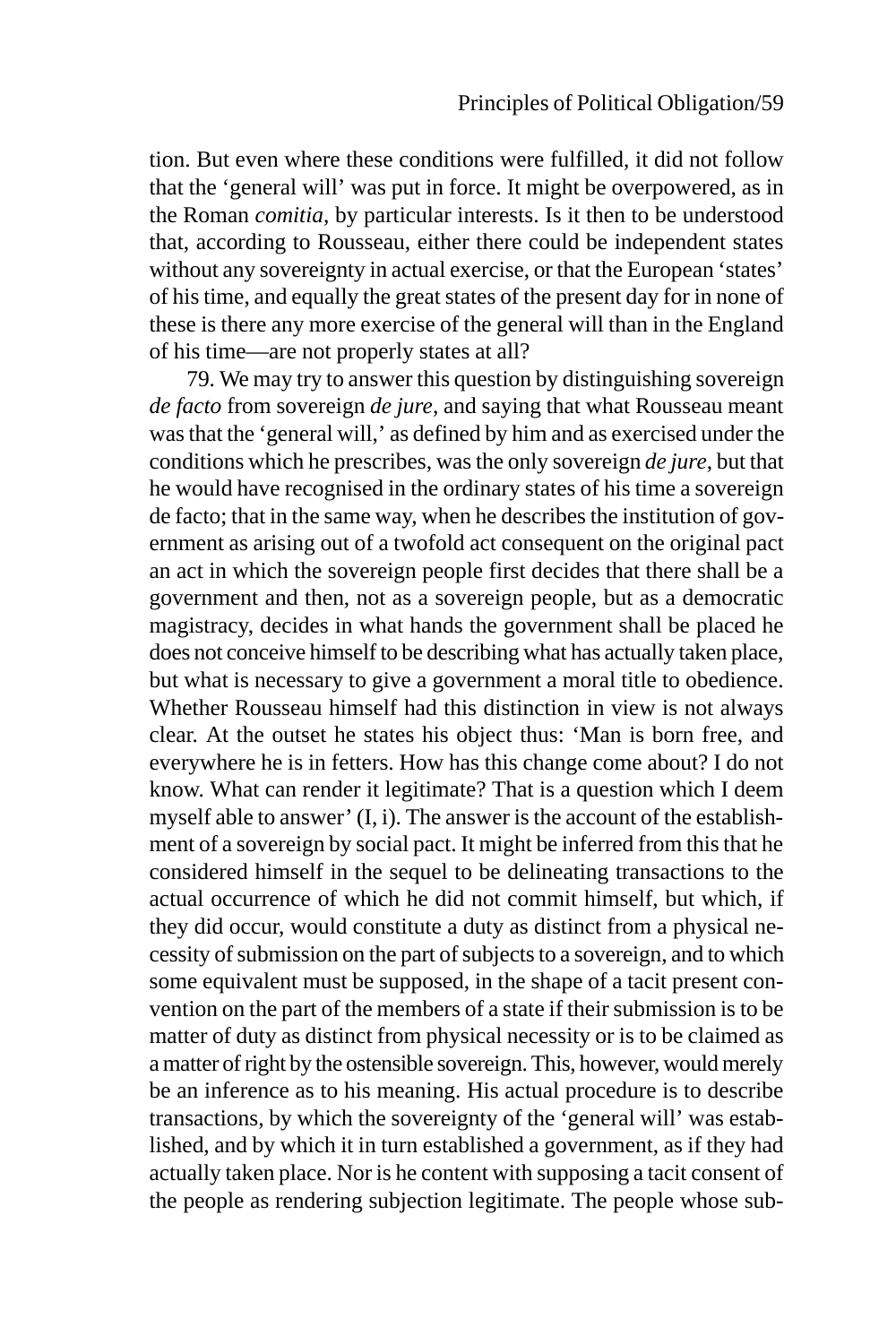tion. But even where these conditions were fulfilled, it did not follow that the 'general will' was put in force. It might be overpowered, as in the Roman *comitia,* by particular interests. Is it then to be understood that, according to Rousseau, either there could be independent states without any sovereignty in actual exercise, or that the European 'states' of his time, and equally the great states of the present day for in none of these is there any more exercise of the general will than in the England of his time—are not properly states at all?

79. We may try to answer this question by distinguishing sovereign *de facto* from sovereign *de jure,* and saying that what Rousseau meant was that the 'general will,' as defined by him and as exercised under the conditions which he prescribes, was the only sovereign *de jure,* but that he would have recognised in the ordinary states of his time a sovereign de facto; that in the same way, when he describes the institution of government as arising out of a twofold act consequent on the original pact an act in which the sovereign people first decides that there shall be a government and then, not as a sovereign people, but as a democratic magistracy, decides in what hands the government shall be placed he does not conceive himself to be describing what has actually taken place, but what is necessary to give a government a moral title to obedience. Whether Rousseau himself had this distinction in view is not always clear. At the outset he states his object thus: 'Man is born free, and everywhere he is in fetters. How has this change come about? I do not know. What can render it legitimate? That is a question which I deem myself able to answer' (I, i). The answer is the account of the establishment of a sovereign by social pact. It might be inferred from this that he considered himself in the sequel to be delineating transactions to the actual occurrence of which he did not commit himself, but which, if they did occur, would constitute a duty as distinct from a physical necessity of submission on the part of subjects to a sovereign, and to which some equivalent must be supposed, in the shape of a tacit present convention on the part of the members of a state if their submission is to be matter of duty as distinct from physical necessity or is to be claimed as a matter of right by the ostensible sovereign. This, however, would merely be an inference as to his meaning. His actual procedure is to describe transactions, by which the sovereignty of the 'general will' was established, and by which it in turn established a government, as if they had actually taken place. Nor is he content with supposing a tacit consent of the people as rendering subjection legitimate. The people whose sub-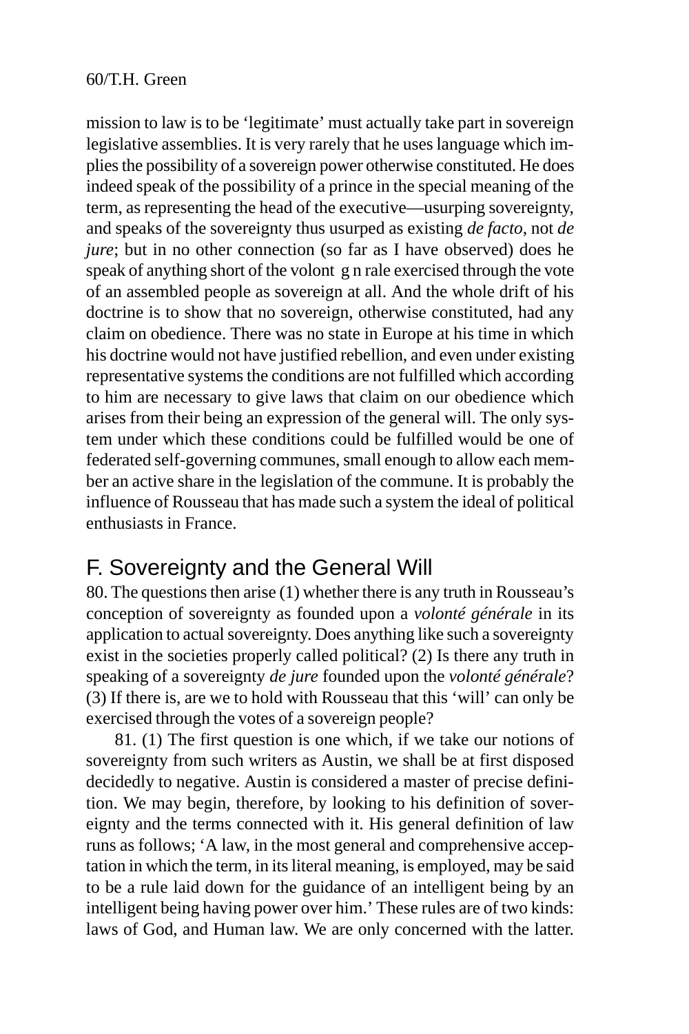mission to law is to be 'legitimate' must actually take part in sovereign legislative assemblies. It is very rarely that he uses language which implies the possibility of a sovereign power otherwise constituted. He does indeed speak of the possibility of a prince in the special meaning of the term, as representing the head of the executive—usurping sovereignty, and speaks of the sovereignty thus usurped as existing *de facto*, not *de jure*; but in no other connection (so far as I have observed) does he speak of anything short of the volont g n rale exercised through the vote of an assembled people as sovereign at all. And the whole drift of his doctrine is to show that no sovereign, otherwise constituted, had any claim on obedience. There was no state in Europe at his time in which his doctrine would not have justified rebellion, and even under existing representative systems the conditions are not fulfilled which according to him are necessary to give laws that claim on our obedience which arises from their being an expression of the general will. The only system under which these conditions could be fulfilled would be one of federated self-governing communes, small enough to allow each member an active share in the legislation of the commune. It is probably the influence of Rousseau that has made such a system the ideal of political enthusiasts in France.

## F. Sovereignty and the General Will

80. The questions then arise (1) whether there is any truth in Rousseau's conception of sovereignty as founded upon a *volonté générale* in its application to actual sovereignty. Does anything like such a sovereignty exist in the societies properly called political? (2) Is there any truth in speaking of a sovereignty *de jure* founded upon the *volonté générale*? (3) If there is, are we to hold with Rousseau that this 'will' can only be exercised through the votes of a sovereign people?

81. (1) The first question is one which, if we take our notions of sovereignty from such writers as Austin, we shall be at first disposed decidedly to negative. Austin is considered a master of precise definition. We may begin, therefore, by looking to his definition of sovereignty and the terms connected with it. His general definition of law runs as follows; 'A law, in the most general and comprehensive acceptation in which the term, in its literal meaning, is employed, may be said to be a rule laid down for the guidance of an intelligent being by an intelligent being having power over him.' These rules are of two kinds: laws of God, and Human law. We are only concerned with the latter.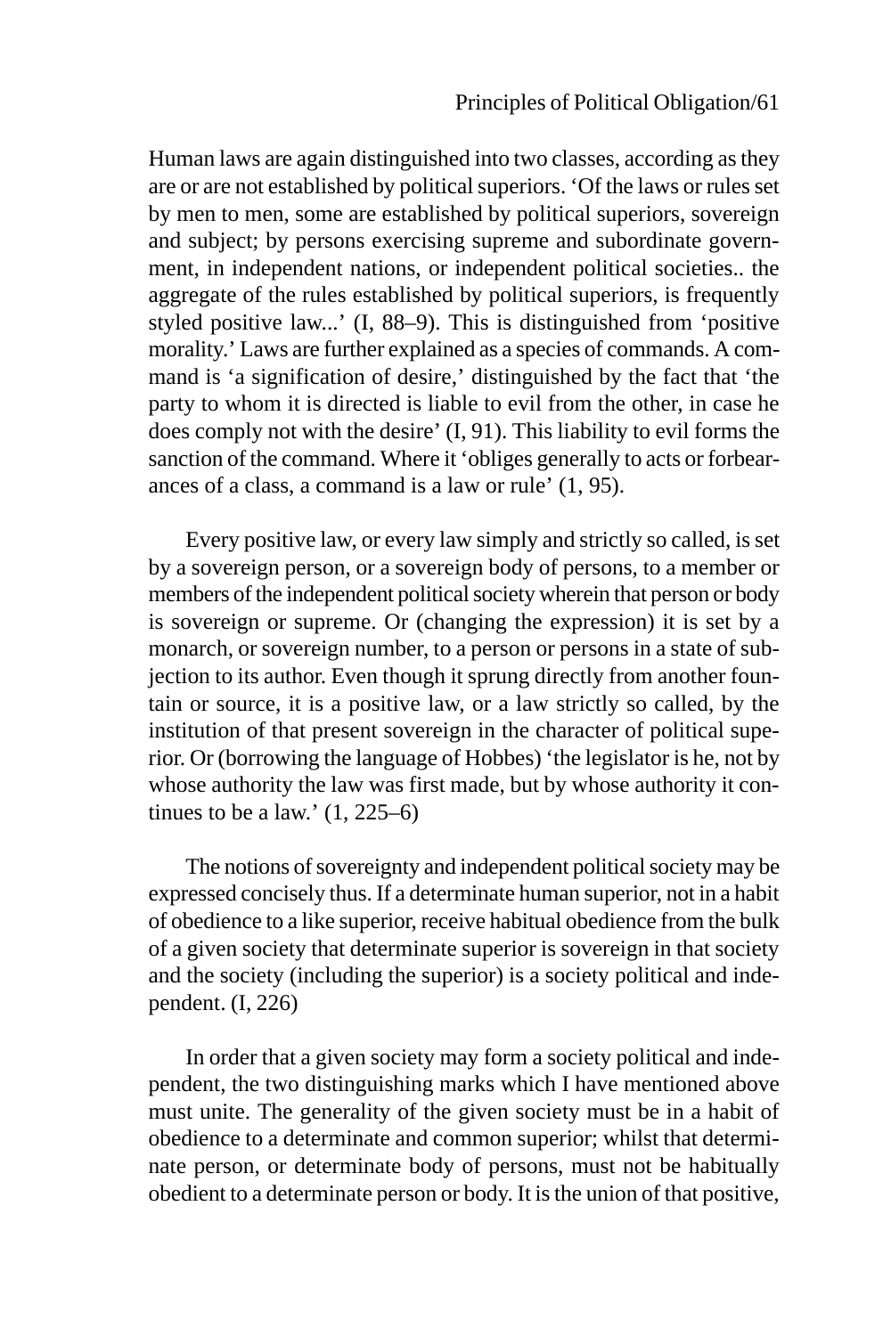Human laws are again distinguished into two classes, according as they are or are not established by political superiors. 'Of the laws or rules set by men to men, some are established by political superiors, sovereign and subject; by persons exercising supreme and subordinate government, in independent nations, or independent political societies.. the aggregate of the rules established by political superiors, is frequently styled positive law...' (I, 88–9). This is distinguished from 'positive morality.' Laws are further explained as a species of commands. A command is 'a signification of desire,' distinguished by the fact that 'the party to whom it is directed is liable to evil from the other, in case he does comply not with the desire' (I, 91). This liability to evil forms the sanction of the command. Where it 'obliges generally to acts or forbearances of a class, a command is a law or rule' (1, 95).

Every positive law, or every law simply and strictly so called, is set by a sovereign person, or a sovereign body of persons, to a member or members of the independent political society wherein that person or body is sovereign or supreme. Or (changing the expression) it is set by a monarch, or sovereign number, to a person or persons in a state of subjection to its author. Even though it sprung directly from another fountain or source, it is a positive law, or a law strictly so called, by the institution of that present sovereign in the character of political superior. Or (borrowing the language of Hobbes) 'the legislator is he, not by whose authority the law was first made, but by whose authority it continues to be a law.' (1, 225–6)

The notions of sovereignty and independent political society may be expressed concisely thus. If a determinate human superior, not in a habit of obedience to a like superior, receive habitual obedience from the bulk of a given society that determinate superior is sovereign in that society and the society (including the superior) is a society political and independent. (I, 226)

In order that a given society may form a society political and independent, the two distinguishing marks which I have mentioned above must unite. The generality of the given society must be in a habit of obedience to a determinate and common superior; whilst that determinate person, or determinate body of persons, must not be habitually obedient to a determinate person or body. It is the union of that positive,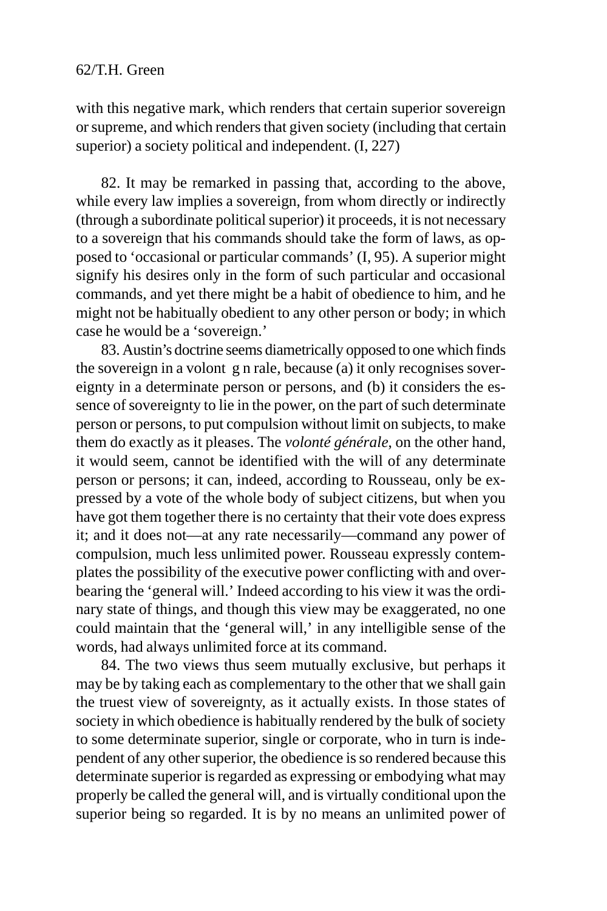with this negative mark, which renders that certain superior sovereign or supreme, and which renders that given society (including that certain superior) a society political and independent. (I, 227)

82. It may be remarked in passing that, according to the above, while every law implies a sovereign, from whom directly or indirectly (through a subordinate political superior) it proceeds, it is not necessary to a sovereign that his commands should take the form of laws, as opposed to 'occasional or particular commands' (I, 95). A superior might signify his desires only in the form of such particular and occasional commands, and yet there might be a habit of obedience to him, and he might not be habitually obedient to any other person or body; in which case he would be a 'sovereign.'

83. Austin's doctrine seems diametrically opposed to one which finds the sovereign in a volont g n rale, because (a) it only recognises sovereignty in a determinate person or persons, and (b) it considers the essence of sovereignty to lie in the power, on the part of such determinate person or persons, to put compulsion without limit on subjects, to make them do exactly as it pleases. The *volonté générale*, on the other hand, it would seem, cannot be identified with the will of any determinate person or persons; it can, indeed, according to Rousseau, only be expressed by a vote of the whole body of subject citizens, but when you have got them together there is no certainty that their vote does express it; and it does not—at any rate necessarily—command any power of compulsion, much less unlimited power. Rousseau expressly contemplates the possibility of the executive power conflicting with and overbearing the 'general will.' Indeed according to his view it was the ordinary state of things, and though this view may be exaggerated, no one could maintain that the 'general will,' in any intelligible sense of the words, had always unlimited force at its command.

84. The two views thus seem mutually exclusive, but perhaps it may be by taking each as complementary to the other that we shall gain the truest view of sovereignty, as it actually exists. In those states of society in which obedience is habitually rendered by the bulk of society to some determinate superior, single or corporate, who in turn is independent of any other superior, the obedience is so rendered because this determinate superior is regarded as expressing or embodying what may properly be called the general will, and is virtually conditional upon the superior being so regarded. It is by no means an unlimited power of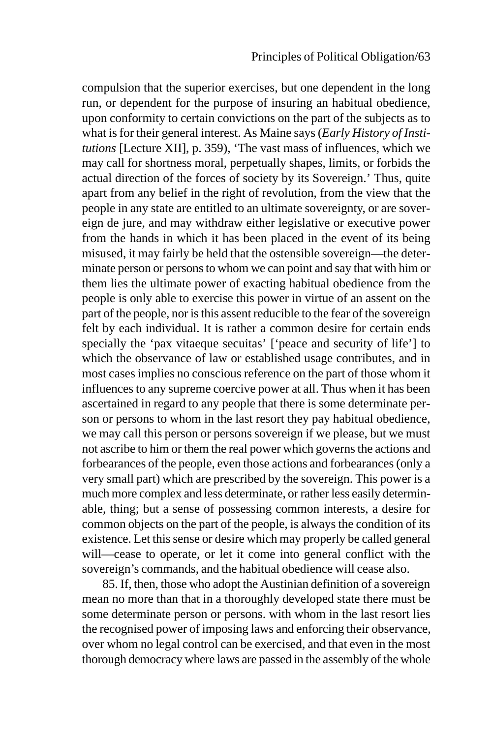compulsion that the superior exercises, but one dependent in the long run, or dependent for the purpose of insuring an habitual obedience, upon conformity to certain convictions on the part of the subjects as to what is for their general interest. As Maine says (*Early History of Institutions* [Lecture XII], p. 359), 'The vast mass of influences, which we may call for shortness moral, perpetually shapes, limits, or forbids the actual direction of the forces of society by its Sovereign.' Thus, quite apart from any belief in the right of revolution, from the view that the people in any state are entitled to an ultimate sovereignty, or are sovereign de jure, and may withdraw either legislative or executive power from the hands in which it has been placed in the event of its being misused, it may fairly be held that the ostensible sovereign—the determinate person or persons to whom we can point and say that with him or them lies the ultimate power of exacting habitual obedience from the people is only able to exercise this power in virtue of an assent on the part of the people, nor is this assent reducible to the fear of the sovereign felt by each individual. It is rather a common desire for certain ends specially the 'pax vitaeque secuitas' ['peace and security of life'] to which the observance of law or established usage contributes, and in most cases implies no conscious reference on the part of those whom it influences to any supreme coercive power at all. Thus when it has been ascertained in regard to any people that there is some determinate person or persons to whom in the last resort they pay habitual obedience, we may call this person or persons sovereign if we please, but we must not ascribe to him or them the real power which governs the actions and forbearances of the people, even those actions and forbearances (only a very small part) which are prescribed by the sovereign. This power is a much more complex and less determinate, or rather less easily determinable, thing; but a sense of possessing common interests, a desire for common objects on the part of the people, is always the condition of its existence. Let this sense or desire which may properly be called general will—cease to operate, or let it come into general conflict with the sovereign's commands, and the habitual obedience will cease also.

85. If, then, those who adopt the Austinian definition of a sovereign mean no more than that in a thoroughly developed state there must be some determinate person or persons. with whom in the last resort lies the recognised power of imposing laws and enforcing their observance, over whom no legal control can be exercised, and that even in the most thorough democracy where laws are passed in the assembly of the whole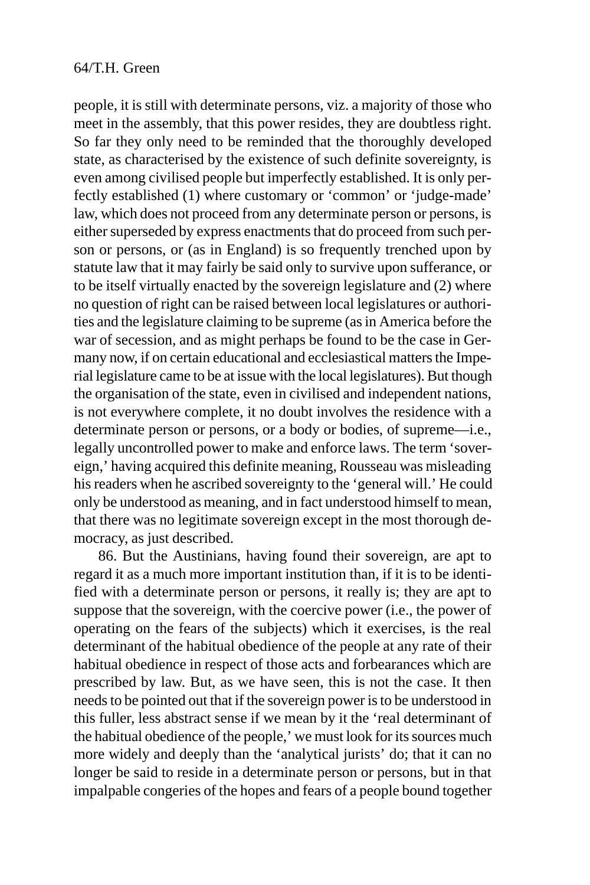people, it is still with determinate persons, viz. a majority of those who meet in the assembly, that this power resides, they are doubtless right. So far they only need to be reminded that the thoroughly developed state, as characterised by the existence of such definite sovereignty, is even among civilised people but imperfectly established. It is only perfectly established (1) where customary or 'common' or 'judge-made' law, which does not proceed from any determinate person or persons, is either superseded by express enactments that do proceed from such person or persons, or (as in England) is so frequently trenched upon by statute law that it may fairly be said only to survive upon sufferance, or to be itself virtually enacted by the sovereign legislature and (2) where no question of right can be raised between local legislatures or authorities and the legislature claiming to be supreme (as in America before the war of secession, and as might perhaps be found to be the case in Germany now, if on certain educational and ecclesiastical matters the Imperial legislature came to be at issue with the local legislatures). But though the organisation of the state, even in civilised and independent nations, is not everywhere complete, it no doubt involves the residence with a determinate person or persons, or a body or bodies, of supreme—i.e., legally uncontrolled power to make and enforce laws. The term 'sovereign,' having acquired this definite meaning, Rousseau was misleading his readers when he ascribed sovereignty to the 'general will.' He could only be understood as meaning, and in fact understood himself to mean, that there was no legitimate sovereign except in the most thorough democracy, as just described.

86. But the Austinians, having found their sovereign, are apt to regard it as a much more important institution than, if it is to be identified with a determinate person or persons, it really is; they are apt to suppose that the sovereign, with the coercive power (i.e., the power of operating on the fears of the subjects) which it exercises, is the real determinant of the habitual obedience of the people at any rate of their habitual obedience in respect of those acts and forbearances which are prescribed by law. But, as we have seen, this is not the case. It then needs to be pointed out that if the sovereign power is to be understood in this fuller, less abstract sense if we mean by it the 'real determinant of the habitual obedience of the people,' we must look for its sources much more widely and deeply than the 'analytical jurists' do; that it can no longer be said to reside in a determinate person or persons, but in that impalpable congeries of the hopes and fears of a people bound together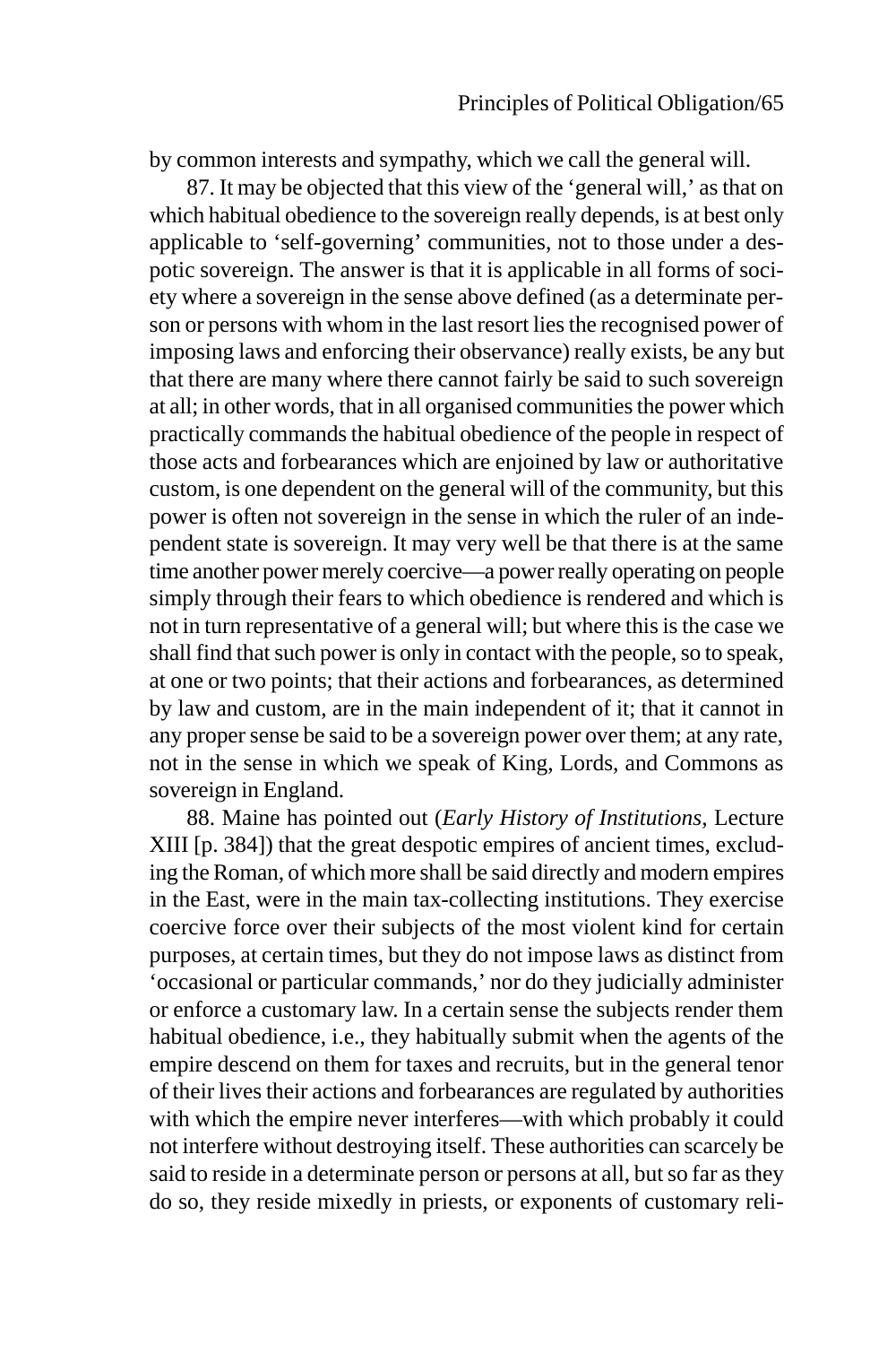by common interests and sympathy, which we call the general will.

87. It may be objected that this view of the 'general will,' as that on which habitual obedience to the sovereign really depends, is at best only applicable to 'self-governing' communities, not to those under a despotic sovereign. The answer is that it is applicable in all forms of society where a sovereign in the sense above defined (as a determinate person or persons with whom in the last resort lies the recognised power of imposing laws and enforcing their observance) really exists, be any but that there are many where there cannot fairly be said to such sovereign at all; in other words, that in all organised communities the power which practically commands the habitual obedience of the people in respect of those acts and forbearances which are enjoined by law or authoritative custom, is one dependent on the general will of the community, but this power is often not sovereign in the sense in which the ruler of an independent state is sovereign. It may very well be that there is at the same time another power merely coercive—a power really operating on people simply through their fears to which obedience is rendered and which is not in turn representative of a general will; but where this is the case we shall find that such power is only in contact with the people, so to speak, at one or two points; that their actions and forbearances, as determined by law and custom, are in the main independent of it; that it cannot in any proper sense be said to be a sovereign power over them; at any rate, not in the sense in which we speak of King, Lords, and Commons as sovereign in England.

88. Maine has pointed out (*Early History of Institutions*, Lecture XIII [p. 384]) that the great despotic empires of ancient times, excluding the Roman, of which more shall be said directly and modern empires in the East, were in the main tax-collecting institutions. They exercise coercive force over their subjects of the most violent kind for certain purposes, at certain times, but they do not impose laws as distinct from 'occasional or particular commands,' nor do they judicially administer or enforce a customary law. In a certain sense the subjects render them habitual obedience, i.e., they habitually submit when the agents of the empire descend on them for taxes and recruits, but in the general tenor of their lives their actions and forbearances are regulated by authorities with which the empire never interferes—with which probably it could not interfere without destroying itself. These authorities can scarcely be said to reside in a determinate person or persons at all, but so far as they do so, they reside mixedly in priests, or exponents of customary reli-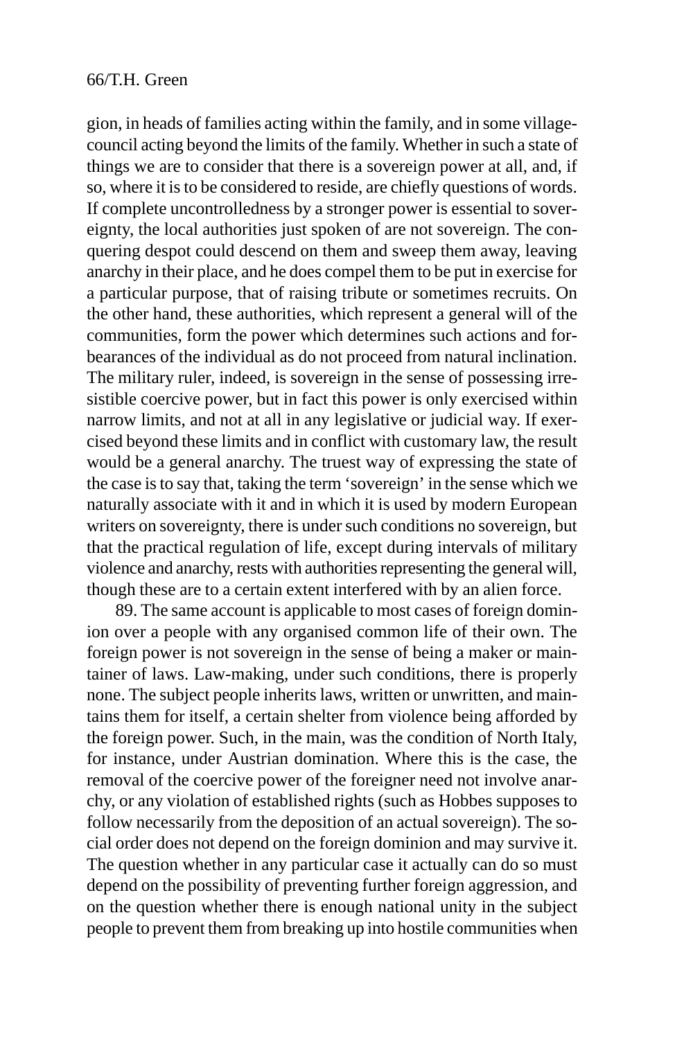gion, in heads of families acting within the family, and in some village-council acting beyond the limits of the family. Whether in such a state of things we are to consider that there is a sovereign power at all, and, if so, where it is to be considered to reside, are chiefly questions of words. If complete uncontrolledness by a stronger power is essential to sovereignty, the local authorities just spoken of are not sovereign. The conquering despot could descend on them and sweep them away, leaving anarchy in their place, and he does compel them to be put in exercise for a particular purpose, that of raising tribute or sometimes recruits. On the other hand, these authorities, which represent a general will of the communities, form the power which determines such actions and forbearances of the individual as do not proceed from natural inclination. The military ruler, indeed, is sovereign in the sense of possessing irresistible coercive power, but in fact this power is only exercised within narrow limits, and not at all in any legislative or judicial way. If exercised beyond these limits and in conflict with customary law, the result would be a general anarchy. The truest way of expressing the state of the case is to say that, taking the term 'sovereign' in the sense which we naturally associate with it and in which it is used by modern European writers on sovereignty, there is under such conditions no sovereign, but that the practical regulation of life, except during intervals of military violence and anarchy, rests with authorities representing the general will, though these are to a certain extent interfered with by an alien force.

89. The same account is applicable to most cases of foreign dominion over a people with any organised common life of their own. The foreign power is not sovereign in the sense of being a maker or maintainer of laws. Law-making, under such conditions, there is properly none. The subject people inherits laws, written or unwritten, and maintains them for itself, a certain shelter from violence being afforded by the foreign power. Such, in the main, was the condition of North Italy, for instance, under Austrian domination. Where this is the case, the removal of the coercive power of the foreigner need not involve anarchy, or any violation of established rights (such as Hobbes supposes to follow necessarily from the deposition of an actual sovereign). The social order does not depend on the foreign dominion and may survive it. The question whether in any particular case it actually can do so must depend on the possibility of preventing further foreign aggression, and on the question whether there is enough national unity in the subject people to prevent them from breaking up into hostile communities when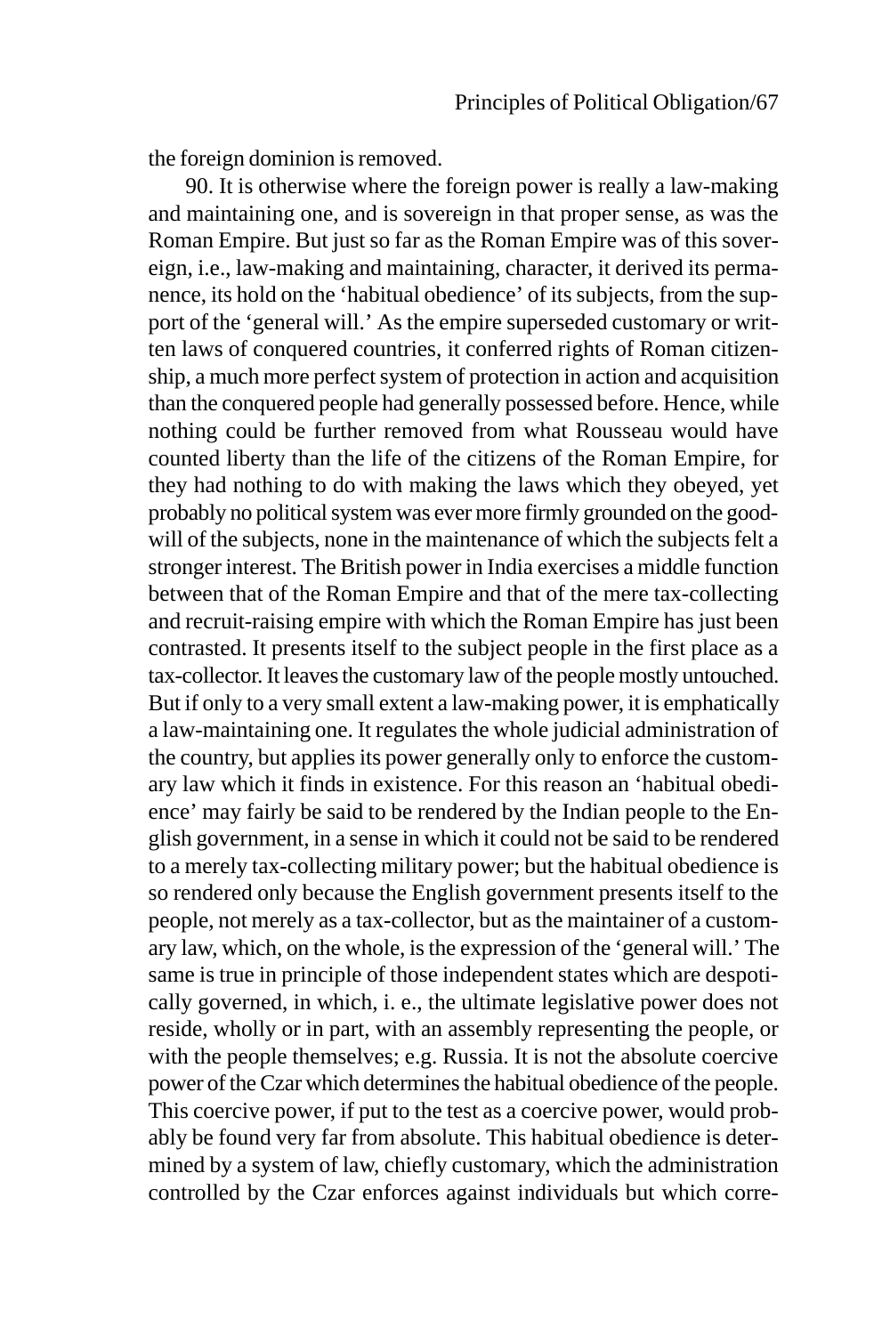the foreign dominion is removed.

90. It is otherwise where the foreign power is really a law-making and maintaining one, and is sovereign in that proper sense, as was the Roman Empire. But just so far as the Roman Empire was of this sovereign, i.e., law-making and maintaining, character, it derived its permanence, its hold on the 'habitual obedience' of its subjects, from the support of the 'general will.' As the empire superseded customary or written laws of conquered countries, it conferred rights of Roman citizenship, a much more perfect system of protection in action and acquisition than the conquered people had generally possessed before. Hence, while nothing could be further removed from what Rousseau would have counted liberty than the life of the citizens of the Roman Empire, for they had nothing to do with making the laws which they obeyed, yet probably no political system was ever more firmly grounded on the goodwill of the subjects, none in the maintenance of which the subjects felt a stronger interest. The British power in India exercises a middle function between that of the Roman Empire and that of the mere tax-collecting and recruit-raising empire with which the Roman Empire has just been contrasted. It presents itself to the subject people in the first place as a tax-collector. It leaves the customary law of the people mostly untouched. But if only to a very small extent a law-making power, it is emphatically a law-maintaining one. It regulates the whole judicial administration of the country, but applies its power generally only to enforce the customary law which it finds in existence. For this reason an 'habitual obedience' may fairly be said to be rendered by the Indian people to the English government, in a sense in which it could not be said to be rendered to a merely tax-collecting military power; but the habitual obedience is so rendered only because the English government presents itself to the people, not merely as a tax-collector, but as the maintainer of a customary law, which, on the whole, is the expression of the 'general will.' The same is true in principle of those independent states which are despotically governed, in which, i. e., the ultimate legislative power does not reside, wholly or in part, with an assembly representing the people, or with the people themselves; e.g. Russia. It is not the absolute coercive power of the Czar which determines the habitual obedience of the people. This coercive power, if put to the test as a coercive power, would probably be found very far from absolute. This habitual obedience is determined by a system of law, chiefly customary, which the administration controlled by the Czar enforces against individuals but which corre-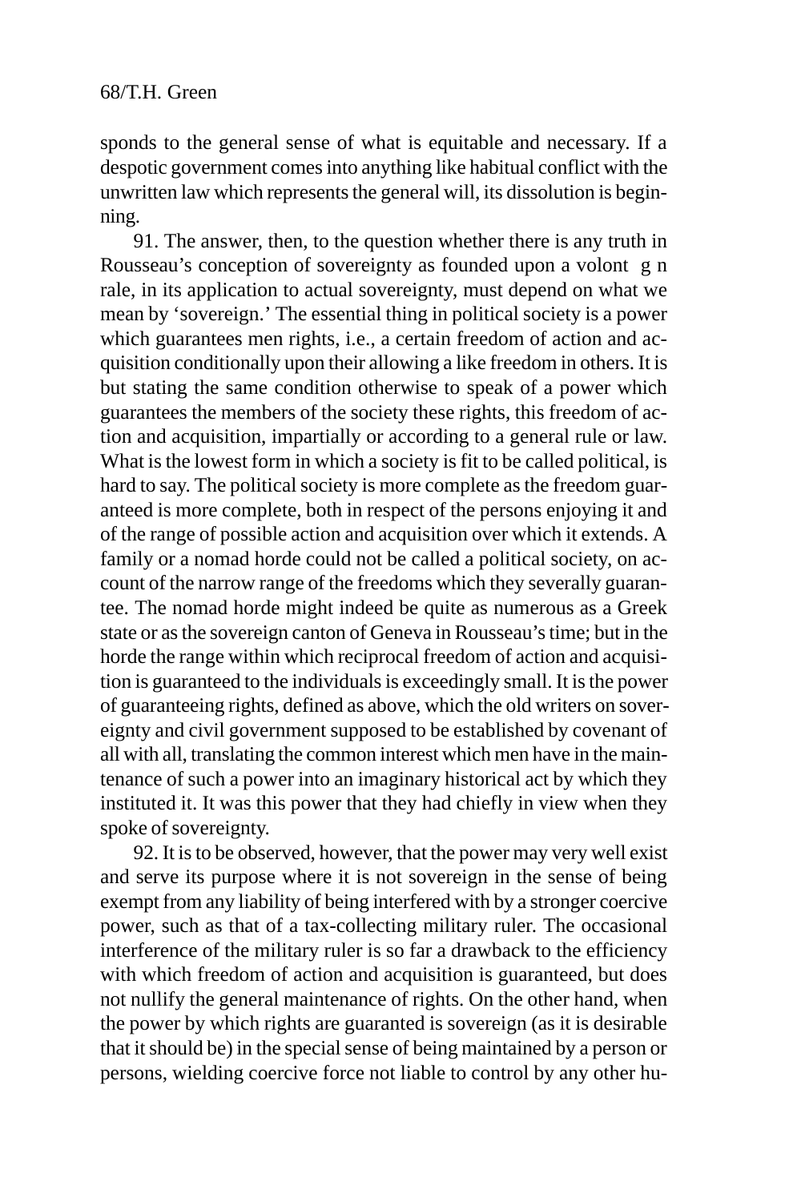sponds to the general sense of what is equitable and necessary. If a despotic government comes into anything like habitual conflict with the unwritten law which represents the general will, its dissolution is beginning.

91. The answer, then, to the question whether there is any truth in Rousseau's conception of sovereignty as founded upon a volont g n rale, in its application to actual sovereignty, must depend on what we mean by 'sovereign.' The essential thing in political society is a power which guarantees men rights, i.e., a certain freedom of action and acquisition conditionally upon their allowing a like freedom in others. It is but stating the same condition otherwise to speak of a power which guarantees the members of the society these rights, this freedom of action and acquisition, impartially or according to a general rule or law. What is the lowest form in which a society is fit to be called political, is hard to say. The political society is more complete as the freedom guaranteed is more complete, both in respect of the persons enjoying it and of the range of possible action and acquisition over which it extends. A family or a nomad horde could not be called a political society, on account of the narrow range of the freedoms which they severally guarantee. The nomad horde might indeed be quite as numerous as a Greek state or as the sovereign canton of Geneva in Rousseau's time; but in the horde the range within which reciprocal freedom of action and acquisition is guaranteed to the individuals is exceedingly small. It is the power of guaranteeing rights, defined as above, which the old writers on sovereignty and civil government supposed to be established by covenant of all with all, translating the common interest which men have in the maintenance of such a power into an imaginary historical act by which they instituted it. It was this power that they had chiefly in view when they spoke of sovereignty.

92. It is to be observed, however, that the power may very well exist and serve its purpose where it is not sovereign in the sense of being exempt from any liability of being interfered with by a stronger coercive power, such as that of a tax-collecting military ruler. The occasional interference of the military ruler is so far a drawback to the efficiency with which freedom of action and acquisition is guaranteed, but does not nullify the general maintenance of rights. On the other hand, when the power by which rights are guaranted is sovereign (as it is desirable that it should be) in the special sense of being maintained by a person or persons, wielding coercive force not liable to control by any other hu-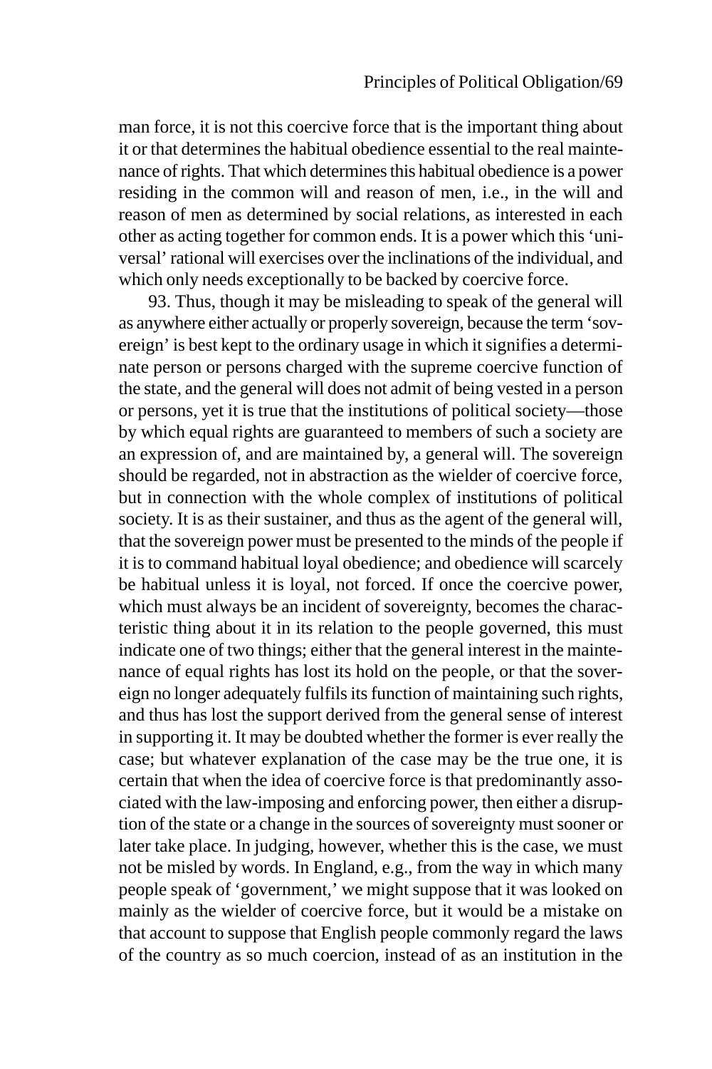man force, it is not this coercive force that is the important thing about it or that determines the habitual obedience essential to the real maintenance of rights. That which determines this habitual obedience is a power residing in the common will and reason of men, i.e., in the will and reason of men as determined by social relations, as interested in each other as acting together for common ends. It is a power which this 'universal' rational will exercises over the inclinations of the individual, and which only needs exceptionally to be backed by coercive force.

93. Thus, though it may be misleading to speak of the general will as anywhere either actually or properly sovereign, because the term 'sovereign' is best kept to the ordinary usage in which it signifies a determinate person or persons charged with the supreme coercive function of the state, and the general will does not admit of being vested in a person or persons, yet it is true that the institutions of political society—those by which equal rights are guaranteed to members of such a society are an expression of, and are maintained by, a general will. The sovereign should be regarded, not in abstraction as the wielder of coercive force, but in connection with the whole complex of institutions of political society. It is as their sustainer, and thus as the agent of the general will, that the sovereign power must be presented to the minds of the people if it is to command habitual loyal obedience; and obedience will scarcely be habitual unless it is loyal, not forced. If once the coercive power, which must always be an incident of sovereignty, becomes the characteristic thing about it in its relation to the people governed, this must indicate one of two things; either that the general interest in the maintenance of equal rights has lost its hold on the people, or that the sovereign no longer adequately fulfils its function of maintaining such rights, and thus has lost the support derived from the general sense of interest in supporting it. It may be doubted whether the former is ever really the case; but whatever explanation of the case may be the true one, it is certain that when the idea of coercive force is that predominantly associated with the law-imposing and enforcing power, then either a disruption of the state or a change in the sources of sovereignty must sooner or later take place. In judging, however, whether this is the case, we must not be misled by words. In England, e.g., from the way in which many people speak of 'government,' we might suppose that it was looked on mainly as the wielder of coercive force, but it would be a mistake on that account to suppose that English people commonly regard the laws of the country as so much coercion, instead of as an institution in the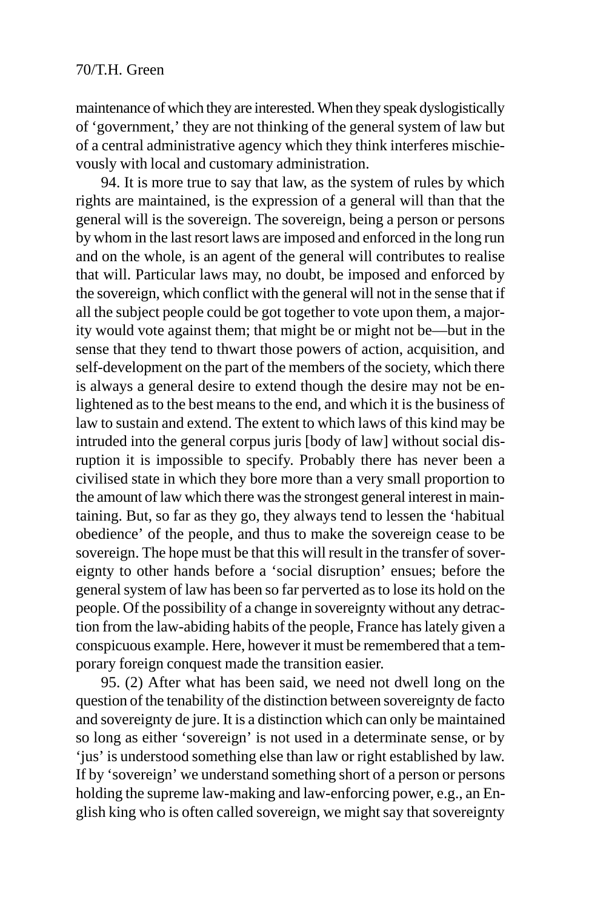maintenance of which they are interested. When they speak dyslogistically of 'government,' they are not thinking of the general system of law but of a central administrative agency which they think interferes mischievously with local and customary administration.

94. It is more true to say that law, as the system of rules by which rights are maintained, is the expression of a general will than that the general will is the sovereign. The sovereign, being a person or persons by whom in the last resort laws are imposed and enforced in the long run and on the whole, is an agent of the general will contributes to realise that will. Particular laws may, no doubt, be imposed and enforced by the sovereign, which conflict with the general will not in the sense that if all the subject people could be got together to vote upon them, a majority would vote against them; that might be or might not be—but in the sense that they tend to thwart those powers of action, acquisition, and self-development on the part of the members of the society, which there is always a general desire to extend though the desire may not be enlightened as to the best means to the end, and which it is the business of law to sustain and extend. The extent to which laws of this kind may be intruded into the general corpus juris [body of law] without social disruption it is impossible to specify. Probably there has never been a civilised state in which they bore more than a very small proportion to the amount of law which there was the strongest general interest in maintaining. But, so far as they go, they always tend to lessen the 'habitual obedience' of the people, and thus to make the sovereign cease to be sovereign. The hope must be that this will result in the transfer of sovereignty to other hands before a 'social disruption' ensues; before the general system of law has been so far perverted as to lose its hold on the people. Of the possibility of a change in sovereignty without any detraction from the law-abiding habits of the people, France has lately given a conspicuous example. Here, however it must be remembered that a temporary foreign conquest made the transition easier.

95. (2) After what has been said, we need not dwell long on the question of the tenability of the distinction between sovereignty de facto and sovereignty de jure. It is a distinction which can only be maintained so long as either 'sovereign' is not used in a determinate sense, or by 'jus' is understood something else than law or right established by law. If by 'sovereign' we understand something short of a person or persons holding the supreme law-making and law-enforcing power, e.g., an English king who is often called sovereign, we might say that sovereignty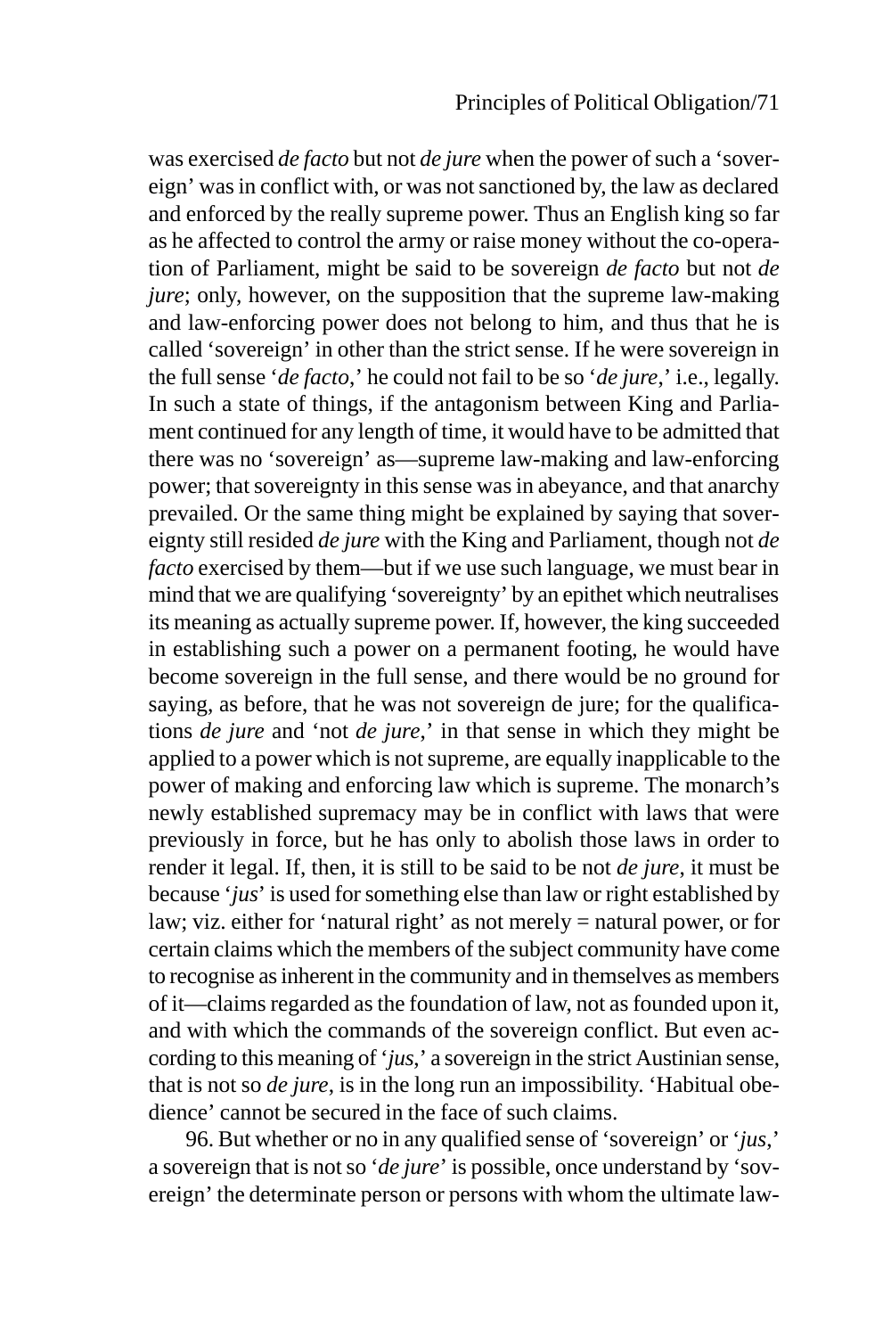was exercised *de facto* but not *de jure* when the power of such a 'sovereign' was in conflict with, or was not sanctioned by, the law as declared and enforced by the really supreme power. Thus an English king so far as he affected to control the army or raise money without the co-operation of Parliament, might be said to be sovereign *de facto* but not *de jure*; only, however, on the supposition that the supreme law-making and law-enforcing power does not belong to him, and thus that he is called 'sovereign' in other than the strict sense. If he were sovereign in the full sense '*de facto*,' he could not fail to be so '*de jure*,' i.e., legally. In such a state of things, if the antagonism between King and Parliament continued for any length of time, it would have to be admitted that there was no 'sovereign' as—supreme law-making and law-enforcing power; that sovereignty in this sense was in abeyance, and that anarchy prevailed. Or the same thing might be explained by saying that sovereignty still resided *de jure* with the King and Parliament, though not *de facto* exercised by them—but if we use such language, we must bear in mind that we are qualifying 'sovereignty' by an epithet which neutralises its meaning as actually supreme power. If, however, the king succeeded in establishing such a power on a permanent footing, he would have become sovereign in the full sense, and there would be no ground for saying, as before, that he was not sovereign de jure; for the qualifications *de jure* and 'not *de jure*,' in that sense in which they might be applied to a power which is not supreme, are equally inapplicable to the power of making and enforcing law which is supreme. The monarch's newly established supremacy may be in conflict with laws that were previously in force, but he has only to abolish those laws in order to render it legal. If, then, it is still to be said to be not *de jure*, it must be because '*jus*' is used for something else than law or right established by law; viz. either for 'natural right' as not merely = natural power, or for certain claims which the members of the subject community have come to recognise as inherent in the community and in themselves as members of it—claims regarded as the foundation of law, not as founded upon it, and with which the commands of the sovereign conflict. But even according to this meaning of '*jus*,' a sovereign in the strict Austinian sense, that is not so *de jure*, is in the long run an impossibility. 'Habitual obedience' cannot be secured in the face of such claims.

96. But whether or no in any qualified sense of 'sovereign' or '*jus*,' a sovereign that is not so '*de jure*' is possible, once understand by 'sovereign' the determinate person or persons with whom the ultimate law-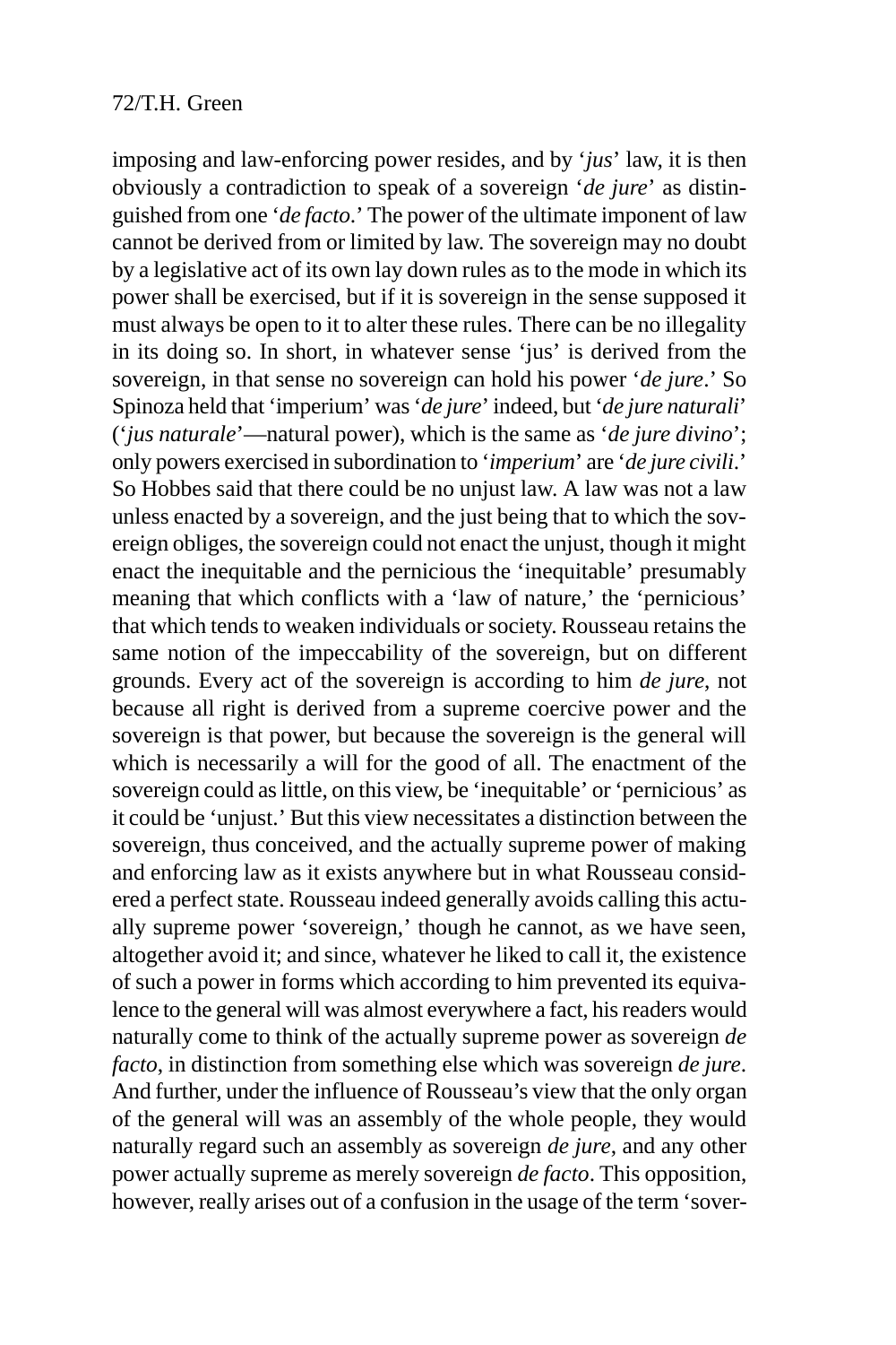imposing and law-enforcing power resides, and by '*jus*' law, it is then obviously a contradiction to speak of a sovereign '*de jure*' as distinguished from one '*de facto*.' The power of the ultimate imponent of law cannot be derived from or limited by law. The sovereign may no doubt by a legislative act of its own lay down rules as to the mode in which its power shall be exercised, but if it is sovereign in the sense supposed it must always be open to it to alter these rules. There can be no illegality in its doing so. In short, in whatever sense 'jus' is derived from the sovereign, in that sense no sovereign can hold his power '*de jure*.' So Spinoza held that 'imperium' was '*de jure*' indeed, but '*de jure naturali*' ('*jus naturale*'—natural power), which is the same as '*de jure divino*'; only powers exercised in subordination to '*imperium*' are '*de jure civili*.' So Hobbes said that there could be no unjust law. A law was not a law unless enacted by a sovereign, and the just being that to which the sovereign obliges, the sovereign could not enact the unjust, though it might enact the inequitable and the pernicious the 'inequitable' presumably meaning that which conflicts with a 'law of nature,' the 'pernicious' that which tends to weaken individuals or society. Rousseau retains the same notion of the impeccability of the sovereign, but on different grounds. Every act of the sovereign is according to him *de jure*, not because all right is derived from a supreme coercive power and the sovereign is that power, but because the sovereign is the general will which is necessarily a will for the good of all. The enactment of the sovereign could as little, on this view, be 'inequitable' or 'pernicious' as it could be 'unjust.' But this view necessitates a distinction between the sovereign, thus conceived, and the actually supreme power of making and enforcing law as it exists anywhere but in what Rousseau considered a perfect state. Rousseau indeed generally avoids calling this actually supreme power 'sovereign,' though he cannot, as we have seen, altogether avoid it; and since, whatever he liked to call it, the existence of such a power in forms which according to him prevented its equivalence to the general will was almost everywhere a fact, his readers would naturally come to think of the actually supreme power as sovereign *de facto*, in distinction from something else which was sovereign *de jure*. And further, under the influence of Rousseau's view that the only organ of the general will was an assembly of the whole people, they would naturally regard such an assembly as sovereign *de jure*, and any other power actually supreme as merely sovereign *de facto*. This opposition, however, really arises out of a confusion in the usage of the term 'sover-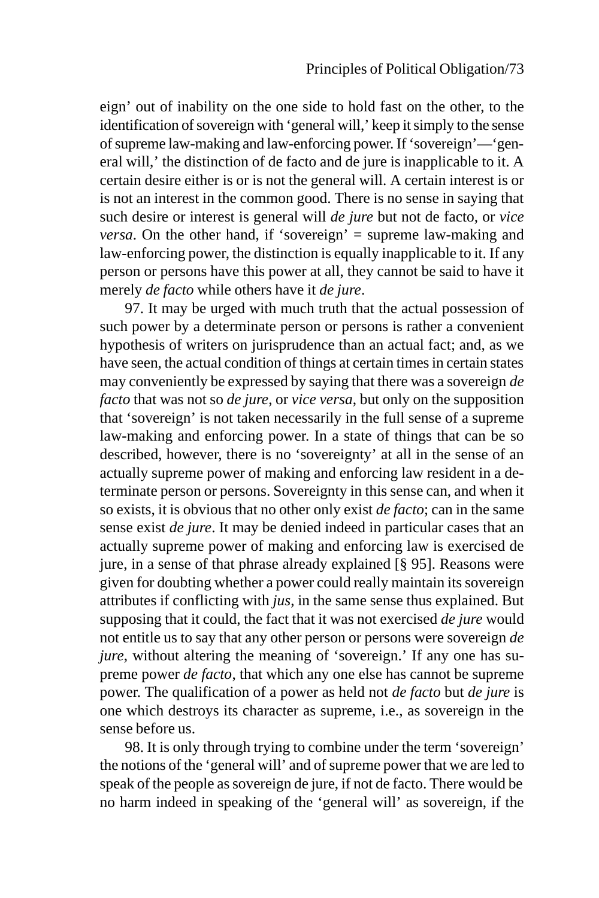eign' out of inability on the one side to hold fast on the other, to the identification of sovereign with 'general will,' keep it simply to the sense of supreme law-making and law-enforcing power. If 'sovereign'—'general will,' the distinction of de facto and de jure is inapplicable to it. A certain desire either is or is not the general will. A certain interest is or is not an interest in the common good. There is no sense in saying that such desire or interest is general will *de jure* but not de facto, or *vice versa*. On the other hand, if 'sovereign' = supreme law-making and law-enforcing power, the distinction is equally inapplicable to it. If any person or persons have this power at all, they cannot be said to have it merely *de facto* while others have it *de jure*.

97. It may be urged with much truth that the actual possession of such power by a determinate person or persons is rather a convenient hypothesis of writers on jurisprudence than an actual fact; and, as we have seen, the actual condition of things at certain times in certain states may conveniently be expressed by saying that there was a sovereign *de facto* that was not so *de jure*, or *vice versa*, but only on the supposition that 'sovereign' is not taken necessarily in the full sense of a supreme law-making and enforcing power. In a state of things that can be so described, however, there is no 'sovereignty' at all in the sense of an actually supreme power of making and enforcing law resident in a determinate person or persons. Sovereignty in this sense can, and when it so exists, it is obvious that no other only exist *de facto*; can in the same sense exist *de jure*. It may be denied indeed in particular cases that an actually supreme power of making and enforcing law is exercised de jure, in a sense of that phrase already explained [§ 95]. Reasons were given for doubting whether a power could really maintain its sovereign attributes if conflicting with *jus*, in the same sense thus explained. But supposing that it could, the fact that it was not exercised *de jure* would not entitle us to say that any other person or persons were sovereign *de jure*, without altering the meaning of 'sovereign.' If any one has supreme power *de facto*, that which any one else has cannot be supreme power. The qualification of a power as held not *de facto* but *de jure* is one which destroys its character as supreme, i.e., as sovereign in the sense before us.

98. It is only through trying to combine under the term 'sovereign' the notions of the 'general will' and of supreme power that we are led to speak of the people as sovereign de jure, if not de facto. There would be no harm indeed in speaking of the 'general will' as sovereign, if the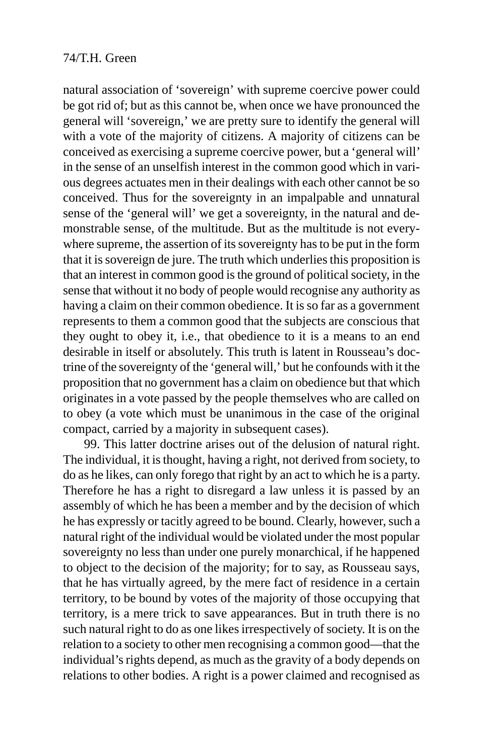natural association of 'sovereign' with supreme coercive power could be got rid of; but as this cannot be, when once we have pronounced the general will 'sovereign,' we are pretty sure to identify the general will with a vote of the majority of citizens. A majority of citizens can be conceived as exercising a supreme coercive power, but a 'general will' in the sense of an unselfish interest in the common good which in various degrees actuates men in their dealings with each other cannot be so conceived. Thus for the sovereignty in an impalpable and unnatural sense of the 'general will' we get a sovereignty, in the natural and demonstrable sense, of the multitude. But as the multitude is not everywhere supreme, the assertion of its sovereignty has to be put in the form that it is sovereign de jure. The truth which underlies this proposition is that an interest in common good is the ground of political society, in the sense that without it no body of people would recognise any authority as having a claim on their common obedience. It is so far as a government represents to them a common good that the subjects are conscious that they ought to obey it, i.e., that obedience to it is a means to an end desirable in itself or absolutely. This truth is latent in Rousseau's doctrine of the sovereignty of the 'general will,' but he confounds with it the proposition that no government has a claim on obedience but that which originates in a vote passed by the people themselves who are called on to obey (a vote which must be unanimous in the case of the original compact, carried by a majority in subsequent cases).

99. This latter doctrine arises out of the delusion of natural right. The individual, it is thought, having a right, not derived from society, to do as he likes, can only forego that right by an act to which he is a party. Therefore he has a right to disregard a law unless it is passed by an assembly of which he has been a member and by the decision of which he has expressly or tacitly agreed to be bound. Clearly, however, such a natural right of the individual would be violated under the most popular sovereignty no less than under one purely monarchical, if he happened to object to the decision of the majority; for to say, as Rousseau says, that he has virtually agreed, by the mere fact of residence in a certain territory, to be bound by votes of the majority of those occupying that territory, is a mere trick to save appearances. But in truth there is no such natural right to do as one likes irrespectively of society. It is on the relation to a society to other men recognising a common good—that the individual's rights depend, as much as the gravity of a body depends on relations to other bodies. A right is a power claimed and recognised as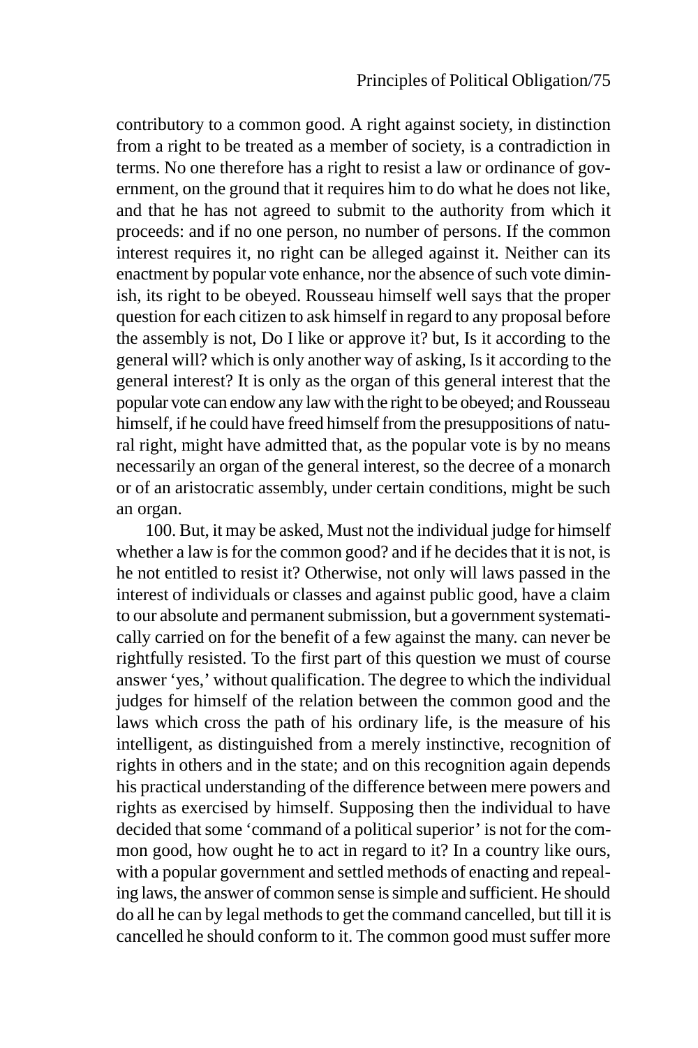contributory to a common good. A right against society, in distinction from a right to be treated as a member of society, is a contradiction in terms. No one therefore has a right to resist a law or ordinance of government, on the ground that it requires him to do what he does not like, and that he has not agreed to submit to the authority from which it proceeds: and if no one person, no number of persons. If the common interest requires it, no right can be alleged against it. Neither can its enactment by popular vote enhance, nor the absence of such vote diminish, its right to be obeyed. Rousseau himself well says that the proper question for each citizen to ask himself in regard to any proposal before the assembly is not, Do I like or approve it? but, Is it according to the general will? which is only another way of asking, Is it according to the general interest? It is only as the organ of this general interest that the popular vote can endow any law with the right to be obeyed; and Rousseau himself, if he could have freed himself from the presuppositions of natural right, might have admitted that, as the popular vote is by no means necessarily an organ of the general interest, so the decree of a monarch or of an aristocratic assembly, under certain conditions, might be such an organ.

100. But, it may be asked, Must not the individual judge for himself whether a law is for the common good? and if he decides that it is not, is he not entitled to resist it? Otherwise, not only will laws passed in the interest of individuals or classes and against public good, have a claim to our absolute and permanent submission, but a government systematically carried on for the benefit of a few against the many. can never be rightfully resisted. To the first part of this question we must of course answer 'yes,' without qualification. The degree to which the individual judges for himself of the relation between the common good and the laws which cross the path of his ordinary life, is the measure of his intelligent, as distinguished from a merely instinctive, recognition of rights in others and in the state; and on this recognition again depends his practical understanding of the difference between mere powers and rights as exercised by himself. Supposing then the individual to have decided that some 'command of a political superior' is not for the common good, how ought he to act in regard to it? In a country like ours, with a popular government and settled methods of enacting and repealing laws, the answer of common sense is simple and sufficient. He should do all he can by legal methods to get the command cancelled, but till it is cancelled he should conform to it. The common good must suffer more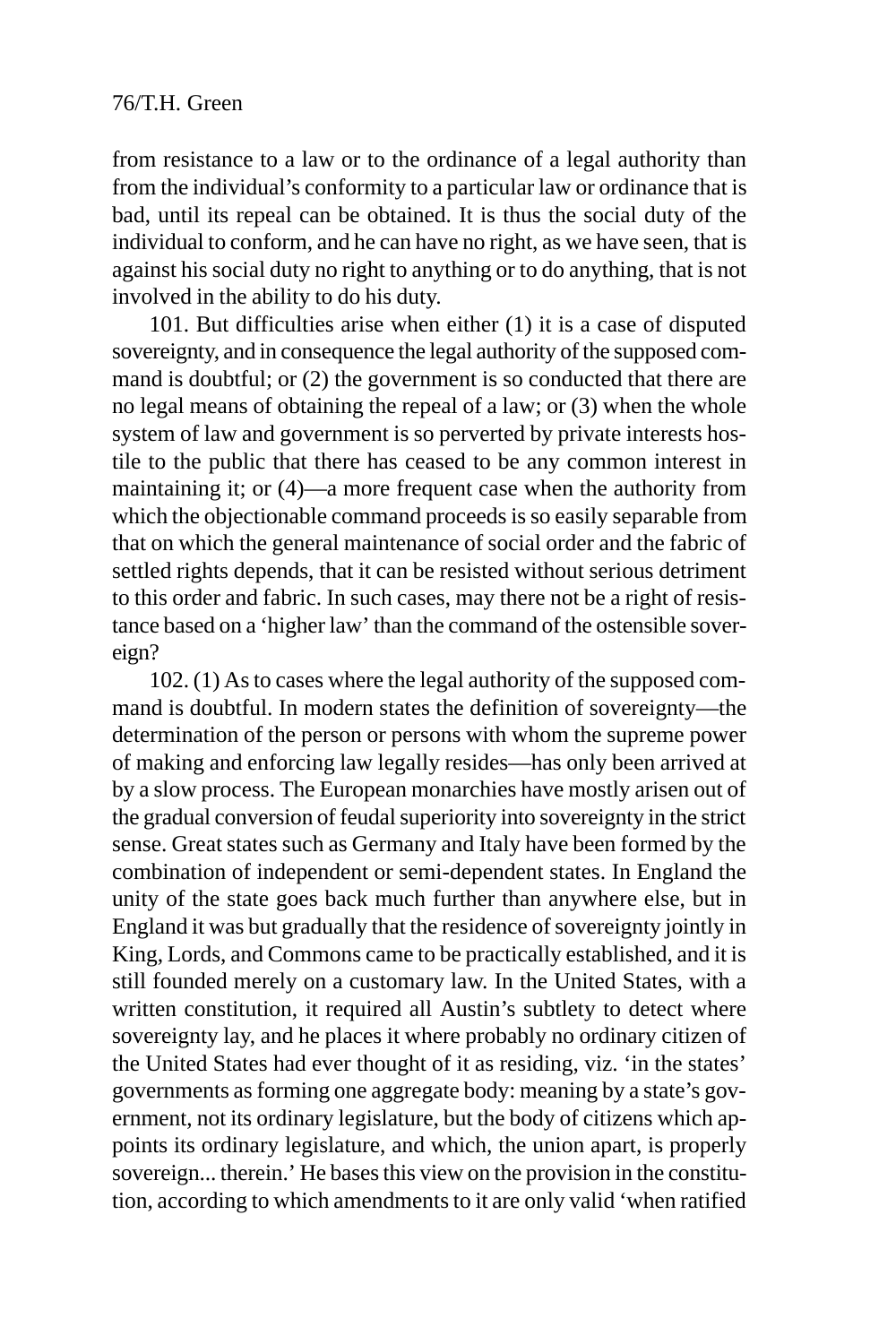from resistance to a law or to the ordinance of a legal authority than from the individual's conformity to a particular law or ordinance that is bad, until its repeal can be obtained. It is thus the social duty of the individual to conform, and he can have no right, as we have seen, that is against his social duty no right to anything or to do anything, that is not involved in the ability to do his duty.

101. But difficulties arise when either (1) it is a case of disputed sovereignty, and in consequence the legal authority of the supposed command is doubtful; or (2) the government is so conducted that there are no legal means of obtaining the repeal of a law; or (3) when the whole system of law and government is so perverted by private interests hostile to the public that there has ceased to be any common interest in maintaining it; or (4)—a more frequent case when the authority from which the objectionable command proceeds is so easily separable from that on which the general maintenance of social order and the fabric of settled rights depends, that it can be resisted without serious detriment to this order and fabric. In such cases, may there not be a right of resistance based on a 'higher law' than the command of the ostensible sovereign?

102. (1) As to cases where the legal authority of the supposed command is doubtful. In modern states the definition of sovereignty—the determination of the person or persons with whom the supreme power of making and enforcing law legally resides—has only been arrived at by a slow process. The European monarchies have mostly arisen out of the gradual conversion of feudal superiority into sovereignty in the strict sense. Great states such as Germany and Italy have been formed by the combination of independent or semi-dependent states. In England the unity of the state goes back much further than anywhere else, but in England it was but gradually that the residence of sovereignty jointly in King, Lords, and Commons came to be practically established, and it is still founded merely on a customary law. In the United States, with a written constitution, it required all Austin's subtlety to detect where sovereignty lay, and he places it where probably no ordinary citizen of the United States had ever thought of it as residing, viz. 'in the states' governments as forming one aggregate body: meaning by a state's government, not its ordinary legislature, but the body of citizens which appoints its ordinary legislature, and which, the union apart, is properly sovereign... therein.' He bases this view on the provision in the constitution, according to which amendments to it are only valid 'when ratified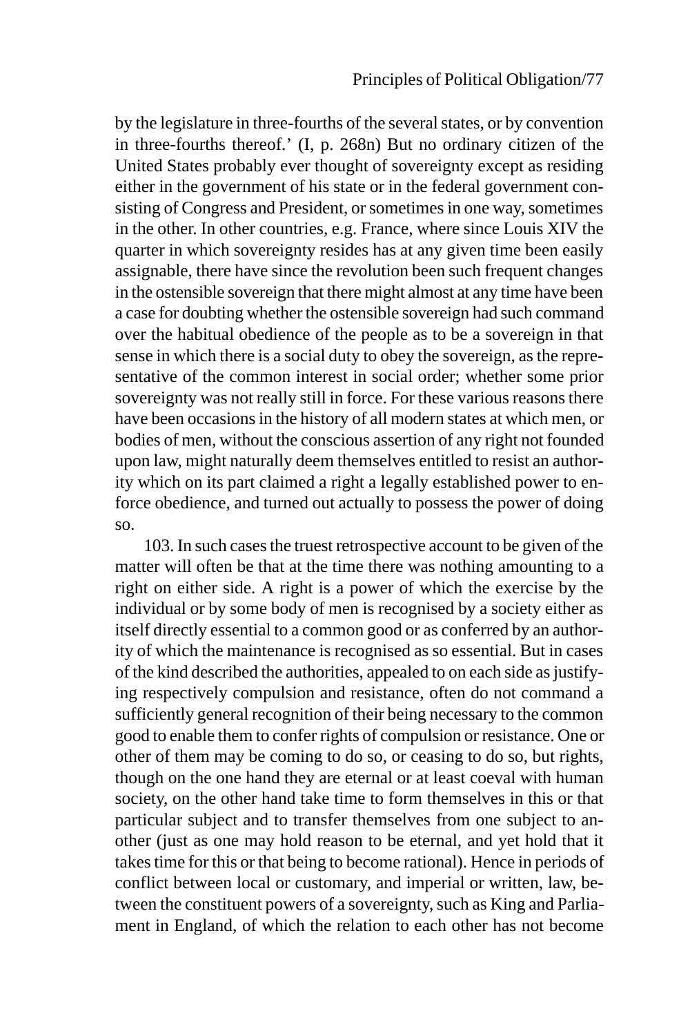by the legislature in three-fourths of the several states, or by convention in three-fourths thereof.' (I, p. 268n) But no ordinary citizen of the United States probably ever thought of sovereignty except as residing either in the government of his state or in the federal government consisting of Congress and President, or sometimes in one way, sometimes in the other. In other countries, e.g. France, where since Louis XIV the quarter in which sovereignty resides has at any given time been easily assignable, there have since the revolution been such frequent changes in the ostensible sovereign that there might almost at any time have been a case for doubting whether the ostensible sovereign had such command over the habitual obedience of the people as to be a sovereign in that sense in which there is a social duty to obey the sovereign, as the representative of the common interest in social order; whether some prior sovereignty was not really still in force. For these various reasons there have been occasions in the history of all modern states at which men, or bodies of men, without the conscious assertion of any right not founded upon law, might naturally deem themselves entitled to resist an authority which on its part claimed a right a legally established power to enforce obedience, and turned out actually to possess the power of doing so.

103. In such cases the truest retrospective account to be given of the matter will often be that at the time there was nothing amounting to a right on either side. A right is a power of which the exercise by the individual or by some body of men is recognised by a society either as itself directly essential to a common good or as conferred by an authority of which the maintenance is recognised as so essential. But in cases of the kind described the authorities, appealed to on each side as justifying respectively compulsion and resistance, often do not command a sufficiently general recognition of their being necessary to the common good to enable them to confer rights of compulsion or resistance. One or other of them may be coming to do so, or ceasing to do so, but rights, though on the one hand they are eternal or at least coeval with human society, on the other hand take time to form themselves in this or that particular subject and to transfer themselves from one subject to another (just as one may hold reason to be eternal, and yet hold that it takes time for this or that being to become rational). Hence in periods of conflict between local or customary, and imperial or written, law, between the constituent powers of a sovereignty, such as King and Parliament in England, of which the relation to each other has not become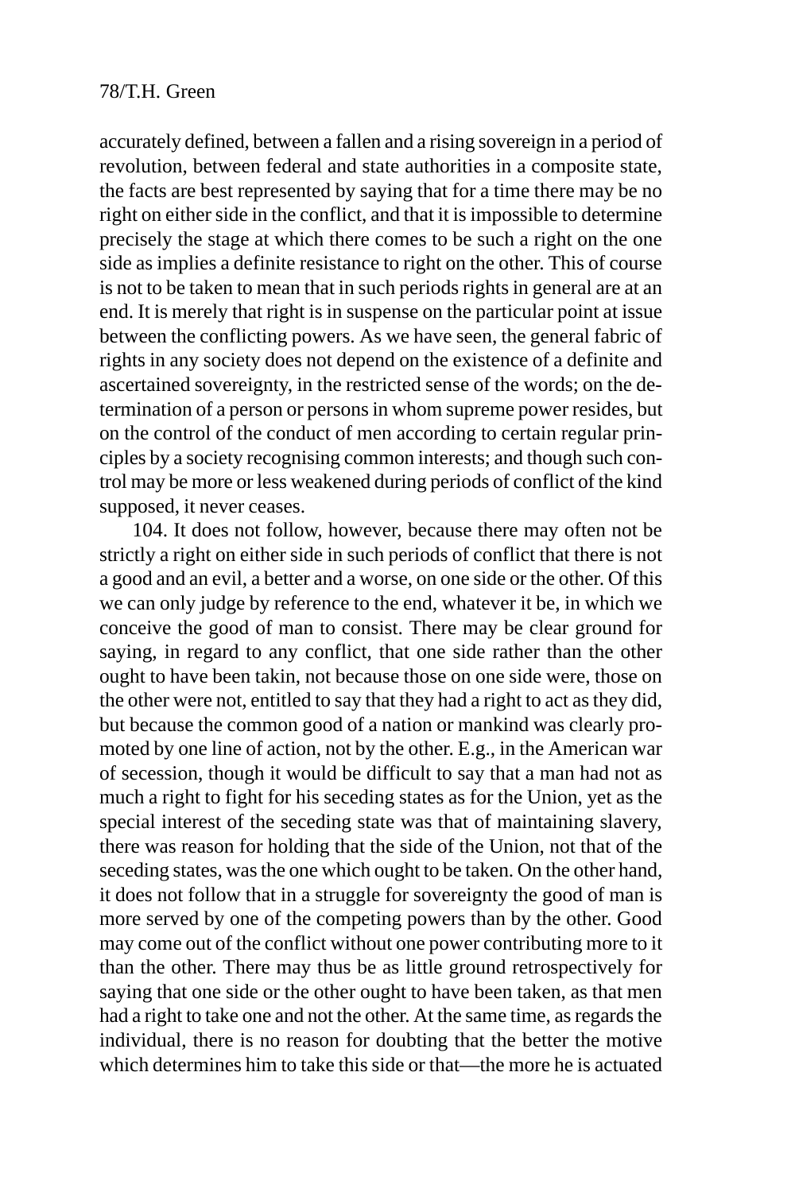accurately defined, between a fallen and a rising sovereign in a period of revolution, between federal and state authorities in a composite state, the facts are best represented by saying that for a time there may be no right on either side in the conflict, and that it is impossible to determine precisely the stage at which there comes to be such a right on the one side as implies a definite resistance to right on the other. This of course is not to be taken to mean that in such periods rights in general are at an end. It is merely that right is in suspense on the particular point at issue between the conflicting powers. As we have seen, the general fabric of rights in any society does not depend on the existence of a definite and ascertained sovereignty, in the restricted sense of the words; on the determination of a person or persons in whom supreme power resides, but on the control of the conduct of men according to certain regular principles by a society recognising common interests; and though such control may be more or less weakened during periods of conflict of the kind supposed, it never ceases.

104. It does not follow, however, because there may often not be strictly a right on either side in such periods of conflict that there is not a good and an evil, a better and a worse, on one side or the other. Of this we can only judge by reference to the end, whatever it be, in which we conceive the good of man to consist. There may be clear ground for saying, in regard to any conflict, that one side rather than the other ought to have been takin, not because those on one side were, those on the other were not, entitled to say that they had a right to act as they did, but because the common good of a nation or mankind was clearly promoted by one line of action, not by the other. E.g., in the American war of secession, though it would be difficult to say that a man had not as much a right to fight for his seceding states as for the Union, yet as the special interest of the seceding state was that of maintaining slavery, there was reason for holding that the side of the Union, not that of the seceding states, was the one which ought to be taken. On the other hand, it does not follow that in a struggle for sovereignty the good of man is more served by one of the competing powers than by the other. Good may come out of the conflict without one power contributing more to it than the other. There may thus be as little ground retrospectively for saying that one side or the other ought to have been taken, as that men had a right to take one and not the other. At the same time, as regards the individual, there is no reason for doubting that the better the motive which determines him to take this side or that—the more he is actuated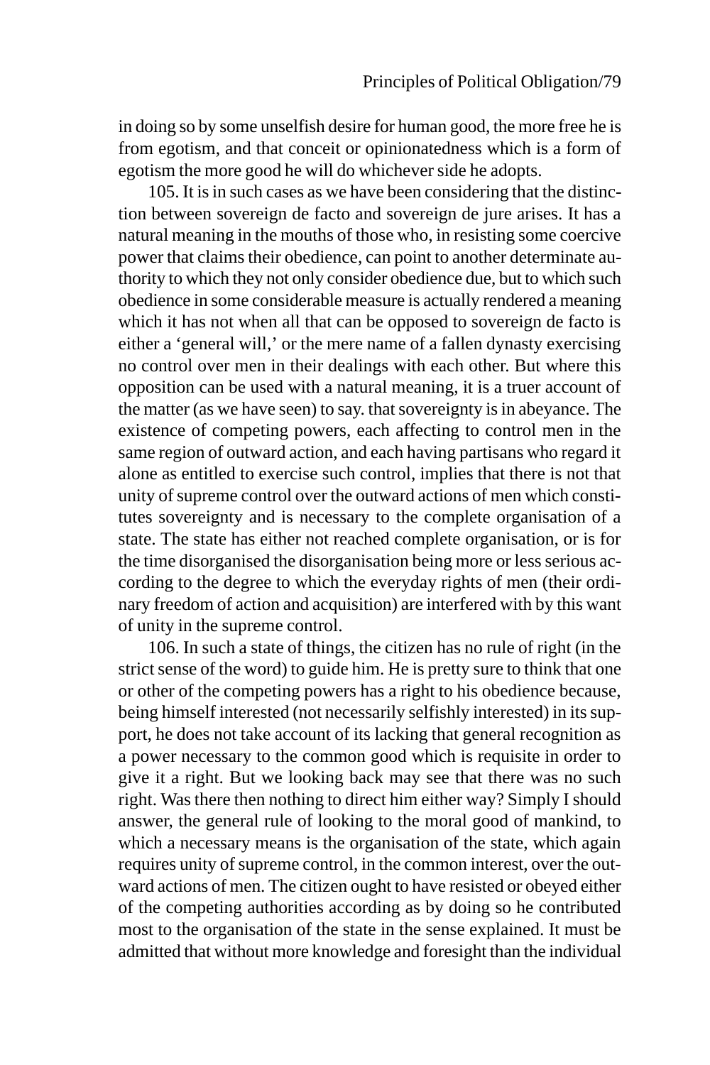in doing so by some unselfish desire for human good, the more free he is from egotism, and that conceit or opinionatedness which is a form of egotism the more good he will do whichever side he adopts.

105. It is in such cases as we have been considering that the distinction between sovereign de facto and sovereign de jure arises. It has a natural meaning in the mouths of those who, in resisting some coercive power that claims their obedience, can point to another determinate authority to which they not only consider obedience due, but to which such obedience in some considerable measure is actually rendered a meaning which it has not when all that can be opposed to sovereign de facto is either a 'general will,' or the mere name of a fallen dynasty exercising no control over men in their dealings with each other. But where this opposition can be used with a natural meaning, it is a truer account of the matter (as we have seen) to say. that sovereignty is in abeyance. The existence of competing powers, each affecting to control men in the same region of outward action, and each having partisans who regard it alone as entitled to exercise such control, implies that there is not that unity of supreme control over the outward actions of men which constitutes sovereignty and is necessary to the complete organisation of a state. The state has either not reached complete organisation, or is for the time disorganised the disorganisation being more or less serious according to the degree to which the everyday rights of men (their ordinary freedom of action and acquisition) are interfered with by this want of unity in the supreme control.

106. In such a state of things, the citizen has no rule of right (in the strict sense of the word) to guide him. He is pretty sure to think that one or other of the competing powers has a right to his obedience because, being himself interested (not necessarily selfishly interested) in its support, he does not take account of its lacking that general recognition as a power necessary to the common good which is requisite in order to give it a right. But we looking back may see that there was no such right. Was there then nothing to direct him either way? Simply I should answer, the general rule of looking to the moral good of mankind, to which a necessary means is the organisation of the state, which again requires unity of supreme control, in the common interest, over the outward actions of men. The citizen ought to have resisted or obeyed either of the competing authorities according as by doing so he contributed most to the organisation of the state in the sense explained. It must be admitted that without more knowledge and foresight than the individual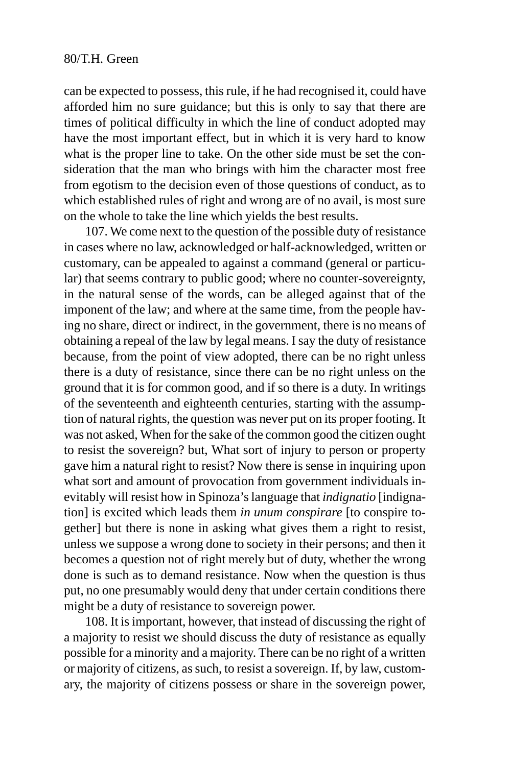can be expected to possess, this rule, if he had recognised it, could have afforded him no sure guidance; but this is only to say that there are times of political difficulty in which the line of conduct adopted may have the most important effect, but in which it is very hard to know what is the proper line to take. On the other side must be set the consideration that the man who brings with him the character most free from egotism to the decision even of those questions of conduct, as to which established rules of right and wrong are of no avail, is most sure on the whole to take the line which yields the best results.

107. We come next to the question of the possible duty of resistance in cases where no law, acknowledged or half-acknowledged, written or customary, can be appealed to against a command (general or particular) that seems contrary to public good; where no counter-sovereignty, in the natural sense of the words, can be alleged against that of the imponent of the law; and where at the same time, from the people having no share, direct or indirect, in the government, there is no means of obtaining a repeal of the law by legal means. I say the duty of resistance because, from the point of view adopted, there can be no right unless there is a duty of resistance, since there can be no right unless on the ground that it is for common good, and if so there is a duty. In writings of the seventeenth and eighteenth centuries, starting with the assumption of natural rights, the question was never put on its proper footing. It was not asked, When for the sake of the common good the citizen ought to resist the sovereign? but, What sort of injury to person or property gave him a natural right to resist? Now there is sense in inquiring upon what sort and amount of provocation from government individuals inevitably will resist how in Spinoza's language that *indignatio* [indignation] is excited which leads them *in unum conspirare* [to conspire together] but there is none in asking what gives them a right to resist, unless we suppose a wrong done to society in their persons; and then it becomes a question not of right merely but of duty, whether the wrong done is such as to demand resistance. Now when the question is thus put, no one presumably would deny that under certain conditions there might be a duty of resistance to sovereign power.

108. It is important, however, that instead of discussing the right of a majority to resist we should discuss the duty of resistance as equally possible for a minority and a majority. There can be no right of a written or majority of citizens, as such, to resist a sovereign. If, by law, customary, the majority of citizens possess or share in the sovereign power,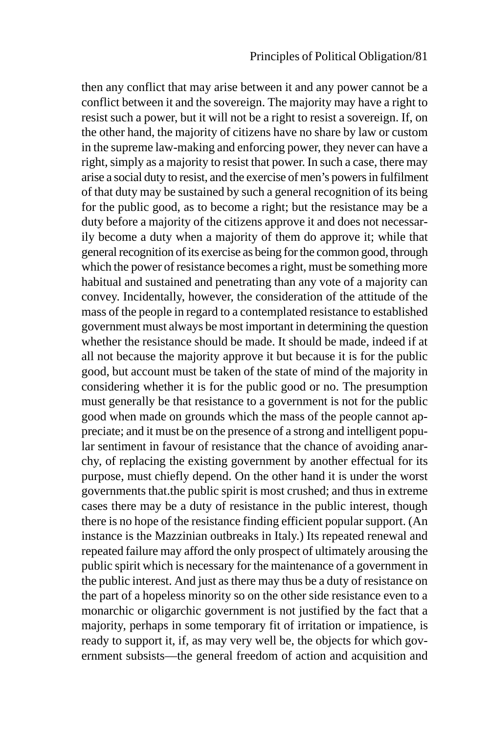then any conflict that may arise between it and any power cannot be a conflict between it and the sovereign. The majority may have a right to resist such a power, but it will not be a right to resist a sovereign. If, on the other hand, the majority of citizens have no share by law or custom in the supreme law-making and enforcing power, they never can have a right, simply as a majority to resist that power. In such a case, there may arise a social duty to resist, and the exercise of men's powers in fulfilment of that duty may be sustained by such a general recognition of its being for the public good, as to become a right; but the resistance may be a duty before a majority of the citizens approve it and does not necessarily become a duty when a majority of them do approve it; while that general recognition of its exercise as being for the common good, through which the power of resistance becomes a right, must be something more habitual and sustained and penetrating than any vote of a majority can convey. Incidentally, however, the consideration of the attitude of the mass of the people in regard to a contemplated resistance to established government must always be most important in determining the question whether the resistance should be made. It should be made, indeed if at all not because the majority approve it but because it is for the public good, but account must be taken of the state of mind of the majority in considering whether it is for the public good or no. The presumption must generally be that resistance to a government is not for the public good when made on grounds which the mass of the people cannot appreciate; and it must be on the presence of a strong and intelligent popular sentiment in favour of resistance that the chance of avoiding anarchy, of replacing the existing government by another effectual for its purpose, must chiefly depend. On the other hand it is under the worst governments that.the public spirit is most crushed; and thus in extreme cases there may be a duty of resistance in the public interest, though there is no hope of the resistance finding efficient popular support. (An instance is the Mazzinian outbreaks in Italy.) Its repeated renewal and repeated failure may afford the only prospect of ultimately arousing the public spirit which is necessary for the maintenance of a government in the public interest. And just as there may thus be a duty of resistance on the part of a hopeless minority so on the other side resistance even to a monarchic or oligarchic government is not justified by the fact that a majority, perhaps in some temporary fit of irritation or impatience, is ready to support it, if, as may very well be, the objects for which government subsists—the general freedom of action and acquisition and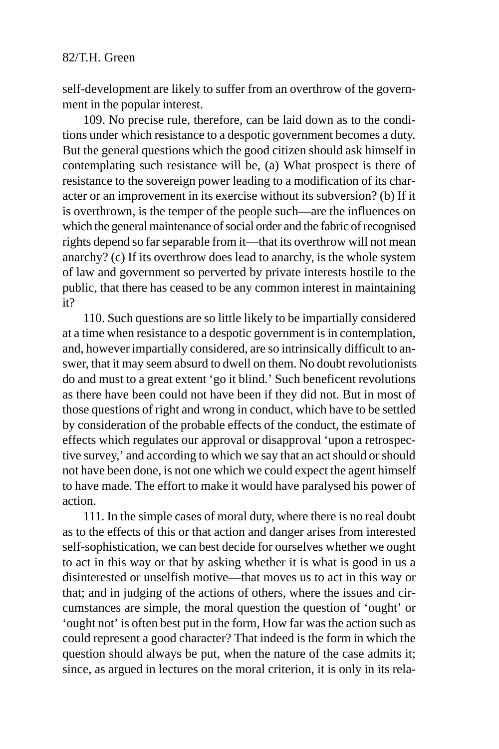self-development are likely to suffer from an overthrow of the government in the popular interest.

109. No precise rule, therefore, can be laid down as to the conditions under which resistance to a despotic government becomes a duty. But the general questions which the good citizen should ask himself in contemplating such resistance will be, (a) What prospect is there of resistance to the sovereign power leading to a modification of its character or an improvement in its exercise without its subversion? (b) If it is overthrown, is the temper of the people such—are the influences on which the general maintenance of social order and the fabric of recognised rights depend so far separable from it—that its overthrow will not mean anarchy? (c) If its overthrow does lead to anarchy, is the whole system of law and government so perverted by private interests hostile to the public, that there has ceased to be any common interest in maintaining it?

110. Such questions are so little likely to be impartially considered at a time when resistance to a despotic government is in contemplation, and, however impartially considered, are so intrinsically difficult to answer, that it may seem absurd to dwell on them. No doubt revolutionists do and must to a great extent 'go it blind.' Such beneficent revolutions as there have been could not have been if they did not. But in most of those questions of right and wrong in conduct, which have to be settled by consideration of the probable effects of the conduct, the estimate of effects which regulates our approval or disapproval 'upon a retrospective survey,' and according to which we say that an act should or should not have been done, is not one which we could expect the agent himself to have made. The effort to make it would have paralysed his power of action.

111. In the simple cases of moral duty, where there is no real doubt as to the effects of this or that action and danger arises from interested self-sophistication, we can best decide for ourselves whether we ought to act in this way or that by asking whether it is what is good in us a disinterested or unselfish motive—that moves us to act in this way or that; and in judging of the actions of others, where the issues and circumstances are simple, the moral question the question of 'ought' or 'ought not' is often best put in the form, How far was the action such as could represent a good character? That indeed is the form in which the question should always be put, when the nature of the case admits it; since, as argued in lectures on the moral criterion, it is only in its rela-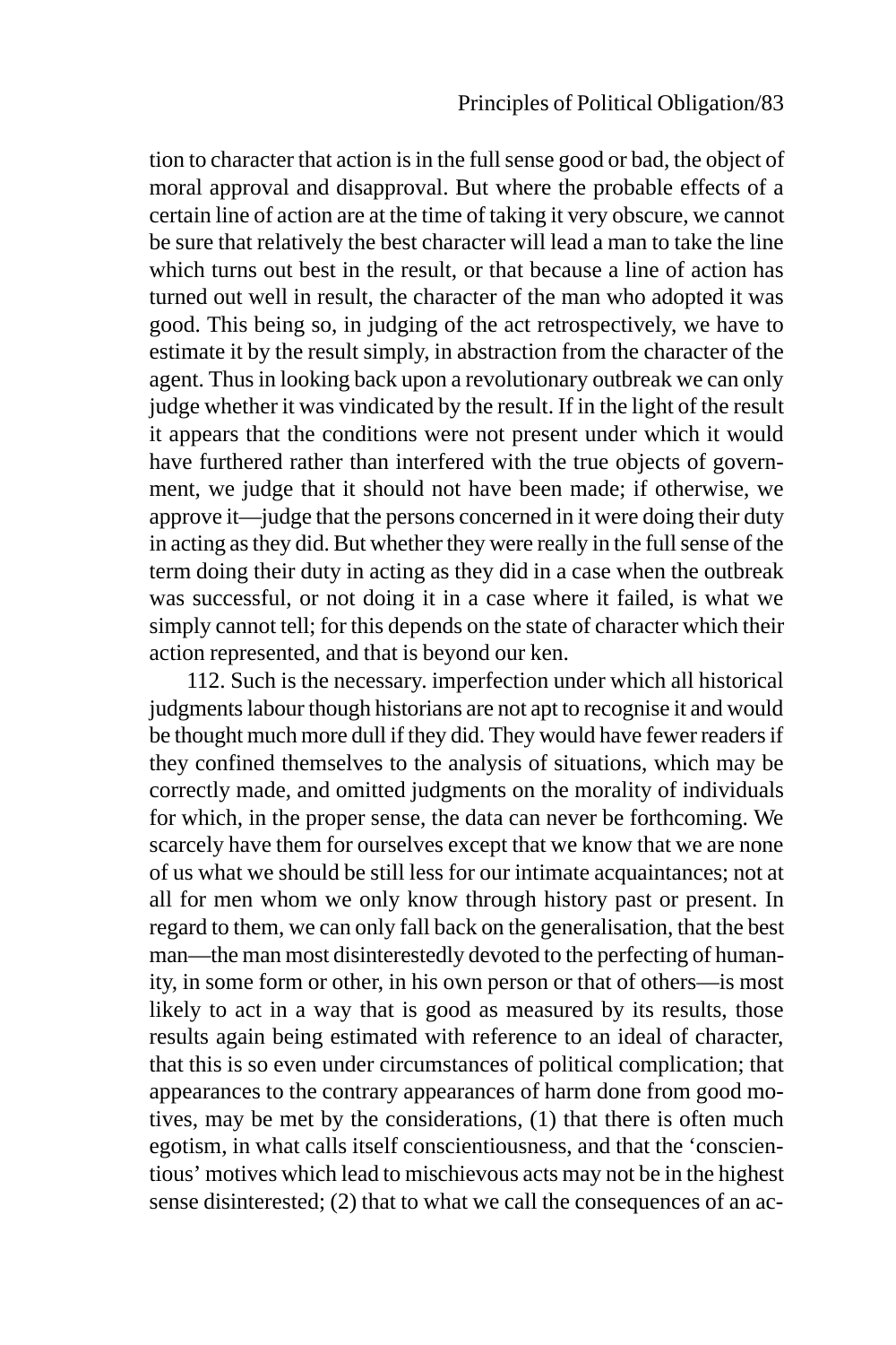tion to character that action is in the full sense good or bad, the object of moral approval and disapproval. But where the probable effects of a certain line of action are at the time of taking it very obscure, we cannot be sure that relatively the best character will lead a man to take the line which turns out best in the result, or that because a line of action has turned out well in result, the character of the man who adopted it was good. This being so, in judging of the act retrospectively, we have to estimate it by the result simply, in abstraction from the character of the agent. Thus in looking back upon a revolutionary outbreak we can only judge whether it was vindicated by the result. If in the light of the result it appears that the conditions were not present under which it would have furthered rather than interfered with the true objects of government, we judge that it should not have been made; if otherwise, we approve it—judge that the persons concerned in it were doing their duty in acting as they did. But whether they were really in the full sense of the term doing their duty in acting as they did in a case when the outbreak was successful, or not doing it in a case where it failed, is what we simply cannot tell; for this depends on the state of character which their action represented, and that is beyond our ken.

112. Such is the necessary. imperfection under which all historical judgments labour though historians are not apt to recognise it and would be thought much more dull if they did. They would have fewer readers if they confined themselves to the analysis of situations, which may be correctly made, and omitted judgments on the morality of individuals for which, in the proper sense, the data can never be forthcoming. We scarcely have them for ourselves except that we know that we are none of us what we should be still less for our intimate acquaintances; not at all for men whom we only know through history past or present. In regard to them, we can only fall back on the generalisation, that the best man—the man most disinterestedly devoted to the perfecting of humanity, in some form or other, in his own person or that of others—is most likely to act in a way that is good as measured by its results, those results again being estimated with reference to an ideal of character, that this is so even under circumstances of political complication; that appearances to the contrary appearances of harm done from good motives, may be met by the considerations, (1) that there is often much egotism, in what calls itself conscientiousness, and that the 'conscientious' motives which lead to mischievous acts may not be in the highest sense disinterested; (2) that to what we call the consequences of an ac-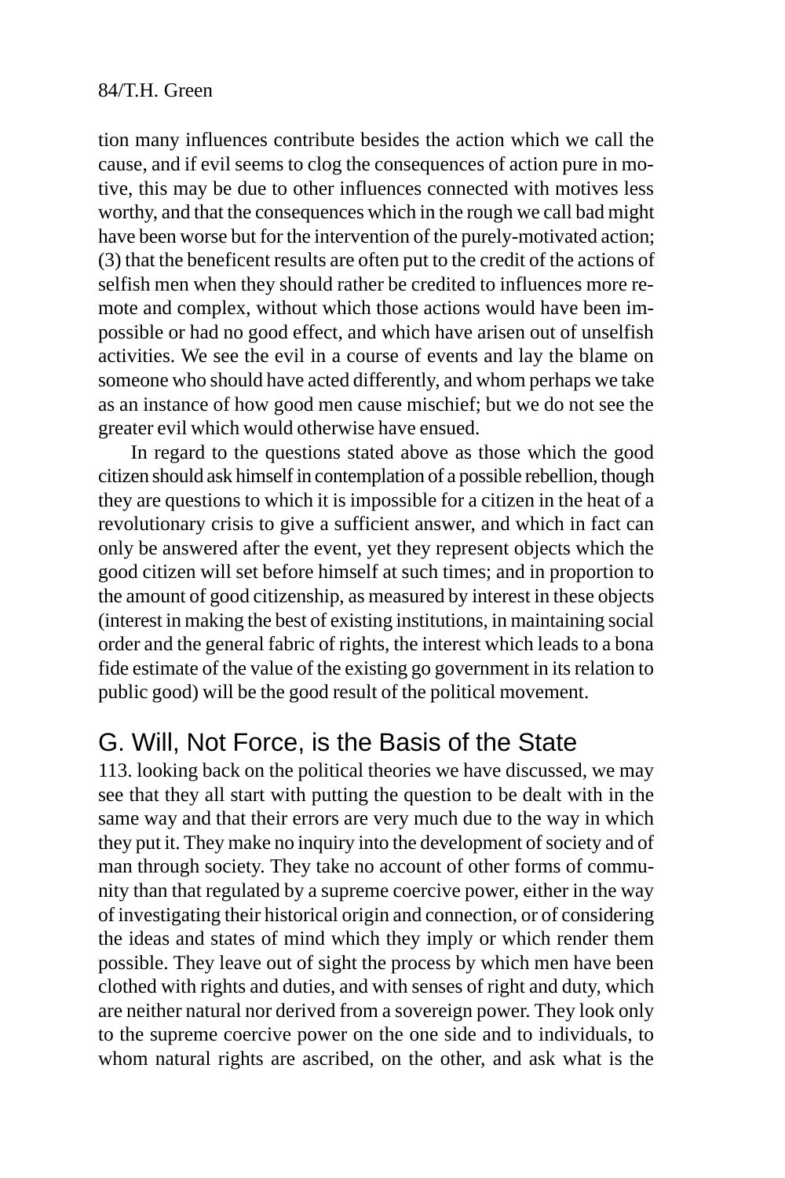tion many influences contribute besides the action which we call the cause, and if evil seems to clog the consequences of action pure in motive, this may be due to other influences connected with motives less worthy, and that the consequences which in the rough we call bad might have been worse but for the intervention of the purely-motivated action; (3) that the beneficent results are often put to the credit of the actions of selfish men when they should rather be credited to influences more remote and complex, without which those actions would have been impossible or had no good effect, and which have arisen out of unselfish activities. We see the evil in a course of events and lay the blame on someone who should have acted differently, and whom perhaps we take as an instance of how good men cause mischief; but we do not see the greater evil which would otherwise have ensued.

In regard to the questions stated above as those which the good citizen should ask himself in contemplation of a possible rebellion, though they are questions to which it is impossible for a citizen in the heat of a revolutionary crisis to give a sufficient answer, and which in fact can only be answered after the event, yet they represent objects which the good citizen will set before himself at such times; and in proportion to the amount of good citizenship, as measured by interest in these objects (interest in making the best of existing institutions, in maintaining social order and the general fabric of rights, the interest which leads to a bona fide estimate of the value of the existing go government in its relation to public good) will be the good result of the political movement.

## G. Will, Not Force, is the Basis of the State

113. looking back on the political theories we have discussed, we may see that they all start with putting the question to be dealt with in the same way and that their errors are very much due to the way in which they put it. They make no inquiry into the development of society and of man through society. They take no account of other forms of community than that regulated by a supreme coercive power, either in the way of investigating their historical origin and connection, or of considering the ideas and states of mind which they imply or which render them possible. They leave out of sight the process by which men have been clothed with rights and duties, and with senses of right and duty, which are neither natural nor derived from a sovereign power. They look only to the supreme coercive power on the one side and to individuals, to whom natural rights are ascribed, on the other, and ask what is the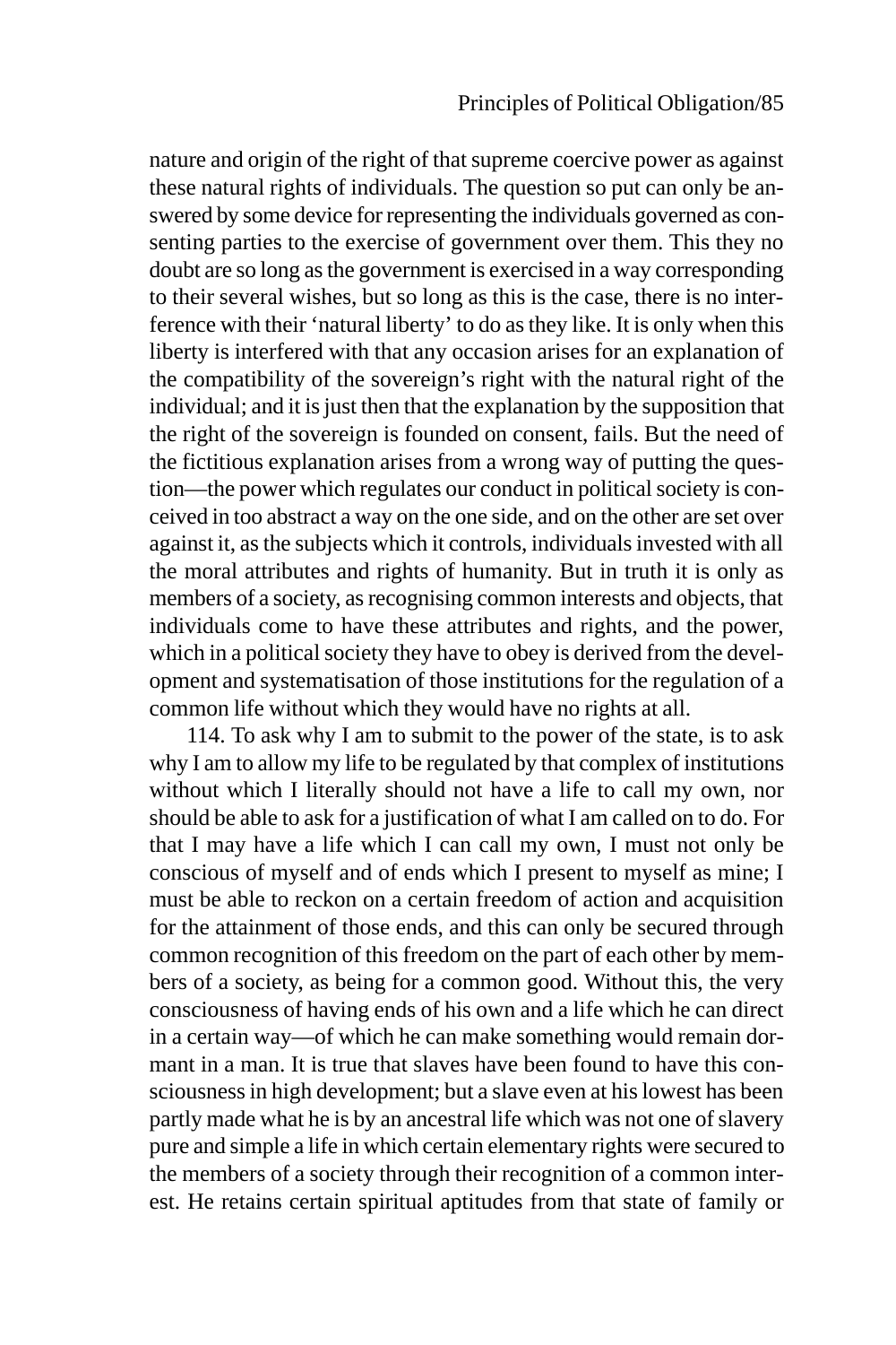nature and origin of the right of that supreme coercive power as against these natural rights of individuals. The question so put can only be answered by some device for representing the individuals governed as consenting parties to the exercise of government over them. This they no doubt are so long as the government is exercised in a way corresponding to their several wishes, but so long as this is the case, there is no interference with their 'natural liberty' to do as they like. It is only when this liberty is interfered with that any occasion arises for an explanation of the compatibility of the sovereign's right with the natural right of the individual; and it is just then that the explanation by the supposition that the right of the sovereign is founded on consent, fails. But the need of the fictitious explanation arises from a wrong way of putting the question—the power which regulates our conduct in political society is conceived in too abstract a way on the one side, and on the other are set over against it, as the subjects which it controls, individuals invested with all the moral attributes and rights of humanity. But in truth it is only as members of a society, as recognising common interests and objects, that individuals come to have these attributes and rights, and the power, which in a political society they have to obey is derived from the development and systematisation of those institutions for the regulation of a common life without which they would have no rights at all.

114. To ask why I am to submit to the power of the state, is to ask why I am to allow my life to be regulated by that complex of institutions without which I literally should not have a life to call my own, nor should be able to ask for a justification of what I am called on to do. For that I may have a life which I can call my own, I must not only be conscious of myself and of ends which I present to myself as mine; I must be able to reckon on a certain freedom of action and acquisition for the attainment of those ends, and this can only be secured through common recognition of this freedom on the part of each other by members of a society, as being for a common good. Without this, the very consciousness of having ends of his own and a life which he can direct in a certain way—of which he can make something would remain dormant in a man. It is true that slaves have been found to have this consciousness in high development; but a slave even at his lowest has been partly made what he is by an ancestral life which was not one of slavery pure and simple a life in which certain elementary rights were secured to the members of a society through their recognition of a common interest. He retains certain spiritual aptitudes from that state of family or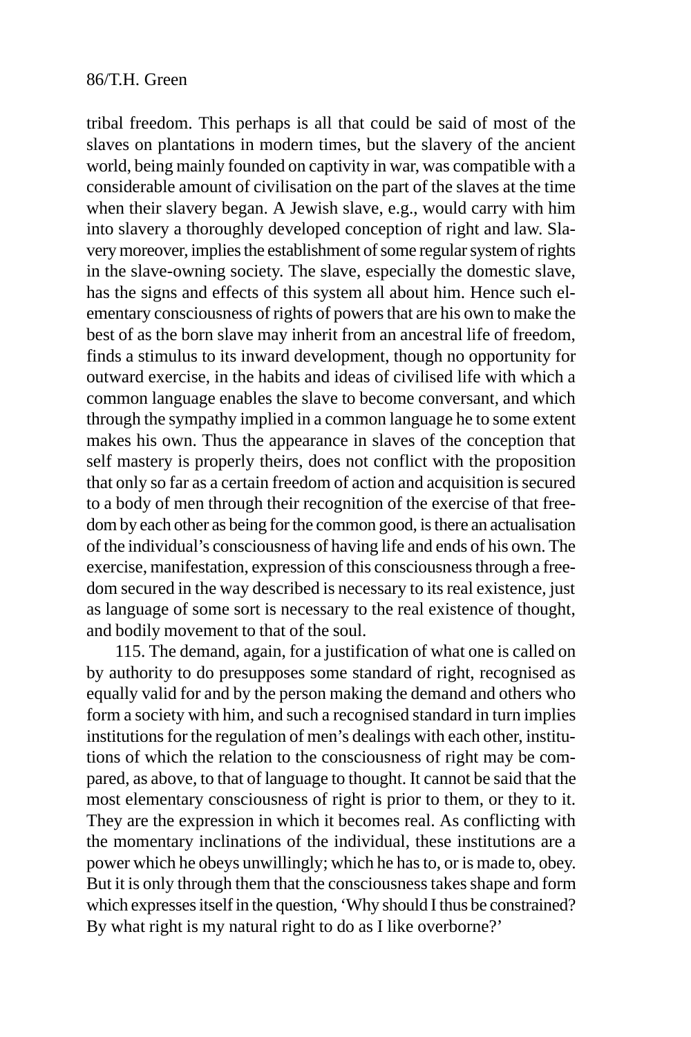tribal freedom. This perhaps is all that could be said of most of the slaves on plantations in modern times, but the slavery of the ancient world, being mainly founded on captivity in war, was compatible with a considerable amount of civilisation on the part of the slaves at the time when their slavery began. A Jewish slave, e.g., would carry with him into slavery a thoroughly developed conception of right and law. Slavery moreover, implies the establishment of some regular system of rights in the slave-owning society. The slave, especially the domestic slave, has the signs and effects of this system all about him. Hence such elementary consciousness of rights of powers that are his own to make the best of as the born slave may inherit from an ancestral life of freedom, finds a stimulus to its inward development, though no opportunity for outward exercise, in the habits and ideas of civilised life with which a common language enables the slave to become conversant, and which through the sympathy implied in a common language he to some extent makes his own. Thus the appearance in slaves of the conception that self mastery is properly theirs, does not conflict with the proposition that only so far as a certain freedom of action and acquisition is secured to a body of men through their recognition of the exercise of that freedom by each other as being for the common good, is there an actualisation of the individual's consciousness of having life and ends of his own. The exercise, manifestation, expression of this consciousness through a freedom secured in the way described is necessary to its real existence, just as language of some sort is necessary to the real existence of thought, and bodily movement to that of the soul.

115. The demand, again, for a justification of what one is called on by authority to do presupposes some standard of right, recognised as equally valid for and by the person making the demand and others who form a society with him, and such a recognised standard in turn implies institutions for the regulation of men's dealings with each other, institutions of which the relation to the consciousness of right may be compared, as above, to that of language to thought. It cannot be said that the most elementary consciousness of right is prior to them, or they to it. They are the expression in which it becomes real. As conflicting with the momentary inclinations of the individual, these institutions are a power which he obeys unwillingly; which he has to, or is made to, obey. But it is only through them that the consciousness takes shape and form which expresses itself in the question, 'Why should I thus be constrained? By what right is my natural right to do as I like overborne?'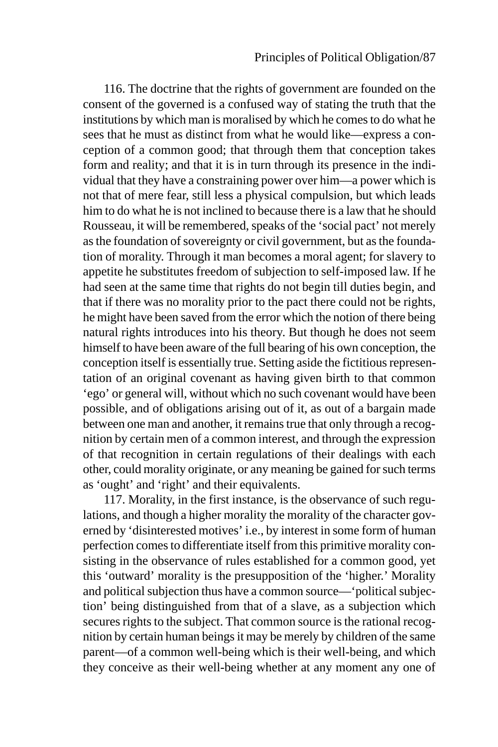116. The doctrine that the rights of government are founded on the consent of the governed is a confused way of stating the truth that the institutions by which man is moralised by which he comes to do what he sees that he must as distinct from what he would like—express a conception of a common good; that through them that conception takes form and reality; and that it is in turn through its presence in the individual that they have a constraining power over him—a power which is not that of mere fear, still less a physical compulsion, but which leads him to do what he is not inclined to because there is a law that he should Rousseau, it will be remembered, speaks of the 'social pact' not merely as the foundation of sovereignty or civil government, but as the foundation of morality. Through it man becomes a moral agent; for slavery to appetite he substitutes freedom of subjection to self-imposed law. If he had seen at the same time that rights do not begin till duties begin, and that if there was no morality prior to the pact there could not be rights, he might have been saved from the error which the notion of there being natural rights introduces into his theory. But though he does not seem himself to have been aware of the full bearing of his own conception, the conception itself is essentially true. Setting aside the fictitious representation of an original covenant as having given birth to that common 'ego' or general will, without which no such covenant would have been possible, and of obligations arising out of it, as out of a bargain made between one man and another, it remains true that only through a recognition by certain men of a common interest, and through the expression of that recognition in certain regulations of their dealings with each other, could morality originate, or any meaning be gained for such terms as 'ought' and 'right' and their equivalents.

117. Morality, in the first instance, is the observance of such regulations, and though a higher morality the morality of the character governed by 'disinterested motives' i.e., by interest in some form of human perfection comes to differentiate itself from this primitive morality consisting in the observance of rules established for a common good, yet this 'outward' morality is the presupposition of the 'higher.' Morality and political subjection thus have a common source—'political subjection' being distinguished from that of a slave, as a subjection which secures rights to the subject. That common source is the rational recognition by certain human beings it may be merely by children of the same parent—of a common well-being which is their well-being, and which they conceive as their well-being whether at any moment any one of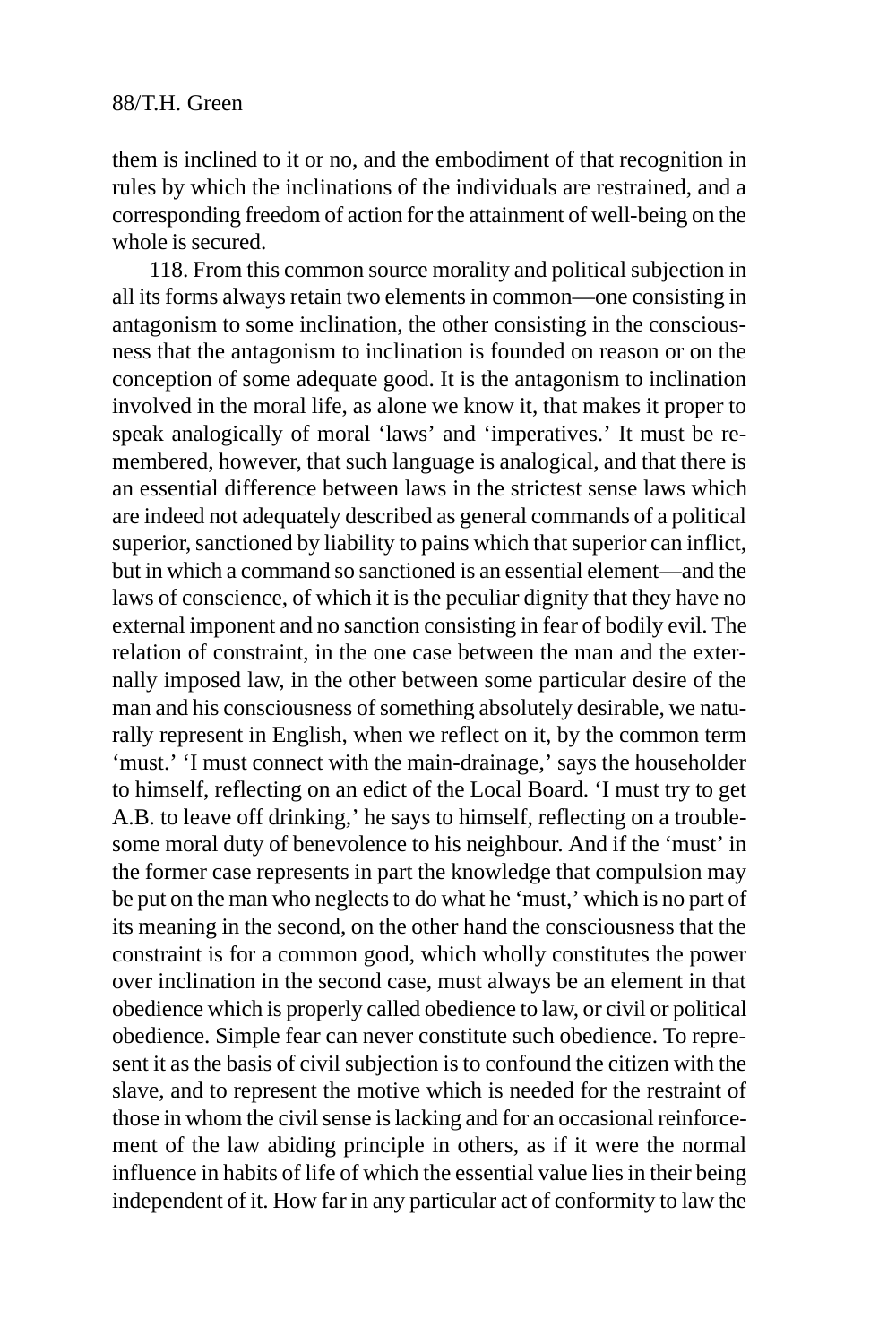them is inclined to it or no, and the embodiment of that recognition in rules by which the inclinations of the individuals are restrained, and a corresponding freedom of action for the attainment of well-being on the whole is secured.

118. From this common source morality and political subjection in all its forms always retain two elements in common—one consisting in antagonism to some inclination, the other consisting in the consciousness that the antagonism to inclination is founded on reason or on the conception of some adequate good. It is the antagonism to inclination involved in the moral life, as alone we know it, that makes it proper to speak analogically of moral 'laws' and 'imperatives.' It must be remembered, however, that such language is analogical, and that there is an essential difference between laws in the strictest sense laws which are indeed not adequately described as general commands of a political superior, sanctioned by liability to pains which that superior can inflict, but in which a command so sanctioned is an essential element—and the laws of conscience, of which it is the peculiar dignity that they have no external imponent and no sanction consisting in fear of bodily evil. The relation of constraint, in the one case between the man and the externally imposed law, in the other between some particular desire of the man and his consciousness of something absolutely desirable, we naturally represent in English, when we reflect on it, by the common term 'must.' 'I must connect with the main-drainage,' says the householder to himself, reflecting on an edict of the Local Board. 'I must try to get A.B. to leave off drinking,' he says to himself, reflecting on a troublesome moral duty of benevolence to his neighbour. And if the 'must' in the former case represents in part the knowledge that compulsion may be put on the man who neglects to do what he 'must,' which is no part of its meaning in the second, on the other hand the consciousness that the constraint is for a common good, which wholly constitutes the power over inclination in the second case, must always be an element in that obedience which is properly called obedience to law, or civil or political obedience. Simple fear can never constitute such obedience. To represent it as the basis of civil subjection is to confound the citizen with the slave, and to represent the motive which is needed for the restraint of those in whom the civil sense is lacking and for an occasional reinforcement of the law abiding principle in others, as if it were the normal influence in habits of life of which the essential value lies in their being independent of it. How far in any particular act of conformity to law the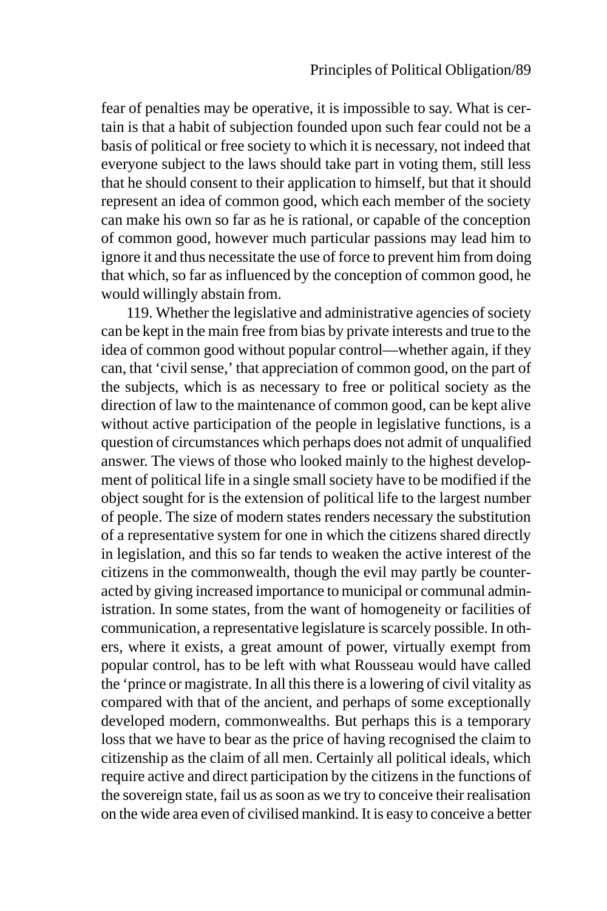fear of penalties may be operative, it is impossible to say. What is certain is that a habit of subjection founded upon such fear could not be a basis of political or free society to which it is necessary, not indeed that everyone subject to the laws should take part in voting them, still less that he should consent to their application to himself, but that it should represent an idea of common good, which each member of the society can make his own so far as he is rational, or capable of the conception of common good, however much particular passions may lead him to ignore it and thus necessitate the use of force to prevent him from doing that which, so far as influenced by the conception of common good, he would willingly abstain from.

119. Whether the legislative and administrative agencies of society can be kept in the main free from bias by private interests and true to the idea of common good without popular control—whether again, if they can, that 'civil sense,' that appreciation of common good, on the part of the subjects, which is as necessary to free or political society as the direction of law to the maintenance of common good, can be kept alive without active participation of the people in legislative functions, is a question of circumstances which perhaps does not admit of unqualified answer. The views of those who looked mainly to the highest development of political life in a single small society have to be modified if the object sought for is the extension of political life to the largest number of people. The size of modern states renders necessary the substitution of a representative system for one in which the citizens shared directly in legislation, and this so far tends to weaken the active interest of the citizens in the commonwealth, though the evil may partly be counteracted by giving increased importance to municipal or communal administration. In some states, from the want of homogeneity or facilities of communication, a representative legislature is scarcely possible. In others, where it exists, a great amount of power, virtually exempt from popular control, has to be left with what Rousseau would have called the 'prince or magistrate. In all this there is a lowering of civil vitality as compared with that of the ancient, and perhaps of some exceptionally developed modern, commonwealths. But perhaps this is a temporary loss that we have to bear as the price of having recognised the claim to citizenship as the claim of all men. Certainly all political ideals, which require active and direct participation by the citizens in the functions of the sovereign state, fail us as soon as we try to conceive their realisation on the wide area even of civilised mankind. It is easy to conceive a better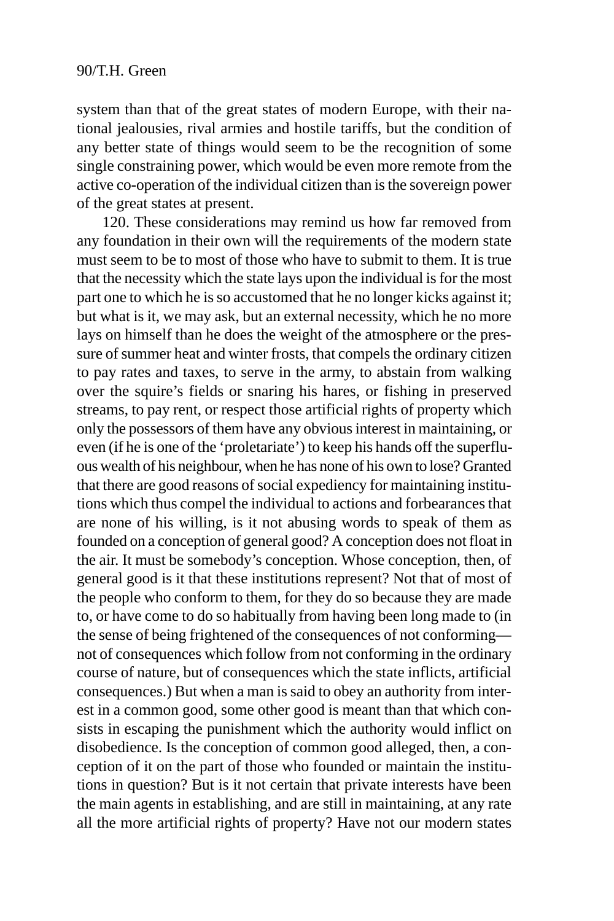system than that of the great states of modern Europe, with their national jealousies, rival armies and hostile tariffs, but the condition of any better state of things would seem to be the recognition of some single constraining power, which would be even more remote from the active co-operation of the individual citizen than is the sovereign power of the great states at present.

120. These considerations may remind us how far removed from any foundation in their own will the requirements of the modern state must seem to be to most of those who have to submit to them. It is true that the necessity which the state lays upon the individual is for the most part one to which he is so accustomed that he no longer kicks against it; but what is it, we may ask, but an external necessity, which he no more lays on himself than he does the weight of the atmosphere or the pressure of summer heat and winter frosts, that compels the ordinary citizen to pay rates and taxes, to serve in the army, to abstain from walking over the squire's fields or snaring his hares, or fishing in preserved streams, to pay rent, or respect those artificial rights of property which only the possessors of them have any obvious interest in maintaining, or even (if he is one of the 'proletariate') to keep his hands off the superfluous wealth of his neighbour, when he has none of his own to lose? Granted that there are good reasons of social expediency for maintaining institutions which thus compel the individual to actions and forbearances that are none of his willing, is it not abusing words to speak of them as founded on a conception of general good? A conception does not float in the air. It must be somebody's conception. Whose conception, then, of general good is it that these institutions represent? Not that of most of the people who conform to them, for they do so because they are made to, or have come to do so habitually from having been long made to (in the sense of being frightened of the consequences of not conforming—not of consequences which follow from not conforming in the ordinary course of nature, but of consequences which the state inflicts, artificial consequences.) But when a man is said to obey an authority from interest in a common good, some other good is meant than that which consists in escaping the punishment which the authority would inflict on disobedience. Is the conception of common good alleged, then, a conception of it on the part of those who founded or maintain the institutions in question? But is it not certain that private interests have been the main agents in establishing, and are still in maintaining, at any rate all the more artificial rights of property? Have not our modern states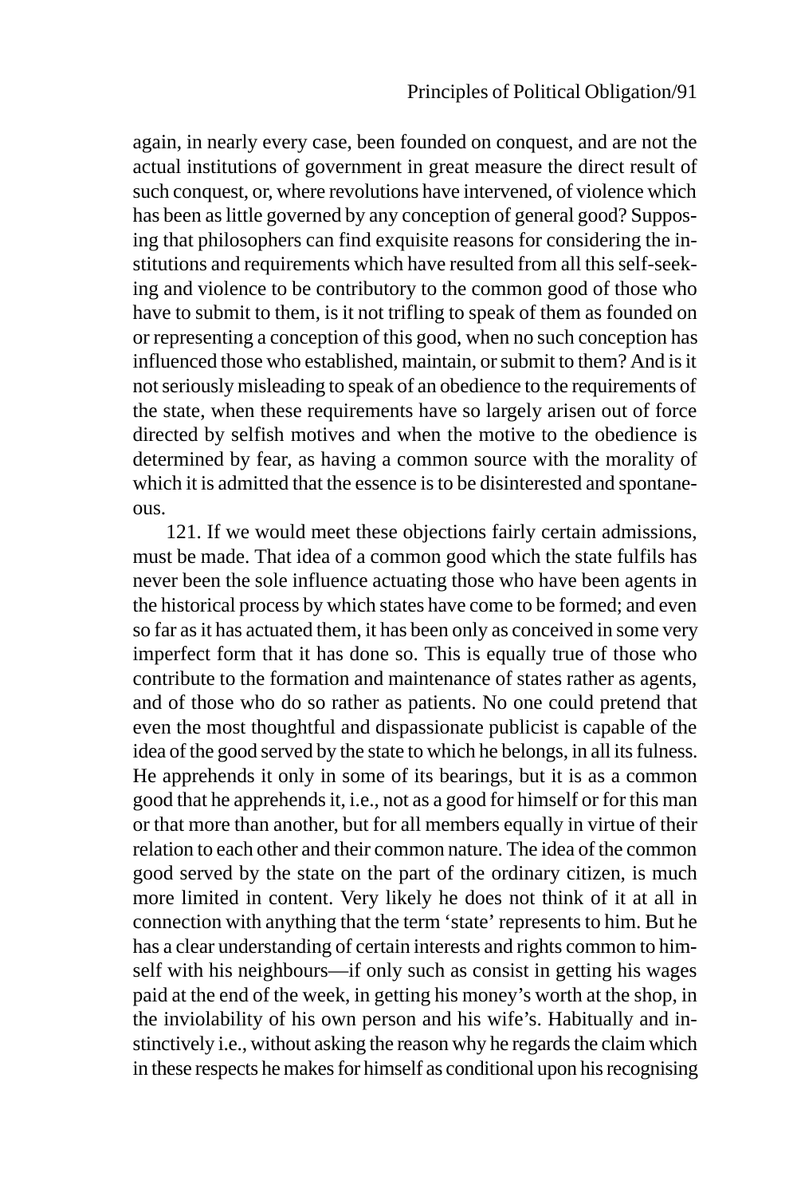again, in nearly every case, been founded on conquest, and are not the actual institutions of government in great measure the direct result of such conquest, or, where revolutions have intervened, of violence which has been as little governed by any conception of general good? Supposing that philosophers can find exquisite reasons for considering the institutions and requirements which have resulted from all this self-seeking and violence to be contributory to the common good of those who have to submit to them, is it not trifling to speak of them as founded on or representing a conception of this good, when no such conception has influenced those who established, maintain, or submit to them? And is it not seriously misleading to speak of an obedience to the requirements of the state, when these requirements have so largely arisen out of force directed by selfish motives and when the motive to the obedience is determined by fear, as having a common source with the morality of which it is admitted that the essence is to be disinterested and spontaneous.

121. If we would meet these objections fairly certain admissions, must be made. That idea of a common good which the state fulfils has never been the sole influence actuating those who have been agents in the historical process by which states have come to be formed; and even so far as it has actuated them, it has been only as conceived in some very imperfect form that it has done so. This is equally true of those who contribute to the formation and maintenance of states rather as agents, and of those who do so rather as patients. No one could pretend that even the most thoughtful and dispassionate publicist is capable of the idea of the good served by the state to which he belongs, in all its fulness. He apprehends it only in some of its bearings, but it is as a common good that he apprehends it, i.e., not as a good for himself or for this man or that more than another, but for all members equally in virtue of their relation to each other and their common nature. The idea of the common good served by the state on the part of the ordinary citizen, is much more limited in content. Very likely he does not think of it at all in connection with anything that the term 'state' represents to him. But he has a clear understanding of certain interests and rights common to himself with his neighbours—if only such as consist in getting his wages paid at the end of the week, in getting his money's worth at the shop, in the inviolability of his own person and his wife's. Habitually and instinctively i.e., without asking the reason why he regards the claim which in these respects he makes for himself as conditional upon his recognising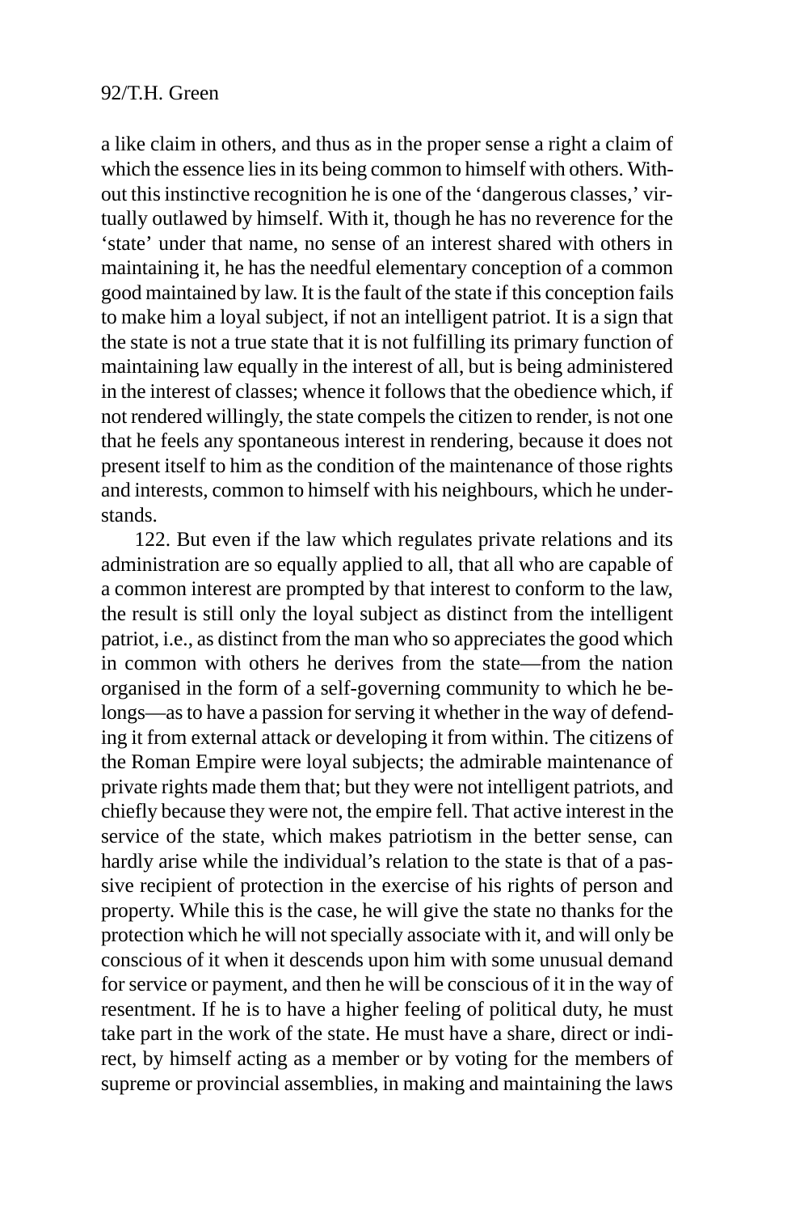a like claim in others, and thus as in the proper sense a right a claim of which the essence lies in its being common to himself with others. Without this instinctive recognition he is one of the 'dangerous classes,' virtually outlawed by himself. With it, though he has no reverence for the 'state' under that name, no sense of an interest shared with others in maintaining it, he has the needful elementary conception of a common good maintained by law. It is the fault of the state if this conception fails to make him a loyal subject, if not an intelligent patriot. It is a sign that the state is not a true state that it is not fulfilling its primary function of maintaining law equally in the interest of all, but is being administered in the interest of classes; whence it follows that the obedience which, if not rendered willingly, the state compels the citizen to render, is not one that he feels any spontaneous interest in rendering, because it does not present itself to him as the condition of the maintenance of those rights and interests, common to himself with his neighbours, which he understands.

122. But even if the law which regulates private relations and its administration are so equally applied to all, that all who are capable of a common interest are prompted by that interest to conform to the law, the result is still only the loyal subject as distinct from the intelligent patriot, i.e., as distinct from the man who so appreciates the good which in common with others he derives from the state—from the nation organised in the form of a self-governing community to which he belongs—as to have a passion for serving it whether in the way of defending it from external attack or developing it from within. The citizens of the Roman Empire were loyal subjects; the admirable maintenance of private rights made them that; but they were not intelligent patriots, and chiefly because they were not, the empire fell. That active interest in the service of the state, which makes patriotism in the better sense, can hardly arise while the individual's relation to the state is that of a passive recipient of protection in the exercise of his rights of person and property. While this is the case, he will give the state no thanks for the protection which he will not specially associate with it, and will only be conscious of it when it descends upon him with some unusual demand for service or payment, and then he will be conscious of it in the way of resentment. If he is to have a higher feeling of political duty, he must take part in the work of the state. He must have a share, direct or indirect, by himself acting as a member or by voting for the members of supreme or provincial assemblies, in making and maintaining the laws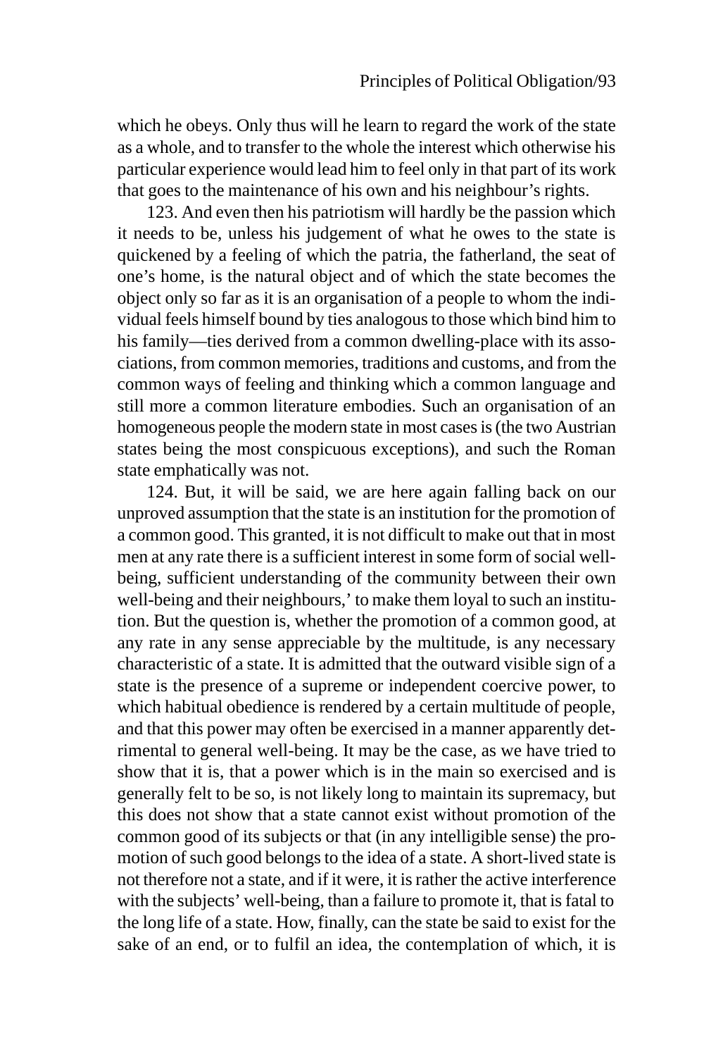which he obeys. Only thus will he learn to regard the work of the state as a whole, and to transfer to the whole the interest which otherwise his particular experience would lead him to feel only in that part of its work that goes to the maintenance of his own and his neighbour's rights.

123. And even then his patriotism will hardly be the passion which it needs to be, unless his judgement of what he owes to the state is quickened by a feeling of which the patria, the fatherland, the seat of one's home, is the natural object and of which the state becomes the object only so far as it is an organisation of a people to whom the individual feels himself bound by ties analogous to those which bind him to his family—ties derived from a common dwelling-place with its associations, from common memories, traditions and customs, and from the common ways of feeling and thinking which a common language and still more a common literature embodies. Such an organisation of an homogeneous people the modern state in most cases is (the two Austrian states being the most conspicuous exceptions), and such the Roman state emphatically was not.

124. But, it will be said, we are here again falling back on our unproved assumption that the state is an institution for the promotion of a common good. This granted, it is not difficult to make out that in most men at any rate there is a sufficient interest in some form of social well-being, sufficient understanding of the community between their own well-being and their neighbours,' to make them loyal to such an institution. But the question is, whether the promotion of a common good, at any rate in any sense appreciable by the multitude, is any necessary characteristic of a state. It is admitted that the outward visible sign of a state is the presence of a supreme or independent coercive power, to which habitual obedience is rendered by a certain multitude of people, and that this power may often be exercised in a manner apparently detrimental to general well-being. It may be the case, as we have tried to show that it is, that a power which is in the main so exercised and is generally felt to be so, is not likely long to maintain its supremacy, but this does not show that a state cannot exist without promotion of the common good of its subjects or that (in any intelligible sense) the promotion of such good belongs to the idea of a state. A short-lived state is not therefore not a state, and if it were, it is rather the active interference with the subjects' well-being, than a failure to promote it, that is fatal to the long life of a state. How, finally, can the state be said to exist for the sake of an end, or to fulfil an idea, the contemplation of which, it is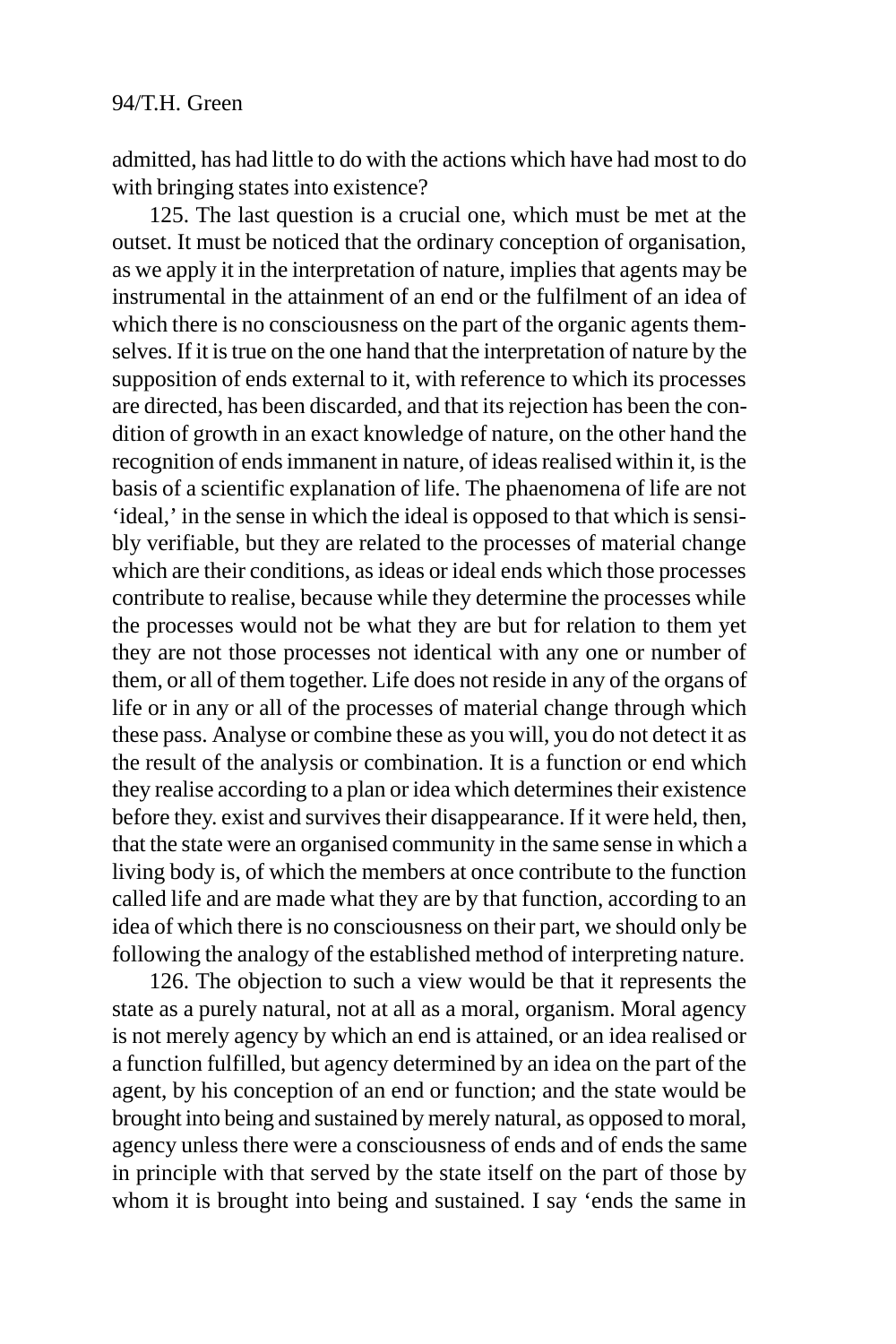admitted, has had little to do with the actions which have had most to do with bringing states into existence?

125. The last question is a crucial one, which must be met at the outset. It must be noticed that the ordinary conception of organisation, as we apply it in the interpretation of nature, implies that agents may be instrumental in the attainment of an end or the fulfilment of an idea of which there is no consciousness on the part of the organic agents themselves. If it is true on the one hand that the interpretation of nature by the supposition of ends external to it, with reference to which its processes are directed, has been discarded, and that its rejection has been the condition of growth in an exact knowledge of nature, on the other hand the recognition of ends immanent in nature, of ideas realised within it, is the basis of a scientific explanation of life. The phaenomena of life are not 'ideal,' in the sense in which the ideal is opposed to that which is sensibly verifiable, but they are related to the processes of material change which are their conditions, as ideas or ideal ends which those processes contribute to realise, because while they determine the processes while the processes would not be what they are but for relation to them yet they are not those processes not identical with any one or number of them, or all of them together. Life does not reside in any of the organs of life or in any or all of the processes of material change through which these pass. Analyse or combine these as you will, you do not detect it as the result of the analysis or combination. It is a function or end which they realise according to a plan or idea which determines their existence before they. exist and survives their disappearance. If it were held, then, that the state were an organised community in the same sense in which a living body is, of which the members at once contribute to the function called life and are made what they are by that function, according to an idea of which there is no consciousness on their part, we should only be following the analogy of the established method of interpreting nature.

126. The objection to such a view would be that it represents the state as a purely natural, not at all as a moral, organism. Moral agency is not merely agency by which an end is attained, or an idea realised or a function fulfilled, but agency determined by an idea on the part of the agent, by his conception of an end or function; and the state would be brought into being and sustained by merely natural, as opposed to moral, agency unless there were a consciousness of ends and of ends the same in principle with that served by the state itself on the part of those by whom it is brought into being and sustained. I say 'ends the same in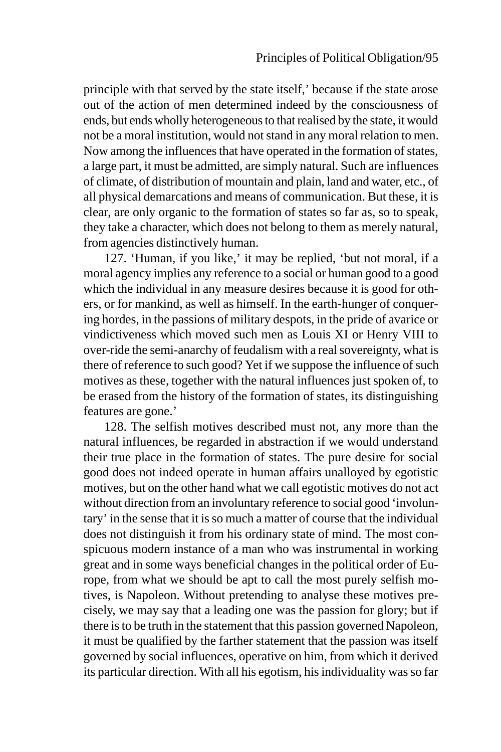principle with that served by the state itself,' because if the state arose out of the action of men determined indeed by the consciousness of ends, but ends wholly heterogeneous to that realised by the state, it would not be a moral institution, would not stand in any moral relation to men. Now among the influences that have operated in the formation of states, a large part, it must be admitted, are simply natural. Such are influences of climate, of distribution of mountain and plain, land and water, etc., of all physical demarcations and means of communication. But these, it is clear, are only organic to the formation of states so far as, so to speak, they take a character, which does not belong to them as merely natural, from agencies distinctively human.

127. 'Human, if you like,' it may be replied, 'but not moral, if a moral agency implies any reference to a social or human good to a good which the individual in any measure desires because it is good for others, or for mankind, as well as himself. In the earth-hunger of conquering hordes, in the passions of military despots, in the pride of avarice or vindictiveness which moved such men as Louis XI or Henry VIII to over-ride the semi-anarchy of feudalism with a real sovereignty, what is there of reference to such good? Yet if we suppose the influence of such motives as these, together with the natural influences just spoken of, to be erased from the history of the formation of states, its distinguishing features are gone.'

128. The selfish motives described must not, any more than the natural influences, be regarded in abstraction if we would understand their true place in the formation of states. The pure desire for social good does not indeed operate in human affairs unalloyed by egotistic motives, but on the other hand what we call egotistic motives do not act without direction from an involuntary reference to social good 'involuntary' in the sense that it is so much a matter of course that the individual does not distinguish it from his ordinary state of mind. The most conspicuous modern instance of a man who was instrumental in working great and in some ways beneficial changes in the political order of Europe, from what we should be apt to call the most purely selfish motives, is Napoleon. Without pretending to analyse these motives precisely, we may say that a leading one was the passion for glory; but if there is to be truth in the statement that this passion governed Napoleon, it must be qualified by the farther statement that the passion was itself governed by social influences, operative on him, from which it derived its particular direction. With all his egotism, his individuality was so far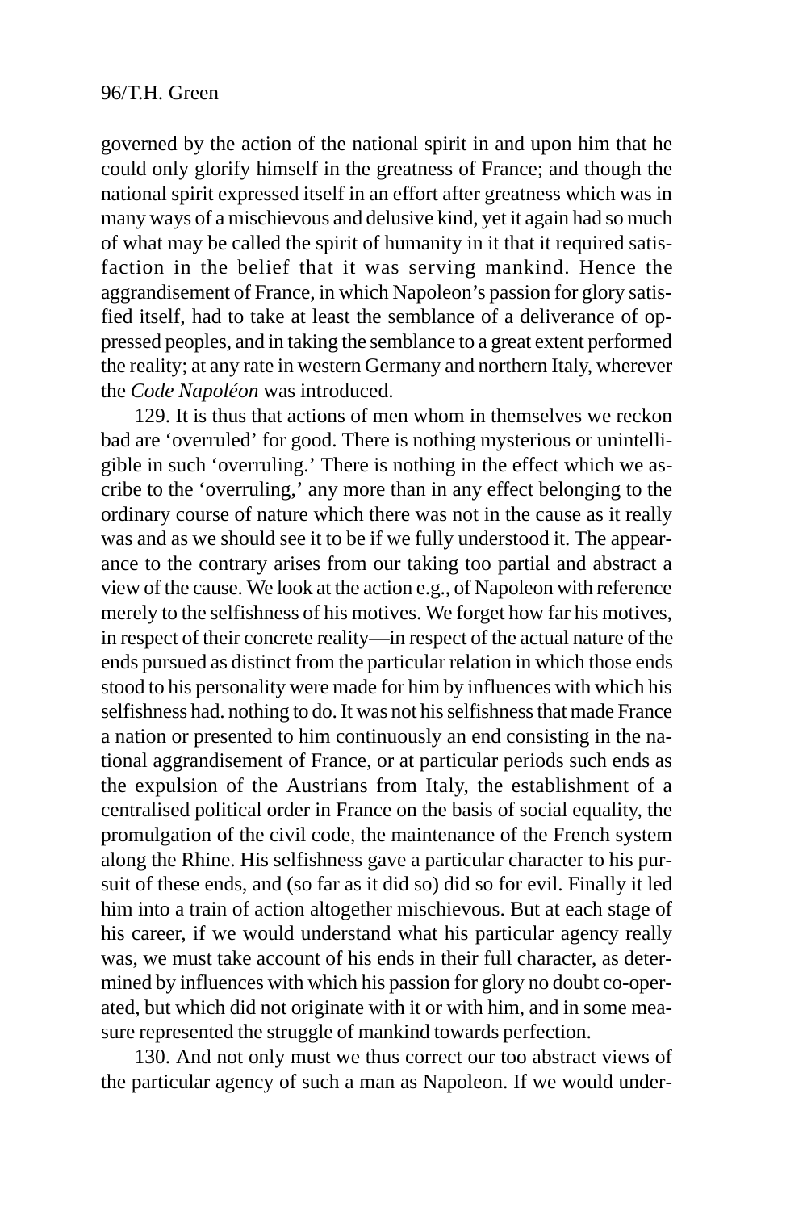governed by the action of the national spirit in and upon him that he could only glorify himself in the greatness of France; and though the national spirit expressed itself in an effort after greatness which was in many ways of a mischievous and delusive kind, yet it again had so much of what may be called the spirit of humanity in it that it required satisfaction in the belief that it was serving mankind. Hence the aggrandisement of France, in which Napoleon's passion for glory satisfied itself, had to take at least the semblance of a deliverance of oppressed peoples, and in taking the semblance to a great extent performed the reality; at any rate in western Germany and northern Italy, wherever the *Code Napoléon* was introduced.

129. It is thus that actions of men whom in themselves we reckon bad are 'overruled' for good. There is nothing mysterious or unintelligible in such 'overruling.' There is nothing in the effect which we ascribe to the 'overruling,' any more than in any effect belonging to the ordinary course of nature which there was not in the cause as it really was and as we should see it to be if we fully understood it. The appearance to the contrary arises from our taking too partial and abstract a view of the cause. We look at the action e.g., of Napoleon with reference merely to the selfishness of his motives. We forget how far his motives, in respect of their concrete reality—in respect of the actual nature of the ends pursued as distinct from the particular relation in which those ends stood to his personality were made for him by influences with which his selfishness had. nothing to do. It was not his selfishness that made France a nation or presented to him continuously an end consisting in the national aggrandisement of France, or at particular periods such ends as the expulsion of the Austrians from Italy, the establishment of a centralised political order in France on the basis of social equality, the promulgation of the civil code, the maintenance of the French system along the Rhine. His selfishness gave a particular character to his pursuit of these ends, and (so far as it did so) did so for evil. Finally it led him into a train of action altogether mischievous. But at each stage of his career, if we would understand what his particular agency really was, we must take account of his ends in their full character, as determined by influences with which his passion for glory no doubt co-operated, but which did not originate with it or with him, and in some measure represented the struggle of mankind towards perfection.

130. And not only must we thus correct our too abstract views of the particular agency of such a man as Napoleon. If we would under-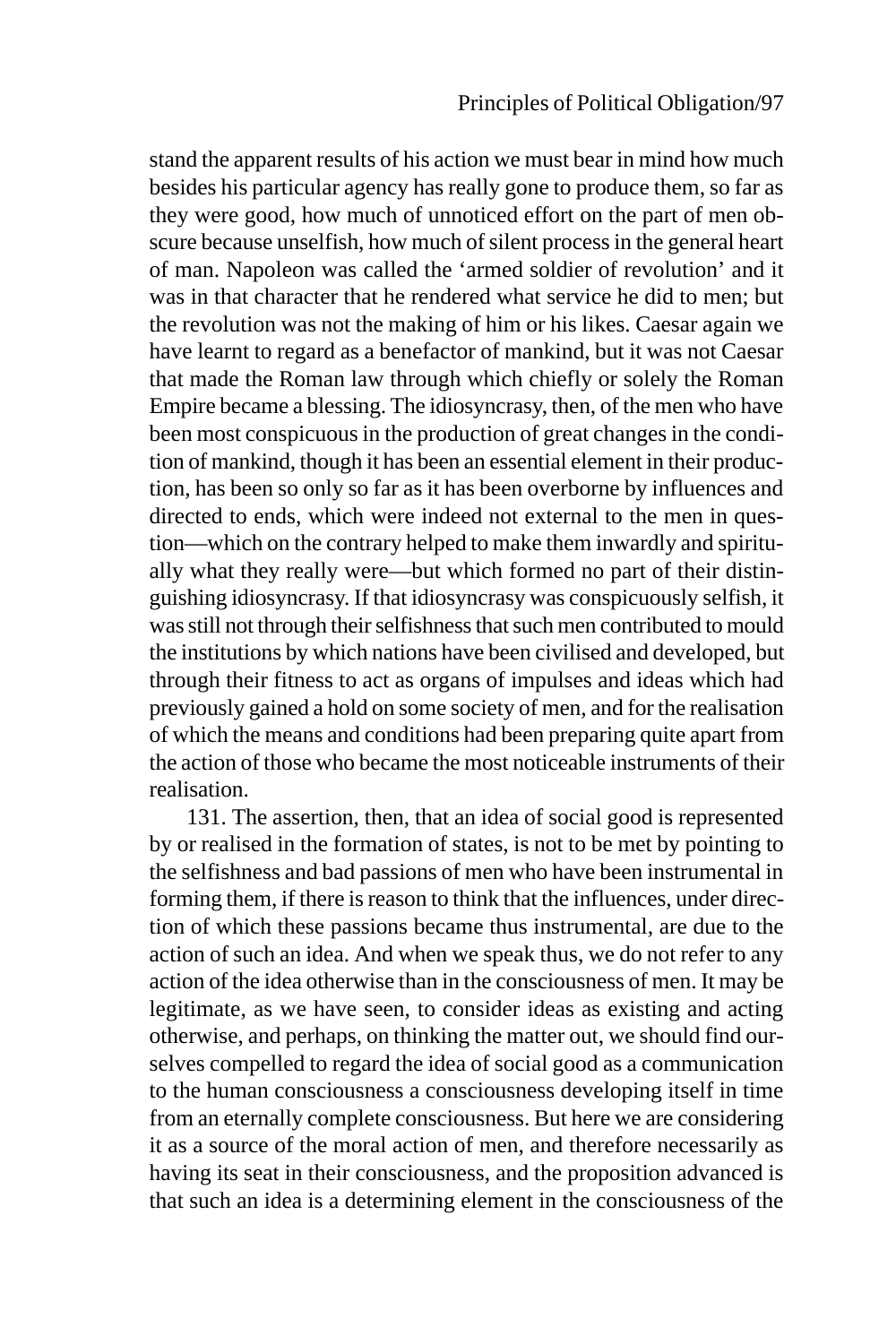stand the apparent results of his action we must bear in mind how much besides his particular agency has really gone to produce them, so far as they were good, how much of unnoticed effort on the part of men obscure because unselfish, how much of silent process in the general heart of man. Napoleon was called the 'armed soldier of revolution' and it was in that character that he rendered what service he did to men; but the revolution was not the making of him or his likes. Caesar again we have learnt to regard as a benefactor of mankind, but it was not Caesar that made the Roman law through which chiefly or solely the Roman Empire became a blessing. The idiosyncrasy, then, of the men who have been most conspicuous in the production of great changes in the condition of mankind, though it has been an essential element in their production, has been so only so far as it has been overborne by influences and directed to ends, which were indeed not external to the men in question—which on the contrary helped to make them inwardly and spiritually what they really were—but which formed no part of their distinguishing idiosyncrasy. If that idiosyncrasy was conspicuously selfish, it was still not through their selfishness that such men contributed to mould the institutions by which nations have been civilised and developed, but through their fitness to act as organs of impulses and ideas which had previously gained a hold on some society of men, and for the realisation of which the means and conditions had been preparing quite apart from the action of those who became the most noticeable instruments of their realisation.

131. The assertion, then, that an idea of social good is represented by or realised in the formation of states, is not to be met by pointing to the selfishness and bad passions of men who have been instrumental in forming them, if there is reason to think that the influences, under direction of which these passions became thus instrumental, are due to the action of such an idea. And when we speak thus, we do not refer to any action of the idea otherwise than in the consciousness of men. It may be legitimate, as we have seen, to consider ideas as existing and acting otherwise, and perhaps, on thinking the matter out, we should find ourselves compelled to regard the idea of social good as a communication to the human consciousness a consciousness developing itself in time from an eternally complete consciousness. But here we are considering it as a source of the moral action of men, and therefore necessarily as having its seat in their consciousness, and the proposition advanced is that such an idea is a determining element in the consciousness of the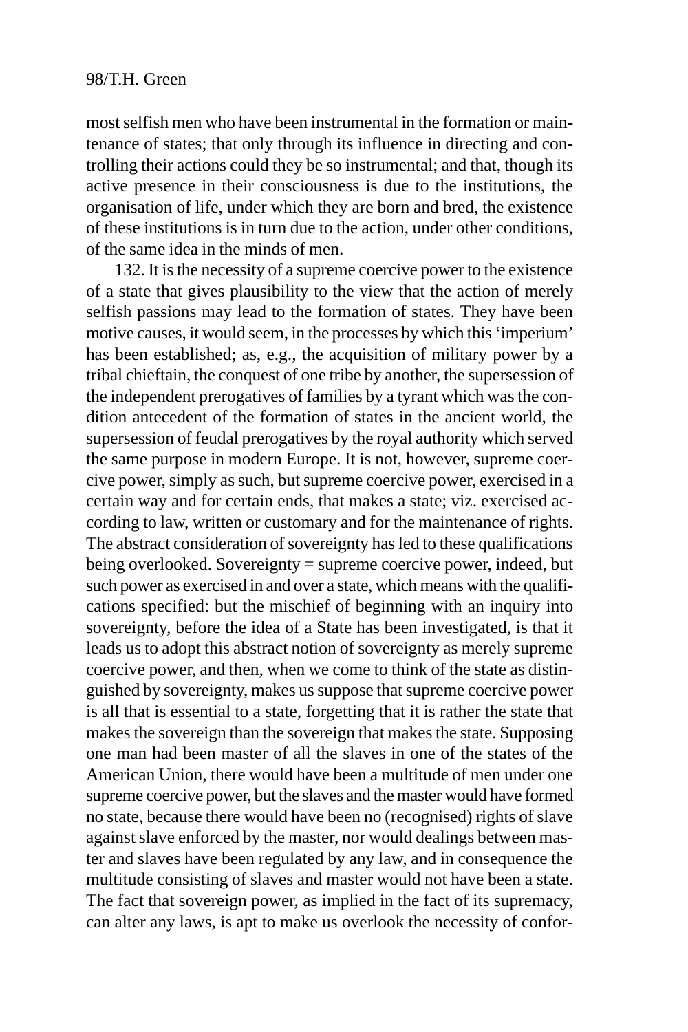most selfish men who have been instrumental in the formation or maintenance of states; that only through its influence in directing and controlling their actions could they be so instrumental; and that, though its active presence in their consciousness is due to the institutions, the organisation of life, under which they are born and bred, the existence of these institutions is in turn due to the action, under other conditions, of the same idea in the minds of men.

132. It is the necessity of a supreme coercive power to the existence of a state that gives plausibility to the view that the action of merely selfish passions may lead to the formation of states. They have been motive causes, it would seem, in the processes by which this 'imperium' has been established; as, e.g., the acquisition of military power by a tribal chieftain, the conquest of one tribe by another, the supersession of the independent prerogatives of families by a tyrant which was the condition antecedent of the formation of states in the ancient world, the supersession of feudal prerogatives by the royal authority which served the same purpose in modern Europe. It is not, however, supreme coercive power, simply as such, but supreme coercive power, exercised in a certain way and for certain ends, that makes a state; viz. exercised according to law, written or customary and for the maintenance of rights. The abstract consideration of sovereignty has led to these qualifications being overlooked. Sovereignty = supreme coercive power, indeed, but such power as exercised in and over a state, which means with the qualifications specified: but the mischief of beginning with an inquiry into sovereignty, before the idea of a State has been investigated, is that it leads us to adopt this abstract notion of sovereignty as merely supreme coercive power, and then, when we come to think of the state as distinguished by sovereignty, makes us suppose that supreme coercive power is all that is essential to a state, forgetting that it is rather the state that makes the sovereign than the sovereign that makes the state. Supposing one man had been master of all the slaves in one of the states of the American Union, there would have been a multitude of men under one supreme coercive power, but the slaves and the master would have formed no state, because there would have been no (recognised) rights of slave against slave enforced by the master, nor would dealings between master and slaves have been regulated by any law, and in consequence the multitude consisting of slaves and master would not have been a state. The fact that sovereign power, as implied in the fact of its supremacy, can alter any laws, is apt to make us overlook the necessity of confor-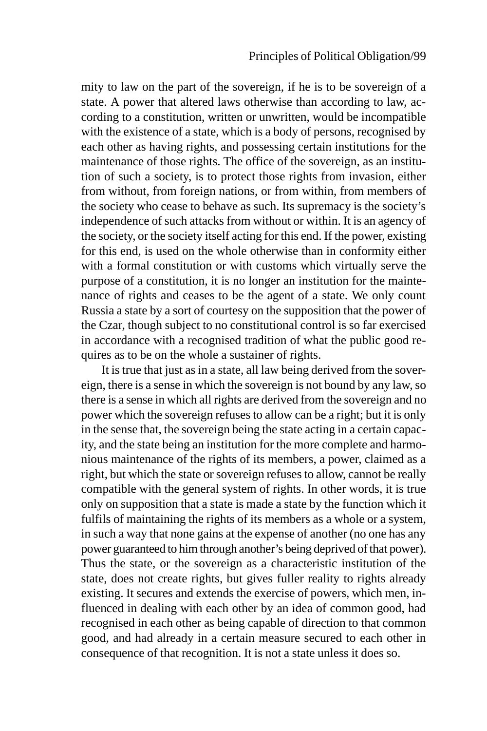mity to law on the part of the sovereign, if he is to be sovereign of a state. A power that altered laws otherwise than according to law, according to a constitution, written or unwritten, would be incompatible with the existence of a state, which is a body of persons, recognised by each other as having rights, and possessing certain institutions for the maintenance of those rights. The office of the sovereign, as an institution of such a society, is to protect those rights from invasion, either from without, from foreign nations, or from within, from members of the society who cease to behave as such. Its supremacy is the society's independence of such attacks from without or within. It is an agency of the society, or the society itself acting for this end. If the power, existing for this end, is used on the whole otherwise than in conformity either with a formal constitution or with customs which virtually serve the purpose of a constitution, it is no longer an institution for the maintenance of rights and ceases to be the agent of a state. We only count Russia a state by a sort of courtesy on the supposition that the power of the Czar, though subject to no constitutional control is so far exercised in accordance with a recognised tradition of what the public good requires as to be on the whole a sustainer of rights.

It is true that just as in a state, all law being derived from the sovereign, there is a sense in which the sovereign is not bound by any law, so there is a sense in which all rights are derived from the sovereign and no power which the sovereign refuses to allow can be a right; but it is only in the sense that, the sovereign being the state acting in a certain capacity, and the state being an institution for the more complete and harmonious maintenance of the rights of its members, a power, claimed as a right, but which the state or sovereign refuses to allow, cannot be really compatible with the general system of rights. In other words, it is true only on supposition that a state is made a state by the function which it fulfils of maintaining the rights of its members as a whole or a system, in such a way that none gains at the expense of another (no one has any power guaranteed to him through another's being deprived of that power). Thus the state, or the sovereign as a characteristic institution of the state, does not create rights, but gives fuller reality to rights already existing. It secures and extends the exercise of powers, which men, influenced in dealing with each other by an idea of common good, had recognised in each other as being capable of direction to that common good, and had already in a certain measure secured to each other in consequence of that recognition. It is not a state unless it does so.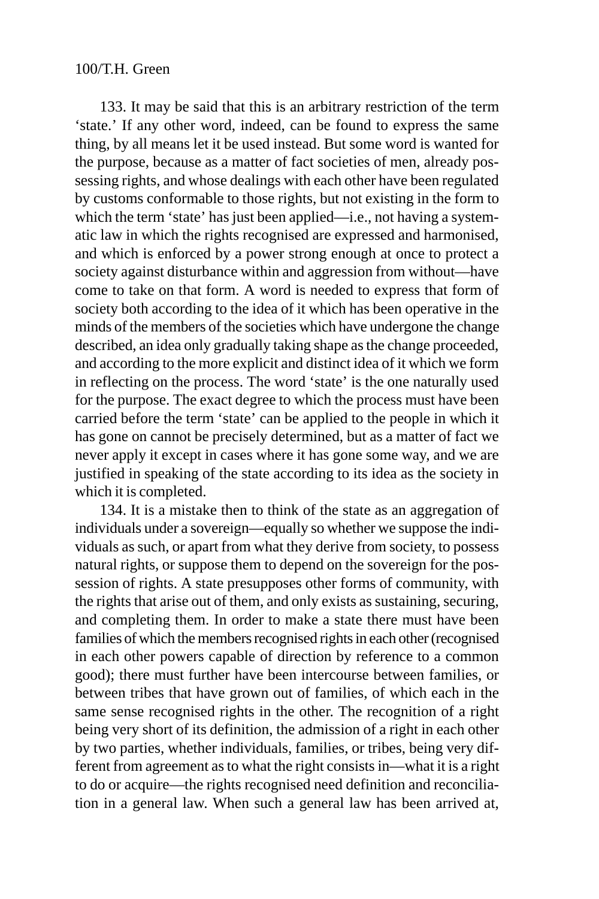133. It may be said that this is an arbitrary restriction of the term 'state.' If any other word, indeed, can be found to express the same thing, by all means let it be used instead. But some word is wanted for the purpose, because as a matter of fact societies of men, already possessing rights, and whose dealings with each other have been regulated by customs conformable to those rights, but not existing in the form to which the term 'state' has just been applied—i.e., not having a systematic law in which the rights recognised are expressed and harmonised, and which is enforced by a power strong enough at once to protect a society against disturbance within and aggression from without—have come to take on that form. A word is needed to express that form of society both according to the idea of it which has been operative in the minds of the members of the societies which have undergone the change described, an idea only gradually taking shape as the change proceeded, and according to the more explicit and distinct idea of it which we form in reflecting on the process. The word 'state' is the one naturally used for the purpose. The exact degree to which the process must have been carried before the term 'state' can be applied to the people in which it has gone on cannot be precisely determined, but as a matter of fact we never apply it except in cases where it has gone some way, and we are justified in speaking of the state according to its idea as the society in which it is completed.

134. It is a mistake then to think of the state as an aggregation of individuals under a sovereign—equally so whether we suppose the individuals as such, or apart from what they derive from society, to possess natural rights, or suppose them to depend on the sovereign for the possession of rights. A state presupposes other forms of community, with the rights that arise out of them, and only exists as sustaining, securing, and completing them. In order to make a state there must have been families of which the members recognised rights in each other (recognised in each other powers capable of direction by reference to a common good); there must further have been intercourse between families, or between tribes that have grown out of families, of which each in the same sense recognised rights in the other. The recognition of a right being very short of its definition, the admission of a right in each other by two parties, whether individuals, families, or tribes, being very different from agreement as to what the right consists in—what it is a right to do or acquire—the rights recognised need definition and reconciliation in a general law. When such a general law has been arrived at,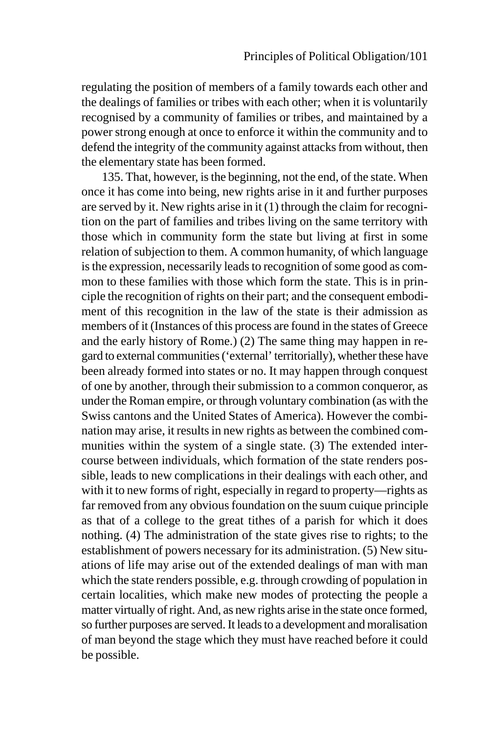regulating the position of members of a family towards each other and the dealings of families or tribes with each other; when it is voluntarily recognised by a community of families or tribes, and maintained by a power strong enough at once to enforce it within the community and to defend the integrity of the community against attacks from without, then the elementary state has been formed.

135. That, however, is the beginning, not the end, of the state. When once it has come into being, new rights arise in it and further purposes are served by it. New rights arise in it (1) through the claim for recognition on the part of families and tribes living on the same territory with those which in community form the state but living at first in some relation of subjection to them. A common humanity, of which language is the expression, necessarily leads to recognition of some good as common to these families with those which form the state. This is in principle the recognition of rights on their part; and the consequent embodiment of this recognition in the law of the state is their admission as members of it (Instances of this process are found in the states of Greece and the early history of Rome.) (2) The same thing may happen in regard to external communities ('external' territorially), whether these have been already formed into states or no. It may happen through conquest of one by another, through their submission to a common conqueror, as under the Roman empire, or through voluntary combination (as with the Swiss cantons and the United States of America). However the combination may arise, it results in new rights as between the combined communities within the system of a single state. (3) The extended intercourse between individuals, which formation of the state renders possible, leads to new complications in their dealings with each other, and with it to new forms of right, especially in regard to property—rights as far removed from any obvious foundation on the suum cuique principle as that of a college to the great tithes of a parish for which it does nothing. (4) The administration of the state gives rise to rights; to the establishment of powers necessary for its administration. (5) New situations of life may arise out of the extended dealings of man with man which the state renders possible, e.g. through crowding of population in certain localities, which make new modes of protecting the people a matter virtually of right. And, as new rights arise in the state once formed, so further purposes are served. It leads to a development and moralisation of man beyond the stage which they must have reached before it could be possible.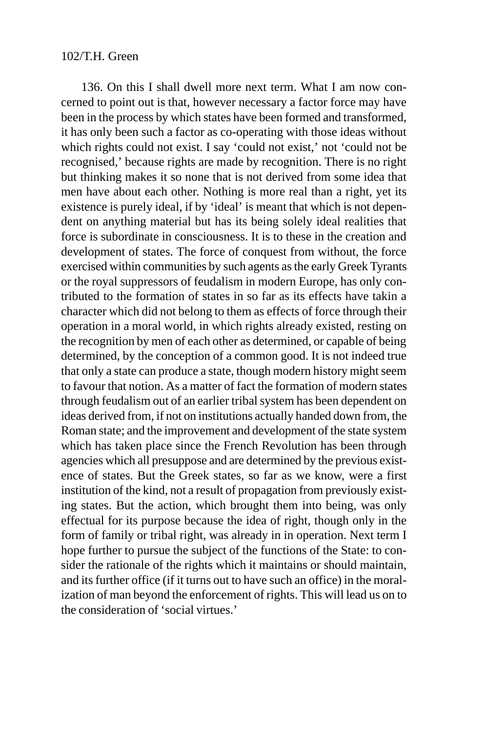136. On this I shall dwell more next term. What I am now concerned to point out is that, however necessary a factor force may have been in the process by which states have been formed and transformed, it has only been such a factor as co-operating with those ideas without which rights could not exist. I say 'could not exist,' not 'could not be recognised,' because rights are made by recognition. There is no right but thinking makes it so none that is not derived from some idea that men have about each other. Nothing is more real than a right, yet its existence is purely ideal, if by 'ideal' is meant that which is not dependent on anything material but has its being solely ideal realities that force is subordinate in consciousness. It is to these in the creation and development of states. The force of conquest from without, the force exercised within communities by such agents as the early Greek Tyrants or the royal suppressors of feudalism in modern Europe, has only contributed to the formation of states in so far as its effects have takin a character which did not belong to them as effects of force through their operation in a moral world, in which rights already existed, resting on the recognition by men of each other as determined, or capable of being determined, by the conception of a common good. It is not indeed true that only a state can produce a state, though modern history might seem to favour that notion. As a matter of fact the formation of modern states through feudalism out of an earlier tribal system has been dependent on ideas derived from, if not on institutions actually handed down from, the Roman state; and the improvement and development of the state system which has taken place since the French Revolution has been through agencies which all presuppose and are determined by the previous existence of states. But the Greek states, so far as we know, were a first institution of the kind, not a result of propagation from previously existing states. But the action, which brought them into being, was only effectual for its purpose because the idea of right, though only in the form of family or tribal right, was already in in operation. Next term I hope further to pursue the subject of the functions of the State: to consider the rationale of the rights which it maintains or should maintain, and its further office (if it turns out to have such an office) in the moralization of man beyond the enforcement of rights. This will lead us on to the consideration of 'social virtues.'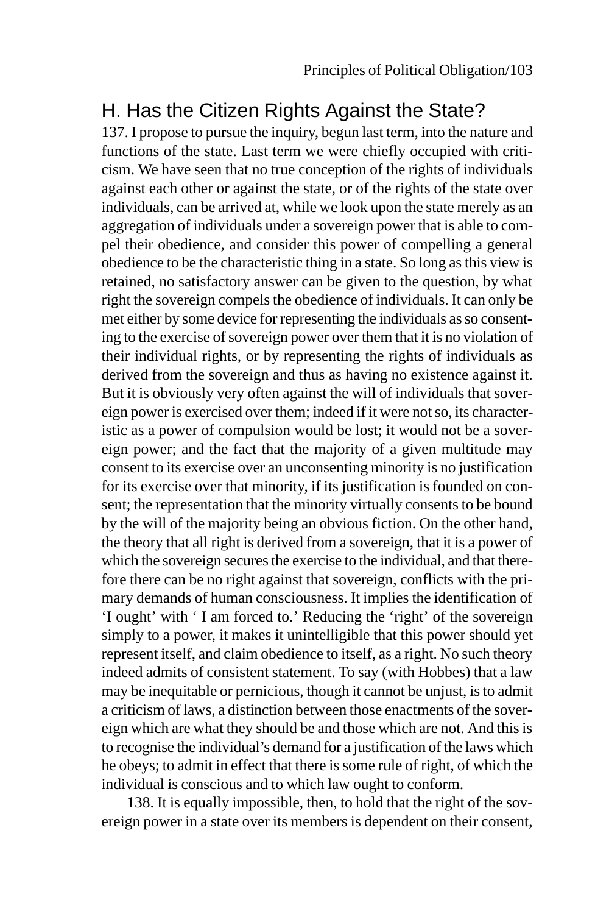## H. Has the Citizen Rights Against the State?

137. I propose to pursue the inquiry, begun last term, into the nature and functions of the state. Last term we were chiefly occupied with criticism. We have seen that no true conception of the rights of individuals against each other or against the state, or of the rights of the state over individuals, can be arrived at, while we look upon the state merely as an aggregation of individuals under a sovereign power that is able to compel their obedience, and consider this power of compelling a general obedience to be the characteristic thing in a state. So long as this view is retained, no satisfactory answer can be given to the question, by what right the sovereign compels the obedience of individuals. It can only be met either by some device for representing the individuals as so consenting to the exercise of sovereign power over them that it is no violation of their individual rights, or by representing the rights of individuals as derived from the sovereign and thus as having no existence against it. But it is obviously very often against the will of individuals that sovereign power is exercised over them; indeed if it were not so, its characteristic as a power of compulsion would be lost; it would not be a sovereign power; and the fact that the majority of a given multitude may consent to its exercise over an unconsenting minority is no justification for its exercise over that minority, if its justification is founded on consent; the representation that the minority virtually consents to be bound by the will of the majority being an obvious fiction. On the other hand, the theory that all right is derived from a sovereign, that it is a power of which the sovereign secures the exercise to the individual, and that therefore there can be no right against that sovereign, conflicts with the primary demands of human consciousness. It implies the identification of 'I ought' with ' I am forced to.' Reducing the 'right' of the sovereign simply to a power, it makes it unintelligible that this power should yet represent itself, and claim obedience to itself, as a right. No such theory indeed admits of consistent statement. To say (with Hobbes) that a law may be inequitable or pernicious, though it cannot be unjust, is to admit a criticism of laws, a distinction between those enactments of the sovereign which are what they should be and those which are not. And this is to recognise the individual's demand for a justification of the laws which he obeys; to admit in effect that there is some rule of right, of which the individual is conscious and to which law ought to conform.

138. It is equally impossible, then, to hold that the right of the sovereign power in a state over its members is dependent on their consent,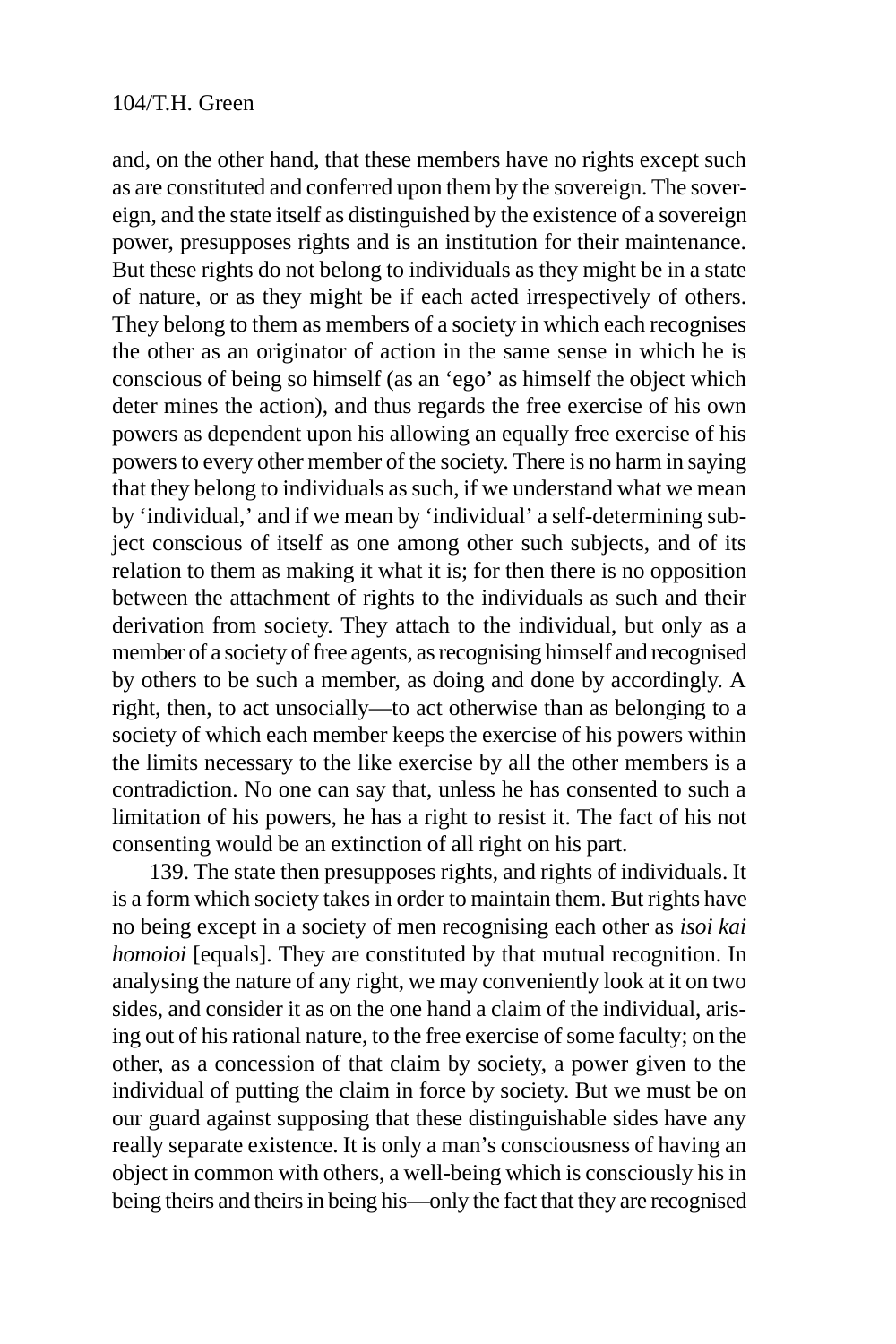and, on the other hand, that these members have no rights except such as are constituted and conferred upon them by the sovereign. The sovereign, and the state itself as distinguished by the existence of a sovereign power, presupposes rights and is an institution for their maintenance. But these rights do not belong to individuals as they might be in a state of nature, or as they might be if each acted irrespectively of others. They belong to them as members of a society in which each recognises the other as an originator of action in the same sense in which he is conscious of being so himself (as an 'ego' as himself the object which deter mines the action), and thus regards the free exercise of his own powers as dependent upon his allowing an equally free exercise of his powers to every other member of the society. There is no harm in saying that they belong to individuals as such, if we understand what we mean by 'individual,' and if we mean by 'individual' a self-determining subject conscious of itself as one among other such subjects, and of its relation to them as making it what it is; for then there is no opposition between the attachment of rights to the individuals as such and their derivation from society. They attach to the individual, but only as a member of a society of free agents, as recognising himself and recognised by others to be such a member, as doing and done by accordingly. A right, then, to act unsocially—to act otherwise than as belonging to a society of which each member keeps the exercise of his powers within the limits necessary to the like exercise by all the other members is a contradiction. No one can say that, unless he has consented to such a limitation of his powers, he has a right to resist it. The fact of his not consenting would be an extinction of all right on his part.

139. The state then presupposes rights, and rights of individuals. It is a form which society takes in order to maintain them. But rights have no being except in a society of men recognising each other as *isoi kai homoioi* [equals]. They are constituted by that mutual recognition. In analysing the nature of any right, we may conveniently look at it on two sides, and consider it as on the one hand a claim of the individual, arising out of his rational nature, to the free exercise of some faculty; on the other, as a concession of that claim by society, a power given to the individual of putting the claim in force by society. But we must be on our guard against supposing that these distinguishable sides have any really separate existence. It is only a man's consciousness of having an object in common with others, a well-being which is consciously his in being theirs and theirs in being his—only the fact that they are recognised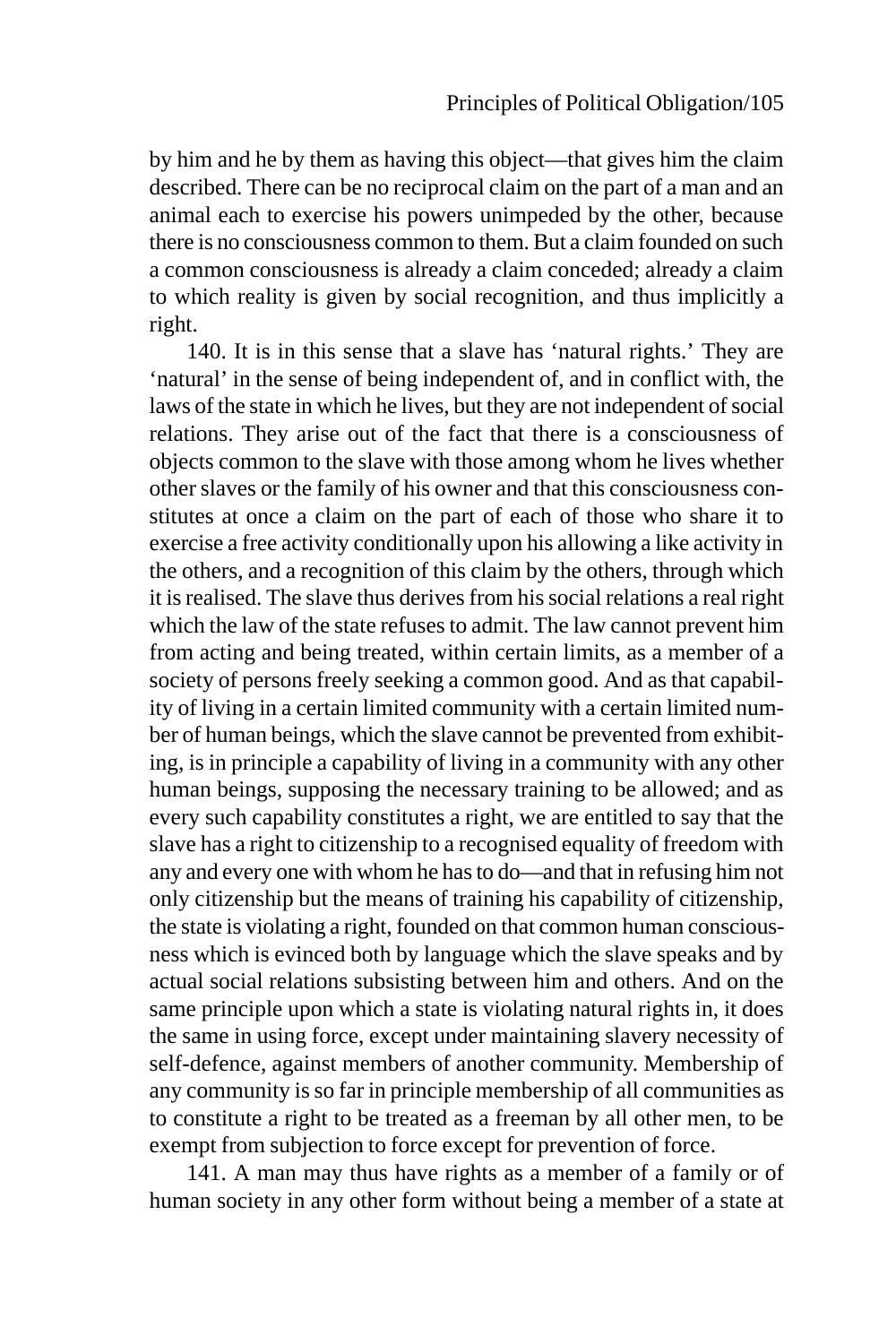by him and he by them as having this object—that gives him the claim described. There can be no reciprocal claim on the part of a man and an animal each to exercise his powers unimpeded by the other, because there is no consciousness common to them. But a claim founded on such a common consciousness is already a claim conceded; already a claim to which reality is given by social recognition, and thus implicitly a right.

140. It is in this sense that a slave has 'natural rights.' They are 'natural' in the sense of being independent of, and in conflict with, the laws of the state in which he lives, but they are not independent of social relations. They arise out of the fact that there is a consciousness of objects common to the slave with those among whom he lives whether other slaves or the family of his owner and that this consciousness constitutes at once a claim on the part of each of those who share it to exercise a free activity conditionally upon his allowing a like activity in the others, and a recognition of this claim by the others, through which it is realised. The slave thus derives from his social relations a real right which the law of the state refuses to admit. The law cannot prevent him from acting and being treated, within certain limits, as a member of a society of persons freely seeking a common good. And as that capability of living in a certain limited community with a certain limited number of human beings, which the slave cannot be prevented from exhibiting, is in principle a capability of living in a community with any other human beings, supposing the necessary training to be allowed; and as every such capability constitutes a right, we are entitled to say that the slave has a right to citizenship to a recognised equality of freedom with any and every one with whom he has to do—and that in refusing him not only citizenship but the means of training his capability of citizenship, the state is violating a right, founded on that common human consciousness which is evinced both by language which the slave speaks and by actual social relations subsisting between him and others. And on the same principle upon which a state is violating natural rights in, it does the same in using force, except under maintaining slavery necessity of self-defence, against members of another community. Membership of any community is so far in principle membership of all communities as to constitute a right to be treated as a freeman by all other men, to be exempt from subjection to force except for prevention of force.

141. A man may thus have rights as a member of a family or of human society in any other form without being a member of a state at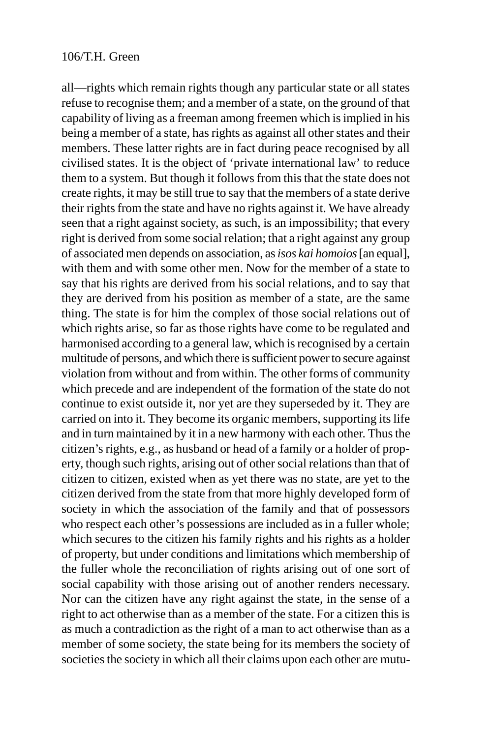all—rights which remain rights though any particular state or all states refuse to recognise them; and a member of a state, on the ground of that capability of living as a freeman among freemen which is implied in his being a member of a state, has rights as against all other states and their members. These latter rights are in fact during peace recognised by all civilised states. It is the object of 'private international law' to reduce them to a system. But though it follows from this that the state does not create rights, it may be still true to say that the members of a state derive their rights from the state and have no rights against it. We have already seen that a right against society, as such, is an impossibility; that every right is derived from some social relation; that a right against any group of associated men depends on association, as *isos kai homoios* [an equal], with them and with some other men. Now for the member of a state to say that his rights are derived from his social relations, and to say that they are derived from his position as member of a state, are the same thing. The state is for him the complex of those social relations out of which rights arise, so far as those rights have come to be regulated and harmonised according to a general law, which is recognised by a certain multitude of persons, and which there is sufficient power to secure against violation from without and from within. The other forms of community which precede and are independent of the formation of the state do not continue to exist outside it, nor yet are they superseded by it. They are carried on into it. They become its organic members, supporting its life and in turn maintained by it in a new harmony with each other. Thus the citizen's rights, e.g., as husband or head of a family or a holder of property, though such rights, arising out of other social relations than that of citizen to citizen, existed when as yet there was no state, are yet to the citizen derived from the state from that more highly developed form of society in which the association of the family and that of possessors who respect each other's possessions are included as in a fuller whole; which secures to the citizen his family rights and his rights as a holder of property, but under conditions and limitations which membership of the fuller whole the reconciliation of rights arising out of one sort of social capability with those arising out of another renders necessary. Nor can the citizen have any right against the state, in the sense of a right to act otherwise than as a member of the state. For a citizen this is as much a contradiction as the right of a man to act otherwise than as a member of some society, the state being for its members the society of societies the society in which all their claims upon each other are mutu-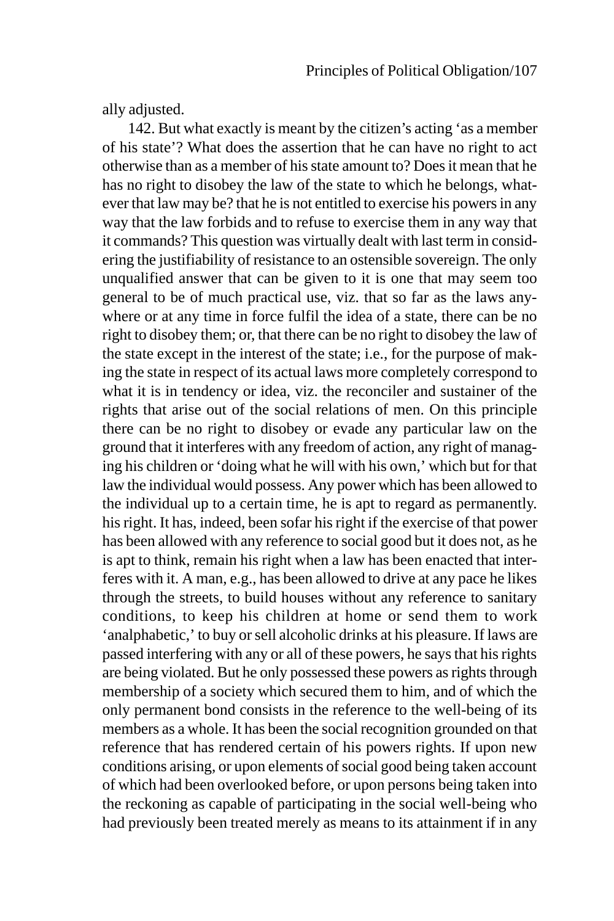ally adjusted.

142. But what exactly is meant by the citizen's acting 'as a member of his state'? What does the assertion that he can have no right to act otherwise than as a member of his state amount to? Does it mean that he has no right to disobey the law of the state to which he belongs, whatever that law may be? that he is not entitled to exercise his powers in any way that the law forbids and to refuse to exercise them in any way that it commands? This question was virtually dealt with last term in considering the justifiability of resistance to an ostensible sovereign. The only unqualified answer that can be given to it is one that may seem too general to be of much practical use, viz. that so far as the laws anywhere or at any time in force fulfil the idea of a state, there can be no right to disobey them; or, that there can be no right to disobey the law of the state except in the interest of the state; i.e., for the purpose of making the state in respect of its actual laws more completely correspond to what it is in tendency or idea, viz. the reconciler and sustainer of the rights that arise out of the social relations of men. On this principle there can be no right to disobey or evade any particular law on the ground that it interferes with any freedom of action, any right of managing his children or 'doing what he will with his own,' which but for that law the individual would possess. Any power which has been allowed to the individual up to a certain time, he is apt to regard as permanently. his right. It has, indeed, been sofar his right if the exercise of that power has been allowed with any reference to social good but it does not, as he is apt to think, remain his right when a law has been enacted that interferes with it. A man, e.g., has been allowed to drive at any pace he likes through the streets, to build houses without any reference to sanitary conditions, to keep his children at home or send them to work 'analphabetic,' to buy or sell alcoholic drinks at his pleasure. If laws are passed interfering with any or all of these powers, he says that his rights are being violated. But he only possessed these powers as rights through membership of a society which secured them to him, and of which the only permanent bond consists in the reference to the well-being of its members as a whole. It has been the social recognition grounded on that reference that has rendered certain of his powers rights. If upon new conditions arising, or upon elements of social good being taken account of which had been overlooked before, or upon persons being taken into the reckoning as capable of participating in the social well-being who had previously been treated merely as means to its attainment if in any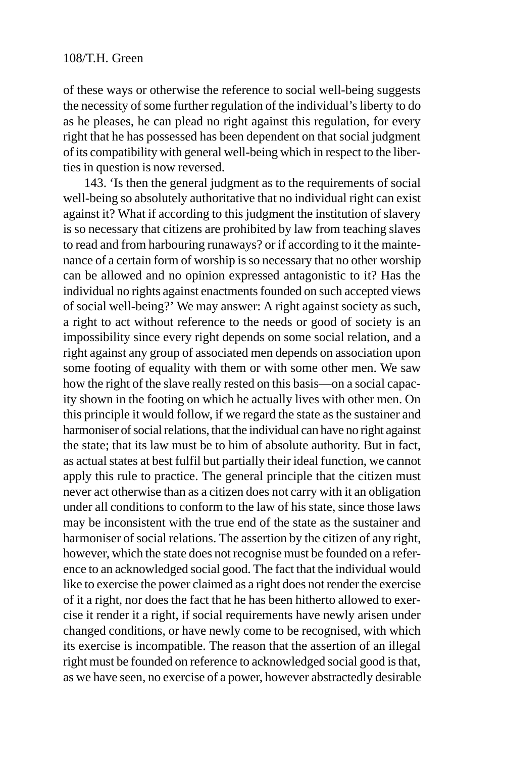of these ways or otherwise the reference to social well-being suggests the necessity of some further regulation of the individual's liberty to do as he pleases, he can plead no right against this regulation, for every right that he has possessed has been dependent on that social judgment of its compatibility with general well-being which in respect to the liberties in question is now reversed.

143. 'Is then the general judgment as to the requirements of social well-being so absolutely authoritative that no individual right can exist against it? What if according to this judgment the institution of slavery is so necessary that citizens are prohibited by law from teaching slaves to read and from harbouring runaways? or if according to it the maintenance of a certain form of worship is so necessary that no other worship can be allowed and no opinion expressed antagonistic to it? Has the individual no rights against enactments founded on such accepted views of social well-being?' We may answer: A right against society as such, a right to act without reference to the needs or good of society is an impossibility since every right depends on some social relation, and a right against any group of associated men depends on association upon some footing of equality with them or with some other men. We saw how the right of the slave really rested on this basis—on a social capacity shown in the footing on which he actually lives with other men. On this principle it would follow, if we regard the state as the sustainer and harmoniser of social relations, that the individual can have no right against the state; that its law must be to him of absolute authority. But in fact, as actual states at best fulfil but partially their ideal function, we cannot apply this rule to practice. The general principle that the citizen must never act otherwise than as a citizen does not carry with it an obligation under all conditions to conform to the law of his state, since those laws may be inconsistent with the true end of the state as the sustainer and harmoniser of social relations. The assertion by the citizen of any right, however, which the state does not recognise must be founded on a reference to an acknowledged social good. The fact that the individual would like to exercise the power claimed as a right does not render the exercise of it a right, nor does the fact that he has been hitherto allowed to exercise it render it a right, if social requirements have newly arisen under changed conditions, or have newly come to be recognised, with which its exercise is incompatible. The reason that the assertion of an illegal right must be founded on reference to acknowledged social good is that, as we have seen, no exercise of a power, however abstractedly desirable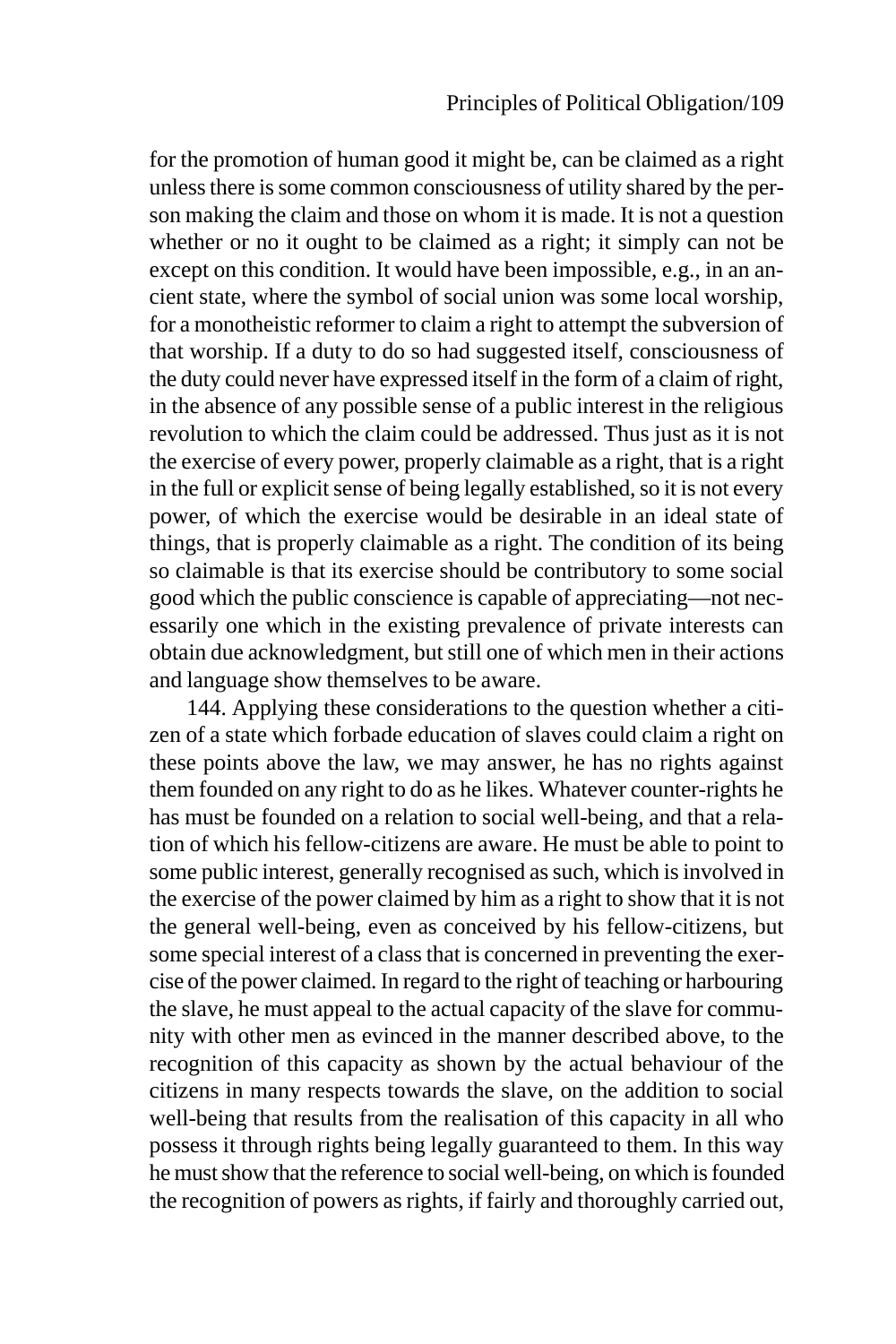for the promotion of human good it might be, can be claimed as a right unless there is some common consciousness of utility shared by the person making the claim and those on whom it is made. It is not a question whether or no it ought to be claimed as a right; it simply can not be except on this condition. It would have been impossible, e.g., in an ancient state, where the symbol of social union was some local worship, for a monotheistic reformer to claim a right to attempt the subversion of that worship. If a duty to do so had suggested itself, consciousness of the duty could never have expressed itself in the form of a claim of right, in the absence of any possible sense of a public interest in the religious revolution to which the claim could be addressed. Thus just as it is not the exercise of every power, properly claimable as a right, that is a right in the full or explicit sense of being legally established, so it is not every power, of which the exercise would be desirable in an ideal state of things, that is properly claimable as a right. The condition of its being so claimable is that its exercise should be contributory to some social good which the public conscience is capable of appreciating—not necessarily one which in the existing prevalence of private interests can obtain due acknowledgment, but still one of which men in their actions and language show themselves to be aware.

144. Applying these considerations to the question whether a citizen of a state which forbade education of slaves could claim a right on these points above the law, we may answer, he has no rights against them founded on any right to do as he likes. Whatever counter-rights he has must be founded on a relation to social well-being, and that a relation of which his fellow-citizens are aware. He must be able to point to some public interest, generally recognised as such, which is involved in the exercise of the power claimed by him as a right to show that it is not the general well-being, even as conceived by his fellow-citizens, but some special interest of a class that is concerned in preventing the exercise of the power claimed. In regard to the right of teaching or harbouring the slave, he must appeal to the actual capacity of the slave for community with other men as evinced in the manner described above, to the recognition of this capacity as shown by the actual behaviour of the citizens in many respects towards the slave, on the addition to social well-being that results from the realisation of this capacity in all who possess it through rights being legally guaranteed to them. In this way he must show that the reference to social well-being, on which is founded the recognition of powers as rights, if fairly and thoroughly carried out,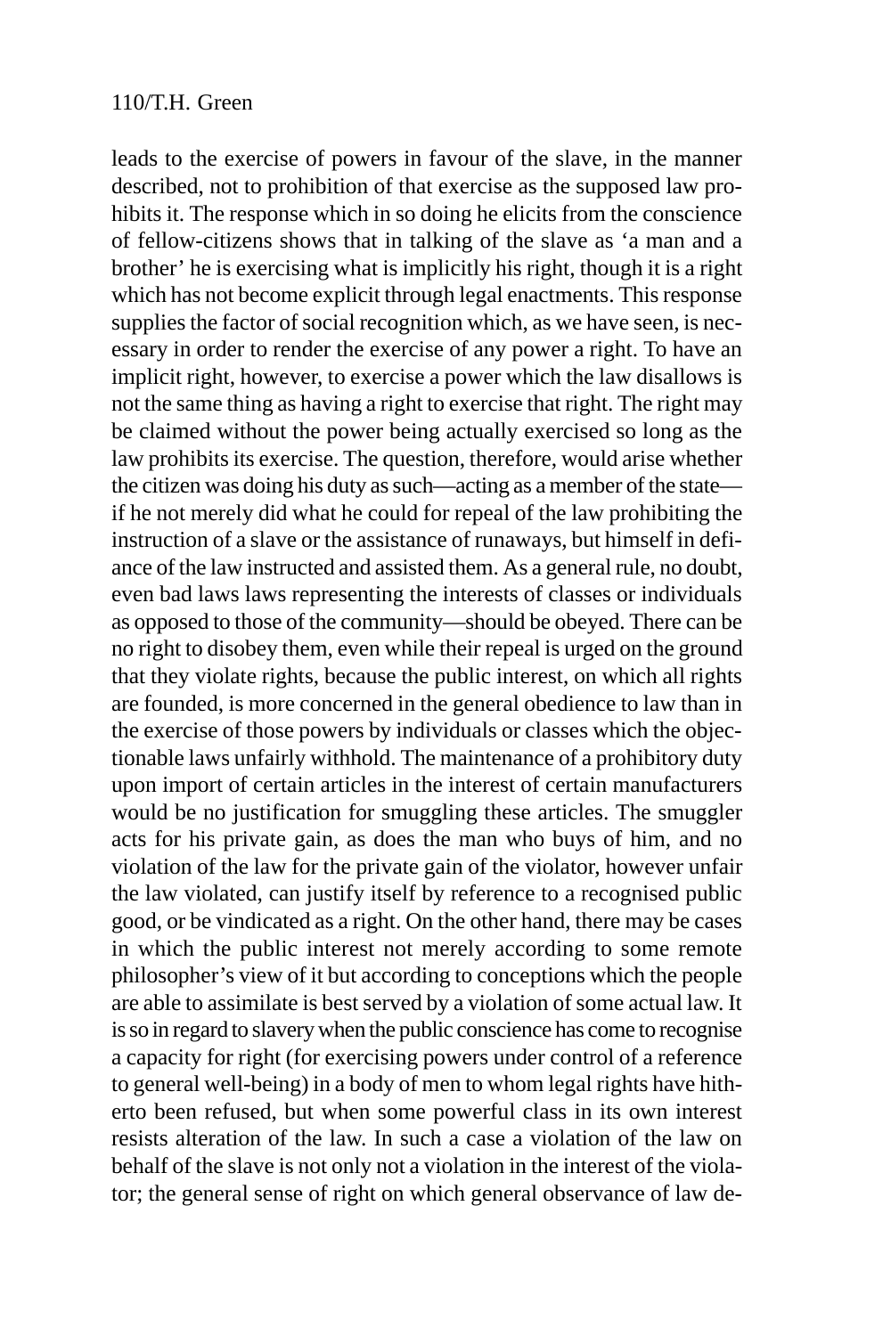leads to the exercise of powers in favour of the slave, in the manner described, not to prohibition of that exercise as the supposed law prohibits it. The response which in so doing he elicits from the conscience of fellow-citizens shows that in talking of the slave as 'a man and a brother' he is exercising what is implicitly his right, though it is a right which has not become explicit through legal enactments. This response supplies the factor of social recognition which, as we have seen, is necessary in order to render the exercise of any power a right. To have an implicit right, however, to exercise a power which the law disallows is not the same thing as having a right to exercise that right. The right may be claimed without the power being actually exercised so long as the law prohibits its exercise. The question, therefore, would arise whether the citizen was doing his duty as such—acting as a member of the state—if he not merely did what he could for repeal of the law prohibiting the instruction of a slave or the assistance of runaways, but himself in defiance of the law instructed and assisted them. As a general rule, no doubt, even bad laws laws representing the interests of classes or individuals as opposed to those of the community—should be obeyed. There can be no right to disobey them, even while their repeal is urged on the ground that they violate rights, because the public interest, on which all rights are founded, is more concerned in the general obedience to law than in the exercise of those powers by individuals or classes which the objectionable laws unfairly withhold. The maintenance of a prohibitory duty upon import of certain articles in the interest of certain manufacturers would be no justification for smuggling these articles. The smuggler acts for his private gain, as does the man who buys of him, and no violation of the law for the private gain of the violator, however unfair the law violated, can justify itself by reference to a recognised public good, or be vindicated as a right. On the other hand, there may be cases in which the public interest not merely according to some remote philosopher's view of it but according to conceptions which the people are able to assimilate is best served by a violation of some actual law. It is so in regard to slavery when the public conscience has come to recognise a capacity for right (for exercising powers under control of a reference to general well-being) in a body of men to whom legal rights have hitherto been refused, but when some powerful class in its own interest resists alteration of the law. In such a case a violation of the law on behalf of the slave is not only not a violation in the interest of the violator; the general sense of right on which general observance of law de-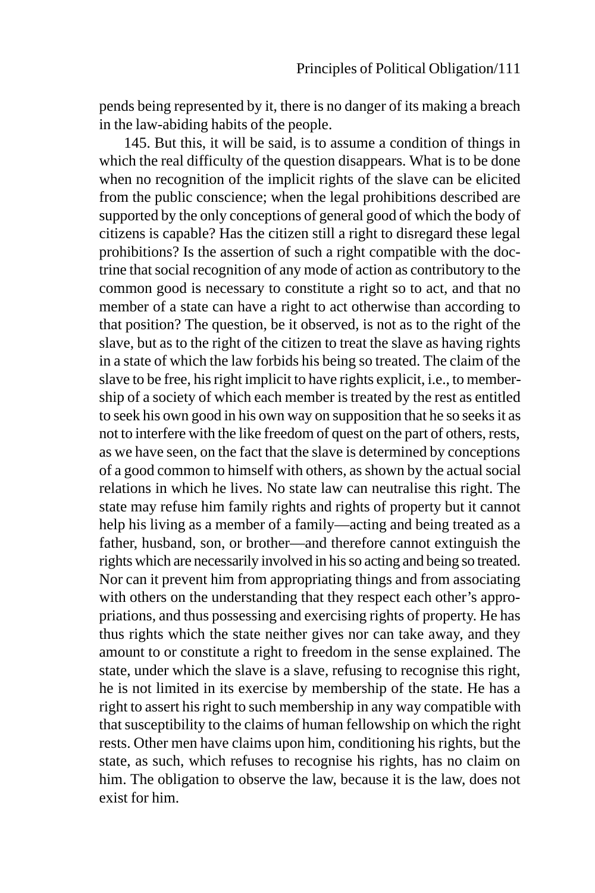pends being represented by it, there is no danger of its making a breach in the law-abiding habits of the people.

145. But this, it will be said, is to assume a condition of things in which the real difficulty of the question disappears. What is to be done when no recognition of the implicit rights of the slave can be elicited from the public conscience; when the legal prohibitions described are supported by the only conceptions of general good of which the body of citizens is capable? Has the citizen still a right to disregard these legal prohibitions? Is the assertion of such a right compatible with the doctrine that social recognition of any mode of action as contributory to the common good is necessary to constitute a right so to act, and that no member of a state can have a right to act otherwise than according to that position? The question, be it observed, is not as to the right of the slave, but as to the right of the citizen to treat the slave as having rights in a state of which the law forbids his being so treated. The claim of the slave to be free, his right implicit to have rights explicit, i.e., to membership of a society of which each member is treated by the rest as entitled to seek his own good in his own way on supposition that he so seeks it as not to interfere with the like freedom of quest on the part of others, rests, as we have seen, on the fact that the slave is determined by conceptions of a good common to himself with others, as shown by the actual social relations in which he lives. No state law can neutralise this right. The state may refuse him family rights and rights of property but it cannot help his living as a member of a family—acting and being treated as a father, husband, son, or brother—and therefore cannot extinguish the rights which are necessarily involved in his so acting and being so treated. Nor can it prevent him from appropriating things and from associating with others on the understanding that they respect each other's appropriations, and thus possessing and exercising rights of property. He has thus rights which the state neither gives nor can take away, and they amount to or constitute a right to freedom in the sense explained. The state, under which the slave is a slave, refusing to recognise this right, he is not limited in its exercise by membership of the state. He has a right to assert his right to such membership in any way compatible with that susceptibility to the claims of human fellowship on which the right rests. Other men have claims upon him, conditioning his rights, but the state, as such, which refuses to recognise his rights, has no claim on him. The obligation to observe the law, because it is the law, does not exist for him.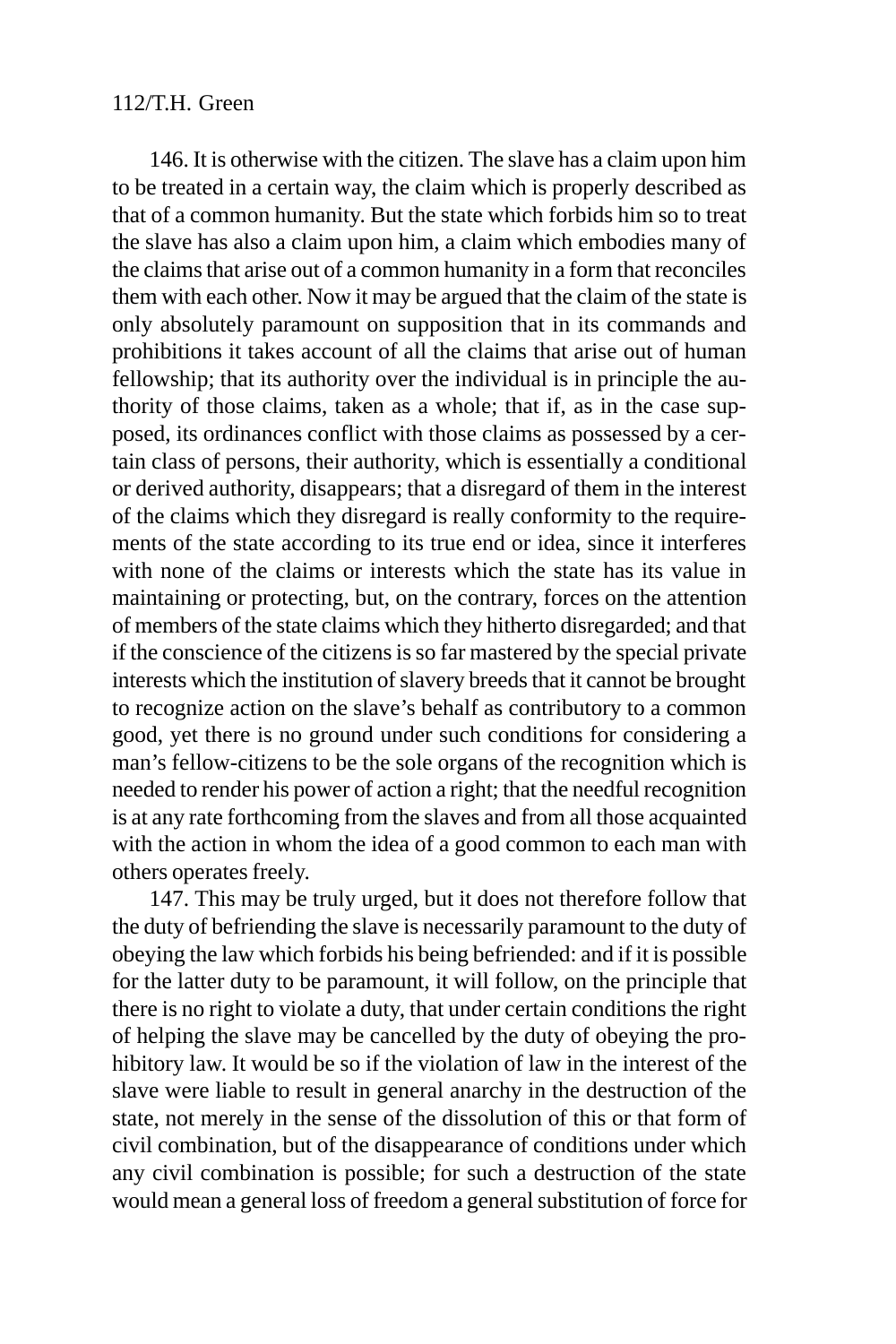146. It is otherwise with the citizen. The slave has a claim upon him to be treated in a certain way, the claim which is properly described as that of a common humanity. But the state which forbids him so to treat the slave has also a claim upon him, a claim which embodies many of the claims that arise out of a common humanity in a form that reconciles them with each other. Now it may be argued that the claim of the state is only absolutely paramount on supposition that in its commands and prohibitions it takes account of all the claims that arise out of human fellowship; that its authority over the individual is in principle the authority of those claims, taken as a whole; that if, as in the case supposed, its ordinances conflict with those claims as possessed by a certain class of persons, their authority, which is essentially a conditional or derived authority, disappears; that a disregard of them in the interest of the claims which they disregard is really conformity to the requirements of the state according to its true end or idea, since it interferes with none of the claims or interests which the state has its value in maintaining or protecting, but, on the contrary, forces on the attention of members of the state claims which they hitherto disregarded; and that if the conscience of the citizens is so far mastered by the special private interests which the institution of slavery breeds that it cannot be brought to recognize action on the slave's behalf as contributory to a common good, yet there is no ground under such conditions for considering a man's fellow-citizens to be the sole organs of the recognition which is needed to render his power of action a right; that the needful recognition is at any rate forthcoming from the slaves and from all those acquainted with the action in whom the idea of a good common to each man with others operates freely.

147. This may be truly urged, but it does not therefore follow that the duty of befriending the slave is necessarily paramount to the duty of obeying the law which forbids his being befriended: and if it is possible for the latter duty to be paramount, it will follow, on the principle that there is no right to violate a duty, that under certain conditions the right of helping the slave may be cancelled by the duty of obeying the prohibitory law. It would be so if the violation of law in the interest of the slave were liable to result in general anarchy in the destruction of the state, not merely in the sense of the dissolution of this or that form of civil combination, but of the disappearance of conditions under which any civil combination is possible; for such a destruction of the state would mean a general loss of freedom a general substitution of force for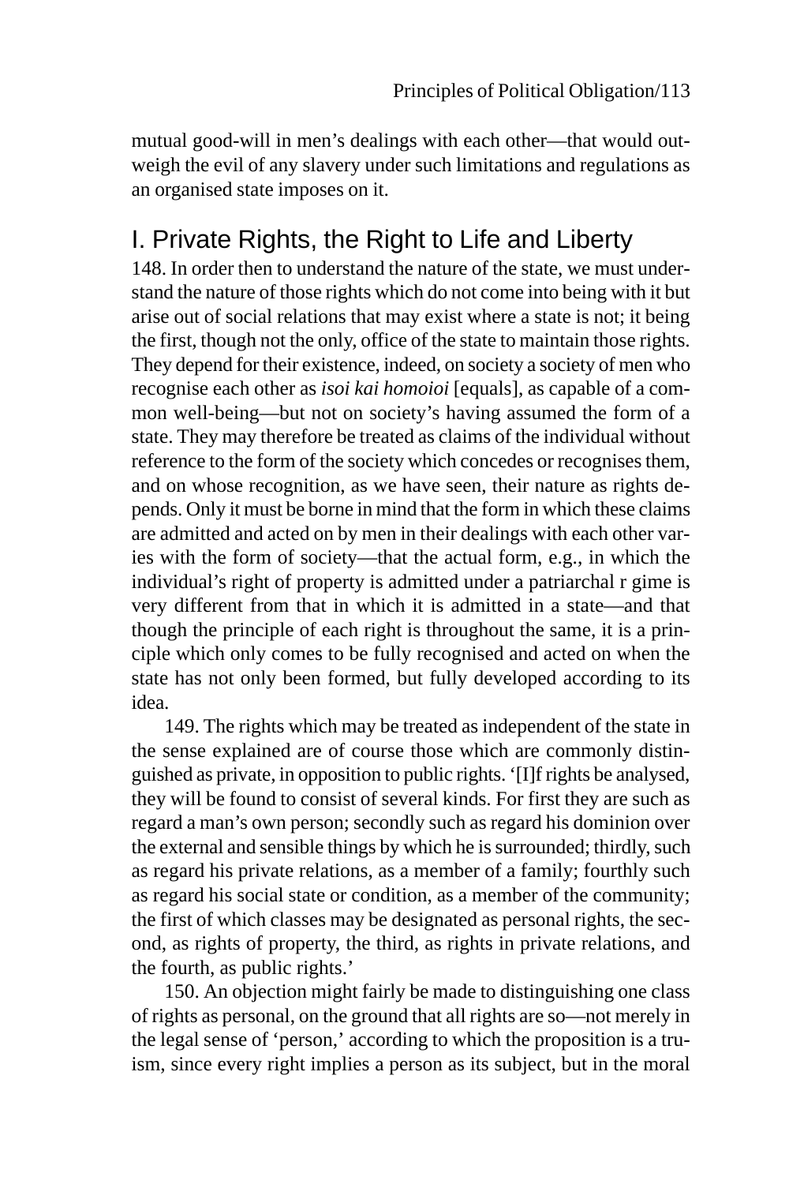mutual good-will in men's dealings with each other—that would outweigh the evil of any slavery under such limitations and regulations as an organised state imposes on it.

## I. Private Rights, the Right to Life and Liberty

148. In order then to understand the nature of the state, we must understand the nature of those rights which do not come into being with it but arise out of social relations that may exist where a state is not; it being the first, though not the only, office of the state to maintain those rights. They depend for their existence, indeed, on society a society of men who recognise each other as *isoi kai homoioi* [equals], as capable of a common well-being—but not on society's having assumed the form of a state. They may therefore be treated as claims of the individual without reference to the form of the society which concedes or recognises them, and on whose recognition, as we have seen, their nature as rights depends. Only it must be borne in mind that the form in which these claims are admitted and acted on by men in their dealings with each other varies with the form of society—that the actual form, e.g., in which the individual's right of property is admitted under a patriarchal r gime is very different from that in which it is admitted in a state—and that though the principle of each right is throughout the same, it is a principle which only comes to be fully recognised and acted on when the state has not only been formed, but fully developed according to its idea.

149. The rights which may be treated as independent of the state in the sense explained are of course those which are commonly distinguished as private, in opposition to public rights. '[I]f rights be analysed, they will be found to consist of several kinds. For first they are such as regard a man's own person; secondly such as regard his dominion over the external and sensible things by which he is surrounded; thirdly, such as regard his private relations, as a member of a family; fourthly such as regard his social state or condition, as a member of the community; the first of which classes may be designated as personal rights, the second, as rights of property, the third, as rights in private relations, and the fourth, as public rights.'

150. An objection might fairly be made to distinguishing one class of rights as personal, on the ground that all rights are so—not merely in the legal sense of 'person,' according to which the proposition is a truism, since every right implies a person as its subject, but in the moral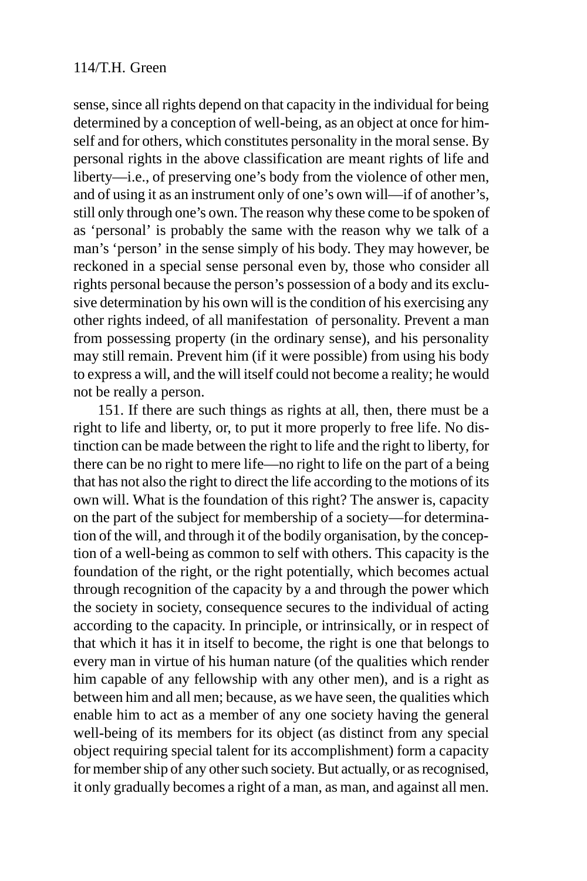sense, since all rights depend on that capacity in the individual for being determined by a conception of well-being, as an object at once for himself and for others, which constitutes personality in the moral sense. By personal rights in the above classification are meant rights of life and liberty—i.e., of preserving one's body from the violence of other men, and of using it as an instrument only of one's own will—if of another's, still only through one's own. The reason why these come to be spoken of as 'personal' is probably the same with the reason why we talk of a man's 'person' in the sense simply of his body. They may however, be reckoned in a special sense personal even by, those who consider all rights personal because the person's possession of a body and its exclusive determination by his own will is the condition of his exercising any other rights indeed, of all manifestation of personality. Prevent a man from possessing property (in the ordinary sense), and his personality may still remain. Prevent him (if it were possible) from using his body to express a will, and the will itself could not become a reality; he would not be really a person.

151. If there are such things as rights at all, then, there must be a right to life and liberty, or, to put it more properly to free life. No distinction can be made between the right to life and the right to liberty, for there can be no right to mere life—no right to life on the part of a being that has not also the right to direct the life according to the motions of its own will. What is the foundation of this right? The answer is, capacity on the part of the subject for membership of a society—for determination of the will, and through it of the bodily organisation, by the conception of a well-being as common to self with others. This capacity is the foundation of the right, or the right potentially, which becomes actual through recognition of the capacity by a and through the power which the society in society, consequence secures to the individual of acting according to the capacity. In principle, or intrinsically, or in respect of that which it has it in itself to become, the right is one that belongs to every man in virtue of his human nature (of the qualities which render him capable of any fellowship with any other men), and is a right as between him and all men; because, as we have seen, the qualities which enable him to act as a member of any one society having the general well-being of its members for its object (as distinct from any special object requiring special talent for its accomplishment) form a capacity for member ship of any other such society. But actually, or as recognised, it only gradually becomes a right of a man, as man, and against all men.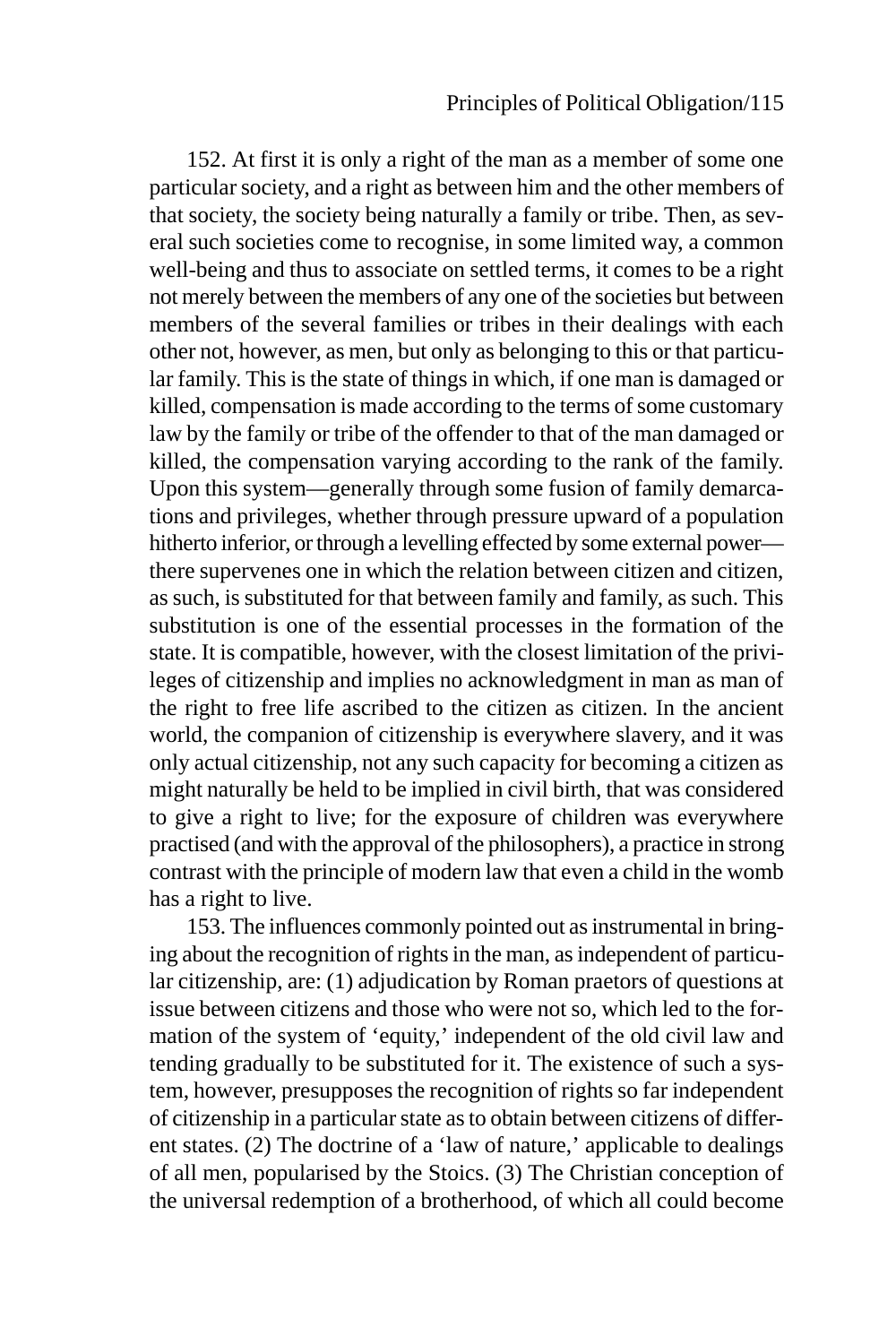152. At first it is only a right of the man as a member of some one particular society, and a right as between him and the other members of that society, the society being naturally a family or tribe. Then, as several such societies come to recognise, in some limited way, a common well-being and thus to associate on settled terms, it comes to be a right not merely between the members of any one of the societies but between members of the several families or tribes in their dealings with each other not, however, as men, but only as belonging to this or that particular family. This is the state of things in which, if one man is damaged or killed, compensation is made according to the terms of some customary law by the family or tribe of the offender to that of the man damaged or killed, the compensation varying according to the rank of the family. Upon this system—generally through some fusion of family demarcations and privileges, whether through pressure upward of a population hitherto inferior, or through a levelling effected by some external power—there supervenes one in which the relation between citizen and citizen, as such, is substituted for that between family and family, as such. This substitution is one of the essential processes in the formation of the state. It is compatible, however, with the closest limitation of the privileges of citizenship and implies no acknowledgment in man as man of the right to free life ascribed to the citizen as citizen. In the ancient world, the companion of citizenship is everywhere slavery, and it was only actual citizenship, not any such capacity for becoming a citizen as might naturally be held to be implied in civil birth, that was considered to give a right to live; for the exposure of children was everywhere practised (and with the approval of the philosophers), a practice in strong contrast with the principle of modern law that even a child in the womb has a right to live.

153. The influences commonly pointed out as instrumental in bringing about the recognition of rights in the man, as independent of particular citizenship, are: (1) adjudication by Roman praetors of questions at issue between citizens and those who were not so, which led to the formation of the system of 'equity,' independent of the old civil law and tending gradually to be substituted for it. The existence of such a system, however, presupposes the recognition of rights so far independent of citizenship in a particular state as to obtain between citizens of different states. (2) The doctrine of a 'law of nature,' applicable to dealings of all men, popularised by the Stoics. (3) The Christian conception of the universal redemption of a brotherhood, of which all could become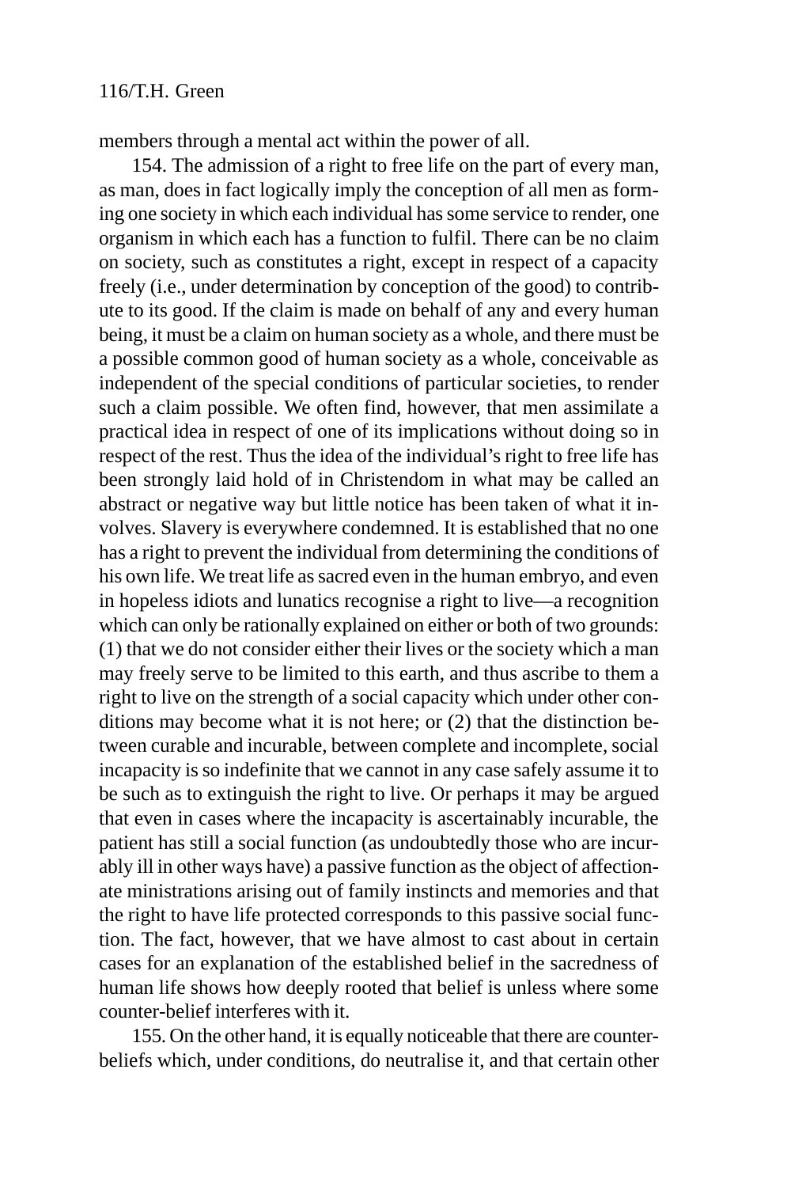members through a mental act within the power of all.

154. The admission of a right to free life on the part of every man, as man, does in fact logically imply the conception of all men as forming one society in which each individual has some service to render, one organism in which each has a function to fulfil. There can be no claim on society, such as constitutes a right, except in respect of a capacity freely (i.e., under determination by conception of the good) to contribute to its good. If the claim is made on behalf of any and every human being, it must be a claim on human society as a whole, and there must be a possible common good of human society as a whole, conceivable as independent of the special conditions of particular societies, to render such a claim possible. We often find, however, that men assimilate a practical idea in respect of one of its implications without doing so in respect of the rest. Thus the idea of the individual's right to free life has been strongly laid hold of in Christendom in what may be called an abstract or negative way but little notice has been taken of what it involves. Slavery is everywhere condemned. It is established that no one has a right to prevent the individual from determining the conditions of his own life. We treat life as sacred even in the human embryo, and even in hopeless idiots and lunatics recognise a right to live—a recognition which can only be rationally explained on either or both of two grounds: (1) that we do not consider either their lives or the society which a man may freely serve to be limited to this earth, and thus ascribe to them a right to live on the strength of a social capacity which under other conditions may become what it is not here; or (2) that the distinction between curable and incurable, between complete and incomplete, social incapacity is so indefinite that we cannot in any case safely assume it to be such as to extinguish the right to live. Or perhaps it may be argued that even in cases where the incapacity is ascertainably incurable, the patient has still a social function (as undoubtedly those who are incurably ill in other ways have) a passive function as the object of affectionate ministrations arising out of family instincts and memories and that the right to have life protected corresponds to this passive social function. The fact, however, that we have almost to cast about in certain cases for an explanation of the established belief in the sacredness of human life shows how deeply rooted that belief is unless where some counter-belief interferes with it.

155. On the other hand, it is equally noticeable that there are counter-beliefs which, under conditions, do neutralise it, and that certain other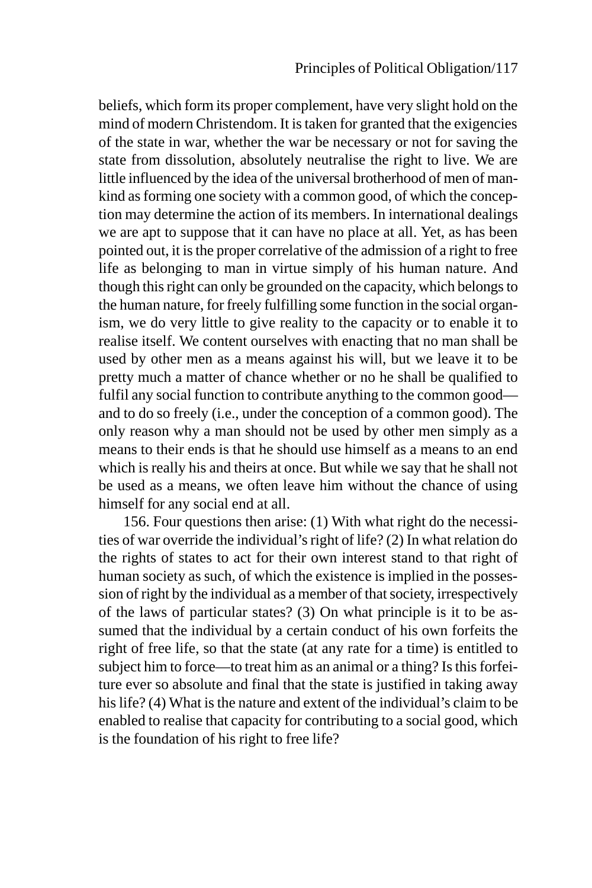beliefs, which form its proper complement, have very slight hold on the mind of modern Christendom. It is taken for granted that the exigencies of the state in war, whether the war be necessary or not for saving the state from dissolution, absolutely neutralise the right to live. We are little influenced by the idea of the universal brotherhood of men of mankind as forming one society with a common good, of which the conception may determine the action of its members. In international dealings we are apt to suppose that it can have no place at all. Yet, as has been pointed out, it is the proper correlative of the admission of a right to free life as belonging to man in virtue simply of his human nature. And though this right can only be grounded on the capacity, which belongs to the human nature, for freely fulfilling some function in the social organism, we do very little to give reality to the capacity or to enable it to realise itself. We content ourselves with enacting that no man shall be used by other men as a means against his will, but we leave it to be pretty much a matter of chance whether or no he shall be qualified to fulfil any social function to contribute anything to the common good—and to do so freely (i.e., under the conception of a common good). The only reason why a man should not be used by other men simply as a means to their ends is that he should use himself as a means to an end which is really his and theirs at once. But while we say that he shall not be used as a means, we often leave him without the chance of using himself for any social end at all.

156. Four questions then arise: (1) With what right do the necessities of war override the individual's right of life? (2) In what relation do the rights of states to act for their own interest stand to that right of human society as such, of which the existence is implied in the possession of right by the individual as a member of that society, irrespectively of the laws of particular states? (3) On what principle is it to be assumed that the individual by a certain conduct of his own forfeits the right of free life, so that the state (at any rate for a time) is entitled to subject him to force—to treat him as an animal or a thing? Is this forfeiture ever so absolute and final that the state is justified in taking away his life? (4) What is the nature and extent of the individual's claim to be enabled to realise that capacity for contributing to a social good, which is the foundation of his right to free life?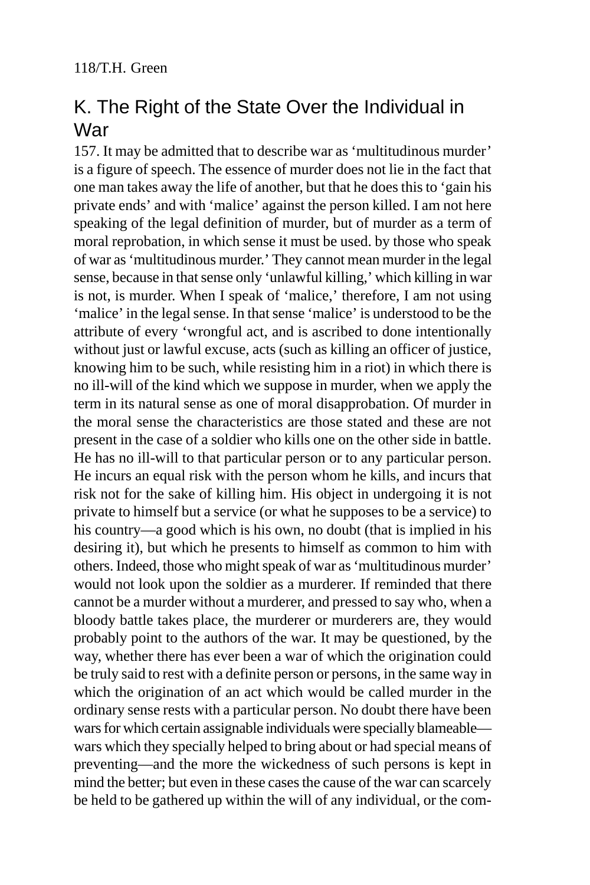## K. The Right of the State Over the Individual in War

157. It may be admitted that to describe war as 'multitudinous murder' is a figure of speech. The essence of murder does not lie in the fact that one man takes away the life of another, but that he does this to 'gain his private ends' and with 'malice' against the person killed. I am not here speaking of the legal definition of murder, but of murder as a term of moral reprobation, in which sense it must be used. by those who speak of war as 'multitudinous murder.' They cannot mean murder in the legal sense, because in that sense only 'unlawful killing,' which killing in war is not, is murder. When I speak of 'malice,' therefore, I am not using 'malice' in the legal sense. In that sense 'malice' is understood to be the attribute of every 'wrongful act, and is ascribed to done intentionally without just or lawful excuse, acts (such as killing an officer of justice, knowing him to be such, while resisting him in a riot) in which there is no ill-will of the kind which we suppose in murder, when we apply the term in its natural sense as one of moral disapprobation. Of murder in the moral sense the characteristics are those stated and these are not present in the case of a soldier who kills one on the other side in battle. He has no ill-will to that particular person or to any particular person. He incurs an equal risk with the person whom he kills, and incurs that risk not for the sake of killing him. His object in undergoing it is not private to himself but a service (or what he supposes to be a service) to his country—a good which is his own, no doubt (that is implied in his desiring it), but which he presents to himself as common to him with others. Indeed, those who might speak of war as 'multitudinous murder' would not look upon the soldier as a murderer. If reminded that there cannot be a murder without a murderer, and pressed to say who, when a bloody battle takes place, the murderer or murderers are, they would probably point to the authors of the war. It may be questioned, by the way, whether there has ever been a war of which the origination could be truly said to rest with a definite person or persons, in the same way in which the origination of an act which would be called murder in the ordinary sense rests with a particular person. No doubt there have been wars for which certain assignable individuals were specially blameable—wars which they specially helped to bring about or had special means of preventing—and the more the wickedness of such persons is kept in mind the better; but even in these cases the cause of the war can scarcely be held to be gathered up within the will of any individual, or the com-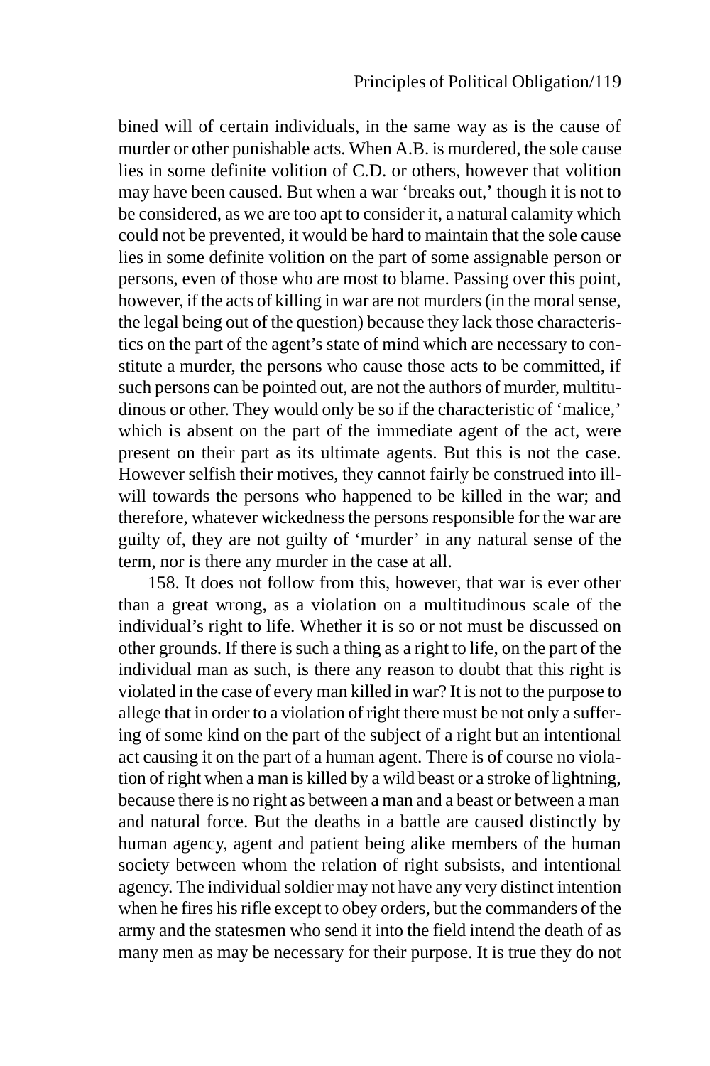bined will of certain individuals, in the same way as is the cause of murder or other punishable acts. When A.B. is murdered, the sole cause lies in some definite volition of C.D. or others, however that volition may have been caused. But when a war 'breaks out,' though it is not to be considered, as we are too apt to consider it, a natural calamity which could not be prevented, it would be hard to maintain that the sole cause lies in some definite volition on the part of some assignable person or persons, even of those who are most to blame. Passing over this point, however, if the acts of killing in war are not murders (in the moral sense, the legal being out of the question) because they lack those characteristics on the part of the agent's state of mind which are necessary to constitute a murder, the persons who cause those acts to be committed, if such persons can be pointed out, are not the authors of murder, multitudinous or other. They would only be so if the characteristic of 'malice,' which is absent on the part of the immediate agent of the act, were present on their part as its ultimate agents. But this is not the case. However selfish their motives, they cannot fairly be construed into ill-will towards the persons who happened to be killed in the war; and therefore, whatever wickedness the persons responsible for the war are guilty of, they are not guilty of 'murder' in any natural sense of the term, nor is there any murder in the case at all.

158. It does not follow from this, however, that war is ever other than a great wrong, as a violation on a multitudinous scale of the individual's right to life. Whether it is so or not must be discussed on other grounds. If there is such a thing as a right to life, on the part of the individual man as such, is there any reason to doubt that this right is violated in the case of every man killed in war? It is not to the purpose to allege that in order to a violation of right there must be not only a suffering of some kind on the part of the subject of a right but an intentional act causing it on the part of a human agent. There is of course no violation of right when a man is killed by a wild beast or a stroke of lightning, because there is no right as between a man and a beast or between a man and natural force. But the deaths in a battle are caused distinctly by human agency, agent and patient being alike members of the human society between whom the relation of right subsists, and intentional agency. The individual soldier may not have any very distinct intention when he fires his rifle except to obey orders, but the commanders of the army and the statesmen who send it into the field intend the death of as many men as may be necessary for their purpose. It is true they do not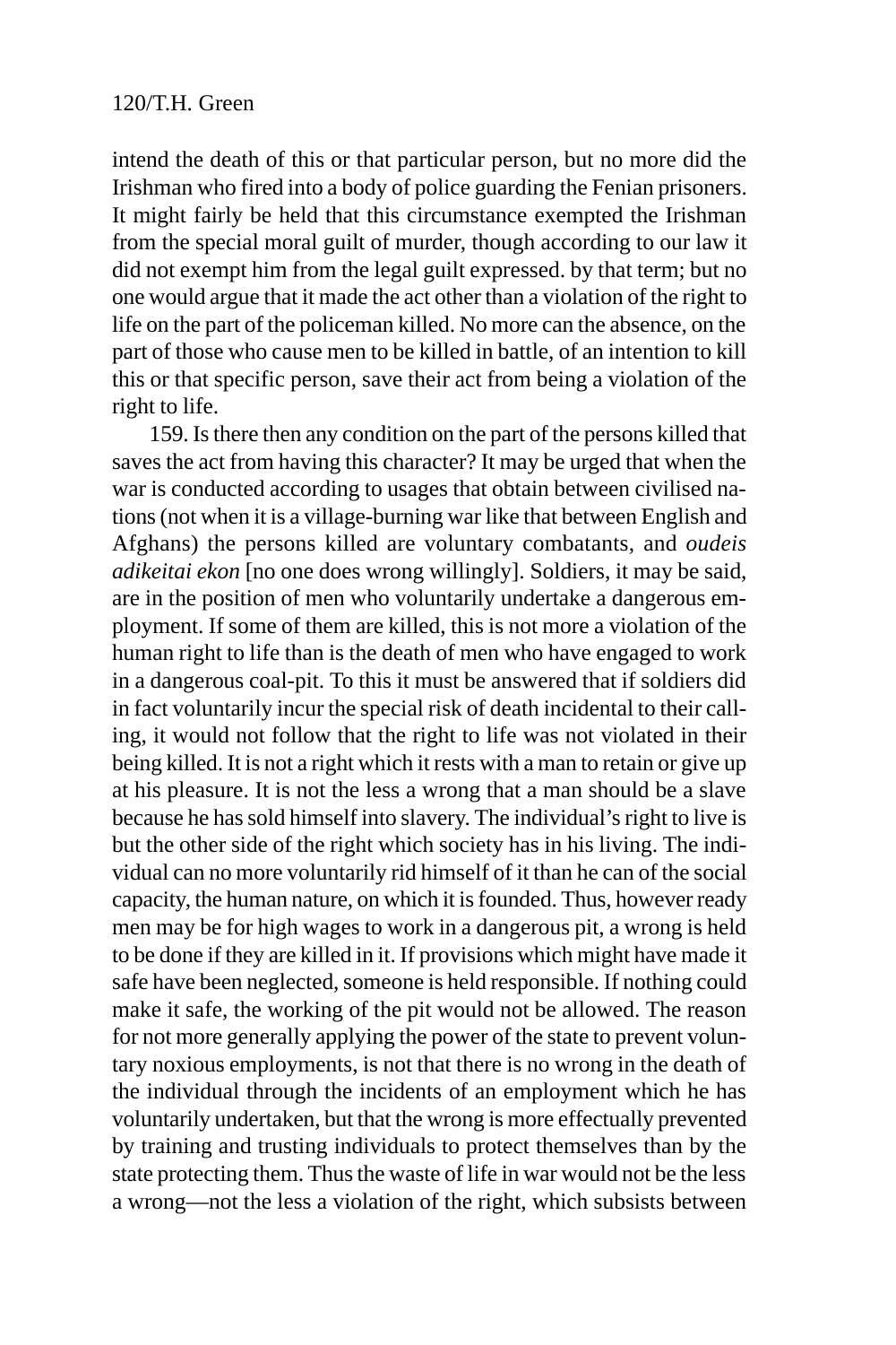intend the death of this or that particular person, but no more did the Irishman who fired into a body of police guarding the Fenian prisoners. It might fairly be held that this circumstance exempted the Irishman from the special moral guilt of murder, though according to our law it did not exempt him from the legal guilt expressed. by that term; but no one would argue that it made the act other than a violation of the right to life on the part of the policeman killed. No more can the absence, on the part of those who cause men to be killed in battle, of an intention to kill this or that specific person, save their act from being a violation of the right to life.

159. Is there then any condition on the part of the persons killed that saves the act from having this character? It may be urged that when the war is conducted according to usages that obtain between civilised nations (not when it is a village-burning war like that between English and Afghans) the persons killed are voluntary combatants, and *oudeis adikeitai ekon* [no one does wrong willingly]. Soldiers, it may be said, are in the position of men who voluntarily undertake a dangerous employment. If some of them are killed, this is not more a violation of the human right to life than is the death of men who have engaged to work in a dangerous coal-pit. To this it must be answered that if soldiers did in fact voluntarily incur the special risk of death incidental to their calling, it would not follow that the right to life was not violated in their being killed. It is not a right which it rests with a man to retain or give up at his pleasure. It is not the less a wrong that a man should be a slave because he has sold himself into slavery. The individual's right to live is but the other side of the right which society has in his living. The individual can no more voluntarily rid himself of it than he can of the social capacity, the human nature, on which it is founded. Thus, however ready men may be for high wages to work in a dangerous pit, a wrong is held to be done if they are killed in it. If provisions which might have made it safe have been neglected, someone is held responsible. If nothing could make it safe, the working of the pit would not be allowed. The reason for not more generally applying the power of the state to prevent voluntary noxious employments, is not that there is no wrong in the death of the individual through the incidents of an employment which he has voluntarily undertaken, but that the wrong is more effectually prevented by training and trusting individuals to protect themselves than by the state protecting them. Thus the waste of life in war would not be the less a wrong—not the less a violation of the right, which subsists between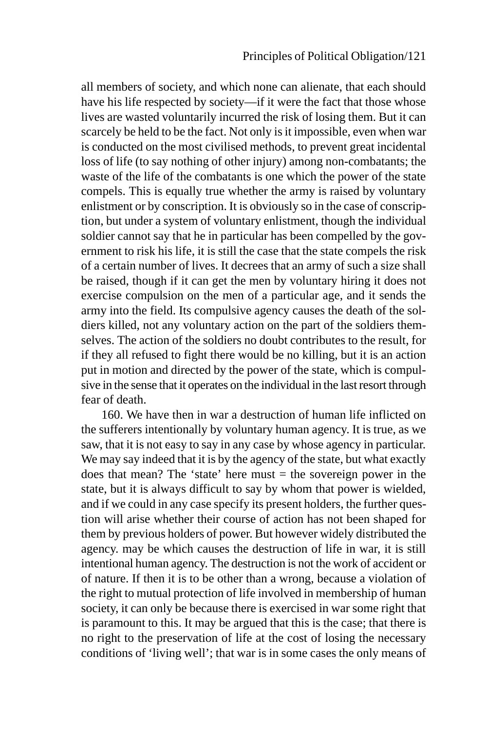all members of society, and which none can alienate, that each should have his life respected by society—if it were the fact that those whose lives are wasted voluntarily incurred the risk of losing them. But it can scarcely be held to be the fact. Not only is it impossible, even when war is conducted on the most civilised methods, to prevent great incidental loss of life (to say nothing of other injury) among non-combatants; the waste of the life of the combatants is one which the power of the state compels. This is equally true whether the army is raised by voluntary enlistment or by conscription. It is obviously so in the case of conscription, but under a system of voluntary enlistment, though the individual soldier cannot say that he in particular has been compelled by the government to risk his life, it is still the case that the state compels the risk of a certain number of lives. It decrees that an army of such a size shall be raised, though if it can get the men by voluntary hiring it does not exercise compulsion on the men of a particular age, and it sends the army into the field. Its compulsive agency causes the death of the soldiers killed, not any voluntary action on the part of the soldiers themselves. The action of the soldiers no doubt contributes to the result, for if they all refused to fight there would be no killing, but it is an action put in motion and directed by the power of the state, which is compulsive in the sense that it operates on the individual in the last resort through fear of death.

160. We have then in war a destruction of human life inflicted on the sufferers intentionally by voluntary human agency. It is true, as we saw, that it is not easy to say in any case by whose agency in particular. We may say indeed that it is by the agency of the state, but what exactly does that mean? The 'state' here must = the sovereign power in the state, but it is always difficult to say by whom that power is wielded, and if we could in any case specify its present holders, the further question will arise whether their course of action has not been shaped for them by previous holders of power. But however widely distributed the agency. may be which causes the destruction of life in war, it is still intentional human agency. The destruction is not the work of accident or of nature. If then it is to be other than a wrong, because a violation of the right to mutual protection of life involved in membership of human society, it can only be because there is exercised in war some right that is paramount to this. It may be argued that this is the case; that there is no right to the preservation of life at the cost of losing the necessary conditions of 'living well'; that war is in some cases the only means of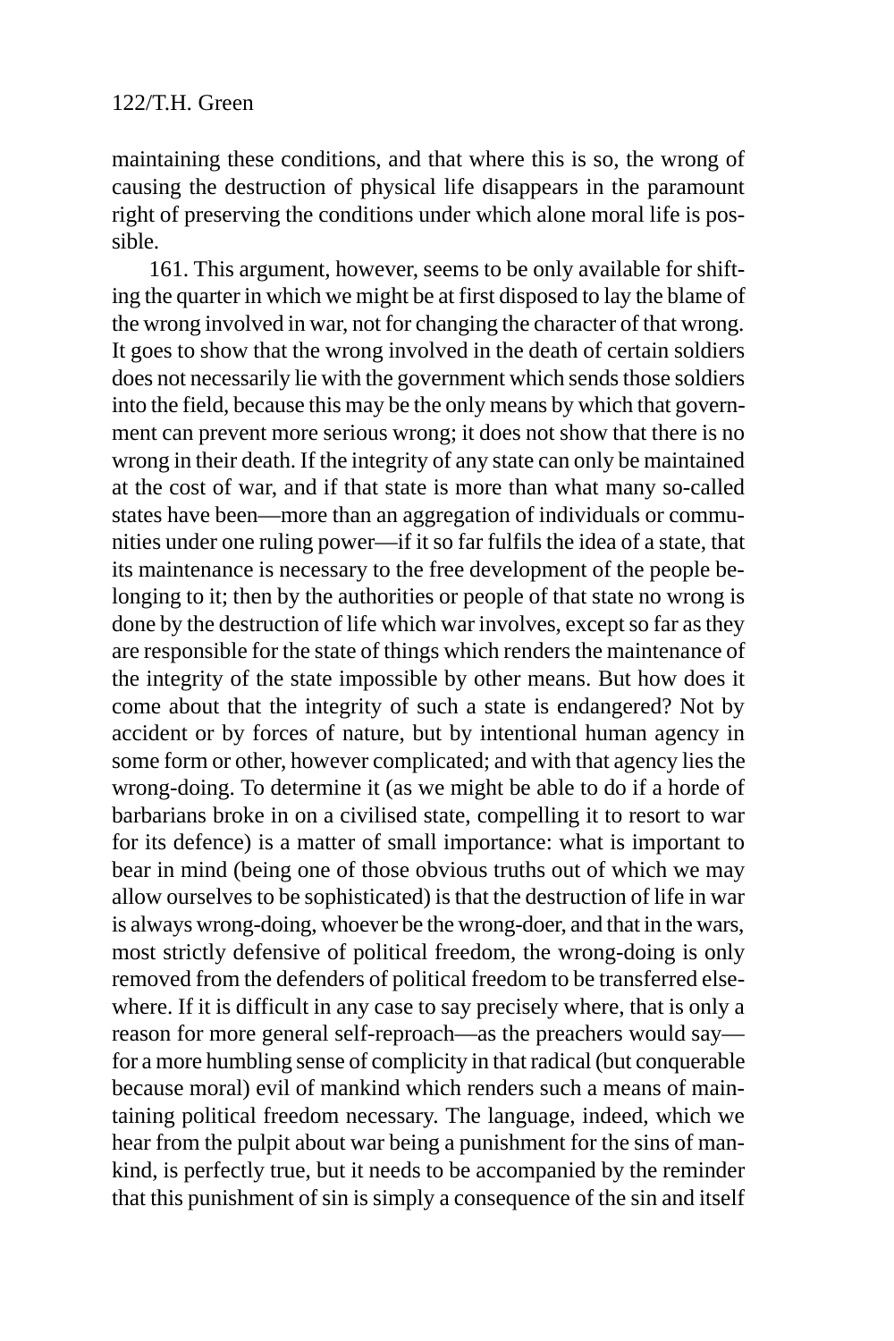maintaining these conditions, and that where this is so, the wrong of causing the destruction of physical life disappears in the paramount right of preserving the conditions under which alone moral life is possible.

161. This argument, however, seems to be only available for shifting the quarter in which we might be at first disposed to lay the blame of the wrong involved in war, not for changing the character of that wrong. It goes to show that the wrong involved in the death of certain soldiers does not necessarily lie with the government which sends those soldiers into the field, because this may be the only means by which that government can prevent more serious wrong; it does not show that there is no wrong in their death. If the integrity of any state can only be maintained at the cost of war, and if that state is more than what many so-called states have been—more than an aggregation of individuals or communities under one ruling power—if it so far fulfils the idea of a state, that its maintenance is necessary to the free development of the people belonging to it; then by the authorities or people of that state no wrong is done by the destruction of life which war involves, except so far as they are responsible for the state of things which renders the maintenance of the integrity of the state impossible by other means. But how does it come about that the integrity of such a state is endangered? Not by accident or by forces of nature, but by intentional human agency in some form or other, however complicated; and with that agency lies the wrong-doing. To determine it (as we might be able to do if a horde of barbarians broke in on a civilised state, compelling it to resort to war for its defence) is a matter of small importance: what is important to bear in mind (being one of those obvious truths out of which we may allow ourselves to be sophisticated) is that the destruction of life in war is always wrong-doing, whoever be the wrong-doer, and that in the wars, most strictly defensive of political freedom, the wrong-doing is only removed from the defenders of political freedom to be transferred elsewhere. If it is difficult in any case to say precisely where, that is only a reason for more general self-reproach—as the preachers would say—for a more humbling sense of complicity in that radical (but conquerable because moral) evil of mankind which renders such a means of maintaining political freedom necessary. The language, indeed, which we hear from the pulpit about war being a punishment for the sins of mankind, is perfectly true, but it needs to be accompanied by the reminder that this punishment of sin is simply a consequence of the sin and itself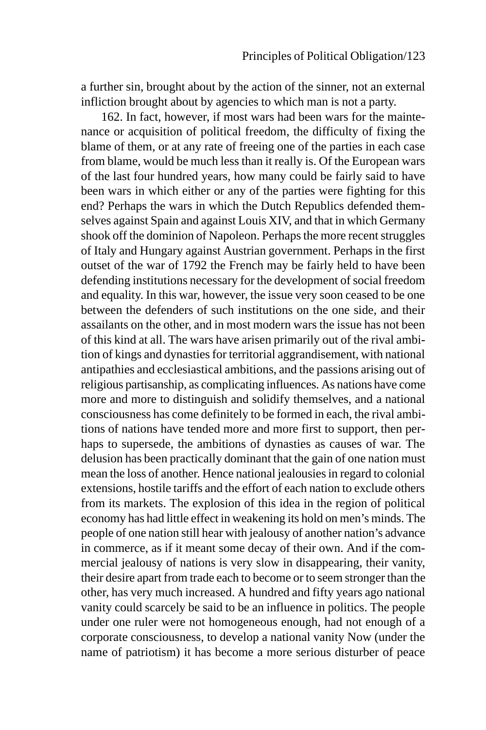a further sin, brought about by the action of the sinner, not an external infliction brought about by agencies to which man is not a party.

162. In fact, however, if most wars had been wars for the maintenance or acquisition of political freedom, the difficulty of fixing the blame of them, or at any rate of freeing one of the parties in each case from blame, would be much less than it really is. Of the European wars of the last four hundred years, how many could be fairly said to have been wars in which either or any of the parties were fighting for this end? Perhaps the wars in which the Dutch Republics defended themselves against Spain and against Louis XIV, and that in which Germany shook off the dominion of Napoleon. Perhaps the more recent struggles of Italy and Hungary against Austrian government. Perhaps in the first outset of the war of 1792 the French may be fairly held to have been defending institutions necessary for the development of social freedom and equality. In this war, however, the issue very soon ceased to be one between the defenders of such institutions on the one side, and their assailants on the other, and in most modern wars the issue has not been of this kind at all. The wars have arisen primarily out of the rival ambition of kings and dynasties for territorial aggrandisement, with national antipathies and ecclesiastical ambitions, and the passions arising out of religious partisanship, as complicating influences. As nations have come more and more to distinguish and solidify themselves, and a national consciousness has come definitely to be formed in each, the rival ambitions of nations have tended more and more first to support, then perhaps to supersede, the ambitions of dynasties as causes of war. The delusion has been practically dominant that the gain of one nation must mean the loss of another. Hence national jealousies in regard to colonial extensions, hostile tariffs and the effort of each nation to exclude others from its markets. The explosion of this idea in the region of political economy has had little effect in weakening its hold on men's minds. The people of one nation still hear with jealousy of another nation's advance in commerce, as if it meant some decay of their own. And if the commercial jealousy of nations is very slow in disappearing, their vanity, their desire apart from trade each to become or to seem stronger than the other, has very much increased. A hundred and fifty years ago national vanity could scarcely be said to be an influence in politics. The people under one ruler were not homogeneous enough, had not enough of a corporate consciousness, to develop a national vanity Now (under the name of patriotism) it has become a more serious disturber of peace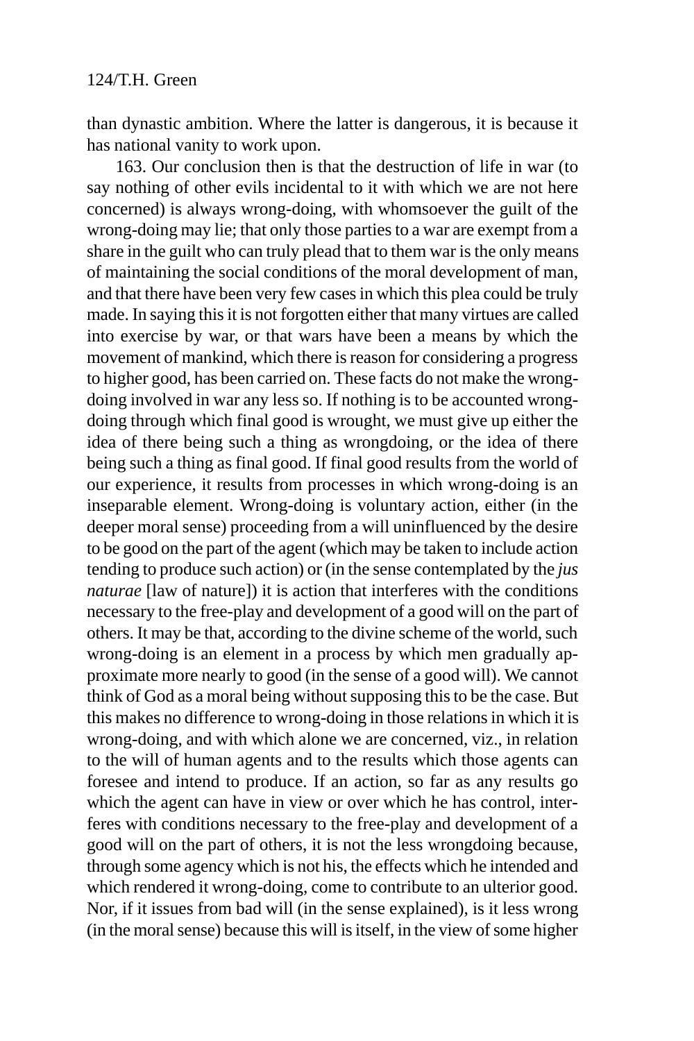than dynastic ambition. Where the latter is dangerous, it is because it has national vanity to work upon.

163. Our conclusion then is that the destruction of life in war (to say nothing of other evils incidental to it with which we are not here concerned) is always wrong-doing, with whomsoever the guilt of the wrong-doing may lie; that only those parties to a war are exempt from a share in the guilt who can truly plead that to them war is the only means of maintaining the social conditions of the moral development of man, and that there have been very few cases in which this plea could be truly made. In saying this it is not forgotten either that many virtues are called into exercise by war, or that wars have been a means by which the movement of mankind, which there is reason for considering a progress to higher good, has been carried on. These facts do not make the wrong-doing involved in war any less so. If nothing is to be accounted wrong-doing through which final good is wrought, we must give up either the idea of there being such a thing as wrongdoing, or the idea of there being such a thing as final good. If final good results from the world of our experience, it results from processes in which wrong-doing is an inseparable element. Wrong-doing is voluntary action, either (in the deeper moral sense) proceeding from a will uninfluenced by the desire to be good on the part of the agent (which may be taken to include action tending to produce such action) or (in the sense contemplated by the *jus naturae* [law of nature]) it is action that interferes with the conditions necessary to the free-play and development of a good will on the part of others. It may be that, according to the divine scheme of the world, such wrong-doing is an element in a process by which men gradually approximate more nearly to good (in the sense of a good will). We cannot think of God as a moral being without supposing this to be the case. But this makes no difference to wrong-doing in those relations in which it is wrong-doing, and with which alone we are concerned, viz., in relation to the will of human agents and to the results which those agents can foresee and intend to produce. If an action, so far as any results go which the agent can have in view or over which he has control, interferes with conditions necessary to the free-play and development of a good will on the part of others, it is not the less wrongdoing because, through some agency which is not his, the effects which he intended and which rendered it wrong-doing, come to contribute to an ulterior good. Nor, if it issues from bad will (in the sense explained), is it less wrong (in the moral sense) because this will is itself, in the view of some higher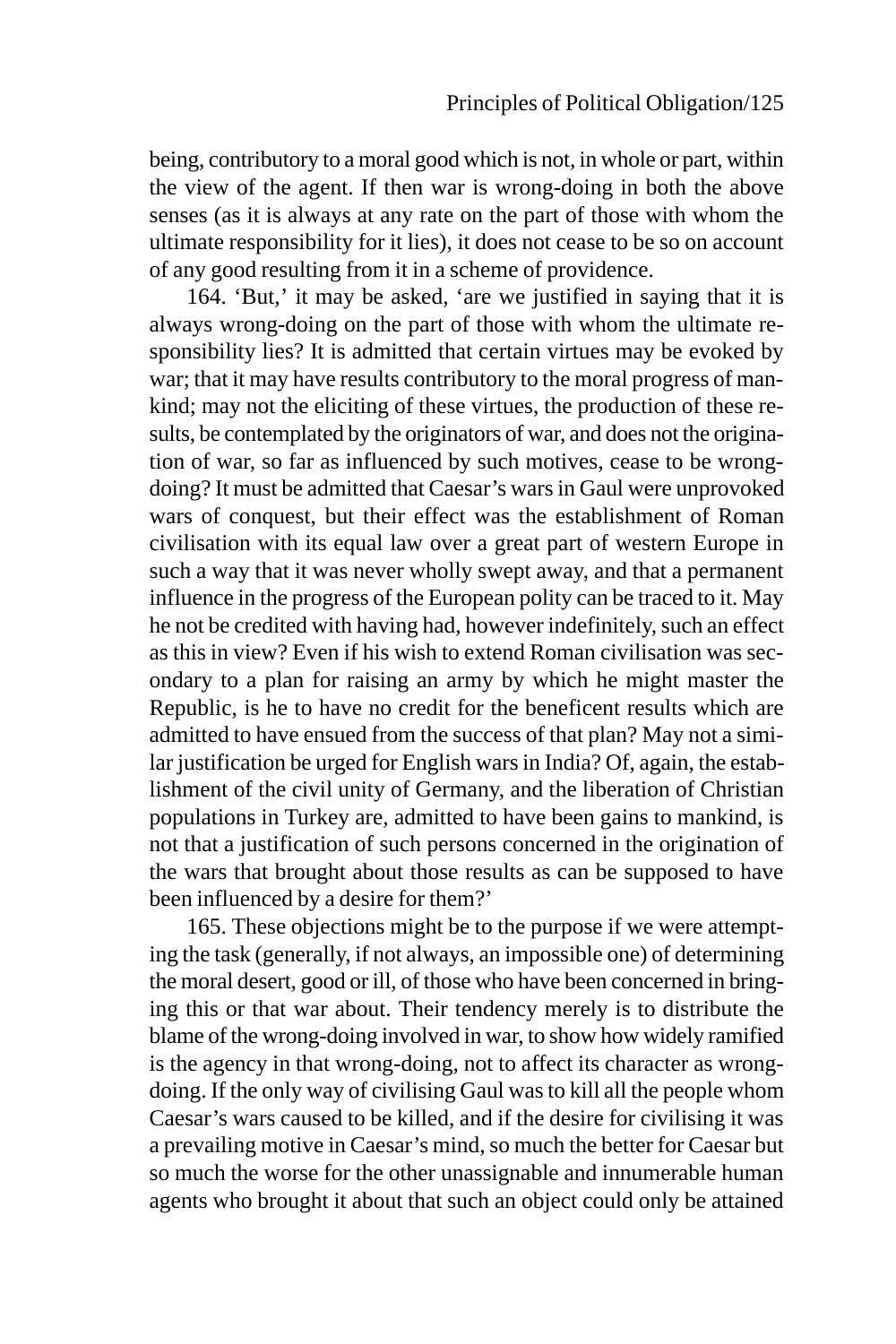being, contributory to a moral good which is not, in whole or part, within the view of the agent. If then war is wrong-doing in both the above senses (as it is always at any rate on the part of those with whom the ultimate responsibility for it lies), it does not cease to be so on account of any good resulting from it in a scheme of providence.

164. 'But,' it may be asked, 'are we justified in saying that it is always wrong-doing on the part of those with whom the ultimate responsibility lies? It is admitted that certain virtues may be evoked by war; that it may have results contributory to the moral progress of mankind; may not the eliciting of these virtues, the production of these results, be contemplated by the originators of war, and does not the origination of war, so far as influenced by such motives, cease to be wrong-doing? It must be admitted that Caesar's wars in Gaul were unprovoked wars of conquest, but their effect was the establishment of Roman civilisation with its equal law over a great part of western Europe in such a way that it was never wholly swept away, and that a permanent influence in the progress of the European polity can be traced to it. May he not be credited with having had, however indefinitely, such an effect as this in view? Even if his wish to extend Roman civilisation was secondary to a plan for raising an army by which he might master the Republic, is he to have no credit for the beneficent results which are admitted to have ensued from the success of that plan? May not a similar justification be urged for English wars in India? Of, again, the establishment of the civil unity of Germany, and the liberation of Christian populations in Turkey are, admitted to have been gains to mankind, is not that a justification of such persons concerned in the origination of the wars that brought about those results as can be supposed to have been influenced by a desire for them?'

165. These objections might be to the purpose if we were attempting the task (generally, if not always, an impossible one) of determining the moral desert, good or ill, of those who have been concerned in bringing this or that war about. Their tendency merely is to distribute the blame of the wrong-doing involved in war, to show how widely ramified is the agency in that wrong-doing, not to affect its character as wrong-doing. If the only way of civilising Gaul was to kill all the people whom Caesar's wars caused to be killed, and if the desire for civilising it was a prevailing motive in Caesar's mind, so much the better for Caesar but so much the worse for the other unassignable and innumerable human agents who brought it about that such an object could only be attained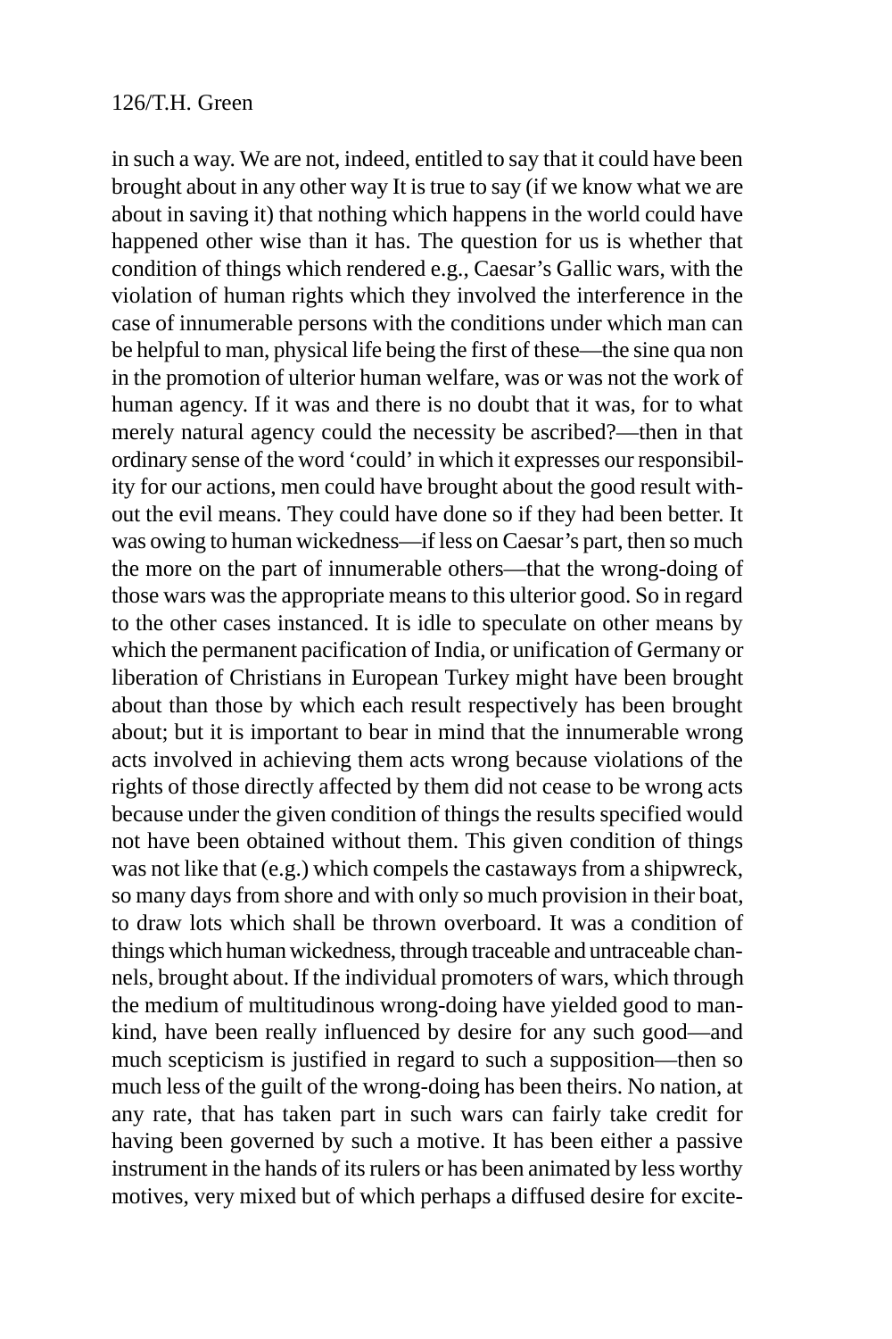in such a way. We are not, indeed, entitled to say that it could have been brought about in any other way It is true to say (if we know what we are about in saying it) that nothing which happens in the world could have happened other wise than it has. The question for us is whether that condition of things which rendered e.g., Caesar's Gallic wars, with the violation of human rights which they involved the interference in the case of innumerable persons with the conditions under which man can be helpful to man, physical life being the first of these—the sine qua non in the promotion of ulterior human welfare, was or was not the work of human agency. If it was and there is no doubt that it was, for to what merely natural agency could the necessity be ascribed?—then in that ordinary sense of the word 'could' in which it expresses our responsibility for our actions, men could have brought about the good result without the evil means. They could have done so if they had been better. It was owing to human wickedness—if less on Caesar's part, then so much the more on the part of innumerable others—that the wrong-doing of those wars was the appropriate means to this ulterior good. So in regard to the other cases instanced. It is idle to speculate on other means by which the permanent pacification of India, or unification of Germany or liberation of Christians in European Turkey might have been brought about than those by which each result respectively has been brought about; but it is important to bear in mind that the innumerable wrong acts involved in achieving them acts wrong because violations of the rights of those directly affected by them did not cease to be wrong acts because under the given condition of things the results specified would not have been obtained without them. This given condition of things was not like that (e.g.) which compels the castaways from a shipwreck, so many days from shore and with only so much provision in their boat, to draw lots which shall be thrown overboard. It was a condition of things which human wickedness, through traceable and untraceable channels, brought about. If the individual promoters of wars, which through the medium of multitudinous wrong-doing have yielded good to mankind, have been really influenced by desire for any such good—and much scepticism is justified in regard to such a supposition—then so much less of the guilt of the wrong-doing has been theirs. No nation, at any rate, that has taken part in such wars can fairly take credit for having been governed by such a motive. It has been either a passive instrument in the hands of its rulers or has been animated by less worthy motives, very mixed but of which perhaps a diffused desire for excite-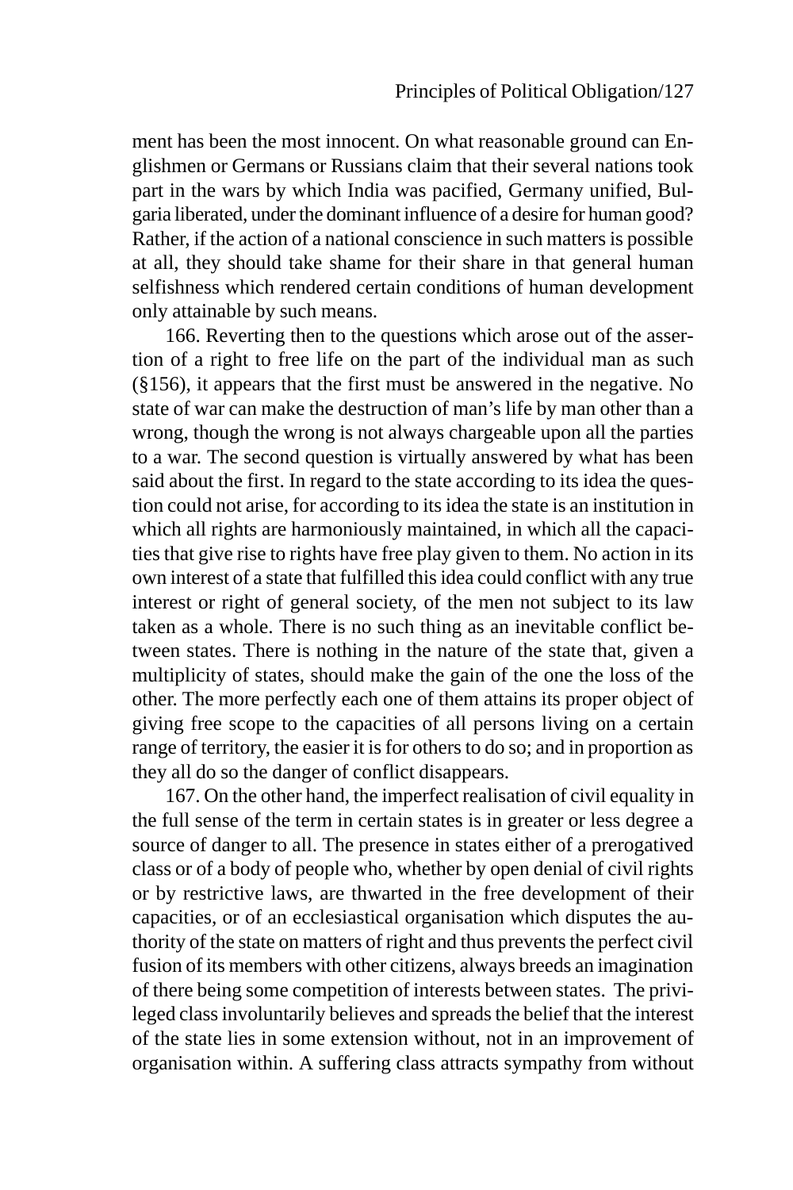ment has been the most innocent. On what reasonable ground can Englishmen or Germans or Russians claim that their several nations took part in the wars by which India was pacified, Germany unified, Bulgaria liberated, under the dominant influence of a desire for human good? Rather, if the action of a national conscience in such matters is possible at all, they should take shame for their share in that general human selfishness which rendered certain conditions of human development only attainable by such means.

166. Reverting then to the questions which arose out of the assertion of a right to free life on the part of the individual man as such (§156), it appears that the first must be answered in the negative. No state of war can make the destruction of man's life by man other than a wrong, though the wrong is not always chargeable upon all the parties to a war. The second question is virtually answered by what has been said about the first. In regard to the state according to its idea the question could not arise, for according to its idea the state is an institution in which all rights are harmoniously maintained, in which all the capacities that give rise to rights have free play given to them. No action in its own interest of a state that fulfilled this idea could conflict with any true interest or right of general society, of the men not subject to its law taken as a whole. There is no such thing as an inevitable conflict between states. There is nothing in the nature of the state that, given a multiplicity of states, should make the gain of the one the loss of the other. The more perfectly each one of them attains its proper object of giving free scope to the capacities of all persons living on a certain range of territory, the easier it is for others to do so; and in proportion as they all do so the danger of conflict disappears.

167. On the other hand, the imperfect realisation of civil equality in the full sense of the term in certain states is in greater or less degree a source of danger to all. The presence in states either of a prerogatived class or of a body of people who, whether by open denial of civil rights or by restrictive laws, are thwarted in the free development of their capacities, or of an ecclesiastical organisation which disputes the authority of the state on matters of right and thus prevents the perfect civil fusion of its members with other citizens, always breeds an imagination of there being some competition of interests between states. The privileged class involuntarily believes and spreads the belief that the interest of the state lies in some extension without, not in an improvement of organisation within. A suffering class attracts sympathy from without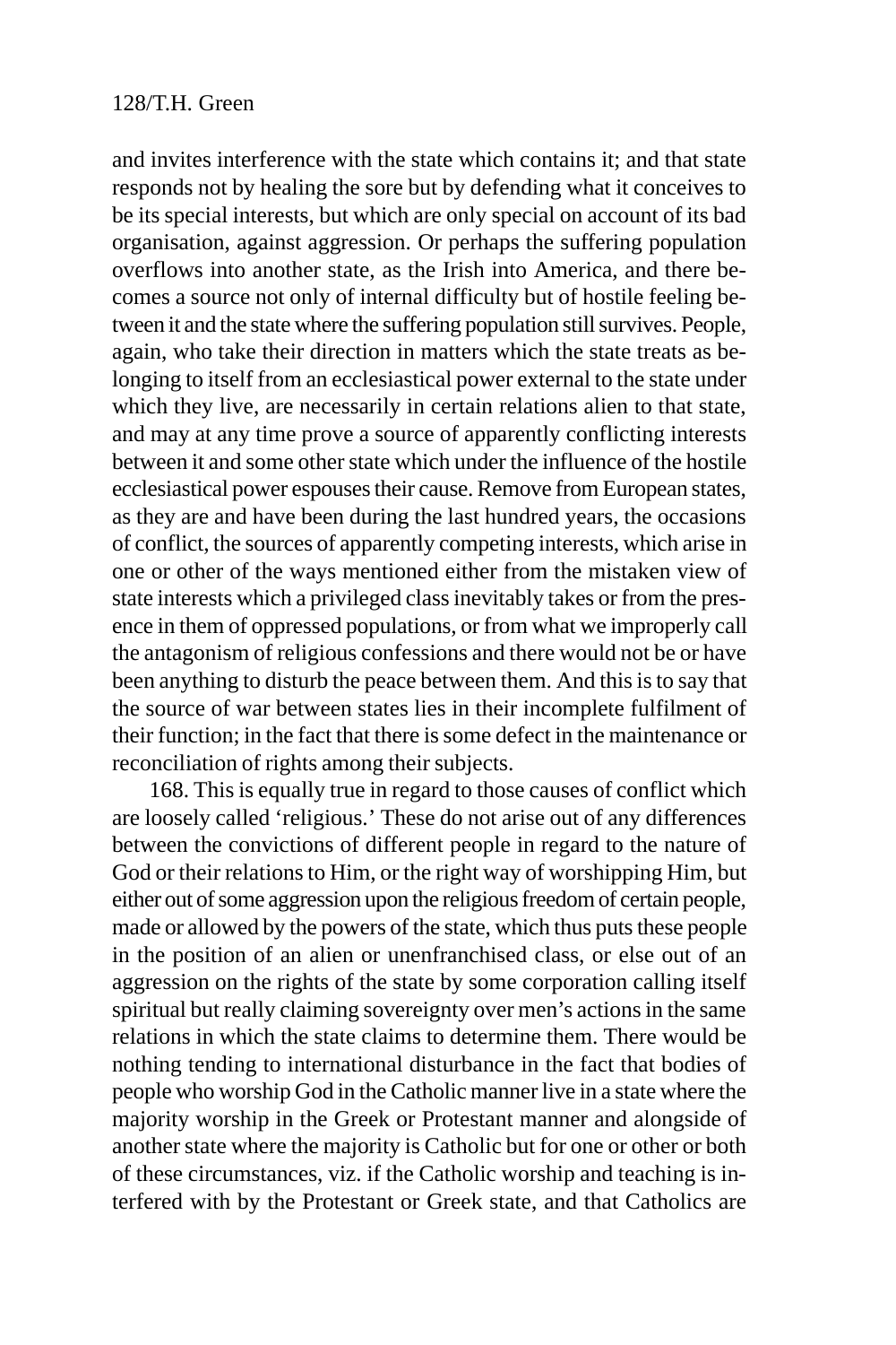and invites interference with the state which contains it; and that state responds not by healing the sore but by defending what it conceives to be its special interests, but which are only special on account of its bad organisation, against aggression. Or perhaps the suffering population overflows into another state, as the Irish into America, and there becomes a source not only of internal difficulty but of hostile feeling between it and the state where the suffering population still survives. People, again, who take their direction in matters which the state treats as belonging to itself from an ecclesiastical power external to the state under which they live, are necessarily in certain relations alien to that state, and may at any time prove a source of apparently conflicting interests between it and some other state which under the influence of the hostile ecclesiastical power espouses their cause. Remove from European states, as they are and have been during the last hundred years, the occasions of conflict, the sources of apparently competing interests, which arise in one or other of the ways mentioned either from the mistaken view of state interests which a privileged class inevitably takes or from the presence in them of oppressed populations, or from what we improperly call the antagonism of religious confessions and there would not be or have been anything to disturb the peace between them. And this is to say that the source of war between states lies in their incomplete fulfilment of their function; in the fact that there is some defect in the maintenance or reconciliation of rights among their subjects.

168. This is equally true in regard to those causes of conflict which are loosely called 'religious.' These do not arise out of any differences between the convictions of different people in regard to the nature of God or their relations to Him, or the right way of worshipping Him, but either out of some aggression upon the religious freedom of certain people, made or allowed by the powers of the state, which thus puts these people in the position of an alien or unenfranchised class, or else out of an aggression on the rights of the state by some corporation calling itself spiritual but really claiming sovereignty over men's actions in the same relations in which the state claims to determine them. There would be nothing tending to international disturbance in the fact that bodies of people who worship God in the Catholic manner live in a state where the majority worship in the Greek or Protestant manner and alongside of another state where the majority is Catholic but for one or other or both of these circumstances, viz. if the Catholic worship and teaching is interfered with by the Protestant or Greek state, and that Catholics are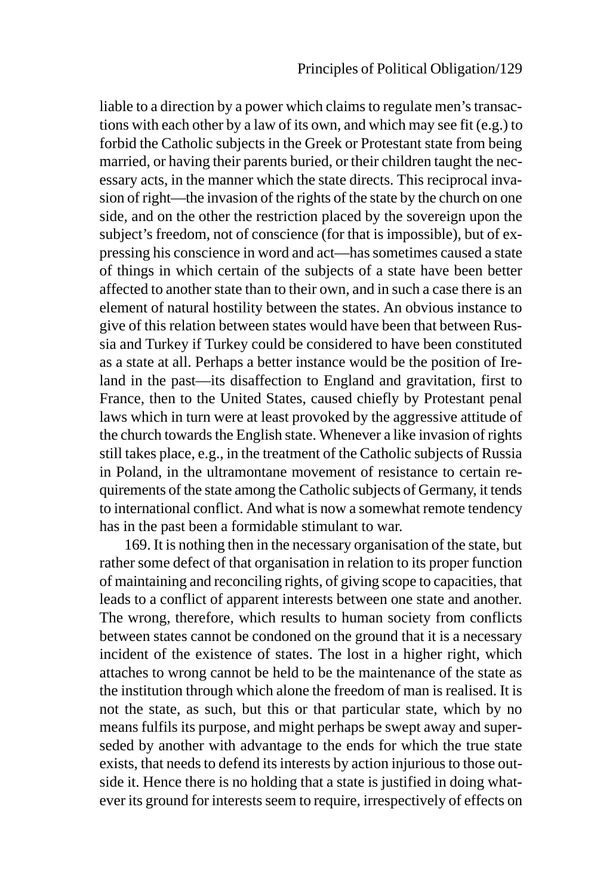liable to a direction by a power which claims to regulate men's transactions with each other by a law of its own, and which may see fit (e.g.) to forbid the Catholic subjects in the Greek or Protestant state from being married, or having their parents buried, or their children taught the necessary acts, in the manner which the state directs. This reciprocal invasion of right—the invasion of the rights of the state by the church on one side, and on the other the restriction placed by the sovereign upon the subject's freedom, not of conscience (for that is impossible), but of expressing his conscience in word and act—has sometimes caused a state of things in which certain of the subjects of a state have been better affected to another state than to their own, and in such a case there is an element of natural hostility between the states. An obvious instance to give of this relation between states would have been that between Russia and Turkey if Turkey could be considered to have been constituted as a state at all. Perhaps a better instance would be the position of Ireland in the past—its disaffection to England and gravitation, first to France, then to the United States, caused chiefly by Protestant penal laws which in turn were at least provoked by the aggressive attitude of the church towards the English state. Whenever a like invasion of rights still takes place, e.g., in the treatment of the Catholic subjects of Russia in Poland, in the ultramontane movement of resistance to certain requirements of the state among the Catholic subjects of Germany, it tends to international conflict. And what is now a somewhat remote tendency has in the past been a formidable stimulant to war.

169. It is nothing then in the necessary organisation of the state, but rather some defect of that organisation in relation to its proper function of maintaining and reconciling rights, of giving scope to capacities, that leads to a conflict of apparent interests between one state and another. The wrong, therefore, which results to human society from conflicts between states cannot be condoned on the ground that it is a necessary incident of the existence of states. The lost in a higher right, which attaches to wrong cannot be held to be the maintenance of the state as the institution through which alone the freedom of man is realised. It is not the state, as such, but this or that particular state, which by no means fulfils its purpose, and might perhaps be swept away and superseded by another with advantage to the ends for which the true state exists, that needs to defend its interests by action injurious to those outside it. Hence there is no holding that a state is justified in doing whatever its ground for interests seem to require, irrespectively of effects on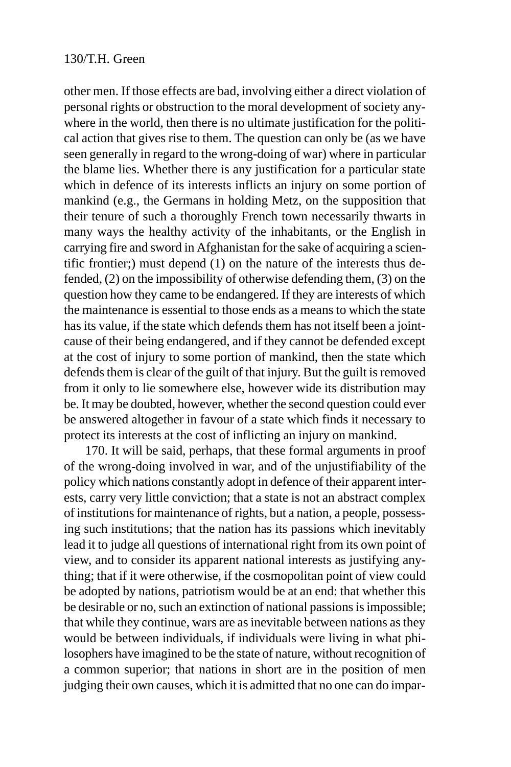other men. If those effects are bad, involving either a direct violation of personal rights or obstruction to the moral development of society anywhere in the world, then there is no ultimate justification for the political action that gives rise to them. The question can only be (as we have seen generally in regard to the wrong-doing of war) where in particular the blame lies. Whether there is any justification for a particular state which in defence of its interests inflicts an injury on some portion of mankind (e.g., the Germans in holding Metz, on the supposition that their tenure of such a thoroughly French town necessarily thwarts in many ways the healthy activity of the inhabitants, or the English in carrying fire and sword in Afghanistan for the sake of acquiring a scientific frontier;) must depend (1) on the nature of the interests thus defended, (2) on the impossibility of otherwise defending them, (3) on the question how they came to be endangered. If they are interests of which the maintenance is essential to those ends as a means to which the state has its value, if the state which defends them has not itself been a joint-cause of their being endangered, and if they cannot be defended except at the cost of injury to some portion of mankind, then the state which defends them is clear of the guilt of that injury. But the guilt is removed from it only to lie somewhere else, however wide its distribution may be. It may be doubted, however, whether the second question could ever be answered altogether in favour of a state which finds it necessary to protect its interests at the cost of inflicting an injury on mankind.

170. It will be said, perhaps, that these formal arguments in proof of the wrong-doing involved in war, and of the unjustifiability of the policy which nations constantly adopt in defence of their apparent interests, carry very little conviction; that a state is not an abstract complex of institutions for maintenance of rights, but a nation, a people, possessing such institutions; that the nation has its passions which inevitably lead it to judge all questions of international right from its own point of view, and to consider its apparent national interests as justifying anything; that if it were otherwise, if the cosmopolitan point of view could be adopted by nations, patriotism would be at an end: that whether this be desirable or no, such an extinction of national passions is impossible; that while they continue, wars are as inevitable between nations as they would be between individuals, if individuals were living in what philosophers have imagined to be the state of nature, without recognition of a common superior; that nations in short are in the position of men judging their own causes, which it is admitted that no one can do impar-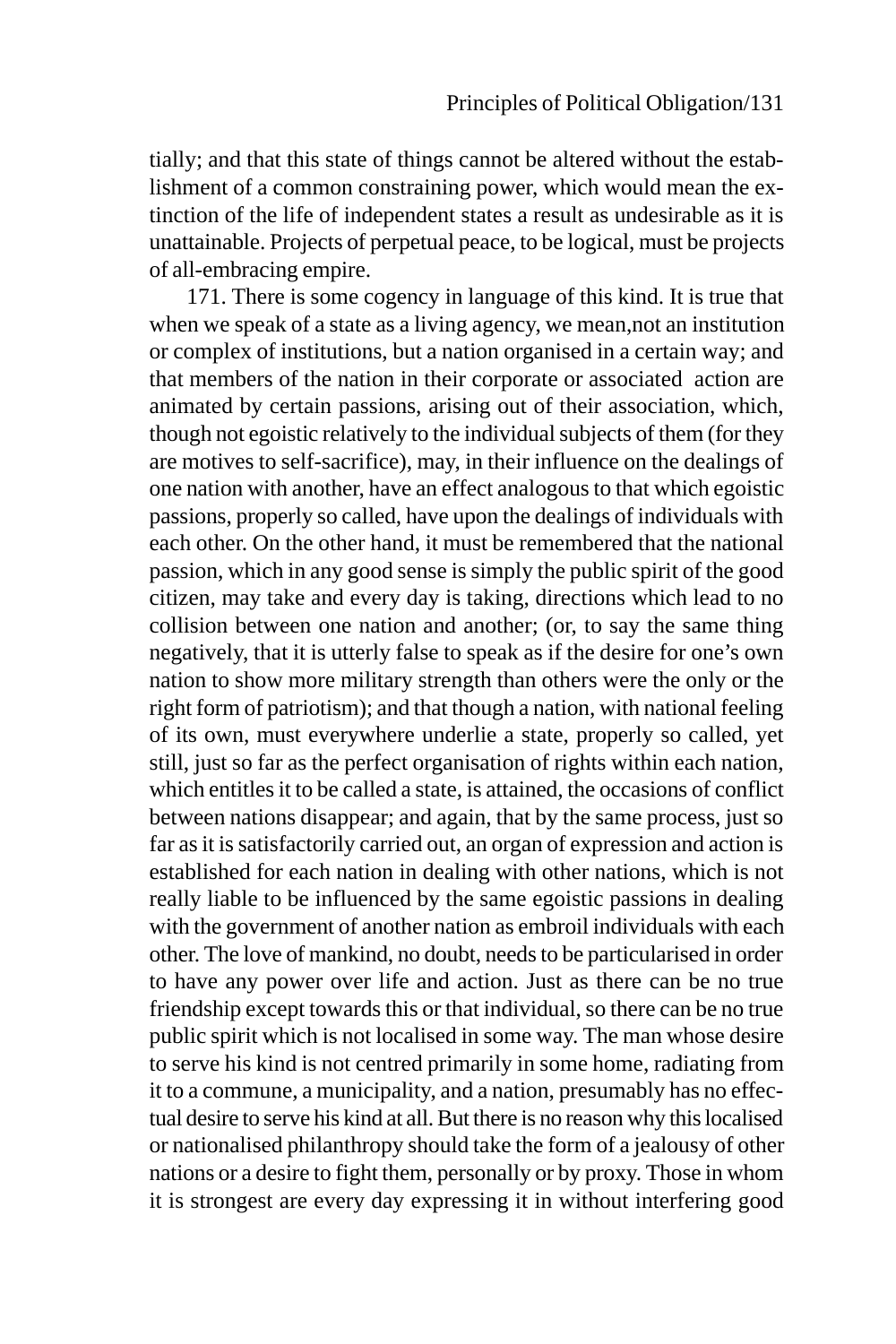tially; and that this state of things cannot be altered without the establishment of a common constraining power, which would mean the extinction of the life of independent states a result as undesirable as it is unattainable. Projects of perpetual peace, to be logical, must be projects of all-embracing empire.

171. There is some cogency in language of this kind. It is true that when we speak of a state as a living agency, we mean,not an institution or complex of institutions, but a nation organised in a certain way; and that members of the nation in their corporate or associated action are animated by certain passions, arising out of their association, which, though not egoistic relatively to the individual subjects of them (for they are motives to self-sacrifice), may, in their influence on the dealings of one nation with another, have an effect analogous to that which egoistic passions, properly so called, have upon the dealings of individuals with each other. On the other hand, it must be remembered that the national passion, which in any good sense is simply the public spirit of the good citizen, may take and every day is taking, directions which lead to no collision between one nation and another; (or, to say the same thing negatively, that it is utterly false to speak as if the desire for one's own nation to show more military strength than others were the only or the right form of patriotism); and that though a nation, with national feeling of its own, must everywhere underlie a state, properly so called, yet still, just so far as the perfect organisation of rights within each nation, which entitles it to be called a state, is attained, the occasions of conflict between nations disappear; and again, that by the same process, just so far as it is satisfactorily carried out, an organ of expression and action is established for each nation in dealing with other nations, which is not really liable to be influenced by the same egoistic passions in dealing with the government of another nation as embroil individuals with each other. The love of mankind, no doubt, needs to be particularised in order to have any power over life and action. Just as there can be no true friendship except towards this or that individual, so there can be no true public spirit which is not localised in some way. The man whose desire to serve his kind is not centred primarily in some home, radiating from it to a commune, a municipality, and a nation, presumably has no effectual desire to serve his kind at all. But there is no reason why this localised or nationalised philanthropy should take the form of a jealousy of other nations or a desire to fight them, personally or by proxy. Those in whom it is strongest are every day expressing it in without interfering good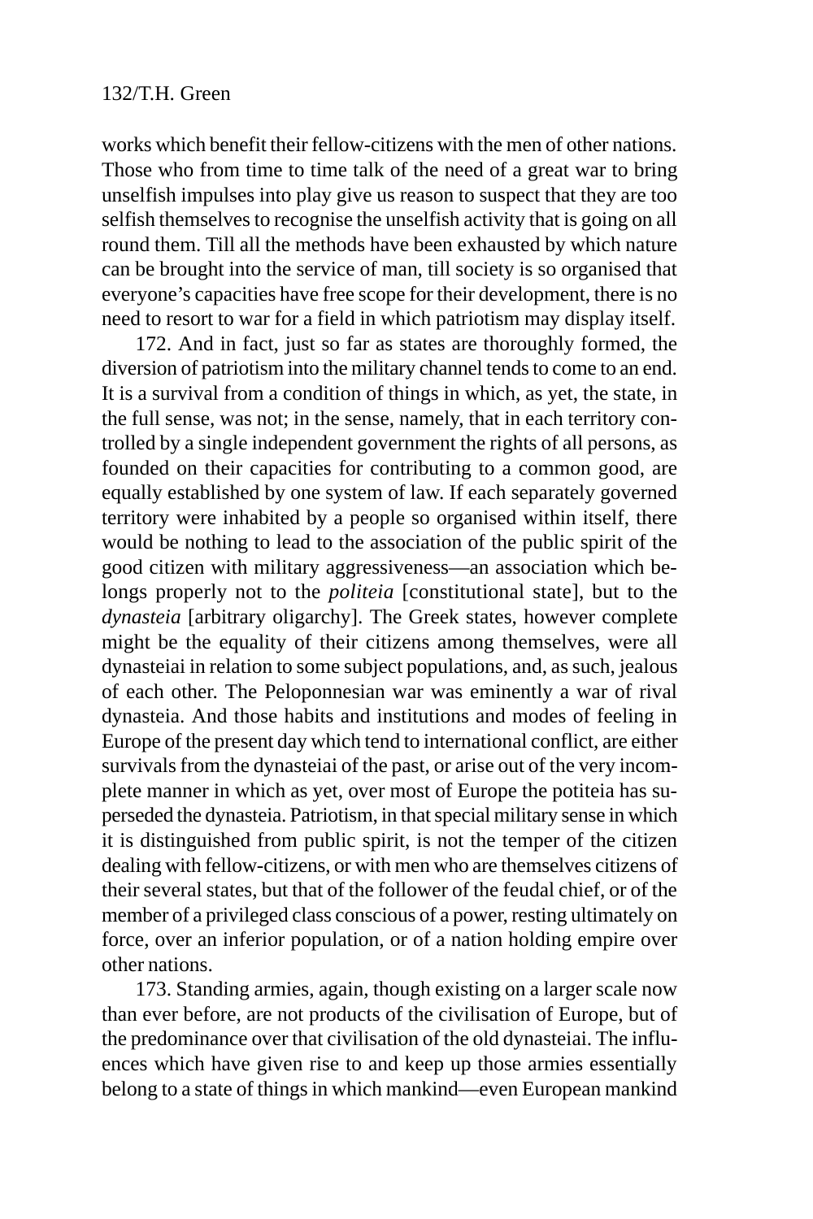works which benefit their fellow-citizens with the men of other nations. Those who from time to time talk of the need of a great war to bring unselfish impulses into play give us reason to suspect that they are too selfish themselves to recognise the unselfish activity that is going on all round them. Till all the methods have been exhausted by which nature can be brought into the service of man, till society is so organised that everyone's capacities have free scope for their development, there is no need to resort to war for a field in which patriotism may display itself.

172. And in fact, just so far as states are thoroughly formed, the diversion of patriotism into the military channel tends to come to an end. It is a survival from a condition of things in which, as yet, the state, in the full sense, was not; in the sense, namely, that in each territory controlled by a single independent government the rights of all persons, as founded on their capacities for contributing to a common good, are equally established by one system of law. If each separately governed territory were inhabited by a people so organised within itself, there would be nothing to lead to the association of the public spirit of the good citizen with military aggressiveness—an association which belongs properly not to the *politeia* [constitutional state], but to the *dynasteia* [arbitrary oligarchy]. The Greek states, however complete might be the equality of their citizens among themselves, were all dynasteiai in relation to some subject populations, and, as such, jealous of each other. The Peloponnesian war was eminently a war of rival dynasteia. And those habits and institutions and modes of feeling in Europe of the present day which tend to international conflict, are either survivals from the dynasteiai of the past, or arise out of the very incomplete manner in which as yet, over most of Europe the potiteia has superseded the dynasteia. Patriotism, in that special military sense in which it is distinguished from public spirit, is not the temper of the citizen dealing with fellow-citizens, or with men who are themselves citizens of their several states, but that of the follower of the feudal chief, or of the member of a privileged class conscious of a power, resting ultimately on force, over an inferior population, or of a nation holding empire over other nations.

173. Standing armies, again, though existing on a larger scale now than ever before, are not products of the civilisation of Europe, but of the predominance over that civilisation of the old dynasteiai. The influences which have given rise to and keep up those armies essentially belong to a state of things in which mankind—even European mankind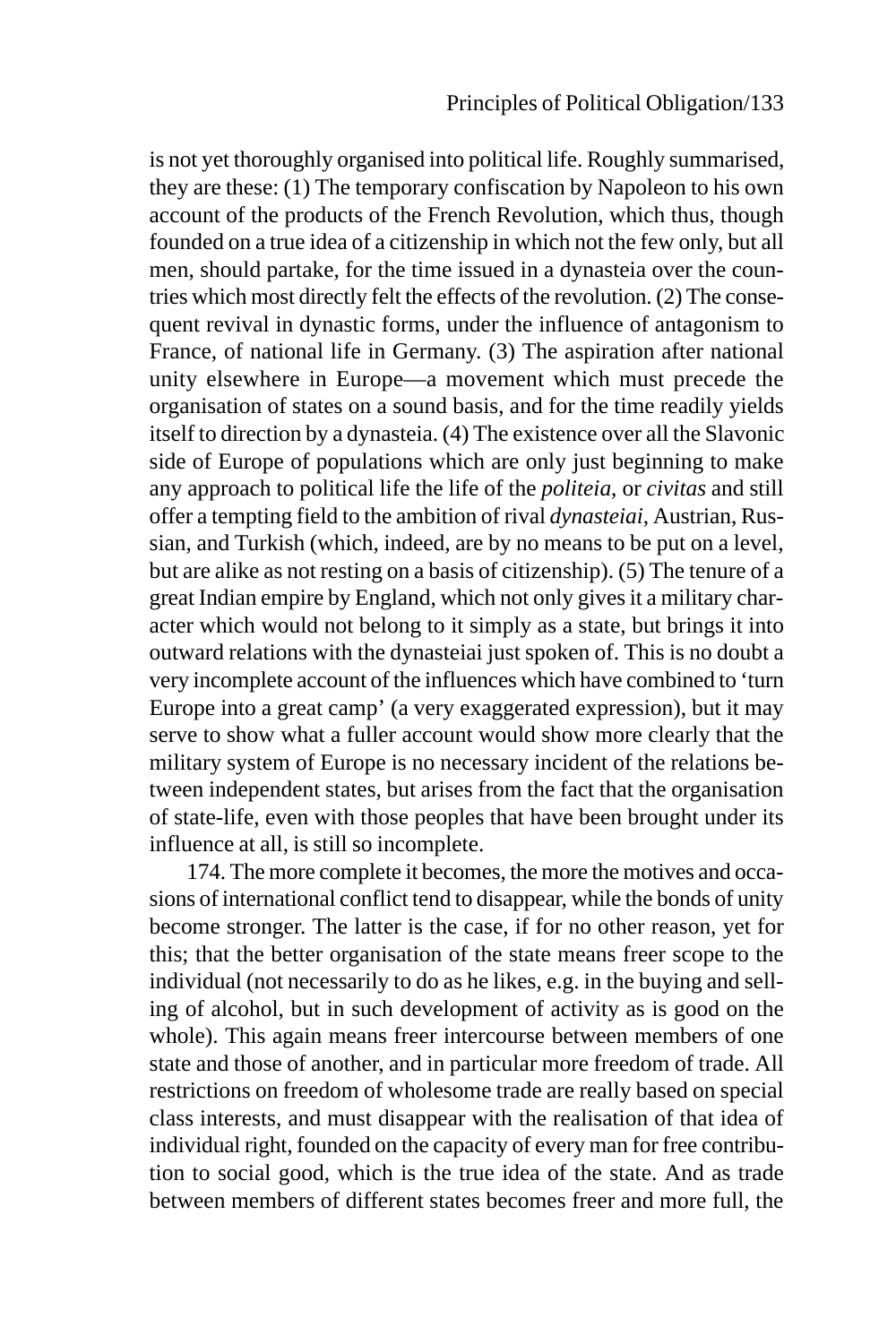is not yet thoroughly organised into political life. Roughly summarised, they are these: (1) The temporary confiscation by Napoleon to his own account of the products of the French Revolution, which thus, though founded on a true idea of a citizenship in which not the few only, but all men, should partake, for the time issued in a dynasteia over the countries which most directly felt the effects of the revolution. (2) The consequent revival in dynastic forms, under the influence of antagonism to France, of national life in Germany. (3) The aspiration after national unity elsewhere in Europe—a movement which must precede the organisation of states on a sound basis, and for the time readily yields itself to direction by a dynasteia. (4) The existence over all the Slavonic side of Europe of populations which are only just beginning to make any approach to political life the life of the *politeia*, or *civitas* and still offer a tempting field to the ambition of rival *dynasteiai*, Austrian, Russian, and Turkish (which, indeed, are by no means to be put on a level, but are alike as not resting on a basis of citizenship). (5) The tenure of a great Indian empire by England, which not only gives it a military character which would not belong to it simply as a state, but brings it into outward relations with the dynasteiai just spoken of. This is no doubt a very incomplete account of the influences which have combined to 'turn Europe into a great camp' (a very exaggerated expression), but it may serve to show what a fuller account would show more clearly that the military system of Europe is no necessary incident of the relations between independent states, but arises from the fact that the organisation of state-life, even with those peoples that have been brought under its influence at all, is still so incomplete.

174. The more complete it becomes, the more the motives and occasions of international conflict tend to disappear, while the bonds of unity become stronger. The latter is the case, if for no other reason, yet for this; that the better organisation of the state means freer scope to the individual (not necessarily to do as he likes, e.g. in the buying and selling of alcohol, but in such development of activity as is good on the whole). This again means freer intercourse between members of one state and those of another, and in particular more freedom of trade. All restrictions on freedom of wholesome trade are really based on special class interests, and must disappear with the realisation of that idea of individual right, founded on the capacity of every man for free contribution to social good, which is the true idea of the state. And as trade between members of different states becomes freer and more full, the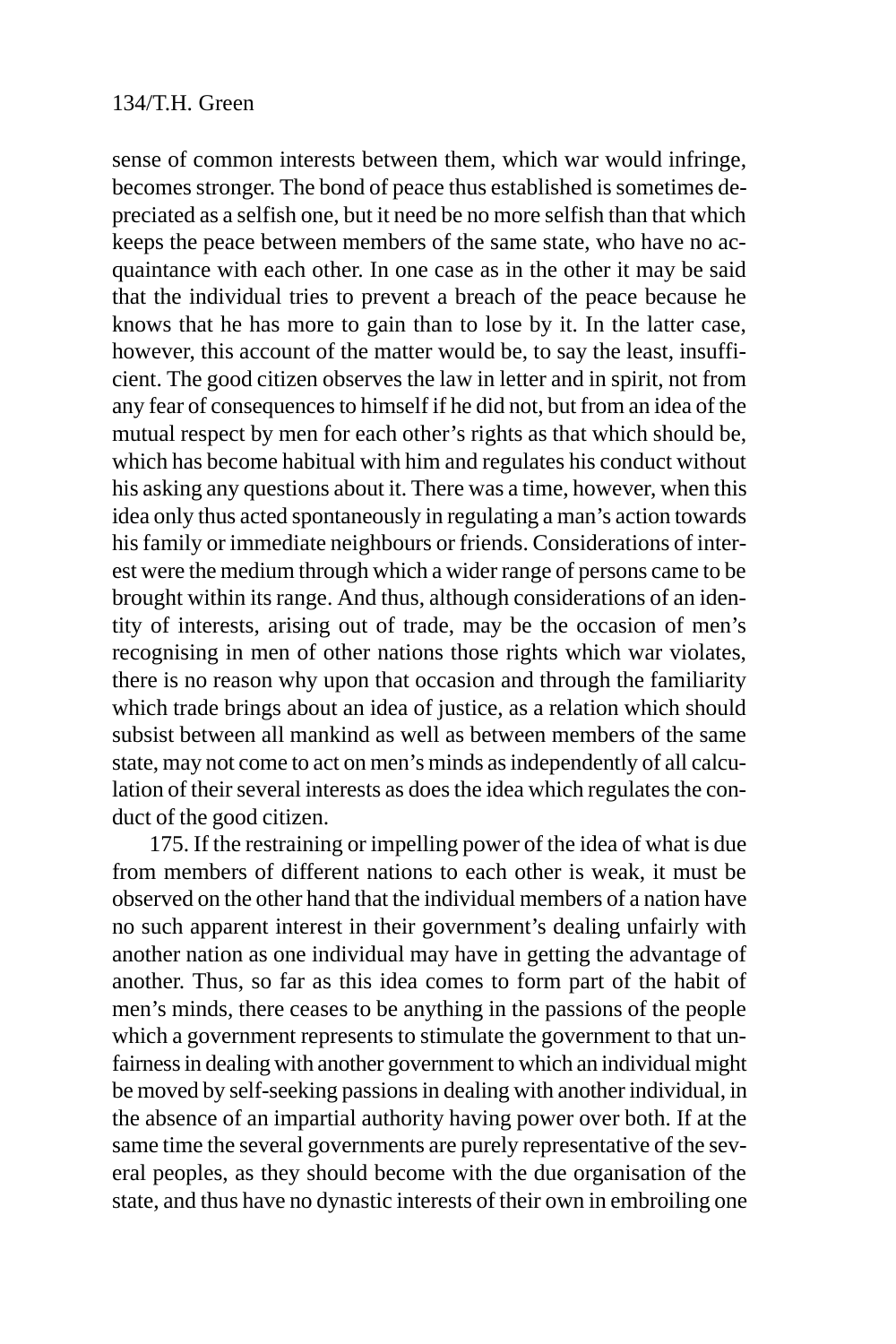sense of common interests between them, which war would infringe, becomes stronger. The bond of peace thus established is sometimes depreciated as a selfish one, but it need be no more selfish than that which keeps the peace between members of the same state, who have no acquaintance with each other. In one case as in the other it may be said that the individual tries to prevent a breach of the peace because he knows that he has more to gain than to lose by it. In the latter case, however, this account of the matter would be, to say the least, insufficient. The good citizen observes the law in letter and in spirit, not from any fear of consequences to himself if he did not, but from an idea of the mutual respect by men for each other's rights as that which should be, which has become habitual with him and regulates his conduct without his asking any questions about it. There was a time, however, when this idea only thus acted spontaneously in regulating a man's action towards his family or immediate neighbours or friends. Considerations of interest were the medium through which a wider range of persons came to be brought within its range. And thus, although considerations of an identity of interests, arising out of trade, may be the occasion of men's recognising in men of other nations those rights which war violates, there is no reason why upon that occasion and through the familiarity which trade brings about an idea of justice, as a relation which should subsist between all mankind as well as between members of the same state, may not come to act on men's minds as independently of all calculation of their several interests as does the idea which regulates the conduct of the good citizen.

175. If the restraining or impelling power of the idea of what is due from members of different nations to each other is weak, it must be observed on the other hand that the individual members of a nation have no such apparent interest in their government's dealing unfairly with another nation as one individual may have in getting the advantage of another. Thus, so far as this idea comes to form part of the habit of men's minds, there ceases to be anything in the passions of the people which a government represents to stimulate the government to that unfairness in dealing with another government to which an individual might be moved by self-seeking passions in dealing with another individual, in the absence of an impartial authority having power over both. If at the same time the several governments are purely representative of the several peoples, as they should become with the due organisation of the state, and thus have no dynastic interests of their own in embroiling one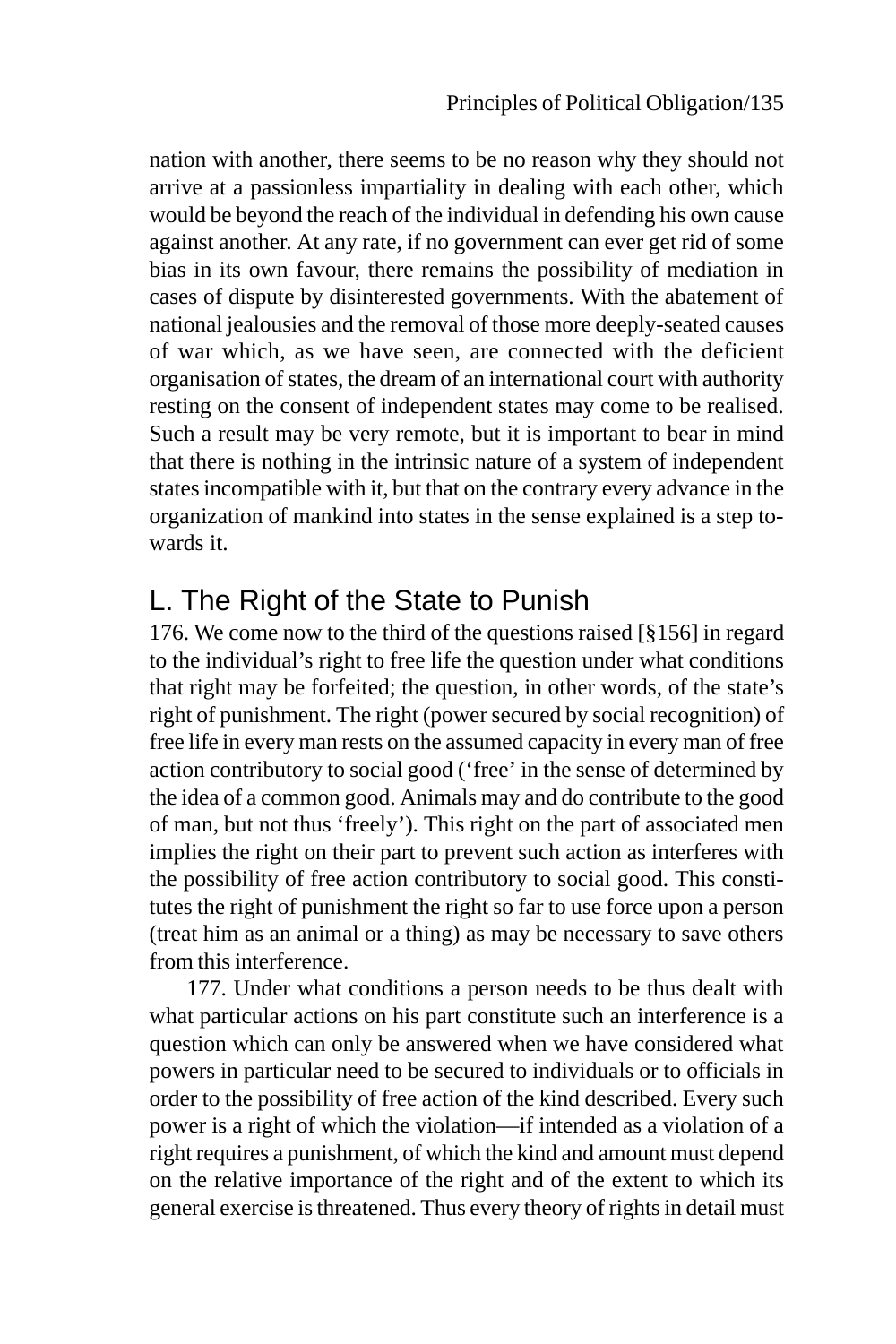nation with another, there seems to be no reason why they should not arrive at a passionless impartiality in dealing with each other, which would be beyond the reach of the individual in defending his own cause against another. At any rate, if no government can ever get rid of some bias in its own favour, there remains the possibility of mediation in cases of dispute by disinterested governments. With the abatement of national jealousies and the removal of those more deeply-seated causes of war which, as we have seen, are connected with the deficient organisation of states, the dream of an international court with authority resting on the consent of independent states may come to be realised. Such a result may be very remote, but it is important to bear in mind that there is nothing in the intrinsic nature of a system of independent states incompatible with it, but that on the contrary every advance in the organization of mankind into states in the sense explained is a step towards it.

## L. The Right of the State to Punish

176. We come now to the third of the questions raised [§156] in regard to the individual's right to free life the question under what conditions that right may be forfeited; the question, in other words, of the state's right of punishment. The right (power secured by social recognition) of free life in every man rests on the assumed capacity in every man of free action contributory to social good ('free' in the sense of determined by the idea of a common good. Animals may and do contribute to the good of man, but not thus 'freely'). This right on the part of associated men implies the right on their part to prevent such action as interferes with the possibility of free action contributory to social good. This constitutes the right of punishment the right so far to use force upon a person (treat him as an animal or a thing) as may be necessary to save others from this interference.

177. Under what conditions a person needs to be thus dealt with what particular actions on his part constitute such an interference is a question which can only be answered when we have considered what powers in particular need to be secured to individuals or to officials in order to the possibility of free action of the kind described. Every such power is a right of which the violation—if intended as a violation of a right requires a punishment, of which the kind and amount must depend on the relative importance of the right and of the extent to which its general exercise is threatened. Thus every theory of rights in detail must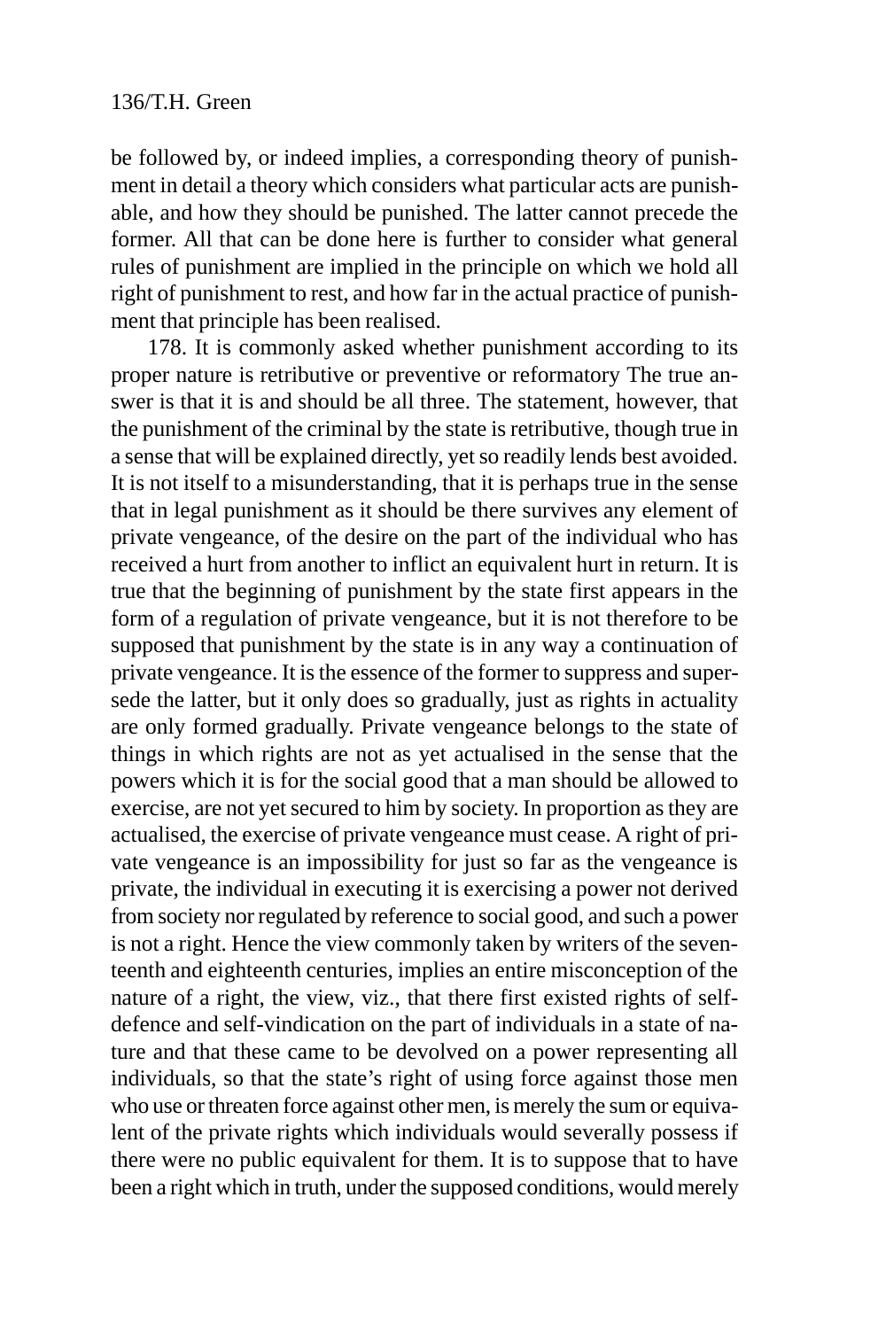be followed by, or indeed implies, a corresponding theory of punishment in detail a theory which considers what particular acts are punishable, and how they should be punished. The latter cannot precede the former. All that can be done here is further to consider what general rules of punishment are implied in the principle on which we hold all right of punishment to rest, and how far in the actual practice of punishment that principle has been realised.

178. It is commonly asked whether punishment according to its proper nature is retributive or preventive or reformatory The true answer is that it is and should be all three. The statement, however, that the punishment of the criminal by the state is retributive, though true in a sense that will be explained directly, yet so readily lends best avoided. It is not itself to a misunderstanding, that it is perhaps true in the sense that in legal punishment as it should be there survives any element of private vengeance, of the desire on the part of the individual who has received a hurt from another to inflict an equivalent hurt in return. It is true that the beginning of punishment by the state first appears in the form of a regulation of private vengeance, but it is not therefore to be supposed that punishment by the state is in any way a continuation of private vengeance. It is the essence of the former to suppress and supersede the latter, but it only does so gradually, just as rights in actuality are only formed gradually. Private vengeance belongs to the state of things in which rights are not as yet actualised in the sense that the powers which it is for the social good that a man should be allowed to exercise, are not yet secured to him by society. In proportion as they are actualised, the exercise of private vengeance must cease. A right of private vengeance is an impossibility for just so far as the vengeance is private, the individual in executing it is exercising a power not derived from society nor regulated by reference to social good, and such a power is not a right. Hence the view commonly taken by writers of the seventeenth and eighteenth centuries, implies an entire misconception of the nature of a right, the view, viz., that there first existed rights of self-defence and self-vindication on the part of individuals in a state of nature and that these came to be devolved on a power representing all individuals, so that the state's right of using force against those men who use or threaten force against other men, is merely the sum or equivalent of the private rights which individuals would severally possess if there were no public equivalent for them. It is to suppose that to have been a right which in truth, under the supposed conditions, would merely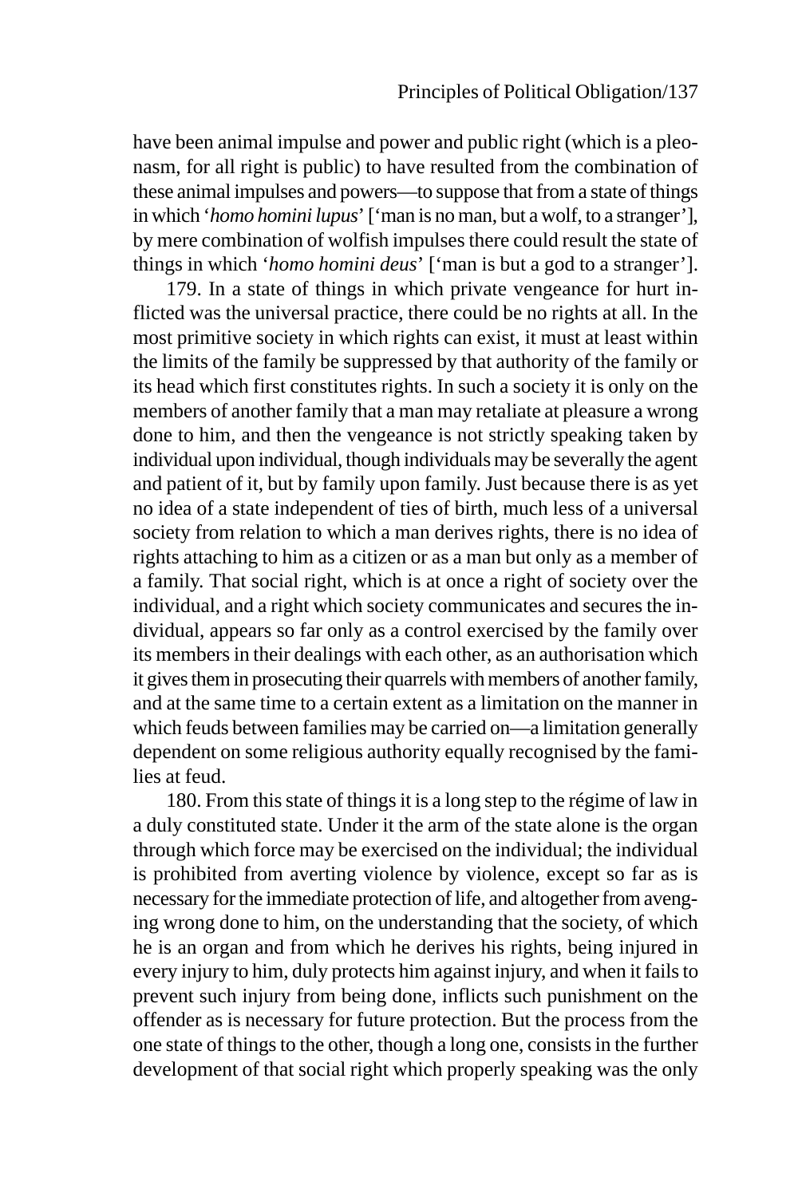have been animal impulse and power and public right (which is a pleonasm, for all right is public) to have resulted from the combination of these animal impulses and powers—to suppose that from a state of things in which '*homo homini lupus*' ['man is no man, but a wolf, to a stranger'], by mere combination of wolfish impulses there could result the state of things in which '*homo homini deus*' ['man is but a god to a stranger'].

179. In a state of things in which private vengeance for hurt inflicted was the universal practice, there could be no rights at all. In the most primitive society in which rights can exist, it must at least within the limits of the family be suppressed by that authority of the family or its head which first constitutes rights. In such a society it is only on the members of another family that a man may retaliate at pleasure a wrong done to him, and then the vengeance is not strictly speaking taken by individual upon individual, though individuals may be severally the agent and patient of it, but by family upon family. Just because there is as yet no idea of a state independent of ties of birth, much less of a universal society from relation to which a man derives rights, there is no idea of rights attaching to him as a citizen or as a man but only as a member of a family. That social right, which is at once a right of society over the individual, and a right which society communicates and secures the individual, appears so far only as a control exercised by the family over its members in their dealings with each other, as an authorisation which it gives them in prosecuting their quarrels with members of another family, and at the same time to a certain extent as a limitation on the manner in which feuds between families may be carried on—a limitation generally dependent on some religious authority equally recognised by the families at feud.

180. From this state of things it is a long step to the régime of law in a duly constituted state. Under it the arm of the state alone is the organ through which force may be exercised on the individual; the individual is prohibited from averting violence by violence, except so far as is necessary for the immediate protection of life, and altogether from avenging wrong done to him, on the understanding that the society, of which he is an organ and from which he derives his rights, being injured in every injury to him, duly protects him against injury, and when it fails to prevent such injury from being done, inflicts such punishment on the offender as is necessary for future protection. But the process from the one state of things to the other, though a long one, consists in the further development of that social right which properly speaking was the only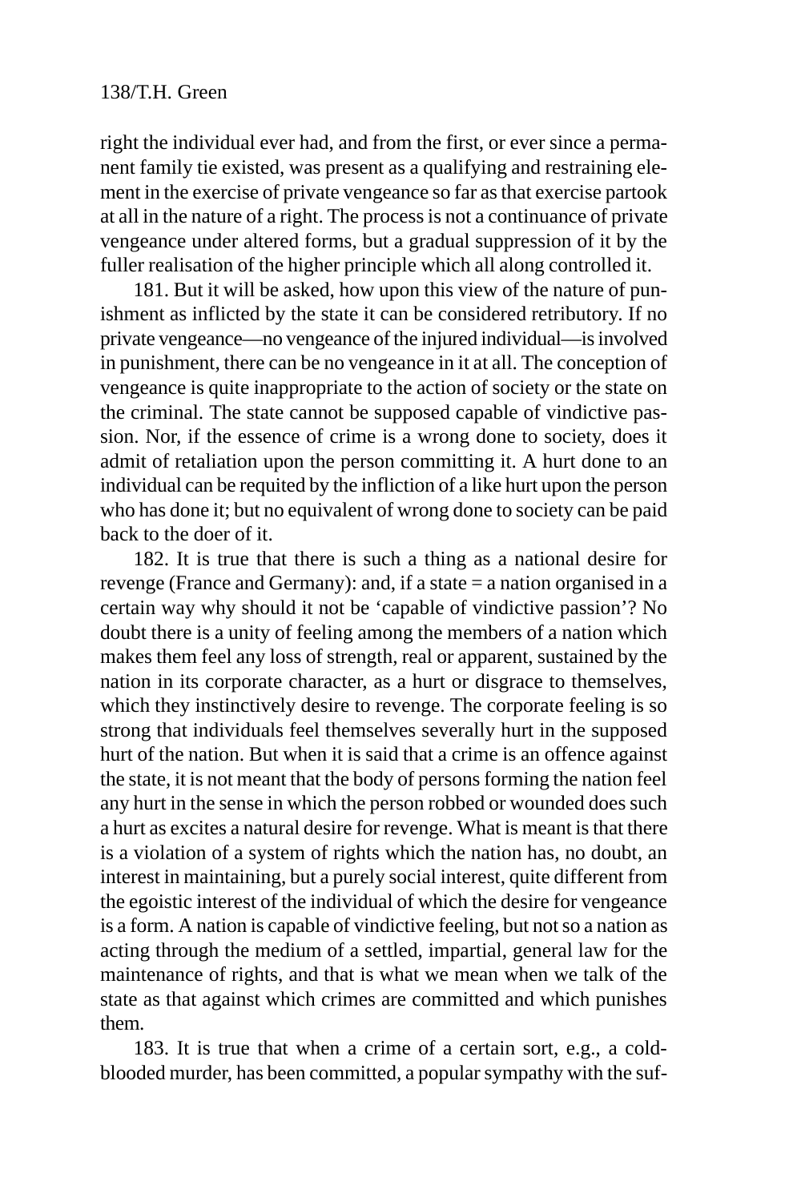right the individual ever had, and from the first, or ever since a permanent family tie existed, was present as a qualifying and restraining element in the exercise of private vengeance so far as that exercise partook at all in the nature of a right. The process is not a continuance of private vengeance under altered forms, but a gradual suppression of it by the fuller realisation of the higher principle which all along controlled it.

181. But it will be asked, how upon this view of the nature of punishment as inflicted by the state it can be considered retributory. If no private vengeance—no vengeance of the injured individual—is involved in punishment, there can be no vengeance in it at all. The conception of vengeance is quite inappropriate to the action of society or the state on the criminal. The state cannot be supposed capable of vindictive passion. Nor, if the essence of crime is a wrong done to society, does it admit of retaliation upon the person committing it. A hurt done to an individual can be requited by the infliction of a like hurt upon the person who has done it; but no equivalent of wrong done to society can be paid back to the doer of it.

182. It is true that there is such a thing as a national desire for revenge (France and Germany): and, if a state = a nation organised in a certain way why should it not be 'capable of vindictive passion'? No doubt there is a unity of feeling among the members of a nation which makes them feel any loss of strength, real or apparent, sustained by the nation in its corporate character, as a hurt or disgrace to themselves, which they instinctively desire to revenge. The corporate feeling is so strong that individuals feel themselves severally hurt in the supposed hurt of the nation. But when it is said that a crime is an offence against the state, it is not meant that the body of persons forming the nation feel any hurt in the sense in which the person robbed or wounded does such a hurt as excites a natural desire for revenge. What is meant is that there is a violation of a system of rights which the nation has, no doubt, an interest in maintaining, but a purely social interest, quite different from the egoistic interest of the individual of which the desire for vengeance is a form. A nation is capable of vindictive feeling, but not so a nation as acting through the medium of a settled, impartial, general law for the maintenance of rights, and that is what we mean when we talk of the state as that against which crimes are committed and which punishes them.

183. It is true that when a crime of a certain sort, e.g., a cold-blooded murder, has been committed, a popular sympathy with the suf-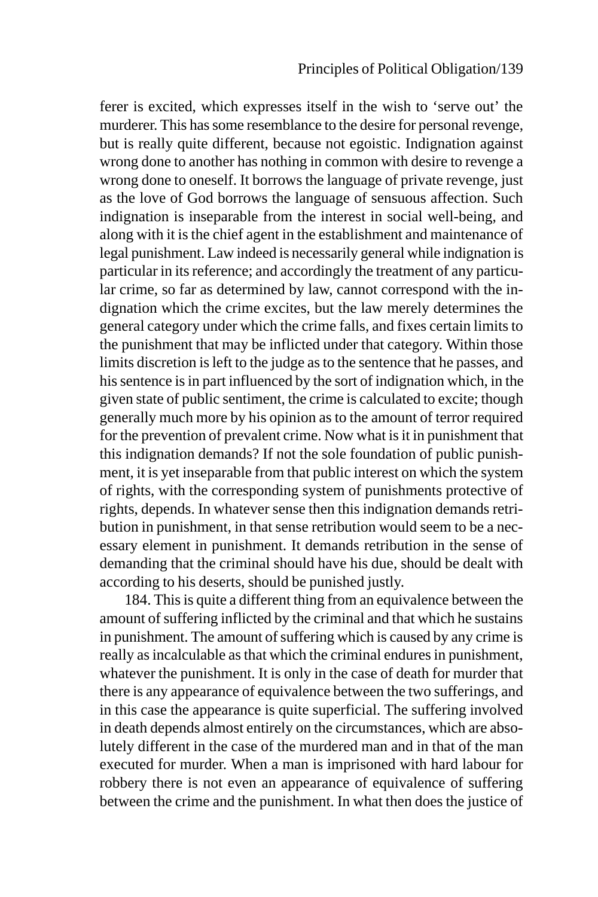ferer is excited, which expresses itself in the wish to 'serve out' the murderer. This has some resemblance to the desire for personal revenge, but is really quite different, because not egoistic. Indignation against wrong done to another has nothing in common with desire to revenge a wrong done to oneself. It borrows the language of private revenge, just as the love of God borrows the language of sensuous affection. Such indignation is inseparable from the interest in social well-being, and along with it is the chief agent in the establishment and maintenance of legal punishment. Law indeed is necessarily general while indignation is particular in its reference; and accordingly the treatment of any particular crime, so far as determined by law, cannot correspond with the indignation which the crime excites, but the law merely determines the general category under which the crime falls, and fixes certain limits to the punishment that may be inflicted under that category. Within those limits discretion is left to the judge as to the sentence that he passes, and his sentence is in part influenced by the sort of indignation which, in the given state of public sentiment, the crime is calculated to excite; though generally much more by his opinion as to the amount of terror required for the prevention of prevalent crime. Now what is it in punishment that this indignation demands? If not the sole foundation of public punishment, it is yet inseparable from that public interest on which the system of rights, with the corresponding system of punishments protective of rights, depends. In whatever sense then this indignation demands retribution in punishment, in that sense retribution would seem to be a necessary element in punishment. It demands retribution in the sense of demanding that the criminal should have his due, should be dealt with according to his deserts, should be punished justly.

184. This is quite a different thing from an equivalence between the amount of suffering inflicted by the criminal and that which he sustains in punishment. The amount of suffering which is caused by any crime is really as incalculable as that which the criminal endures in punishment, whatever the punishment. It is only in the case of death for murder that there is any appearance of equivalence between the two sufferings, and in this case the appearance is quite superficial. The suffering involved in death depends almost entirely on the circumstances, which are absolutely different in the case of the murdered man and in that of the man executed for murder. When a man is imprisoned with hard labour for robbery there is not even an appearance of equivalence of suffering between the crime and the punishment. In what then does the justice of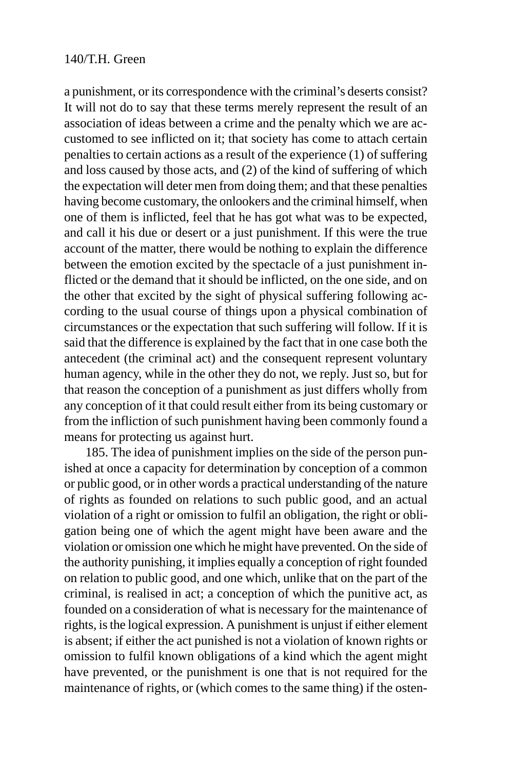a punishment, or its correspondence with the criminal's deserts consist? It will not do to say that these terms merely represent the result of an association of ideas between a crime and the penalty which we are accustomed to see inflicted on it; that society has come to attach certain penalties to certain actions as a result of the experience (1) of suffering and loss caused by those acts, and (2) of the kind of suffering of which the expectation will deter men from doing them; and that these penalties having become customary, the onlookers and the criminal himself, when one of them is inflicted, feel that he has got what was to be expected, and call it his due or desert or a just punishment. If this were the true account of the matter, there would be nothing to explain the difference between the emotion excited by the spectacle of a just punishment inflicted or the demand that it should be inflicted, on the one side, and on the other that excited by the sight of physical suffering following according to the usual course of things upon a physical combination of circumstances or the expectation that such suffering will follow. If it is said that the difference is explained by the fact that in one case both the antecedent (the criminal act) and the consequent represent voluntary human agency, while in the other they do not, we reply. Just so, but for that reason the conception of a punishment as just differs wholly from any conception of it that could result either from its being customary or from the infliction of such punishment having been commonly found a means for protecting us against hurt.

185. The idea of punishment implies on the side of the person punished at once a capacity for determination by conception of a common or public good, or in other words a practical understanding of the nature of rights as founded on relations to such public good, and an actual violation of a right or omission to fulfil an obligation, the right or obligation being one of which the agent might have been aware and the violation or omission one which he might have prevented. On the side of the authority punishing, it implies equally a conception of right founded on relation to public good, and one which, unlike that on the part of the criminal, is realised in act; a conception of which the punitive act, as founded on a consideration of what is necessary for the maintenance of rights, is the logical expression. A punishment is unjust if either element is absent; if either the act punished is not a violation of known rights or omission to fulfil known obligations of a kind which the agent might have prevented, or the punishment is one that is not required for the maintenance of rights, or (which comes to the same thing) if the osten-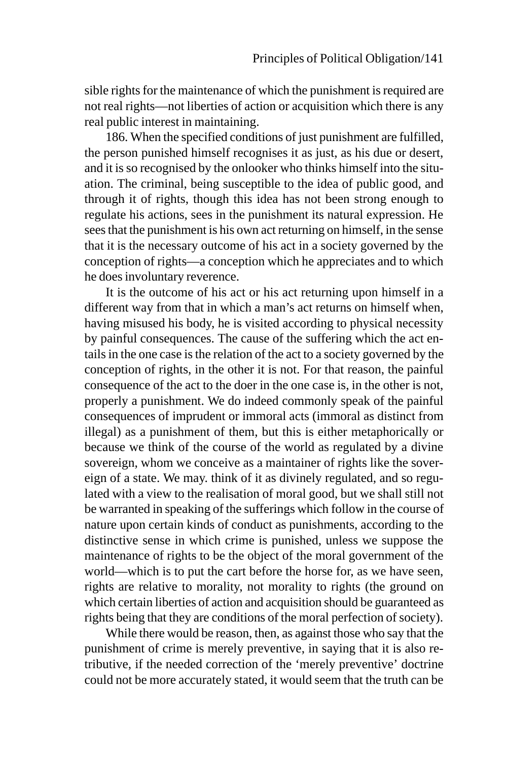sible rights for the maintenance of which the punishment is required are not real rights—not liberties of action or acquisition which there is any real public interest in maintaining.

186. When the specified conditions of just punishment are fulfilled, the person punished himself recognises it as just, as his due or desert, and it is so recognised by the onlooker who thinks himself into the situation. The criminal, being susceptible to the idea of public good, and through it of rights, though this idea has not been strong enough to regulate his actions, sees in the punishment its natural expression. He sees that the punishment is his own act returning on himself, in the sense that it is the necessary outcome of his act in a society governed by the conception of rights—a conception which he appreciates and to which he does involuntary reverence.

It is the outcome of his act or his act returning upon himself in a different way from that in which a man's act returns on himself when, having misused his body, he is visited according to physical necessity by painful consequences. The cause of the suffering which the act entails in the one case is the relation of the act to a society governed by the conception of rights, in the other it is not. For that reason, the painful consequence of the act to the doer in the one case is, in the other is not, properly a punishment. We do indeed commonly speak of the painful consequences of imprudent or immoral acts (immoral as distinct from illegal) as a punishment of them, but this is either metaphorically or because we think of the course of the world as regulated by a divine sovereign, whom we conceive as a maintainer of rights like the sovereign of a state. We may. think of it as divinely regulated, and so regulated with a view to the realisation of moral good, but we shall still not be warranted in speaking of the sufferings which follow in the course of nature upon certain kinds of conduct as punishments, according to the distinctive sense in which crime is punished, unless we suppose the maintenance of rights to be the object of the moral government of the world—which is to put the cart before the horse for, as we have seen, rights are relative to morality, not morality to rights (the ground on which certain liberties of action and acquisition should be guaranteed as rights being that they are conditions of the moral perfection of society).

While there would be reason, then, as against those who say that the punishment of crime is merely preventive, in saying that it is also retributive, if the needed correction of the 'merely preventive' doctrine could not be more accurately stated, it would seem that the truth can be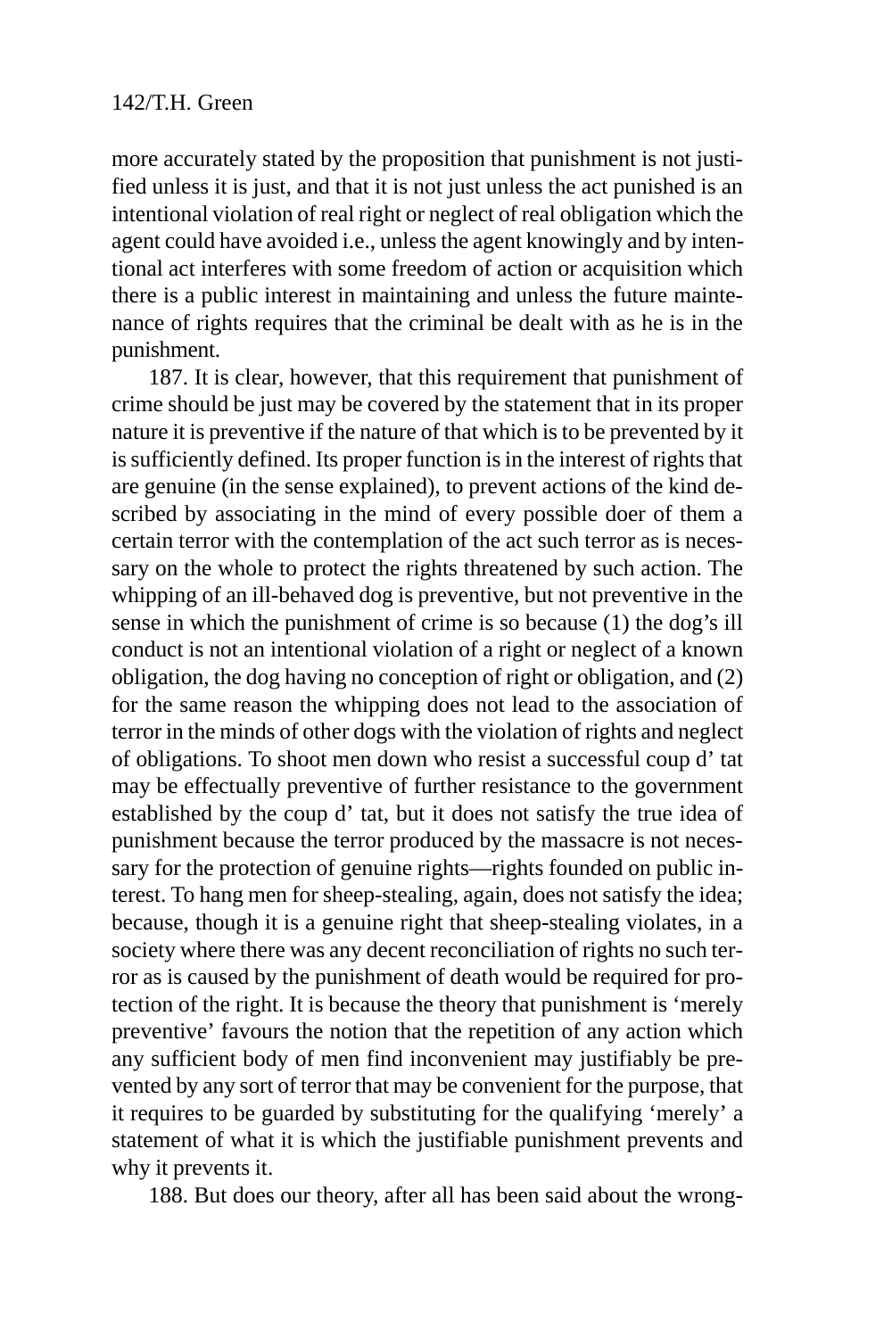more accurately stated by the proposition that punishment is not justified unless it is just, and that it is not just unless the act punished is an intentional violation of real right or neglect of real obligation which the agent could have avoided i.e., unless the agent knowingly and by intentional act interferes with some freedom of action or acquisition which there is a public interest in maintaining and unless the future maintenance of rights requires that the criminal be dealt with as he is in the punishment.

187. It is clear, however, that this requirement that punishment of crime should be just may be covered by the statement that in its proper nature it is preventive if the nature of that which is to be prevented by it is sufficiently defined. Its proper function is in the interest of rights that are genuine (in the sense explained), to prevent actions of the kind described by associating in the mind of every possible doer of them a certain terror with the contemplation of the act such terror as is necessary on the whole to protect the rights threatened by such action. The whipping of an ill-behaved dog is preventive, but not preventive in the sense in which the punishment of crime is so because (1) the dog's ill conduct is not an intentional violation of a right or neglect of a known obligation, the dog having no conception of right or obligation, and (2) for the same reason the whipping does not lead to the association of terror in the minds of other dogs with the violation of rights and neglect of obligations. To shoot men down who resist a successful coup d' tat may be effectually preventive of further resistance to the government established by the coup d' tat, but it does not satisfy the true idea of punishment because the terror produced by the massacre is not necessary for the protection of genuine rights—rights founded on public interest. To hang men for sheep-stealing, again, does not satisfy the idea; because, though it is a genuine right that sheep-stealing violates, in a society where there was any decent reconciliation of rights no such terror as is caused by the punishment of death would be required for protection of the right. It is because the theory that punishment is 'merely preventive' favours the notion that the repetition of any action which any sufficient body of men find inconvenient may justifiably be prevented by any sort of terror that may be convenient for the purpose, that it requires to be guarded by substituting for the qualifying 'merely' a statement of what it is which the justifiable punishment prevents and why it prevents it.

188. But does our theory, after all has been said about the wrong-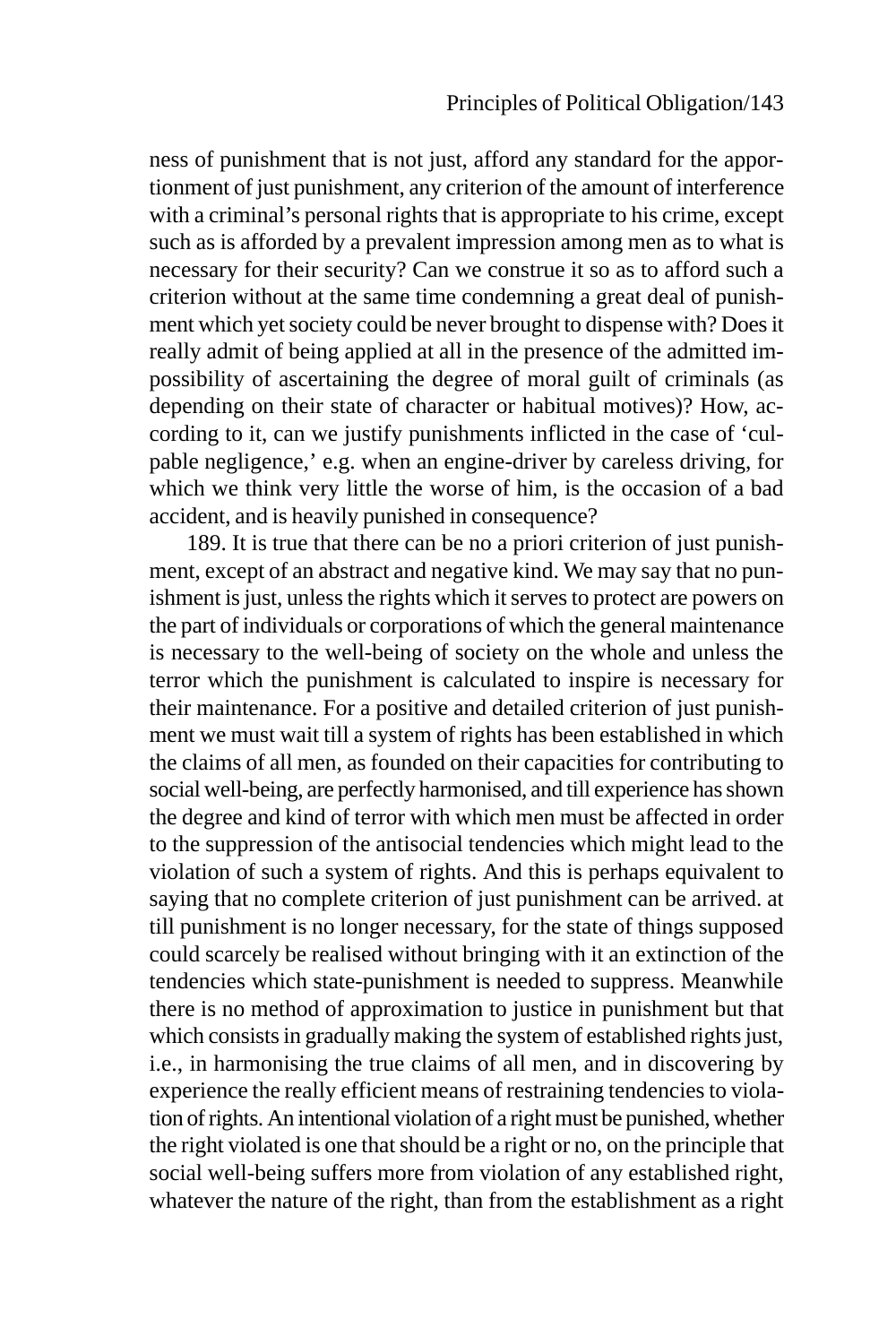ness of punishment that is not just, afford any standard for the apportionment of just punishment, any criterion of the amount of interference with a criminal's personal rights that is appropriate to his crime, except such as is afforded by a prevalent impression among men as to what is necessary for their security? Can we construe it so as to afford such a criterion without at the same time condemning a great deal of punishment which yet society could be never brought to dispense with? Does it really admit of being applied at all in the presence of the admitted impossibility of ascertaining the degree of moral guilt of criminals (as depending on their state of character or habitual motives)? How, according to it, can we justify punishments inflicted in the case of 'culpable negligence,' e.g. when an engine-driver by careless driving, for which we think very little the worse of him, is the occasion of a bad accident, and is heavily punished in consequence?

189. It is true that there can be no a priori criterion of just punishment, except of an abstract and negative kind. We may say that no punishment is just, unless the rights which it serves to protect are powers on the part of individuals or corporations of which the general maintenance is necessary to the well-being of society on the whole and unless the terror which the punishment is calculated to inspire is necessary for their maintenance. For a positive and detailed criterion of just punishment we must wait till a system of rights has been established in which the claims of all men, as founded on their capacities for contributing to social well-being, are perfectly harmonised, and till experience has shown the degree and kind of terror with which men must be affected in order to the suppression of the antisocial tendencies which might lead to the violation of such a system of rights. And this is perhaps equivalent to saying that no complete criterion of just punishment can be arrived. at till punishment is no longer necessary, for the state of things supposed could scarcely be realised without bringing with it an extinction of the tendencies which state-punishment is needed to suppress. Meanwhile there is no method of approximation to justice in punishment but that which consists in gradually making the system of established rights just, i.e., in harmonising the true claims of all men, and in discovering by experience the really efficient means of restraining tendencies to violation of rights. An intentional violation of a right must be punished, whether the right violated is one that should be a right or no, on the principle that social well-being suffers more from violation of any established right, whatever the nature of the right, than from the establishment as a right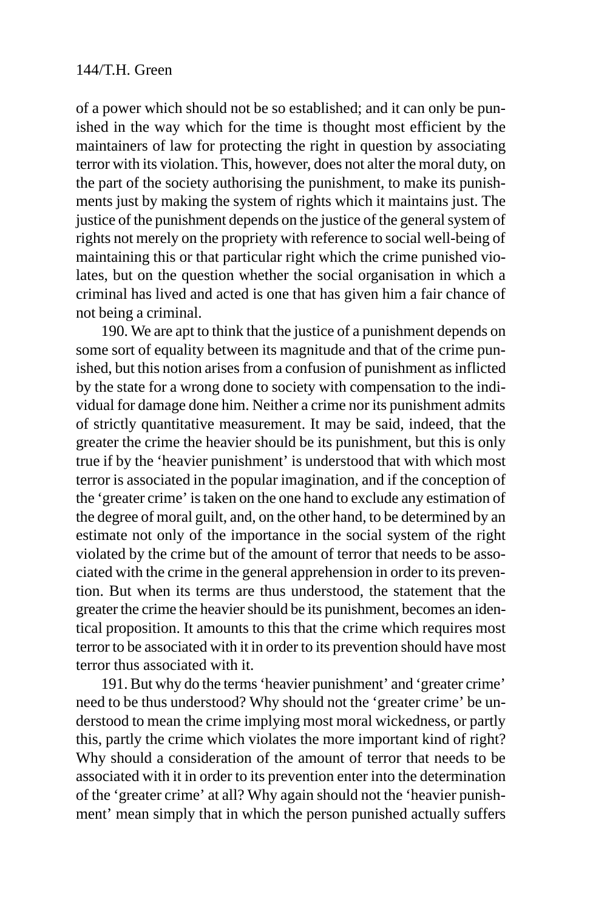of a power which should not be so established; and it can only be punished in the way which for the time is thought most efficient by the maintainers of law for protecting the right in question by associating terror with its violation. This, however, does not alter the moral duty, on the part of the society authorising the punishment, to make its punishments just by making the system of rights which it maintains just. The justice of the punishment depends on the justice of the general system of rights not merely on the propriety with reference to social well-being of maintaining this or that particular right which the crime punished violates, but on the question whether the social organisation in which a criminal has lived and acted is one that has given him a fair chance of not being a criminal.

190. We are apt to think that the justice of a punishment depends on some sort of equality between its magnitude and that of the crime punished, but this notion arises from a confusion of punishment as inflicted by the state for a wrong done to society with compensation to the individual for damage done him. Neither a crime nor its punishment admits of strictly quantitative measurement. It may be said, indeed, that the greater the crime the heavier should be its punishment, but this is only true if by the 'heavier punishment' is understood that with which most terror is associated in the popular imagination, and if the conception of the 'greater crime' is taken on the one hand to exclude any estimation of the degree of moral guilt, and, on the other hand, to be determined by an estimate not only of the importance in the social system of the right violated by the crime but of the amount of terror that needs to be associated with the crime in the general apprehension in order to its prevention. But when its terms are thus understood, the statement that the greater the crime the heavier should be its punishment, becomes an identical proposition. It amounts to this that the crime which requires most terror to be associated with it in order to its prevention should have most terror thus associated with it.

191. But why do the terms 'heavier punishment' and 'greater crime' need to be thus understood? Why should not the 'greater crime' be understood to mean the crime implying most moral wickedness, or partly this, partly the crime which violates the more important kind of right? Why should a consideration of the amount of terror that needs to be associated with it in order to its prevention enter into the determination of the 'greater crime' at all? Why again should not the 'heavier punishment' mean simply that in which the person punished actually suffers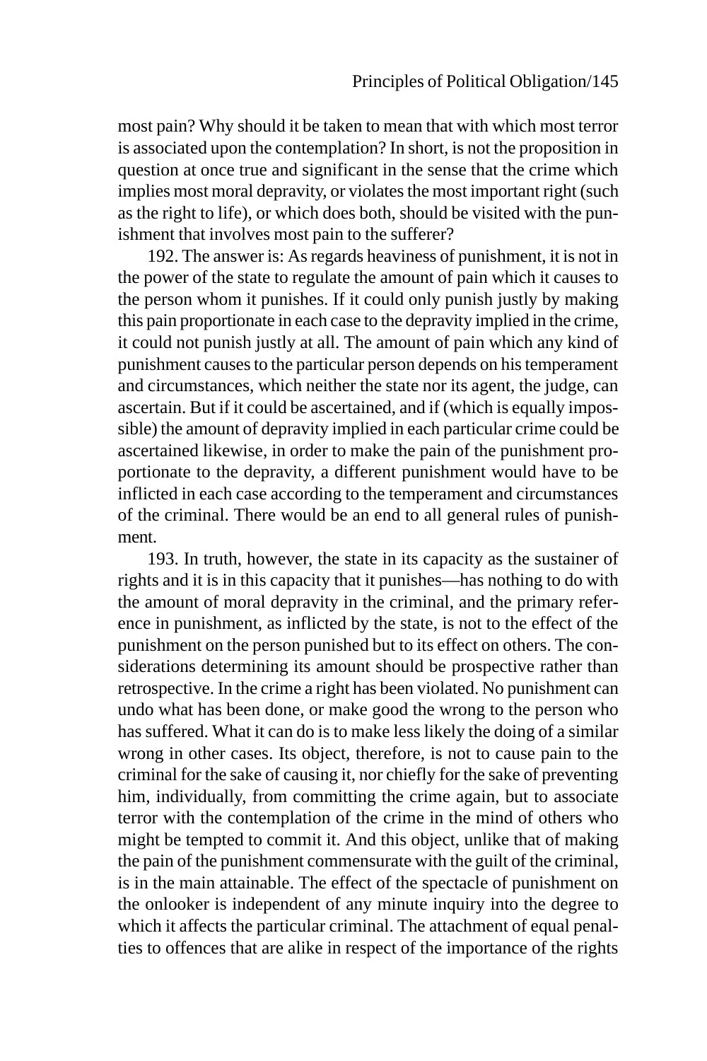most pain? Why should it be taken to mean that with which most terror is associated upon the contemplation? In short, is not the proposition in question at once true and significant in the sense that the crime which implies most moral depravity, or violates the most important right (such as the right to life), or which does both, should be visited with the punishment that involves most pain to the sufferer?

192. The answer is: As regards heaviness of punishment, it is not in the power of the state to regulate the amount of pain which it causes to the person whom it punishes. If it could only punish justly by making this pain proportionate in each case to the depravity implied in the crime, it could not punish justly at all. The amount of pain which any kind of punishment causes to the particular person depends on his temperament and circumstances, which neither the state nor its agent, the judge, can ascertain. But if it could be ascertained, and if (which is equally impossible) the amount of depravity implied in each particular crime could be ascertained likewise, in order to make the pain of the punishment proportionate to the depravity, a different punishment would have to be inflicted in each case according to the temperament and circumstances of the criminal. There would be an end to all general rules of punishment.

193. In truth, however, the state in its capacity as the sustainer of rights and it is in this capacity that it punishes—has nothing to do with the amount of moral depravity in the criminal, and the primary reference in punishment, as inflicted by the state, is not to the effect of the punishment on the person punished but to its effect on others. The considerations determining its amount should be prospective rather than retrospective. In the crime a right has been violated. No punishment can undo what has been done, or make good the wrong to the person who has suffered. What it can do is to make less likely the doing of a similar wrong in other cases. Its object, therefore, is not to cause pain to the criminal for the sake of causing it, nor chiefly for the sake of preventing him, individually, from committing the crime again, but to associate terror with the contemplation of the crime in the mind of others who might be tempted to commit it. And this object, unlike that of making the pain of the punishment commensurate with the guilt of the criminal, is in the main attainable. The effect of the spectacle of punishment on the onlooker is independent of any minute inquiry into the degree to which it affects the particular criminal. The attachment of equal penalties to offences that are alike in respect of the importance of the rights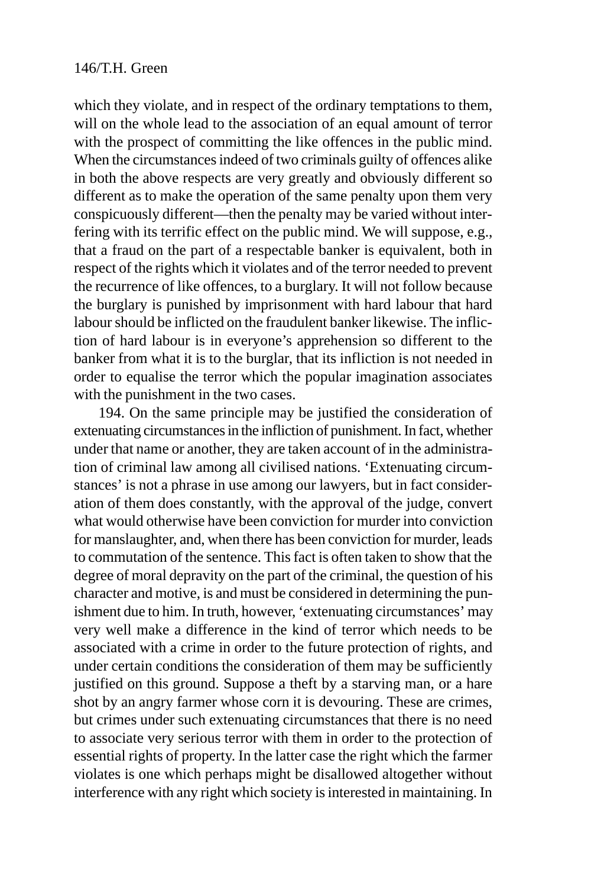which they violate, and in respect of the ordinary temptations to them, will on the whole lead to the association of an equal amount of terror with the prospect of committing the like offences in the public mind. When the circumstances indeed of two criminals guilty of offences alike in both the above respects are very greatly and obviously different so different as to make the operation of the same penalty upon them very conspicuously different—then the penalty may be varied without interfering with its terrific effect on the public mind. We will suppose, e.g., that a fraud on the part of a respectable banker is equivalent, both in respect of the rights which it violates and of the terror needed to prevent the recurrence of like offences, to a burglary. It will not follow because the burglary is punished by imprisonment with hard labour that hard labour should be inflicted on the fraudulent banker likewise. The infliction of hard labour is in everyone's apprehension so different to the banker from what it is to the burglar, that its infliction is not needed in order to equalise the terror which the popular imagination associates with the punishment in the two cases.

194. On the same principle may be justified the consideration of extenuating circumstances in the infliction of punishment. In fact, whether under that name or another, they are taken account of in the administration of criminal law among all civilised nations. 'Extenuating circumstances' is not a phrase in use among our lawyers, but in fact consideration of them does constantly, with the approval of the judge, convert what would otherwise have been conviction for murder into conviction for manslaughter, and, when there has been conviction for murder, leads to commutation of the sentence. This fact is often taken to show that the degree of moral depravity on the part of the criminal, the question of his character and motive, is and must be considered in determining the punishment due to him. In truth, however, 'extenuating circumstances' may very well make a difference in the kind of terror which needs to be associated with a crime in order to the future protection of rights, and under certain conditions the consideration of them may be sufficiently justified on this ground. Suppose a theft by a starving man, or a hare shot by an angry farmer whose corn it is devouring. These are crimes, but crimes under such extenuating circumstances that there is no need to associate very serious terror with them in order to the protection of essential rights of property. In the latter case the right which the farmer violates is one which perhaps might be disallowed altogether without interference with any right which society is interested in maintaining. In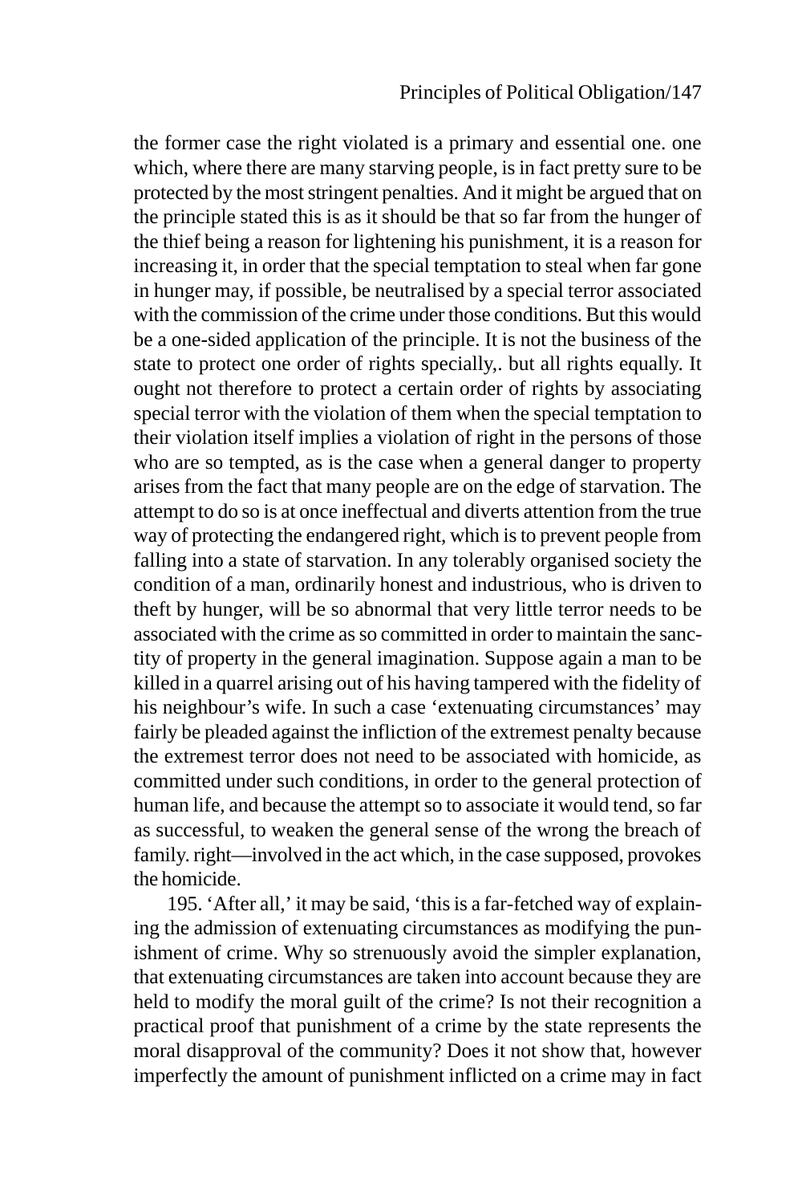the former case the right violated is a primary and essential one. one which, where there are many starving people, is in fact pretty sure to be protected by the most stringent penalties. And it might be argued that on the principle stated this is as it should be that so far from the hunger of the thief being a reason for lightening his punishment, it is a reason for increasing it, in order that the special temptation to steal when far gone in hunger may, if possible, be neutralised by a special terror associated with the commission of the crime under those conditions. But this would be a one-sided application of the principle. It is not the business of the state to protect one order of rights specially,. but all rights equally. It ought not therefore to protect a certain order of rights by associating special terror with the violation of them when the special temptation to their violation itself implies a violation of right in the persons of those who are so tempted, as is the case when a general danger to property arises from the fact that many people are on the edge of starvation. The attempt to do so is at once ineffectual and diverts attention from the true way of protecting the endangered right, which is to prevent people from falling into a state of starvation. In any tolerably organised society the condition of a man, ordinarily honest and industrious, who is driven to theft by hunger, will be so abnormal that very little terror needs to be associated with the crime as so committed in order to maintain the sanctity of property in the general imagination. Suppose again a man to be killed in a quarrel arising out of his having tampered with the fidelity of his neighbour's wife. In such a case 'extenuating circumstances' may fairly be pleaded against the infliction of the extremest penalty because the extremest terror does not need to be associated with homicide, as committed under such conditions, in order to the general protection of human life, and because the attempt so to associate it would tend, so far as successful, to weaken the general sense of the wrong the breach of family. right—involved in the act which, in the case supposed, provokes the homicide.

195. 'After all,' it may be said, 'this is a far-fetched way of explaining the admission of extenuating circumstances as modifying the punishment of crime. Why so strenuously avoid the simpler explanation, that extenuating circumstances are taken into account because they are held to modify the moral guilt of the crime? Is not their recognition a practical proof that punishment of a crime by the state represents the moral disapproval of the community? Does it not show that, however imperfectly the amount of punishment inflicted on a crime may in fact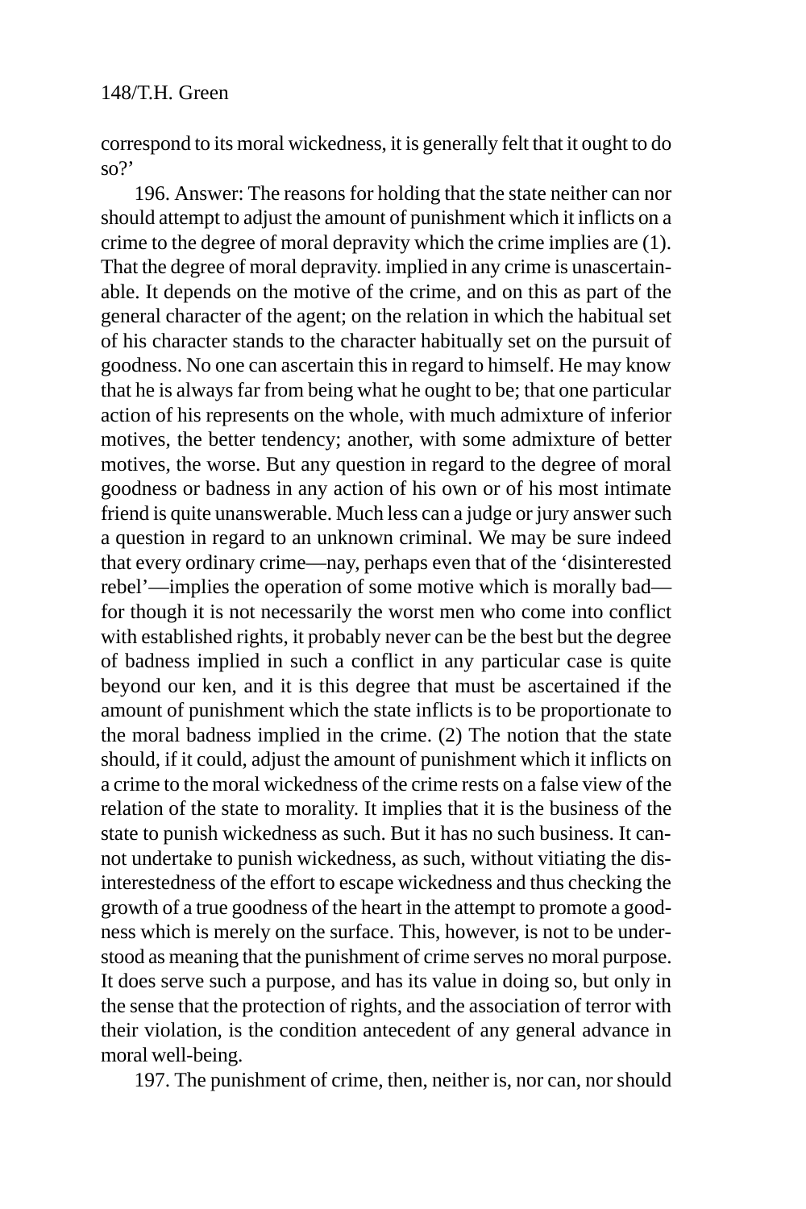correspond to its moral wickedness, it is generally felt that it ought to do so?'

196. Answer: The reasons for holding that the state neither can nor should attempt to adjust the amount of punishment which it inflicts on a crime to the degree of moral depravity which the crime implies are (1). That the degree of moral depravity. implied in any crime is unascertainable. It depends on the motive of the crime, and on this as part of the general character of the agent; on the relation in which the habitual set of his character stands to the character habitually set on the pursuit of goodness. No one can ascertain this in regard to himself. He may know that he is always far from being what he ought to be; that one particular action of his represents on the whole, with much admixture of inferior motives, the better tendency; another, with some admixture of better motives, the worse. But any question in regard to the degree of moral goodness or badness in any action of his own or of his most intimate friend is quite unanswerable. Much less can a judge or jury answer such a question in regard to an unknown criminal. We may be sure indeed that every ordinary crime—nay, perhaps even that of the 'disinterested rebel'—implies the operation of some motive which is morally bad—for though it is not necessarily the worst men who come into conflict with established rights, it probably never can be the best but the degree of badness implied in such a conflict in any particular case is quite beyond our ken, and it is this degree that must be ascertained if the amount of punishment which the state inflicts is to be proportionate to the moral badness implied in the crime. (2) The notion that the state should, if it could, adjust the amount of punishment which it inflicts on a crime to the moral wickedness of the crime rests on a false view of the relation of the state to morality. It implies that it is the business of the state to punish wickedness as such. But it has no such business. It cannot undertake to punish wickedness, as such, without vitiating the disinterestedness of the effort to escape wickedness and thus checking the growth of a true goodness of the heart in the attempt to promote a goodness which is merely on the surface. This, however, is not to be understood as meaning that the punishment of crime serves no moral purpose. It does serve such a purpose, and has its value in doing so, but only in the sense that the protection of rights, and the association of terror with their violation, is the condition antecedent of any general advance in moral well-being.

197. The punishment of crime, then, neither is, nor can, nor should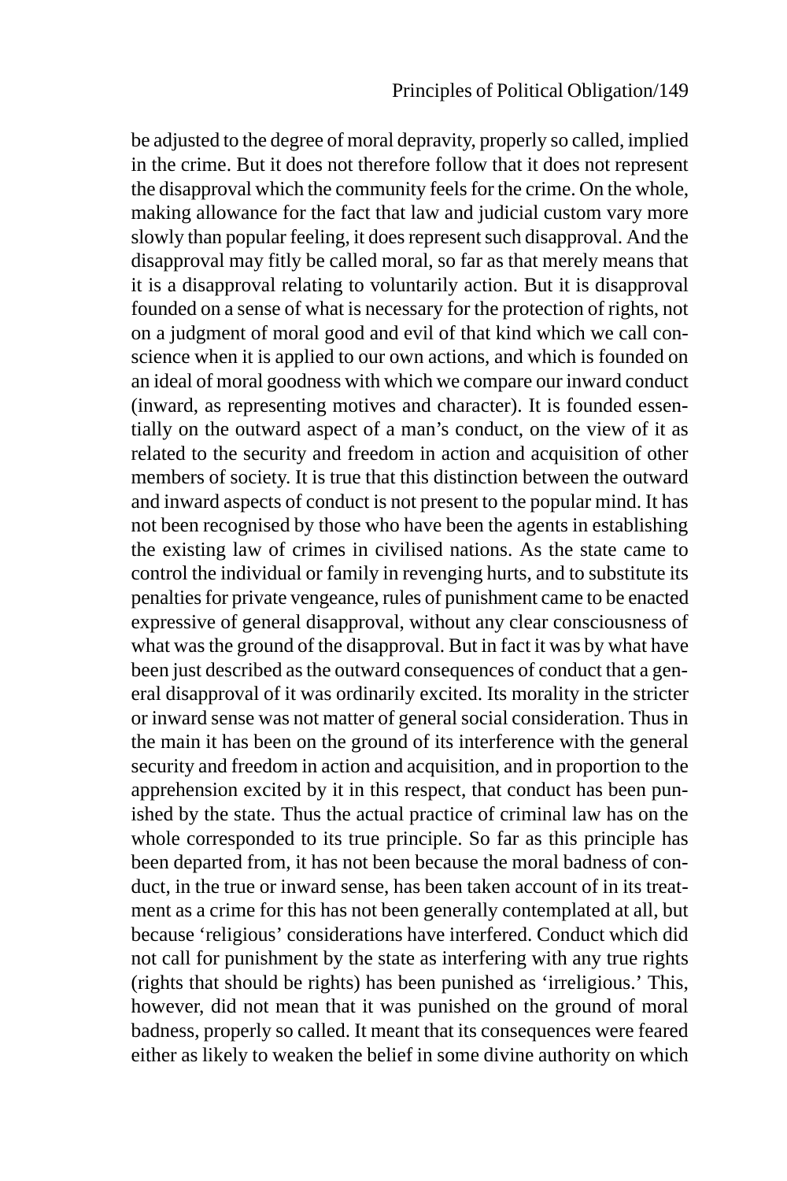be adjusted to the degree of moral depravity, properly so called, implied in the crime. But it does not therefore follow that it does not represent the disapproval which the community feels for the crime. On the whole, making allowance for the fact that law and judicial custom vary more slowly than popular feeling, it does represent such disapproval. And the disapproval may fitly be called moral, so far as that merely means that it is a disapproval relating to voluntarily action. But it is disapproval founded on a sense of what is necessary for the protection of rights, not on a judgment of moral good and evil of that kind which we call conscience when it is applied to our own actions, and which is founded on an ideal of moral goodness with which we compare our inward conduct (inward, as representing motives and character). It is founded essentially on the outward aspect of a man's conduct, on the view of it as related to the security and freedom in action and acquisition of other members of society. It is true that this distinction between the outward and inward aspects of conduct is not present to the popular mind. It has not been recognised by those who have been the agents in establishing the existing law of crimes in civilised nations. As the state came to control the individual or family in revenging hurts, and to substitute its penalties for private vengeance, rules of punishment came to be enacted expressive of general disapproval, without any clear consciousness of what was the ground of the disapproval. But in fact it was by what have been just described as the outward consequences of conduct that a general disapproval of it was ordinarily excited. Its morality in the stricter or inward sense was not matter of general social consideration. Thus in the main it has been on the ground of its interference with the general security and freedom in action and acquisition, and in proportion to the apprehension excited by it in this respect, that conduct has been punished by the state. Thus the actual practice of criminal law has on the whole corresponded to its true principle. So far as this principle has been departed from, it has not been because the moral badness of conduct, in the true or inward sense, has been taken account of in its treatment as a crime for this has not been generally contemplated at all, but because 'religious' considerations have interfered. Conduct which did not call for punishment by the state as interfering with any true rights (rights that should be rights) has been punished as 'irreligious.' This, however, did not mean that it was punished on the ground of moral badness, properly so called. It meant that its consequences were feared either as likely to weaken the belief in some divine authority on which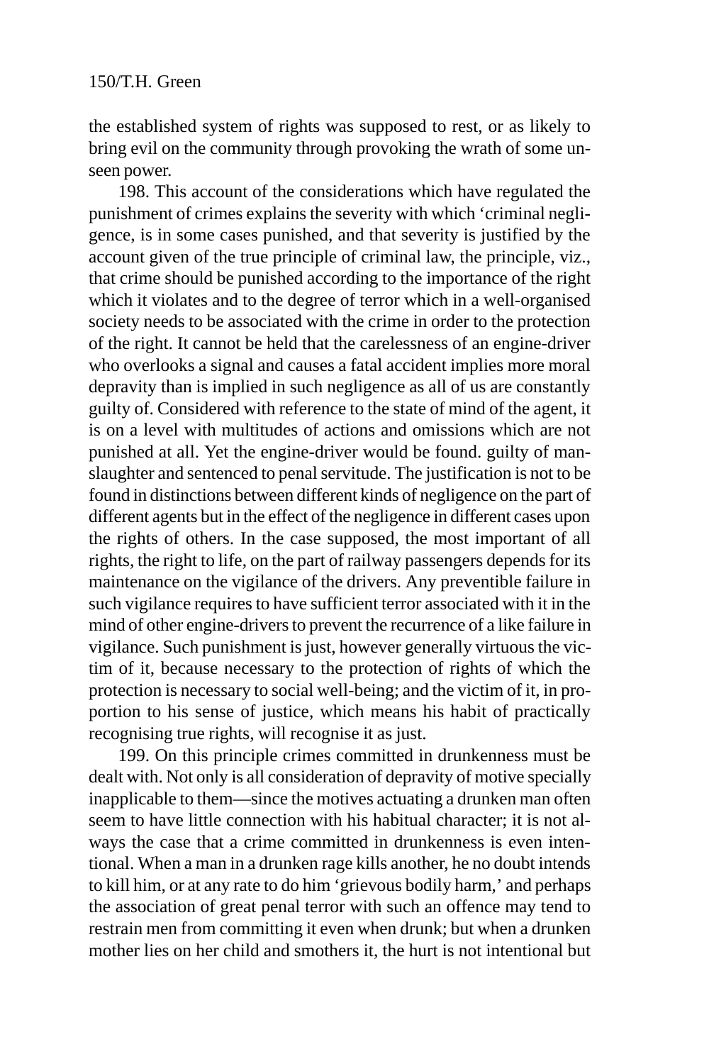the established system of rights was supposed to rest, or as likely to bring evil on the community through provoking the wrath of some unseen power.

198. This account of the considerations which have regulated the punishment of crimes explains the severity with which 'criminal negligence, is in some cases punished, and that severity is justified by the account given of the true principle of criminal law, the principle, viz., that crime should be punished according to the importance of the right which it violates and to the degree of terror which in a well-organised society needs to be associated with the crime in order to the protection of the right. It cannot be held that the carelessness of an engine-driver who overlooks a signal and causes a fatal accident implies more moral depravity than is implied in such negligence as all of us are constantly guilty of. Considered with reference to the state of mind of the agent, it is on a level with multitudes of actions and omissions which are not punished at all. Yet the engine-driver would be found. guilty of manslaughter and sentenced to penal servitude. The justification is not to be found in distinctions between different kinds of negligence on the part of different agents but in the effect of the negligence in different cases upon the rights of others. In the case supposed, the most important of all rights, the right to life, on the part of railway passengers depends for its maintenance on the vigilance of the drivers. Any preventible failure in such vigilance requires to have sufficient terror associated with it in the mind of other engine-drivers to prevent the recurrence of a like failure in vigilance. Such punishment is just, however generally virtuous the victim of it, because necessary to the protection of rights of which the protection is necessary to social well-being; and the victim of it, in proportion to his sense of justice, which means his habit of practically recognising true rights, will recognise it as just.

199. On this principle crimes committed in drunkenness must be dealt with. Not only is all consideration of depravity of motive specially inapplicable to them—since the motives actuating a drunken man often seem to have little connection with his habitual character; it is not always the case that a crime committed in drunkenness is even intentional. When a man in a drunken rage kills another, he no doubt intends to kill him, or at any rate to do him 'grievous bodily harm,' and perhaps the association of great penal terror with such an offence may tend to restrain men from committing it even when drunk; but when a drunken mother lies on her child and smothers it, the hurt is not intentional but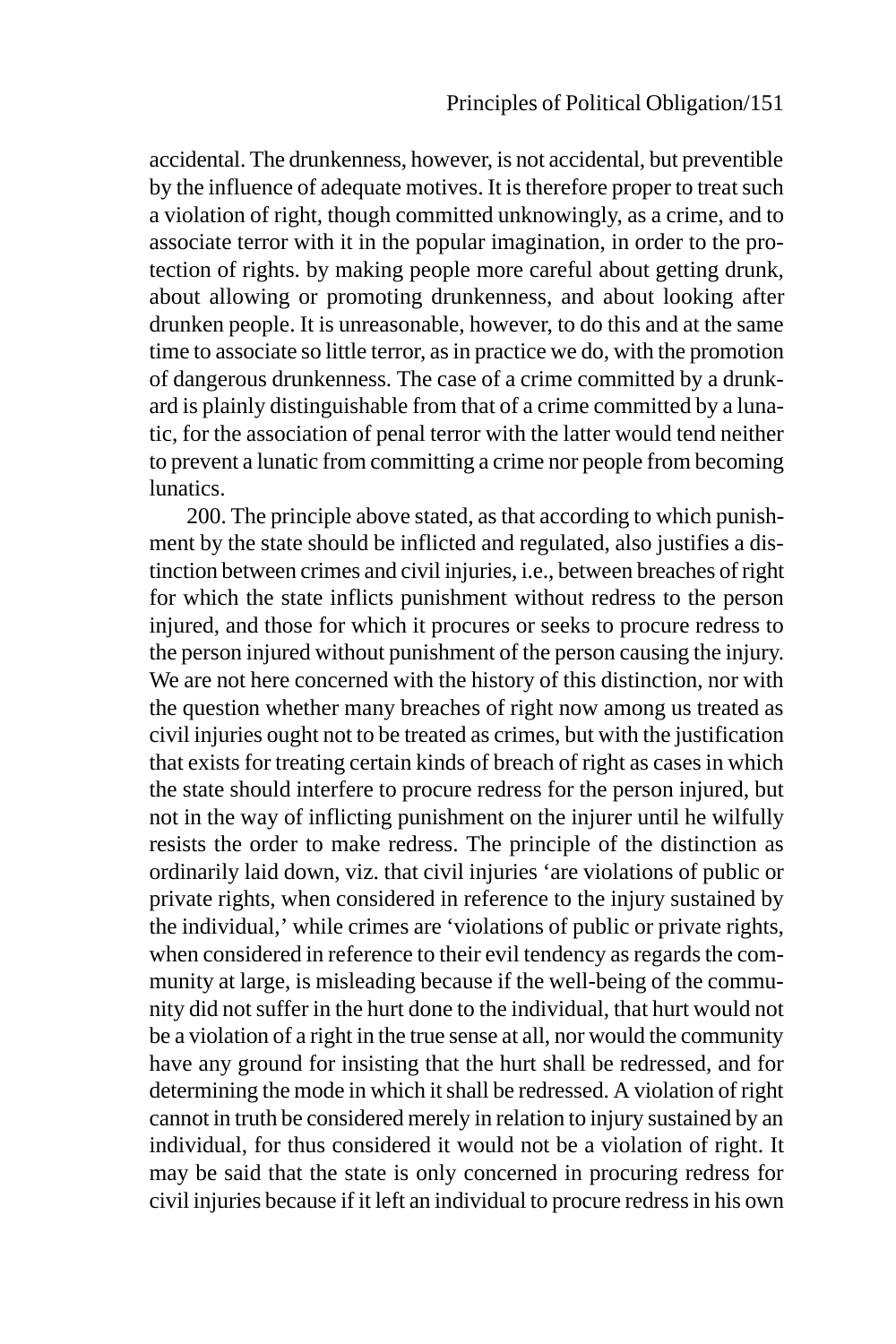accidental. The drunkenness, however, is not accidental, but preventible by the influence of adequate motives. It is therefore proper to treat such a violation of right, though committed unknowingly, as a crime, and to associate terror with it in the popular imagination, in order to the protection of rights. by making people more careful about getting drunk, about allowing or promoting drunkenness, and about looking after drunken people. It is unreasonable, however, to do this and at the same time to associate so little terror, as in practice we do, with the promotion of dangerous drunkenness. The case of a crime committed by a drunkard is plainly distinguishable from that of a crime committed by a lunatic, for the association of penal terror with the latter would tend neither to prevent a lunatic from committing a crime nor people from becoming lunatics.

200. The principle above stated, as that according to which punishment by the state should be inflicted and regulated, also justifies a distinction between crimes and civil injuries, i.e., between breaches of right for which the state inflicts punishment without redress to the person injured, and those for which it procures or seeks to procure redress to the person injured without punishment of the person causing the injury. We are not here concerned with the history of this distinction, nor with the question whether many breaches of right now among us treated as civil injuries ought not to be treated as crimes, but with the justification that exists for treating certain kinds of breach of right as cases in which the state should interfere to procure redress for the person injured, but not in the way of inflicting punishment on the injurer until he wilfully resists the order to make redress. The principle of the distinction as ordinarily laid down, viz. that civil injuries 'are violations of public or private rights, when considered in reference to the injury sustained by the individual,' while crimes are 'violations of public or private rights, when considered in reference to their evil tendency as regards the community at large, is misleading because if the well-being of the community did not suffer in the hurt done to the individual, that hurt would not be a violation of a right in the true sense at all, nor would the community have any ground for insisting that the hurt shall be redressed, and for determining the mode in which it shall be redressed. A violation of right cannot in truth be considered merely in relation to injury sustained by an individual, for thus considered it would not be a violation of right. It may be said that the state is only concerned in procuring redress for civil injuries because if it left an individual to procure redress in his own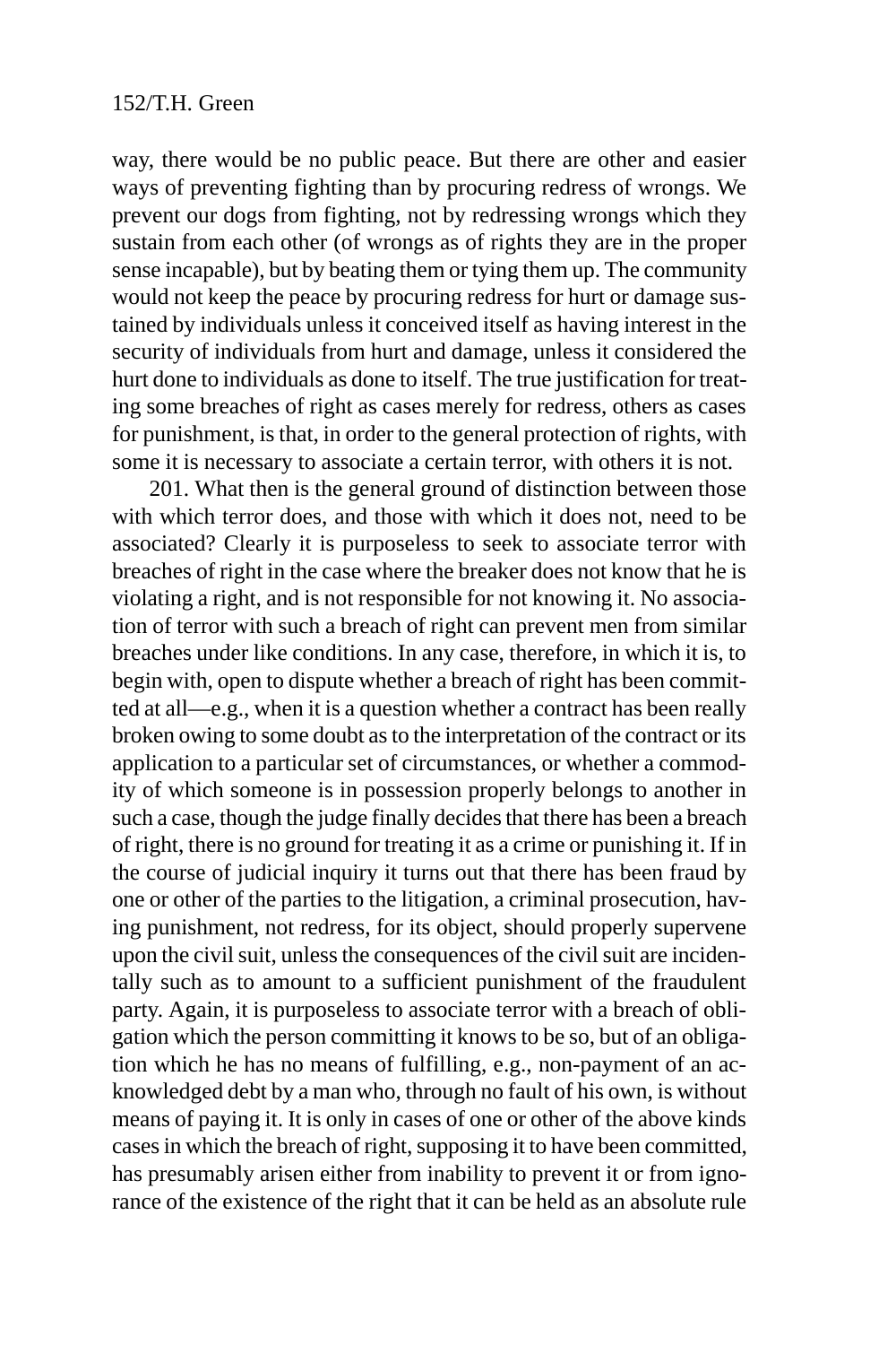way, there would be no public peace. But there are other and easier ways of preventing fighting than by procuring redress of wrongs. We prevent our dogs from fighting, not by redressing wrongs which they sustain from each other (of wrongs as of rights they are in the proper sense incapable), but by beating them or tying them up. The community would not keep the peace by procuring redress for hurt or damage sustained by individuals unless it conceived itself as having interest in the security of individuals from hurt and damage, unless it considered the hurt done to individuals as done to itself. The true justification for treating some breaches of right as cases merely for redress, others as cases for punishment, is that, in order to the general protection of rights, with some it is necessary to associate a certain terror, with others it is not.

201. What then is the general ground of distinction between those with which terror does, and those with which it does not, need to be associated? Clearly it is purposeless to seek to associate terror with breaches of right in the case where the breaker does not know that he is violating a right, and is not responsible for not knowing it. No association of terror with such a breach of right can prevent men from similar breaches under like conditions. In any case, therefore, in which it is, to begin with, open to dispute whether a breach of right has been committed at all—e.g., when it is a question whether a contract has been really broken owing to some doubt as to the interpretation of the contract or its application to a particular set of circumstances, or whether a commodity of which someone is in possession properly belongs to another in such a case, though the judge finally decides that there has been a breach of right, there is no ground for treating it as a crime or punishing it. If in the course of judicial inquiry it turns out that there has been fraud by one or other of the parties to the litigation, a criminal prosecution, having punishment, not redress, for its object, should properly supervene upon the civil suit, unless the consequences of the civil suit are incidentally such as to amount to a sufficient punishment of the fraudulent party. Again, it is purposeless to associate terror with a breach of obligation which the person committing it knows to be so, but of an obligation which he has no means of fulfilling, e.g., non-payment of an acknowledged debt by a man who, through no fault of his own, is without means of paying it. It is only in cases of one or other of the above kinds cases in which the breach of right, supposing it to have been committed, has presumably arisen either from inability to prevent it or from ignorance of the existence of the right that it can be held as an absolute rule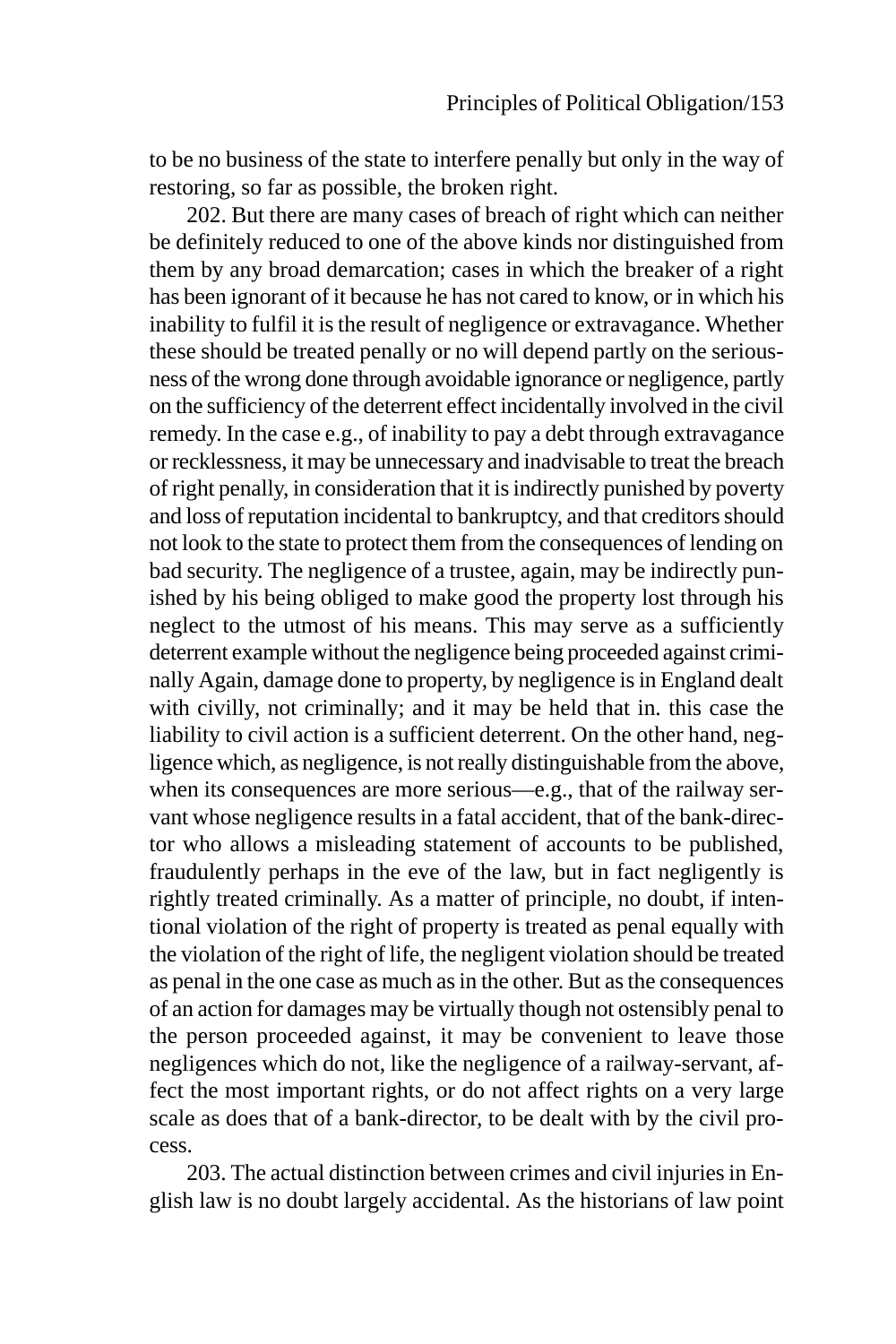to be no business of the state to interfere penally but only in the way of restoring, so far as possible, the broken right.

202. But there are many cases of breach of right which can neither be definitely reduced to one of the above kinds nor distinguished from them by any broad demarcation; cases in which the breaker of a right has been ignorant of it because he has not cared to know, or in which his inability to fulfil it is the result of negligence or extravagance. Whether these should be treated penally or no will depend partly on the seriousness of the wrong done through avoidable ignorance or negligence, partly on the sufficiency of the deterrent effect incidentally involved in the civil remedy. In the case e.g., of inability to pay a debt through extravagance or recklessness, it may be unnecessary and inadvisable to treat the breach of right penally, in consideration that it is indirectly punished by poverty and loss of reputation incidental to bankruptcy, and that creditors should not look to the state to protect them from the consequences of lending on bad security. The negligence of a trustee, again, may be indirectly punished by his being obliged to make good the property lost through his neglect to the utmost of his means. This may serve as a sufficiently deterrent example without the negligence being proceeded against criminally Again, damage done to property, by negligence is in England dealt with civilly, not criminally; and it may be held that in. this case the liability to civil action is a sufficient deterrent. On the other hand, negligence which, as negligence, is not really distinguishable from the above, when its consequences are more serious—e.g., that of the railway servant whose negligence results in a fatal accident, that of the bank-director who allows a misleading statement of accounts to be published, fraudulently perhaps in the eve of the law, but in fact negligently is rightly treated criminally. As a matter of principle, no doubt, if intentional violation of the right of property is treated as penal equally with the violation of the right of life, the negligent violation should be treated as penal in the one case as much as in the other. But as the consequences of an action for damages may be virtually though not ostensibly penal to the person proceeded against, it may be convenient to leave those negligences which do not, like the negligence of a railway-servant, affect the most important rights, or do not affect rights on a very large scale as does that of a bank-director, to be dealt with by the civil process.

203. The actual distinction between crimes and civil injuries in English law is no doubt largely accidental. As the historians of law point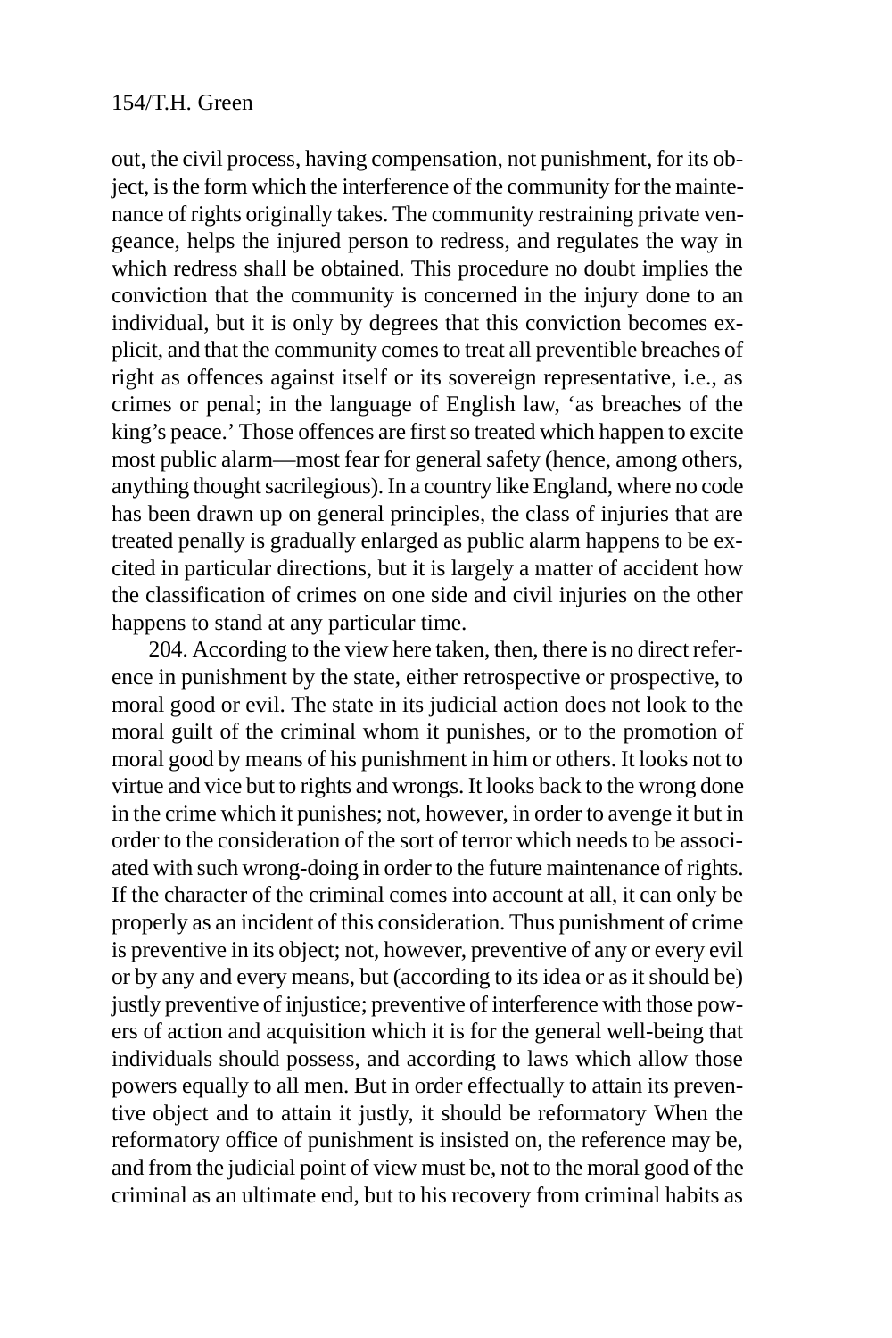out, the civil process, having compensation, not punishment, for its object, is the form which the interference of the community for the maintenance of rights originally takes. The community restraining private vengeance, helps the injured person to redress, and regulates the way in which redress shall be obtained. This procedure no doubt implies the conviction that the community is concerned in the injury done to an individual, but it is only by degrees that this conviction becomes explicit, and that the community comes to treat all preventible breaches of right as offences against itself or its sovereign representative, i.e., as crimes or penal; in the language of English law, 'as breaches of the king's peace.' Those offences are first so treated which happen to excite most public alarm—most fear for general safety (hence, among others, anything thought sacrilegious). In a country like England, where no code has been drawn up on general principles, the class of injuries that are treated penally is gradually enlarged as public alarm happens to be excited in particular directions, but it is largely a matter of accident how the classification of crimes on one side and civil injuries on the other happens to stand at any particular time.

204. According to the view here taken, then, there is no direct reference in punishment by the state, either retrospective or prospective, to moral good or evil. The state in its judicial action does not look to the moral guilt of the criminal whom it punishes, or to the promotion of moral good by means of his punishment in him or others. It looks not to virtue and vice but to rights and wrongs. It looks back to the wrong done in the crime which it punishes; not, however, in order to avenge it but in order to the consideration of the sort of terror which needs to be associated with such wrong-doing in order to the future maintenance of rights. If the character of the criminal comes into account at all, it can only be properly as an incident of this consideration. Thus punishment of crime is preventive in its object; not, however, preventive of any or every evil or by any and every means, but (according to its idea or as it should be) justly preventive of injustice; preventive of interference with those powers of action and acquisition which it is for the general well-being that individuals should possess, and according to laws which allow those powers equally to all men. But in order effectually to attain its preventive object and to attain it justly, it should be reformatory When the reformatory office of punishment is insisted on, the reference may be, and from the judicial point of view must be, not to the moral good of the criminal as an ultimate end, but to his recovery from criminal habits as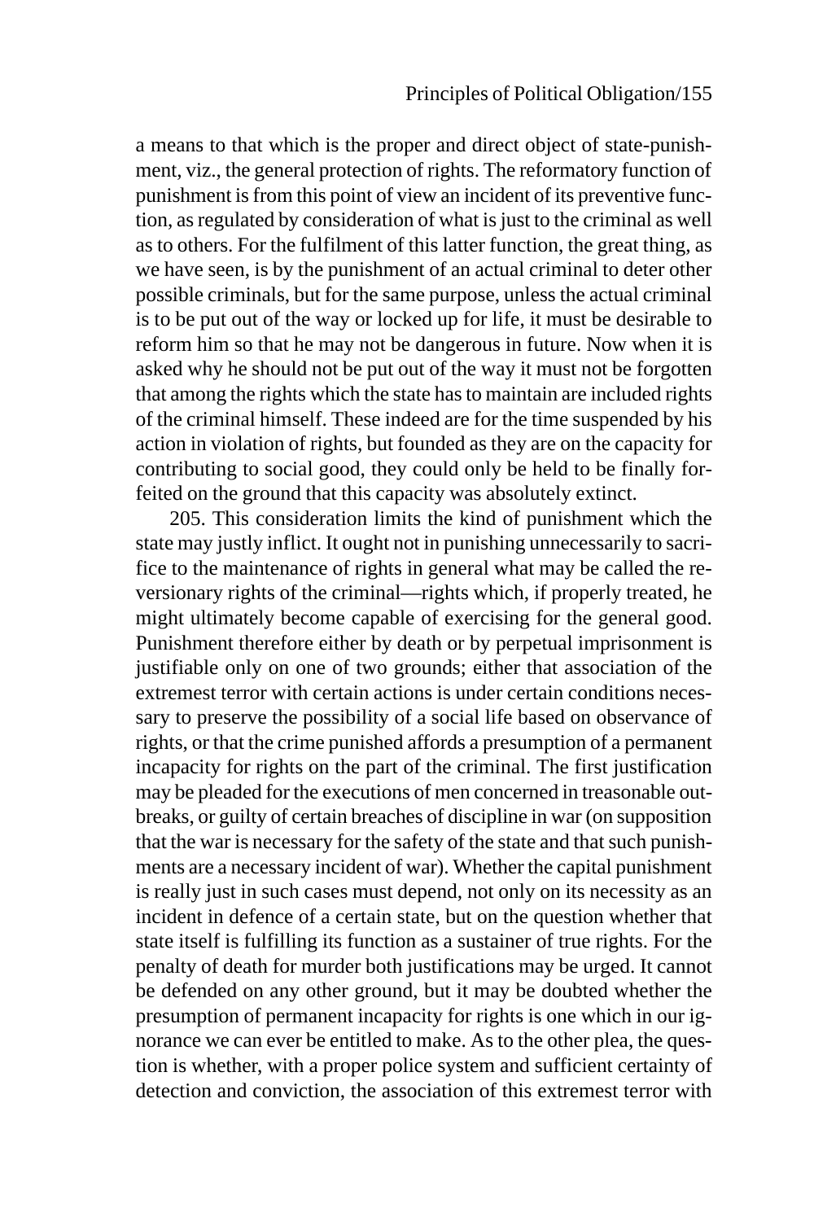a means to that which is the proper and direct object of state-punishment, viz., the general protection of rights. The reformatory function of punishment is from this point of view an incident of its preventive function, as regulated by consideration of what is just to the criminal as well as to others. For the fulfilment of this latter function, the great thing, as we have seen, is by the punishment of an actual criminal to deter other possible criminals, but for the same purpose, unless the actual criminal is to be put out of the way or locked up for life, it must be desirable to reform him so that he may not be dangerous in future. Now when it is asked why he should not be put out of the way it must not be forgotten that among the rights which the state has to maintain are included rights of the criminal himself. These indeed are for the time suspended by his action in violation of rights, but founded as they are on the capacity for contributing to social good, they could only be held to be finally forfeited on the ground that this capacity was absolutely extinct.

205. This consideration limits the kind of punishment which the state may justly inflict. It ought not in punishing unnecessarily to sacrifice to the maintenance of rights in general what may be called the reversionary rights of the criminal—rights which, if properly treated, he might ultimately become capable of exercising for the general good. Punishment therefore either by death or by perpetual imprisonment is justifiable only on one of two grounds; either that association of the extremest terror with certain actions is under certain conditions necessary to preserve the possibility of a social life based on observance of rights, or that the crime punished affords a presumption of a permanent incapacity for rights on the part of the criminal. The first justification may be pleaded for the executions of men concerned in treasonable outbreaks, or guilty of certain breaches of discipline in war (on supposition that the war is necessary for the safety of the state and that such punishments are a necessary incident of war). Whether the capital punishment is really just in such cases must depend, not only on its necessity as an incident in defence of a certain state, but on the question whether that state itself is fulfilling its function as a sustainer of true rights. For the penalty of death for murder both justifications may be urged. It cannot be defended on any other ground, but it may be doubted whether the presumption of permanent incapacity for rights is one which in our ignorance we can ever be entitled to make. As to the other plea, the question is whether, with a proper police system and sufficient certainty of detection and conviction, the association of this extremest terror with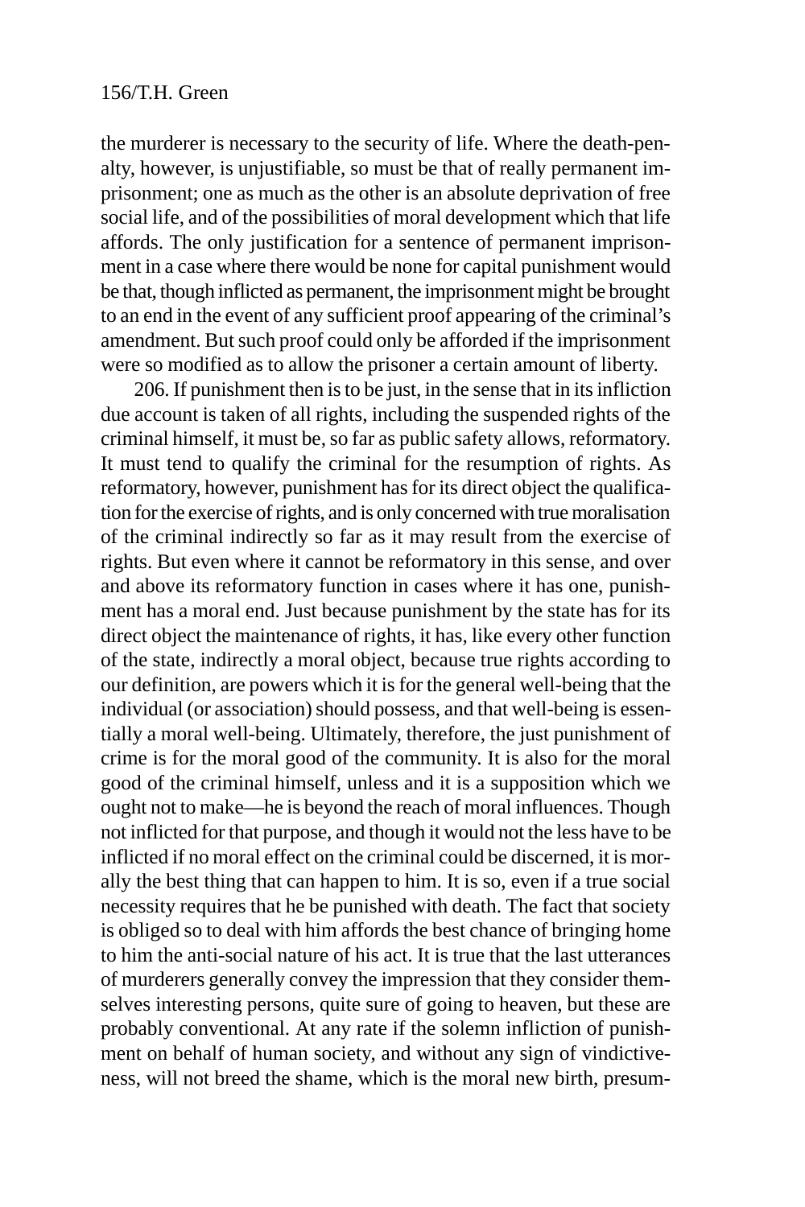the murderer is necessary to the security of life. Where the death-penalty, however, is unjustifiable, so must be that of really permanent imprisonment; one as much as the other is an absolute deprivation of free social life, and of the possibilities of moral development which that life affords. The only justification for a sentence of permanent imprisonment in a case where there would be none for capital punishment would be that, though inflicted as permanent, the imprisonment might be brought to an end in the event of any sufficient proof appearing of the criminal's amendment. But such proof could only be afforded if the imprisonment were so modified as to allow the prisoner a certain amount of liberty.

206. If punishment then is to be just, in the sense that in its infliction due account is taken of all rights, including the suspended rights of the criminal himself, it must be, so far as public safety allows, reformatory. It must tend to qualify the criminal for the resumption of rights. As reformatory, however, punishment has for its direct object the qualification for the exercise of rights, and is only concerned with true moralisation of the criminal indirectly so far as it may result from the exercise of rights. But even where it cannot be reformatory in this sense, and over and above its reformatory function in cases where it has one, punishment has a moral end. Just because punishment by the state has for its direct object the maintenance of rights, it has, like every other function of the state, indirectly a moral object, because true rights according to our definition, are powers which it is for the general well-being that the individual (or association) should possess, and that well-being is essentially a moral well-being. Ultimately, therefore, the just punishment of crime is for the moral good of the community. It is also for the moral good of the criminal himself, unless and it is a supposition which we ought not to make—he is beyond the reach of moral influences. Though not inflicted for that purpose, and though it would not the less have to be inflicted if no moral effect on the criminal could be discerned, it is morally the best thing that can happen to him. It is so, even if a true social necessity requires that he be punished with death. The fact that society is obliged so to deal with him affords the best chance of bringing home to him the anti-social nature of his act. It is true that the last utterances of murderers generally convey the impression that they consider themselves interesting persons, quite sure of going to heaven, but these are probably conventional. At any rate if the solemn infliction of punishment on behalf of human society, and without any sign of vindictiveness, will not breed the shame, which is the moral new birth, presum-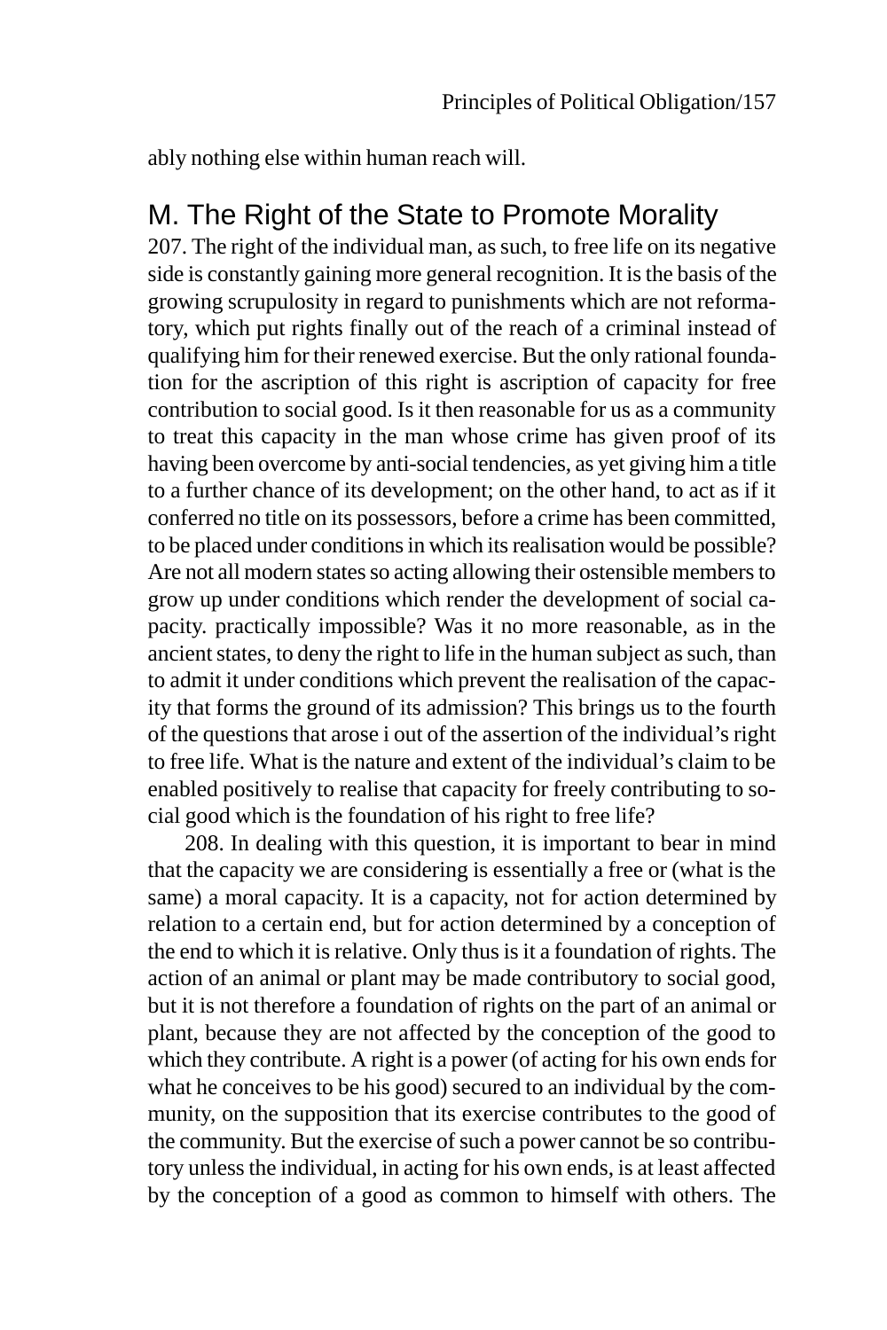ably nothing else within human reach will.

## M. The Right of the State to Promote Morality

207. The right of the individual man, as such, to free life on its negative side is constantly gaining more general recognition. It is the basis of the growing scrupulosity in regard to punishments which are not reformatory, which put rights finally out of the reach of a criminal instead of qualifying him for their renewed exercise. But the only rational foundation for the ascription of this right is ascription of capacity for free contribution to social good. Is it then reasonable for us as a community to treat this capacity in the man whose crime has given proof of its having been overcome by anti-social tendencies, as yet giving him a title to a further chance of its development; on the other hand, to act as if it conferred no title on its possessors, before a crime has been committed, to be placed under conditions in which its realisation would be possible? Are not all modern states so acting allowing their ostensible members to grow up under conditions which render the development of social capacity. practically impossible? Was it no more reasonable, as in the ancient states, to deny the right to life in the human subject as such, than to admit it under conditions which prevent the realisation of the capacity that forms the ground of its admission? This brings us to the fourth of the questions that arose i out of the assertion of the individual's right to free life. What is the nature and extent of the individual's claim to be enabled positively to realise that capacity for freely contributing to social good which is the foundation of his right to free life?

208. In dealing with this question, it is important to bear in mind that the capacity we are considering is essentially a free or (what is the same) a moral capacity. It is a capacity, not for action determined by relation to a certain end, but for action determined by a conception of the end to which it is relative. Only thus is it a foundation of rights. The action of an animal or plant may be made contributory to social good, but it is not therefore a foundation of rights on the part of an animal or plant, because they are not affected by the conception of the good to which they contribute. A right is a power (of acting for his own ends for what he conceives to be his good) secured to an individual by the community, on the supposition that its exercise contributes to the good of the community. But the exercise of such a power cannot be so contributory unless the individual, in acting for his own ends, is at least affected by the conception of a good as common to himself with others. The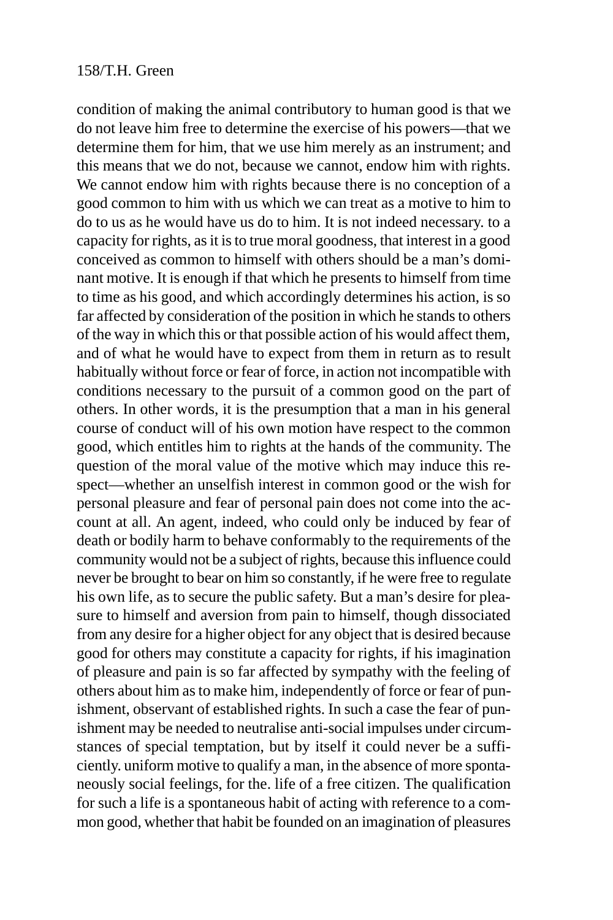condition of making the animal contributory to human good is that we do not leave him free to determine the exercise of his powers—that we determine them for him, that we use him merely as an instrument; and this means that we do not, because we cannot, endow him with rights. We cannot endow him with rights because there is no conception of a good common to him with us which we can treat as a motive to him to do to us as he would have us do to him. It is not indeed necessary. to a capacity for rights, as it is to true moral goodness, that interest in a good conceived as common to himself with others should be a man's dominant motive. It is enough if that which he presents to himself from time to time as his good, and which accordingly determines his action, is so far affected by consideration of the position in which he stands to others of the way in which this or that possible action of his would affect them, and of what he would have to expect from them in return as to result habitually without force or fear of force, in action not incompatible with conditions necessary to the pursuit of a common good on the part of others. In other words, it is the presumption that a man in his general course of conduct will of his own motion have respect to the common good, which entitles him to rights at the hands of the community. The question of the moral value of the motive which may induce this respect—whether an unselfish interest in common good or the wish for personal pleasure and fear of personal pain does not come into the account at all. An agent, indeed, who could only be induced by fear of death or bodily harm to behave conformably to the requirements of the community would not be a subject of rights, because this influence could never be brought to bear on him so constantly, if he were free to regulate his own life, as to secure the public safety. But a man's desire for pleasure to himself and aversion from pain to himself, though dissociated from any desire for a higher object for any object that is desired because good for others may constitute a capacity for rights, if his imagination of pleasure and pain is so far affected by sympathy with the feeling of others about him as to make him, independently of force or fear of punishment, observant of established rights. In such a case the fear of punishment may be needed to neutralise anti-social impulses under circumstances of special temptation, but by itself it could never be a sufficiently. uniform motive to qualify a man, in the absence of more spontaneously social feelings, for the. life of a free citizen. The qualification for such a life is a spontaneous habit of acting with reference to a common good, whether that habit be founded on an imagination of pleasures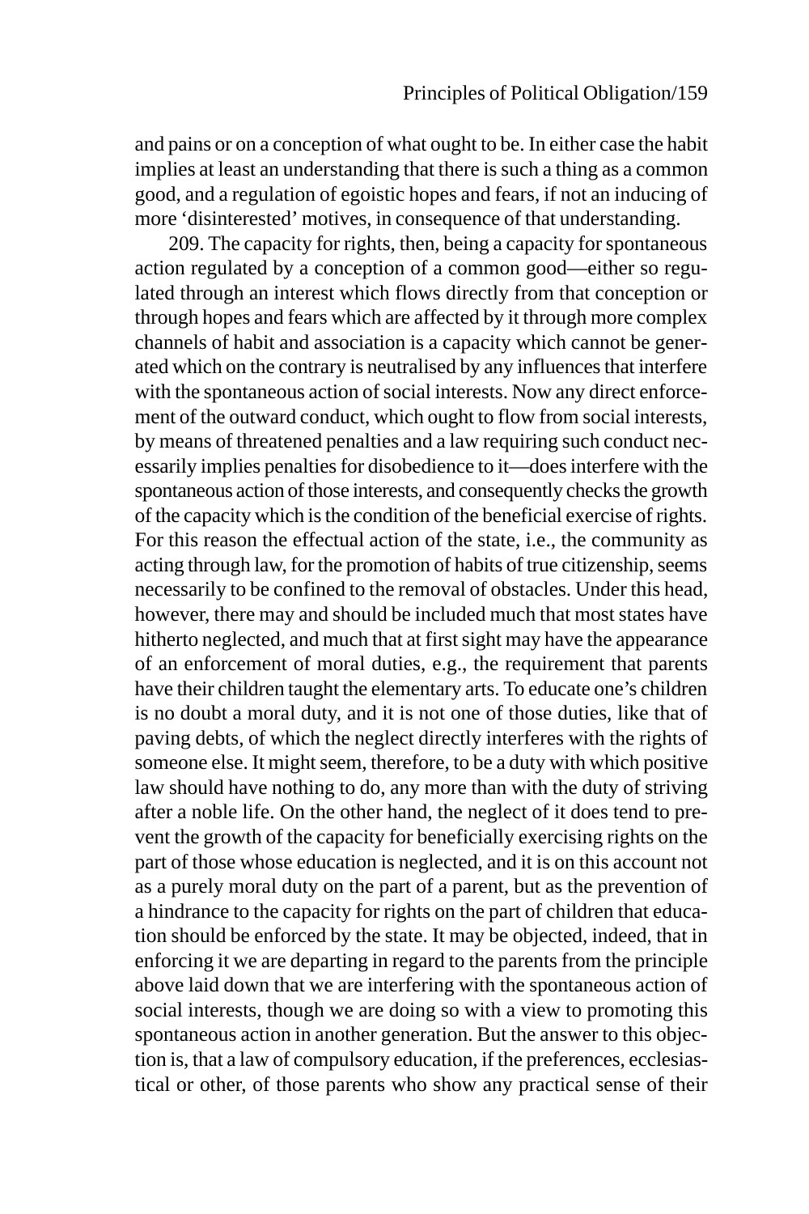and pains or on a conception of what ought to be. In either case the habit implies at least an understanding that there is such a thing as a common good, and a regulation of egoistic hopes and fears, if not an inducing of more 'disinterested' motives, in consequence of that understanding.

209. The capacity for rights, then, being a capacity for spontaneous action regulated by a conception of a common good—either so regulated through an interest which flows directly from that conception or through hopes and fears which are affected by it through more complex channels of habit and association is a capacity which cannot be generated which on the contrary is neutralised by any influences that interfere with the spontaneous action of social interests. Now any direct enforcement of the outward conduct, which ought to flow from social interests, by means of threatened penalties and a law requiring such conduct necessarily implies penalties for disobedience to it—does interfere with the spontaneous action of those interests, and consequently checks the growth of the capacity which is the condition of the beneficial exercise of rights. For this reason the effectual action of the state, i.e., the community as acting through law, for the promotion of habits of true citizenship, seems necessarily to be confined to the removal of obstacles. Under this head, however, there may and should be included much that most states have hitherto neglected, and much that at first sight may have the appearance of an enforcement of moral duties, e.g., the requirement that parents have their children taught the elementary arts. To educate one's children is no doubt a moral duty, and it is not one of those duties, like that of paying debts, of which the neglect directly interferes with the rights of someone else. It might seem, therefore, to be a duty with which positive law should have nothing to do, any more than with the duty of striving after a noble life. On the other hand, the neglect of it does tend to prevent the growth of the capacity for beneficially exercising rights on the part of those whose education is neglected, and it is on this account not as a purely moral duty on the part of a parent, but as the prevention of a hindrance to the capacity for rights on the part of children that education should be enforced by the state. It may be objected, indeed, that in enforcing it we are departing in regard to the parents from the principle above laid down that we are interfering with the spontaneous action of social interests, though we are doing so with a view to promoting this spontaneous action in another generation. But the answer to this objection is, that a law of compulsory education, if the preferences, ecclesiastical or other, of those parents who show any practical sense of their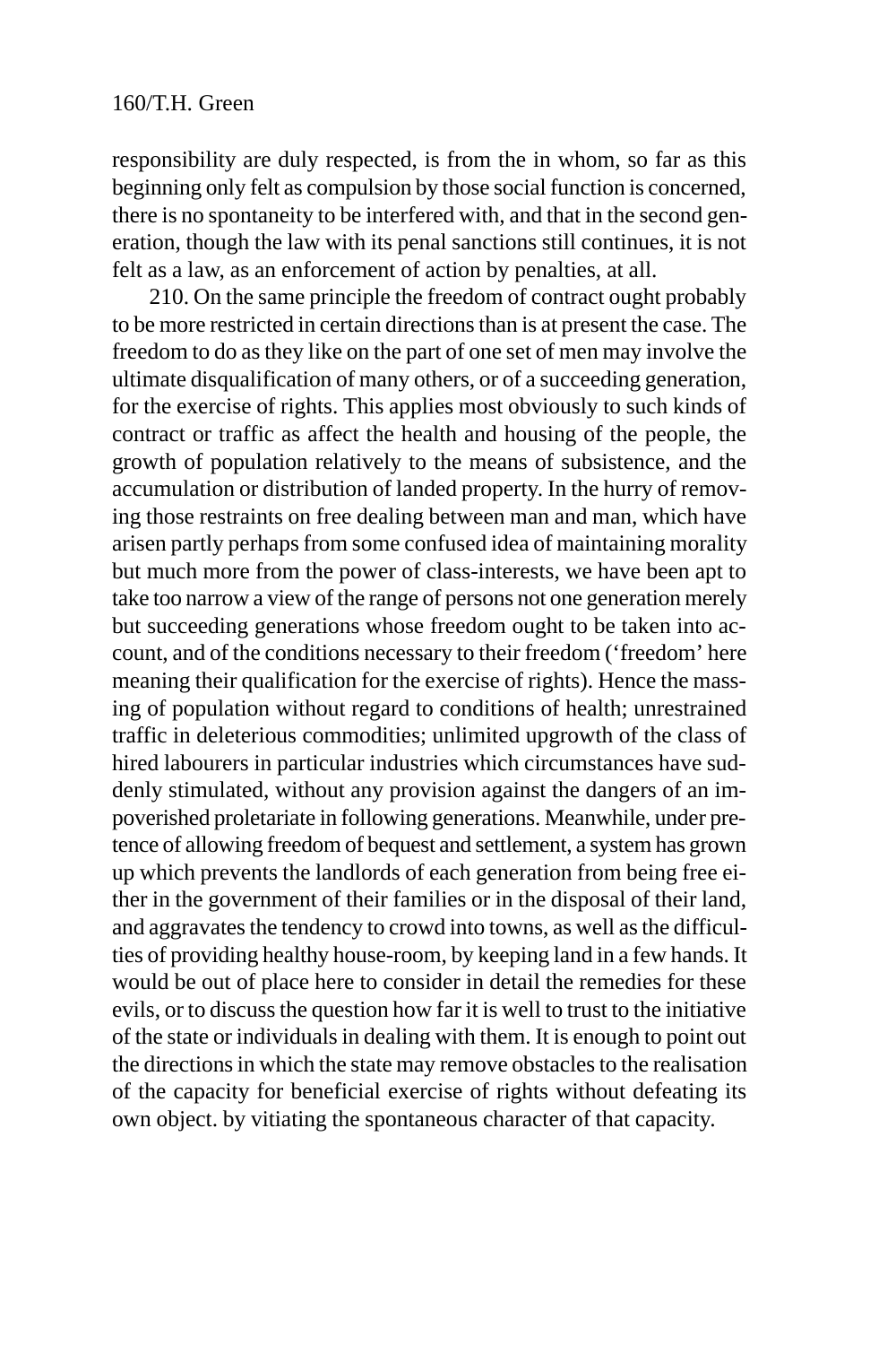responsibility are duly respected, is from the in whom, so far as this beginning only felt as compulsion by those social function is concerned, there is no spontaneity to be interfered with, and that in the second generation, though the law with its penal sanctions still continues, it is not felt as a law, as an enforcement of action by penalties, at all.

210. On the same principle the freedom of contract ought probably to be more restricted in certain directions than is at present the case. The freedom to do as they like on the part of one set of men may involve the ultimate disqualification of many others, or of a succeeding generation, for the exercise of rights. This applies most obviously to such kinds of contract or traffic as affect the health and housing of the people, the growth of population relatively to the means of subsistence, and the accumulation or distribution of landed property. In the hurry of removing those restraints on free dealing between man and man, which have arisen partly perhaps from some confused idea of maintaining morality but much more from the power of class-interests, we have been apt to take too narrow a view of the range of persons not one generation merely but succeeding generations whose freedom ought to be taken into account, and of the conditions necessary to their freedom ('freedom' here meaning their qualification for the exercise of rights). Hence the massing of population without regard to conditions of health; unrestrained traffic in deleterious commodities; unlimited upgrowth of the class of hired labourers in particular industries which circumstances have suddenly stimulated, without any provision against the dangers of an impoverished proletariate in following generations. Meanwhile, under pretence of allowing freedom of bequest and settlement, a system has grown up which prevents the landlords of each generation from being free either in the government of their families or in the disposal of their land, and aggravates the tendency to crowd into towns, as well as the difficulties of providing healthy house-room, by keeping land in a few hands. It would be out of place here to consider in detail the remedies for these evils, or to discuss the question how far it is well to trust to the initiative of the state or individuals in dealing with them. It is enough to point out the directions in which the state may remove obstacles to the realisation of the capacity for beneficial exercise of rights without defeating its own object. by vitiating the spontaneous character of that capacity.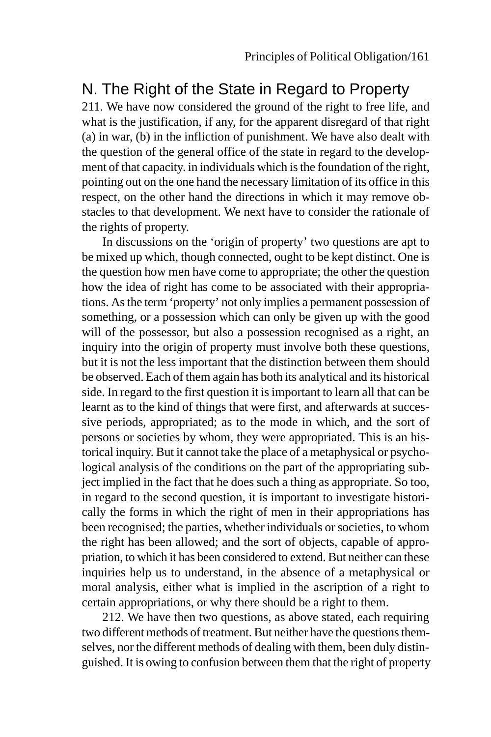## N. The Right of the State in Regard to Property

211. We have now considered the ground of the right to free life, and what is the justification, if any, for the apparent disregard of that right (a) in war, (b) in the infliction of punishment. We have also dealt with the question of the general office of the state in regard to the development of that capacity. in individuals which is the foundation of the right, pointing out on the one hand the necessary limitation of its office in this respect, on the other hand the directions in which it may remove obstacles to that development. We next have to consider the rationale of the rights of property.

In discussions on the 'origin of property' two questions are apt to be mixed up which, though connected, ought to be kept distinct. One is the question how men have come to appropriate; the other the question how the idea of right has come to be associated with their appropriations. As the term 'property' not only implies a permanent possession of something, or a possession which can only be given up with the good will of the possessor, but also a possession recognised as a right, an inquiry into the origin of property must involve both these questions, but it is not the less important that the distinction between them should be observed. Each of them again has both its analytical and its historical side. In regard to the first question it is important to learn all that can be learnt as to the kind of things that were first, and afterwards at successive periods, appropriated; as to the mode in which, and the sort of persons or societies by whom, they were appropriated. This is an historical inquiry. But it cannot take the place of a metaphysical or psychological analysis of the conditions on the part of the appropriating subject implied in the fact that he does such a thing as appropriate. So too, in regard to the second question, it is important to investigate historically the forms in which the right of men in their appropriations has been recognised; the parties, whether individuals or societies, to whom the right has been allowed; and the sort of objects, capable of appropriation, to which it has been considered to extend. But neither can these inquiries help us to understand, in the absence of a metaphysical or moral analysis, either what is implied in the ascription of a right to certain appropriations, or why there should be a right to them.

212. We have then two questions, as above stated, each requiring two different methods of treatment. But neither have the questions themselves, nor the different methods of dealing with them, been duly distinguished. It is owing to confusion between them that the right of property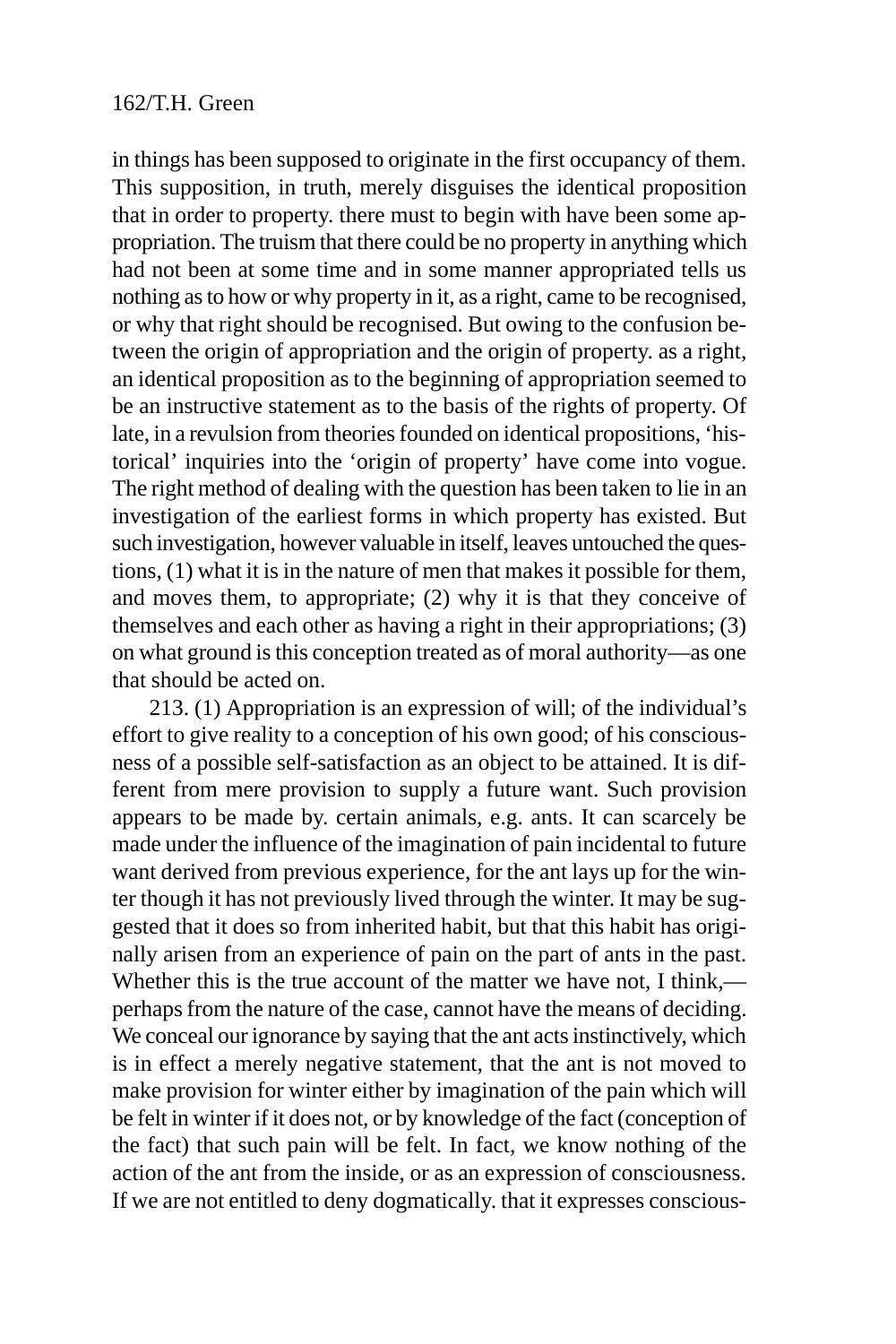in things has been supposed to originate in the first occupancy of them. This supposition, in truth, merely disguises the identical proposition that in order to property. there must to begin with have been some appropriation. The truism that there could be no property in anything which had not been at some time and in some manner appropriated tells us nothing as to how or why property in it, as a right, came to be recognised, or why that right should be recognised. But owing to the confusion between the origin of appropriation and the origin of property. as a right, an identical proposition as to the beginning of appropriation seemed to be an instructive statement as to the basis of the rights of property. Of late, in a revulsion from theories founded on identical propositions, 'historical' inquiries into the 'origin of property' have come into vogue. The right method of dealing with the question has been taken to lie in an investigation of the earliest forms in which property has existed. But such investigation, however valuable in itself, leaves untouched the questions, (1) what it is in the nature of men that makes it possible for them, and moves them, to appropriate; (2) why it is that they conceive of themselves and each other as having a right in their appropriations; (3) on what ground is this conception treated as of moral authority—as one that should be acted on.

213. (1) Appropriation is an expression of will; of the individual's effort to give reality to a conception of his own good; of his consciousness of a possible self-satisfaction as an object to be attained. It is different from mere provision to supply a future want. Such provision appears to be made by. certain animals, e.g. ants. It can scarcely be made under the influence of the imagination of pain incidental to future want derived from previous experience, for the ant lays up for the winter though it has not previously lived through the winter. It may be suggested that it does so from inherited habit, but that this habit has originally arisen from an experience of pain on the part of ants in the past. Whether this is the true account of the matter we have not, I think,—perhaps from the nature of the case, cannot have the means of deciding. We conceal our ignorance by saying that the ant acts instinctively, which is in effect a merely negative statement, that the ant is not moved to make provision for winter either by imagination of the pain which will be felt in winter if it does not, or by knowledge of the fact (conception of the fact) that such pain will be felt. In fact, we know nothing of the action of the ant from the inside, or as an expression of consciousness. If we are not entitled to deny dogmatically. that it expresses conscious-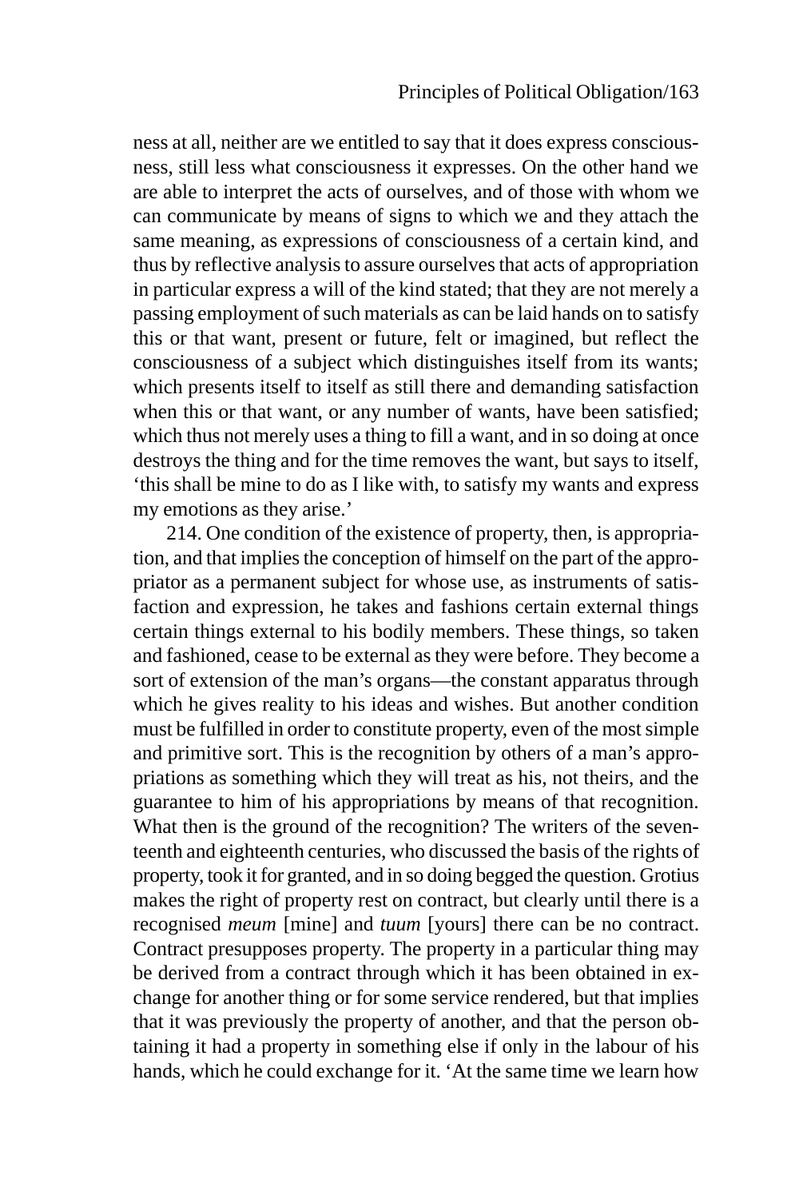ness at all, neither are we entitled to say that it does express consciousness, still less what consciousness it expresses. On the other hand we are able to interpret the acts of ourselves, and of those with whom we can communicate by means of signs to which we and they attach the same meaning, as expressions of consciousness of a certain kind, and thus by reflective analysis to assure ourselves that acts of appropriation in particular express a will of the kind stated; that they are not merely a passing employment of such materials as can be laid hands on to satisfy this or that want, present or future, felt or imagined, but reflect the consciousness of a subject which distinguishes itself from its wants; which presents itself to itself as still there and demanding satisfaction when this or that want, or any number of wants, have been satisfied; which thus not merely uses a thing to fill a want, and in so doing at once destroys the thing and for the time removes the want, but says to itself, 'this shall be mine to do as I like with, to satisfy my wants and express my emotions as they arise.'

214. One condition of the existence of property, then, is appropriation, and that implies the conception of himself on the part of the appropriator as a permanent subject for whose use, as instruments of satisfaction and expression, he takes and fashions certain external things certain things external to his bodily members. These things, so taken and fashioned, cease to be external as they were before. They become a sort of extension of the man's organs—the constant apparatus through which he gives reality to his ideas and wishes. But another condition must be fulfilled in order to constitute property, even of the most simple and primitive sort. This is the recognition by others of a man's appropriations as something which they will treat as his, not theirs, and the guarantee to him of his appropriations by means of that recognition. What then is the ground of the recognition? The writers of the seventeenth and eighteenth centuries, who discussed the basis of the rights of property, took it for granted, and in so doing begged the question. Grotius makes the right of property rest on contract, but clearly until there is a recognised *meum* [mine] and *tuum* [yours] there can be no contract. Contract presupposes property. The property in a particular thing may be derived from a contract through which it has been obtained in exchange for another thing or for some service rendered, but that implies that it was previously the property of another, and that the person obtaining it had a property in something else if only in the labour of his hands, which he could exchange for it. 'At the same time we learn how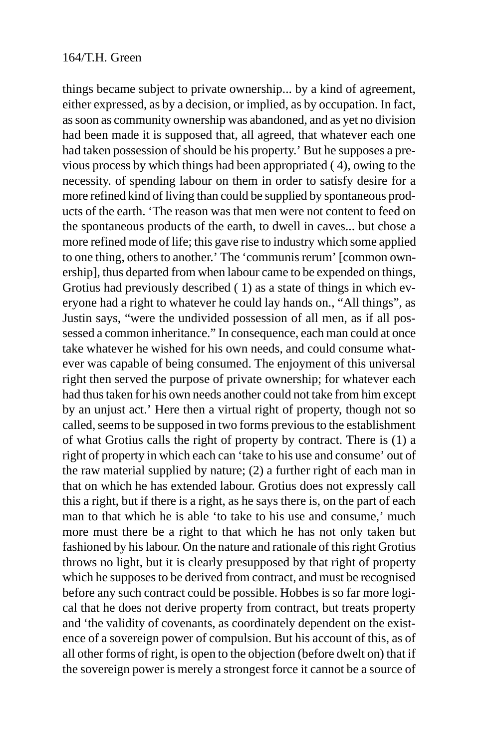things became subject to private ownership... by a kind of agreement, either expressed, as by a decision, or implied, as by occupation. In fact, as soon as community ownership was abandoned, and as yet no division had been made it is supposed that, all agreed, that whatever each one had taken possession of should be his property.' But he supposes a previous process by which things had been appropriated ( 4), owing to the necessity. of spending labour on them in order to satisfy desire for a more refined kind of living than could be supplied by spontaneous products of the earth. 'The reason was that men were not content to feed on the spontaneous products of the earth, to dwell in caves... but chose a more refined mode of life; this gave rise to industry which some applied to one thing, others to another.' The 'communis rerum' [common ownership], thus departed from when labour came to be expended on things, Grotius had previously described ( 1) as a state of things in which everyone had a right to whatever he could lay hands on., "All things", as Justin says, "were the undivided possession of all men, as if all possessed a common inheritance." In consequence, each man could at once take whatever he wished for his own needs, and could consume whatever was capable of being consumed. The enjoyment of this universal right then served the purpose of private ownership; for whatever each had thus taken for his own needs another could not take from him except by an unjust act.' Here then a virtual right of property, though not so called, seems to be supposed in two forms previous to the establishment of what Grotius calls the right of property by contract. There is (1) a right of property in which each can 'take to his use and consume' out of the raw material supplied by nature; (2) a further right of each man in that on which he has extended labour. Grotius does not expressly call this a right, but if there is a right, as he says there is, on the part of each man to that which he is able 'to take to his use and consume,' much more must there be a right to that which he has not only taken but fashioned by his labour. On the nature and rationale of this right Grotius throws no light, but it is clearly presupposed by that right of property which he supposes to be derived from contract, and must be recognised before any such contract could be possible. Hobbes is so far more logical that he does not derive property from contract, but treats property and 'the validity of covenants, as coordinately dependent on the existence of a sovereign power of compulsion. But his account of this, as of all other forms of right, is open to the objection (before dwelt on) that if the sovereign power is merely a strongest force it cannot be a source of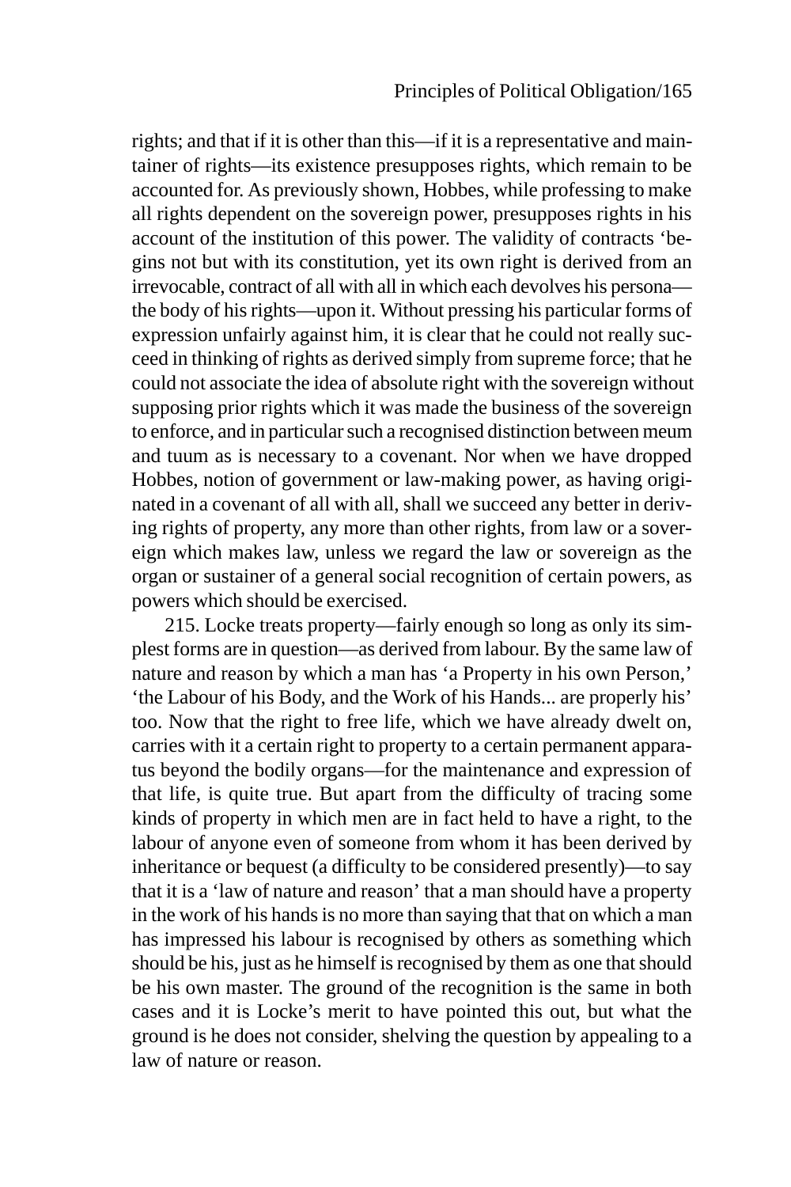rights; and that if it is other than this—if it is a representative and maintainer of rights—its existence presupposes rights, which remain to be accounted for. As previously shown, Hobbes, while professing to make all rights dependent on the sovereign power, presupposes rights in his account of the institution of this power. The validity of contracts 'begins not but with its constitution, yet its own right is derived from an irrevocable, contract of all with all in which each devolves his persona—the body of his rights—upon it. Without pressing his particular forms of expression unfairly against him, it is clear that he could not really succeed in thinking of rights as derived simply from supreme force; that he could not associate the idea of absolute right with the sovereign without supposing prior rights which it was made the business of the sovereign to enforce, and in particular such a recognised distinction between meum and tuum as is necessary to a covenant. Nor when we have dropped Hobbes, notion of government or law-making power, as having originated in a covenant of all with all, shall we succeed any better in deriving rights of property, any more than other rights, from law or a sovereign which makes law, unless we regard the law or sovereign as the organ or sustainer of a general social recognition of certain powers, as powers which should be exercised.

215. Locke treats property—fairly enough so long as only its simplest forms are in question—as derived from labour. By the same law of nature and reason by which a man has 'a Property in his own Person,' 'the Labour of his Body, and the Work of his Hands... are properly his' too. Now that the right to free life, which we have already dwelt on, carries with it a certain right to property to a certain permanent apparatus beyond the bodily organs—for the maintenance and expression of that life, is quite true. But apart from the difficulty of tracing some kinds of property in which men are in fact held to have a right, to the labour of anyone even of someone from whom it has been derived by inheritance or bequest (a difficulty to be considered presently)—to say that it is a 'law of nature and reason' that a man should have a property in the work of his hands is no more than saying that that on which a man has impressed his labour is recognised by others as something which should be his, just as he himself is recognised by them as one that should be his own master. The ground of the recognition is the same in both cases and it is Locke's merit to have pointed this out, but what the ground is he does not consider, shelving the question by appealing to a law of nature or reason.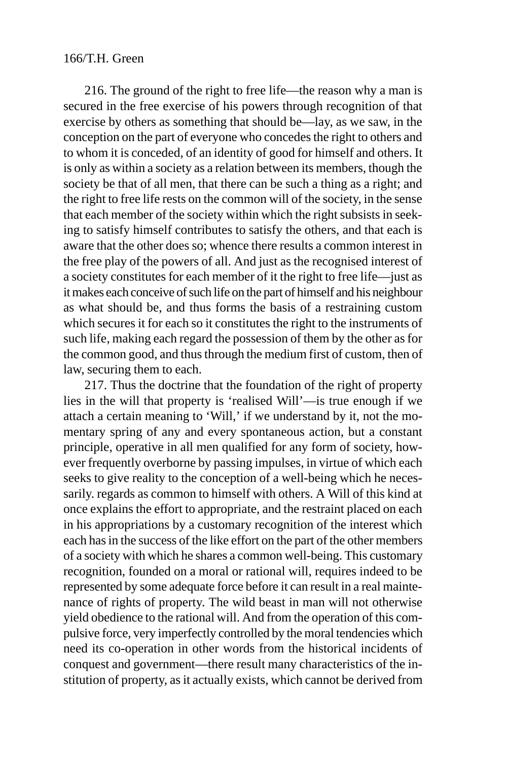216. The ground of the right to free life—the reason why a man is secured in the free exercise of his powers through recognition of that exercise by others as something that should be—lay, as we saw, in the conception on the part of everyone who concedes the right to others and to whom it is conceded, of an identity of good for himself and others. It is only as within a society as a relation between its members, though the society be that of all men, that there can be such a thing as a right; and the right to free life rests on the common will of the society, in the sense that each member of the society within which the right subsists in seeking to satisfy himself contributes to satisfy the others, and that each is aware that the other does so; whence there results a common interest in the free play of the powers of all. And just as the recognised interest of a society constitutes for each member of it the right to free life—just as it makes each conceive of such life on the part of himself and his neighbour as what should be, and thus forms the basis of a restraining custom which secures it for each so it constitutes the right to the instruments of such life, making each regard the possession of them by the other as for the common good, and thus through the medium first of custom, then of law, securing them to each.

217. Thus the doctrine that the foundation of the right of property lies in the will that property is 'realised Will'—is true enough if we attach a certain meaning to 'Will,' if we understand by it, not the momentary spring of any and every spontaneous action, but a constant principle, operative in all men qualified for any form of society, however frequently overborne by passing impulses, in virtue of which each seeks to give reality to the conception of a well-being which he necessarily. regards as common to himself with others. A Will of this kind at once explains the effort to appropriate, and the restraint placed on each in his appropriations by a customary recognition of the interest which each has in the success of the like effort on the part of the other members of a society with which he shares a common well-being. This customary recognition, founded on a moral or rational will, requires indeed to be represented by some adequate force before it can result in a real maintenance of rights of property. The wild beast in man will not otherwise yield obedience to the rational will. And from the operation of this compulsive force, very imperfectly controlled by the moral tendencies which need its co-operation in other words from the historical incidents of conquest and government—there result many characteristics of the institution of property, as it actually exists, which cannot be derived from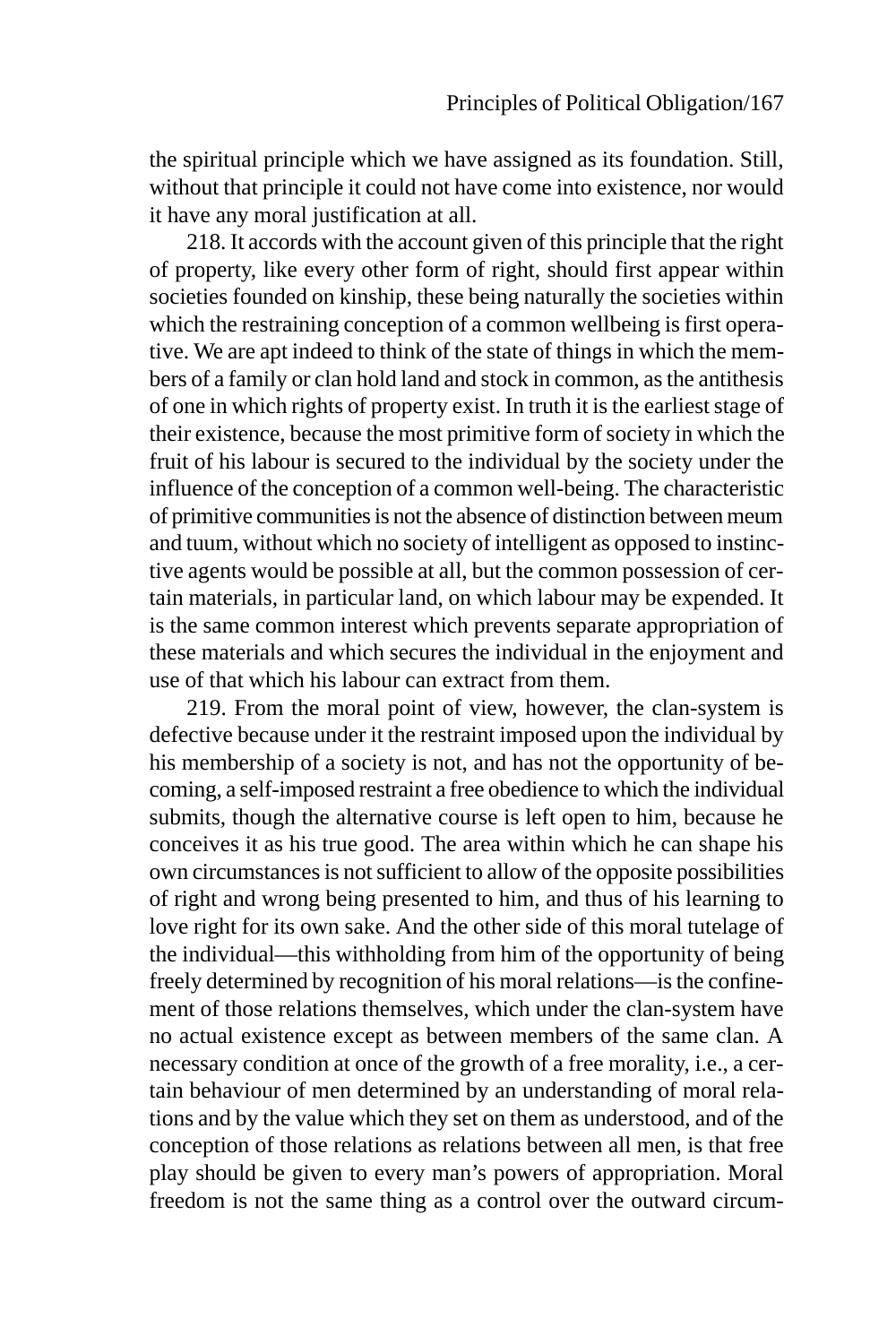the spiritual principle which we have assigned as its foundation. Still, without that principle it could not have come into existence, nor would it have any moral justification at all.

218. It accords with the account given of this principle that the right of property, like every other form of right, should first appear within societies founded on kinship, these being naturally the societies within which the restraining conception of a common wellbeing is first operative. We are apt indeed to think of the state of things in which the members of a family or clan hold land and stock in common, as the antithesis of one in which rights of property exist. In truth it is the earliest stage of their existence, because the most primitive form of society in which the fruit of his labour is secured to the individual by the society under the influence of the conception of a common well-being. The characteristic of primitive communities is not the absence of distinction between meum and tuum, without which no society of intelligent as opposed to instinctive agents would be possible at all, but the common possession of certain materials, in particular land, on which labour may be expended. It is the same common interest which prevents separate appropriation of these materials and which secures the individual in the enjoyment and use of that which his labour can extract from them.

219. From the moral point of view, however, the clan-system is defective because under it the restraint imposed upon the individual by his membership of a society is not, and has not the opportunity of becoming, a self-imposed restraint a free obedience to which the individual submits, though the alternative course is left open to him, because he conceives it as his true good. The area within which he can shape his own circumstances is not sufficient to allow of the opposite possibilities of right and wrong being presented to him, and thus of his learning to love right for its own sake. And the other side of this moral tutelage of the individual—this withholding from him of the opportunity of being freely determined by recognition of his moral relations—is the confinement of those relations themselves, which under the clan-system have no actual existence except as between members of the same clan. A necessary condition at once of the growth of a free morality, i.e., a certain behaviour of men determined by an understanding of moral relations and by the value which they set on them as understood, and of the conception of those relations as relations between all men, is that free play should be given to every man's powers of appropriation. Moral freedom is not the same thing as a control over the outward circum-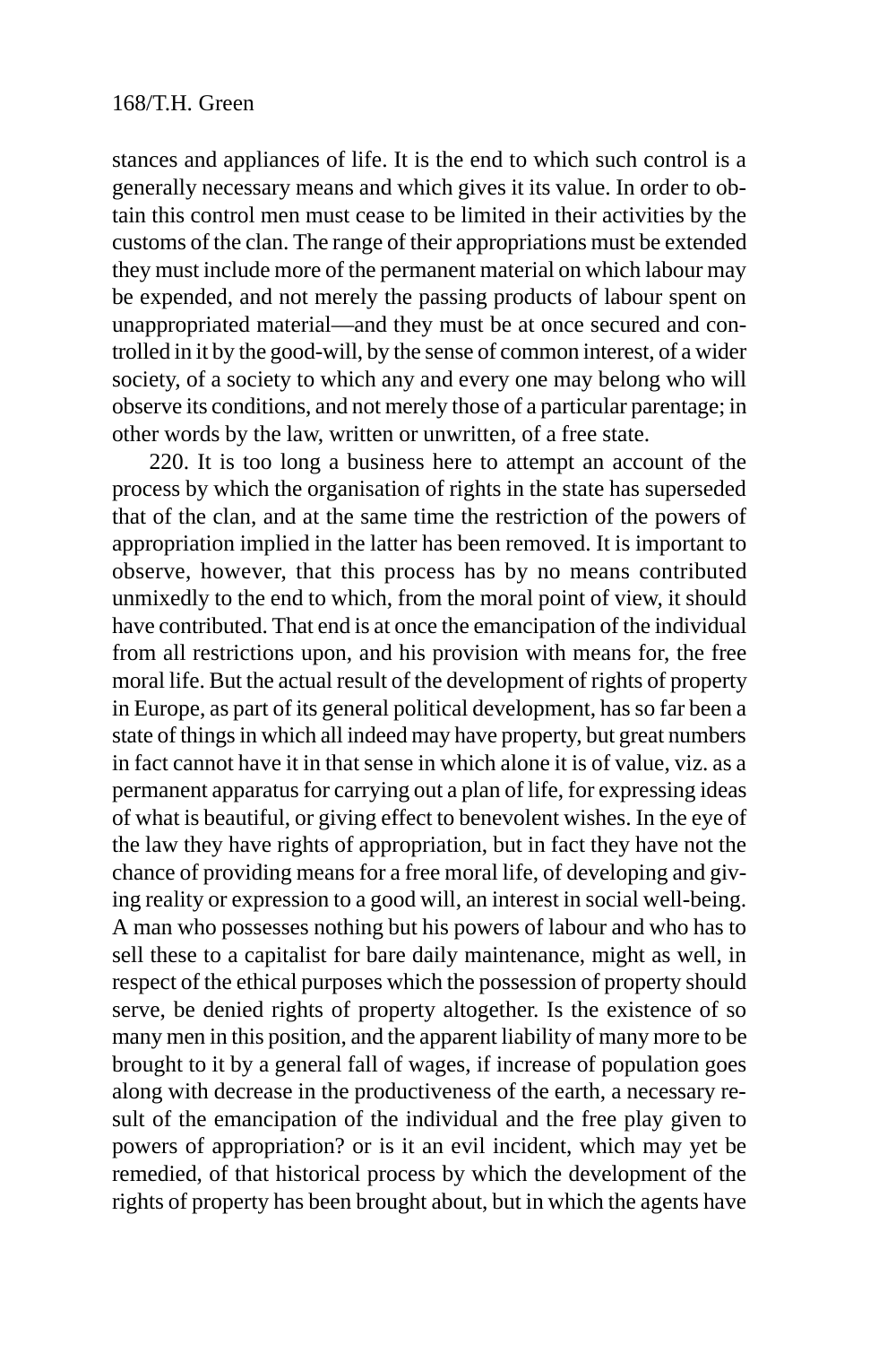stances and appliances of life. It is the end to which such control is a generally necessary means and which gives it its value. In order to obtain this control men must cease to be limited in their activities by the customs of the clan. The range of their appropriations must be extended they must include more of the permanent material on which labour may be expended, and not merely the passing products of labour spent on unappropriated material—and they must be at once secured and controlled in it by the good-will, by the sense of common interest, of a wider society, of a society to which any and every one may belong who will observe its conditions, and not merely those of a particular parentage; in other words by the law, written or unwritten, of a free state.

220. It is too long a business here to attempt an account of the process by which the organisation of rights in the state has superseded that of the clan, and at the same time the restriction of the powers of appropriation implied in the latter has been removed. It is important to observe, however, that this process has by no means contributed unmixedly to the end to which, from the moral point of view, it should have contributed. That end is at once the emancipation of the individual from all restrictions upon, and his provision with means for, the free moral life. But the actual result of the development of rights of property in Europe, as part of its general political development, has so far been a state of things in which all indeed may have property, but great numbers in fact cannot have it in that sense in which alone it is of value, viz. as a permanent apparatus for carrying out a plan of life, for expressing ideas of what is beautiful, or giving effect to benevolent wishes. In the eye of the law they have rights of appropriation, but in fact they have not the chance of providing means for a free moral life, of developing and giving reality or expression to a good will, an interest in social well-being. A man who possesses nothing but his powers of labour and who has to sell these to a capitalist for bare daily maintenance, might as well, in respect of the ethical purposes which the possession of property should serve, be denied rights of property altogether. Is the existence of so many men in this position, and the apparent liability of many more to be brought to it by a general fall of wages, if increase of population goes along with decrease in the productiveness of the earth, a necessary result of the emancipation of the individual and the free play given to powers of appropriation? or is it an evil incident, which may yet be remedied, of that historical process by which the development of the rights of property has been brought about, but in which the agents have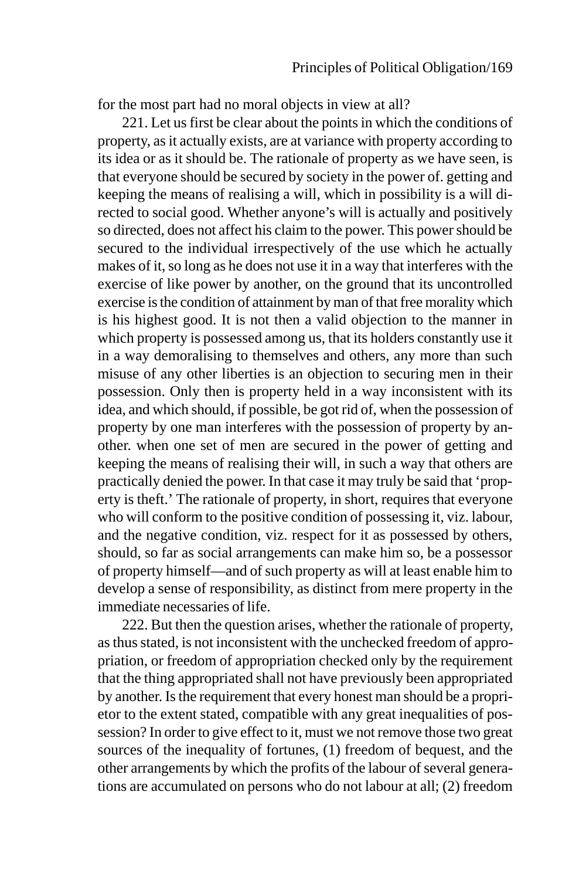for the most part had no moral objects in view at all?

221. Let us first be clear about the points in which the conditions of property, as it actually exists, are at variance with property according to its idea or as it should be. The rationale of property as we have seen, is that everyone should be secured by society in the power of. getting and keeping the means of realising a will, which in possibility is a will directed to social good. Whether anyone's will is actually and positively so directed, does not affect his claim to the power. This power should be secured to the individual irrespectively of the use which he actually makes of it, so long as he does not use it in a way that interferes with the exercise of like power by another, on the ground that its uncontrolled exercise is the condition of attainment by man of that free morality which is his highest good. It is not then a valid objection to the manner in which property is possessed among us, that its holders constantly use it in a way demoralising to themselves and others, any more than such misuse of any other liberties is an objection to securing men in their possession. Only then is property held in a way inconsistent with its idea, and which should, if possible, be got rid of, when the possession of property by one man interferes with the possession of property by another. when one set of men are secured in the power of getting and keeping the means of realising their will, in such a way that others are practically denied the power. In that case it may truly be said that 'property is theft.' The rationale of property, in short, requires that everyone who will conform to the positive condition of possessing it, viz. labour, and the negative condition, viz. respect for it as possessed by others, should, so far as social arrangements can make him so, be a possessor of property himself—and of such property as will at least enable him to develop a sense of responsibility, as distinct from mere property in the immediate necessaries of life.

222. But then the question arises, whether the rationale of property, as thus stated, is not inconsistent with the unchecked freedom of appropriation, or freedom of appropriation checked only by the requirement that the thing appropriated shall not have previously been appropriated by another. Is the requirement that every honest man should be a proprietor to the extent stated, compatible with any great inequalities of possession? In order to give effect to it, must we not remove those two great sources of the inequality of fortunes, (1) freedom of bequest, and the other arrangements by which the profits of the labour of several generations are accumulated on persons who do not labour at all; (2) freedom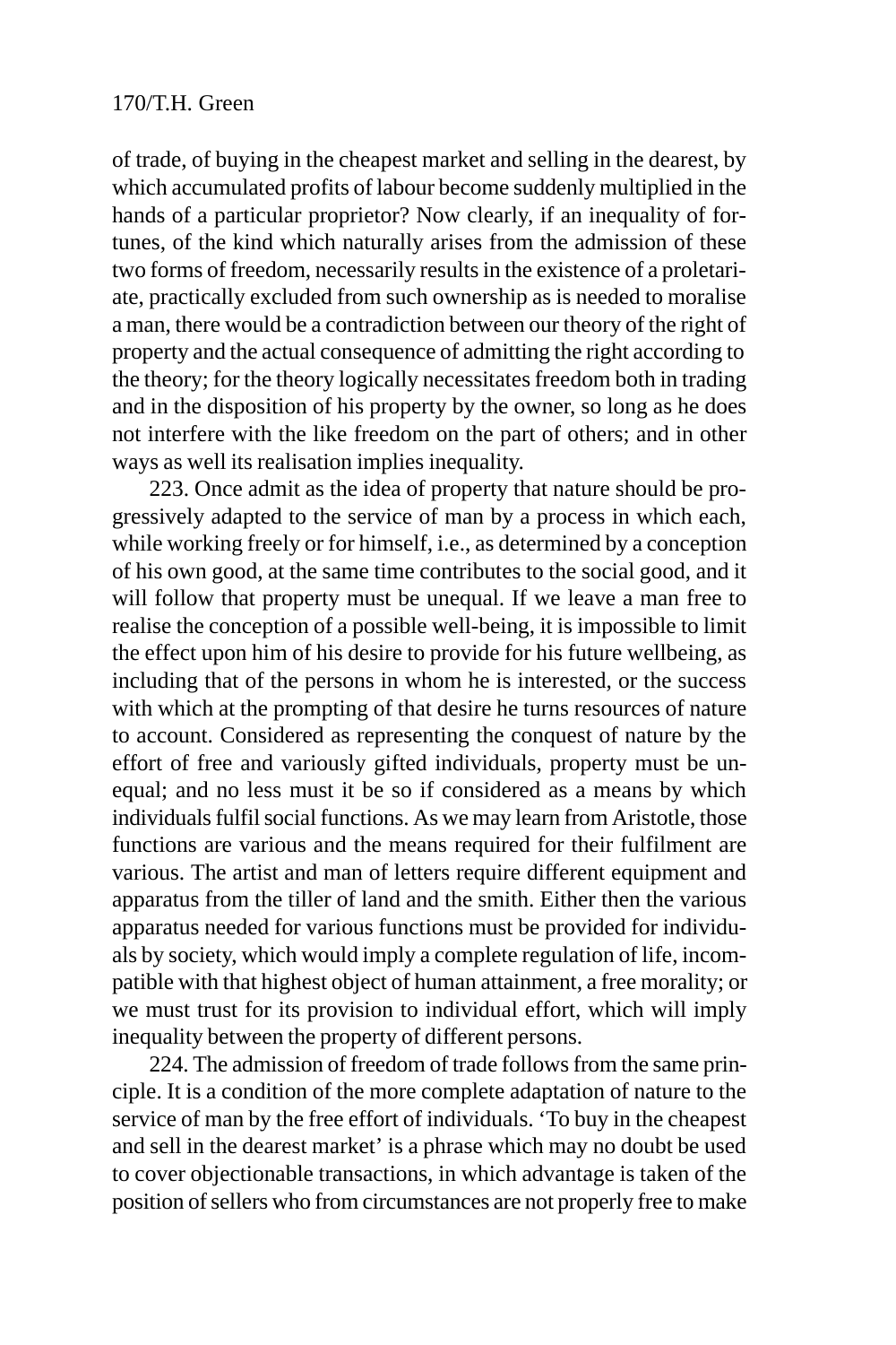of trade, of buying in the cheapest market and selling in the dearest, by which accumulated profits of labour become suddenly multiplied in the hands of a particular proprietor? Now clearly, if an inequality of fortunes, of the kind which naturally arises from the admission of these two forms of freedom, necessarily results in the existence of a proletariate, practically excluded from such ownership as is needed to moralise a man, there would be a contradiction between our theory of the right of property and the actual consequence of admitting the right according to the theory; for the theory logically necessitates freedom both in trading and in the disposition of his property by the owner, so long as he does not interfere with the like freedom on the part of others; and in other ways as well its realisation implies inequality.

223. Once admit as the idea of property that nature should be progressively adapted to the service of man by a process in which each, while working freely or for himself, i.e., as determined by a conception of his own good, at the same time contributes to the social good, and it will follow that property must be unequal. If we leave a man free to realise the conception of a possible well-being, it is impossible to limit the effect upon him of his desire to provide for his future wellbeing, as including that of the persons in whom he is interested, or the success with which at the prompting of that desire he turns resources of nature to account. Considered as representing the conquest of nature by the effort of free and variously gifted individuals, property must be unequal; and no less must it be so if considered as a means by which individuals fulfil social functions. As we may learn from Aristotle, those functions are various and the means required for their fulfilment are various. The artist and man of letters require different equipment and apparatus from the tiller of land and the smith. Either then the various apparatus needed for various functions must be provided for individuals by society, which would imply a complete regulation of life, incompatible with that highest object of human attainment, a free morality; or we must trust for its provision to individual effort, which will imply inequality between the property of different persons.

224. The admission of freedom of trade follows from the same principle. It is a condition of the more complete adaptation of nature to the service of man by the free effort of individuals. 'To buy in the cheapest and sell in the dearest market' is a phrase which may no doubt be used to cover objectionable transactions, in which advantage is taken of the position of sellers who from circumstances are not properly free to make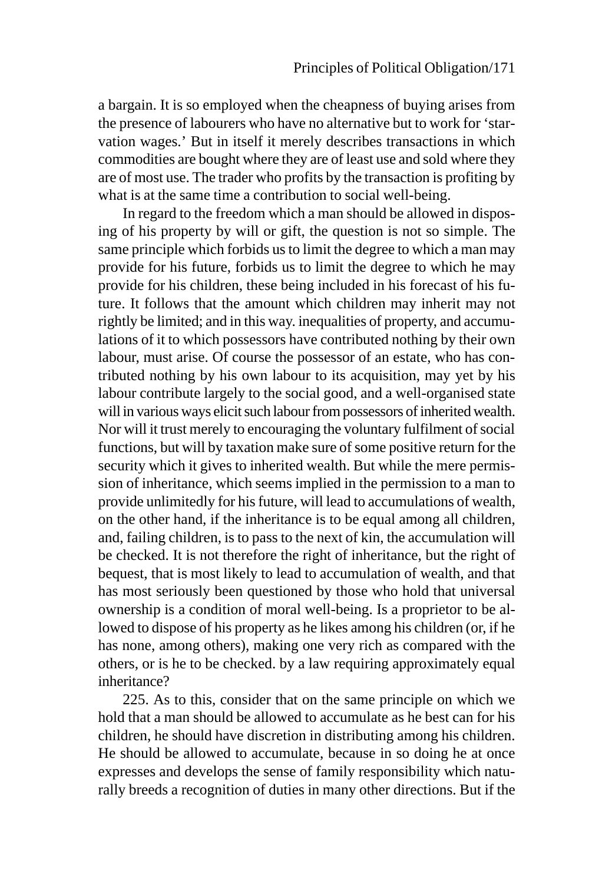a bargain. It is so employed when the cheapness of buying arises from the presence of labourers who have no alternative but to work for 'starvation wages.' But in itself it merely describes transactions in which commodities are bought where they are of least use and sold where they are of most use. The trader who profits by the transaction is profiting by what is at the same time a contribution to social well-being.

In regard to the freedom which a man should be allowed in disposing of his property by will or gift, the question is not so simple. The same principle which forbids us to limit the degree to which a man may provide for his future, forbids us to limit the degree to which he may provide for his children, these being included in his forecast of his future. It follows that the amount which children may inherit may not rightly be limited; and in this way. inequalities of property, and accumulations of it to which possessors have contributed nothing by their own labour, must arise. Of course the possessor of an estate, who has contributed nothing by his own labour to its acquisition, may yet by his labour contribute largely to the social good, and a well-organised state will in various ways elicit such labour from possessors of inherited wealth. Nor will it trust merely to encouraging the voluntary fulfilment of social functions, but will by taxation make sure of some positive return for the security which it gives to inherited wealth. But while the mere permission of inheritance, which seems implied in the permission to a man to provide unlimitedly for his future, will lead to accumulations of wealth, on the other hand, if the inheritance is to be equal among all children, and, failing children, is to pass to the next of kin, the accumulation will be checked. It is not therefore the right of inheritance, but the right of bequest, that is most likely to lead to accumulation of wealth, and that has most seriously been questioned by those who hold that universal ownership is a condition of moral well-being. Is a proprietor to be allowed to dispose of his property as he likes among his children (or, if he has none, among others), making one very rich as compared with the others, or is he to be checked. by a law requiring approximately equal inheritance?

225. As to this, consider that on the same principle on which we hold that a man should be allowed to accumulate as he best can for his children, he should have discretion in distributing among his children. He should be allowed to accumulate, because in so doing he at once expresses and develops the sense of family responsibility which naturally breeds a recognition of duties in many other directions. But if the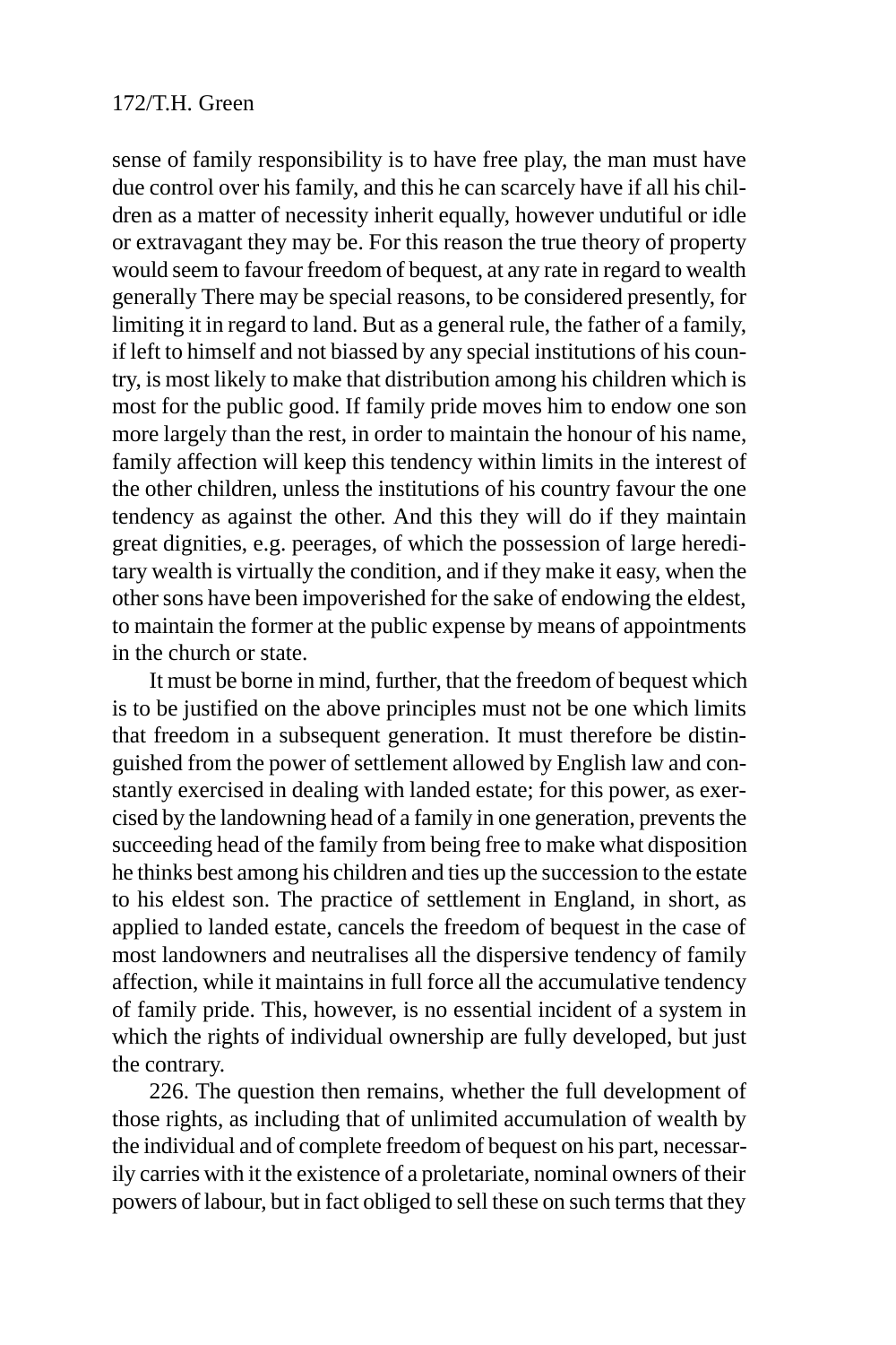sense of family responsibility is to have free play, the man must have due control over his family, and this he can scarcely have if all his children as a matter of necessity inherit equally, however undutiful or idle or extravagant they may be. For this reason the true theory of property would seem to favour freedom of bequest, at any rate in regard to wealth generally There may be special reasons, to be considered presently, for limiting it in regard to land. But as a general rule, the father of a family, if left to himself and not biassed by any special institutions of his country, is most likely to make that distribution among his children which is most for the public good. If family pride moves him to endow one son more largely than the rest, in order to maintain the honour of his name, family affection will keep this tendency within limits in the interest of the other children, unless the institutions of his country favour the one tendency as against the other. And this they will do if they maintain great dignities, e.g. peerages, of which the possession of large hereditary wealth is virtually the condition, and if they make it easy, when the other sons have been impoverished for the sake of endowing the eldest, to maintain the former at the public expense by means of appointments in the church or state.

It must be borne in mind, further, that the freedom of bequest which is to be justified on the above principles must not be one which limits that freedom in a subsequent generation. It must therefore be distinguished from the power of settlement allowed by English law and constantly exercised in dealing with landed estate; for this power, as exercised by the landowning head of a family in one generation, prevents the succeeding head of the family from being free to make what disposition he thinks best among his children and ties up the succession to the estate to his eldest son. The practice of settlement in England, in short, as applied to landed estate, cancels the freedom of bequest in the case of most landowners and neutralises all the dispersive tendency of family affection, while it maintains in full force all the accumulative tendency of family pride. This, however, is no essential incident of a system in which the rights of individual ownership are fully developed, but just the contrary.

226. The question then remains, whether the full development of those rights, as including that of unlimited accumulation of wealth by the individual and of complete freedom of bequest on his part, necessarily carries with it the existence of a proletariate, nominal owners of their powers of labour, but in fact obliged to sell these on such terms that they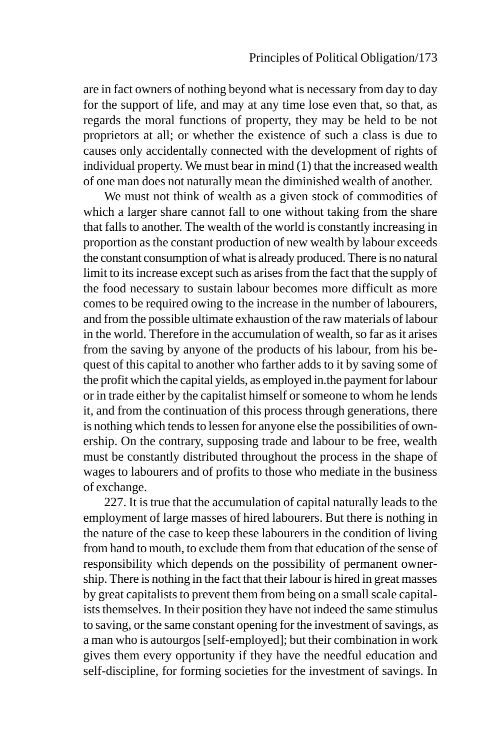are in fact owners of nothing beyond what is necessary from day to day for the support of life, and may at any time lose even that, so that, as regards the moral functions of property, they may be held to be not proprietors at all; or whether the existence of such a class is due to causes only accidentally connected with the development of rights of individual property. We must bear in mind (1) that the increased wealth of one man does not naturally mean the diminished wealth of another.

We must not think of wealth as a given stock of commodities of which a larger share cannot fall to one without taking from the share that falls to another. The wealth of the world is constantly increasing in proportion as the constant production of new wealth by labour exceeds the constant consumption of what is already produced. There is no natural limit to its increase except such as arises from the fact that the supply of the food necessary to sustain labour becomes more difficult as more comes to be required owing to the increase in the number of labourers, and from the possible ultimate exhaustion of the raw materials of labour in the world. Therefore in the accumulation of wealth, so far as it arises from the saving by anyone of the products of his labour, from his bequest of this capital to another who farther adds to it by saving some of the profit which the capital yields, as employed in.the payment for labour or in trade either by the capitalist himself or someone to whom he lends it, and from the continuation of this process through generations, there is nothing which tends to lessen for anyone else the possibilities of ownership. On the contrary, supposing trade and labour to be free, wealth must be constantly distributed throughout the process in the shape of wages to labourers and of profits to those who mediate in the business of exchange.

227. It is true that the accumulation of capital naturally leads to the employment of large masses of hired labourers. But there is nothing in the nature of the case to keep these labourers in the condition of living from hand to mouth, to exclude them from that education of the sense of responsibility which depends on the possibility of permanent ownership. There is nothing in the fact that their labour is hired in great masses by great capitalists to prevent them from being on a small scale capitalists themselves. In their position they have not indeed the same stimulus to saving, or the same constant opening for the investment of savings, as a man who is autourgos [self-employed]; but their combination in work gives them every opportunity if they have the needful education and self-discipline, for forming societies for the investment of savings. In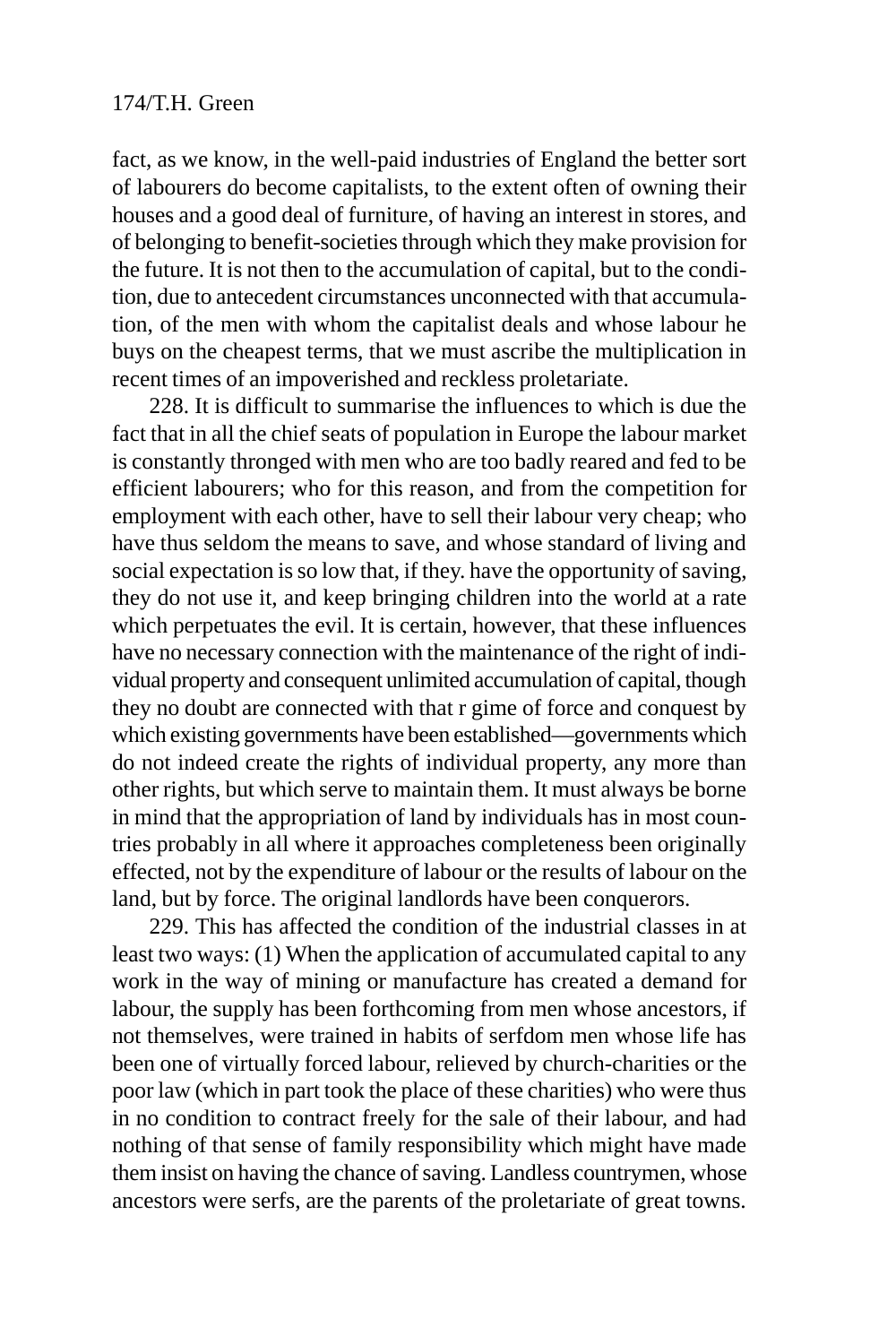fact, as we know, in the well-paid industries of England the better sort of labourers do become capitalists, to the extent often of owning their houses and a good deal of furniture, of having an interest in stores, and of belonging to benefit-societies through which they make provision for the future. It is not then to the accumulation of capital, but to the condition, due to antecedent circumstances unconnected with that accumulation, of the men with whom the capitalist deals and whose labour he buys on the cheapest terms, that we must ascribe the multiplication in recent times of an impoverished and reckless proletariate.

228. It is difficult to summarise the influences to which is due the fact that in all the chief seats of population in Europe the labour market is constantly thronged with men who are too badly reared and fed to be efficient labourers; who for this reason, and from the competition for employment with each other, have to sell their labour very cheap; who have thus seldom the means to save, and whose standard of living and social expectation is so low that, if they. have the opportunity of saving, they do not use it, and keep bringing children into the world at a rate which perpetuates the evil. It is certain, however, that these influences have no necessary connection with the maintenance of the right of individual property and consequent unlimited accumulation of capital, though they no doubt are connected with that r gime of force and conquest by which existing governments have been established—governments which do not indeed create the rights of individual property, any more than other rights, but which serve to maintain them. It must always be borne in mind that the appropriation of land by individuals has in most countries probably in all where it approaches completeness been originally effected, not by the expenditure of labour or the results of labour on the land, but by force. The original landlords have been conquerors.

229. This has affected the condition of the industrial classes in at least two ways: (1) When the application of accumulated capital to any work in the way of mining or manufacture has created a demand for labour, the supply has been forthcoming from men whose ancestors, if not themselves, were trained in habits of serfdom men whose life has been one of virtually forced labour, relieved by church-charities or the poor law (which in part took the place of these charities) who were thus in no condition to contract freely for the sale of their labour, and had nothing of that sense of family responsibility which might have made them insist on having the chance of saving. Landless countrymen, whose ancestors were serfs, are the parents of the proletariate of great towns.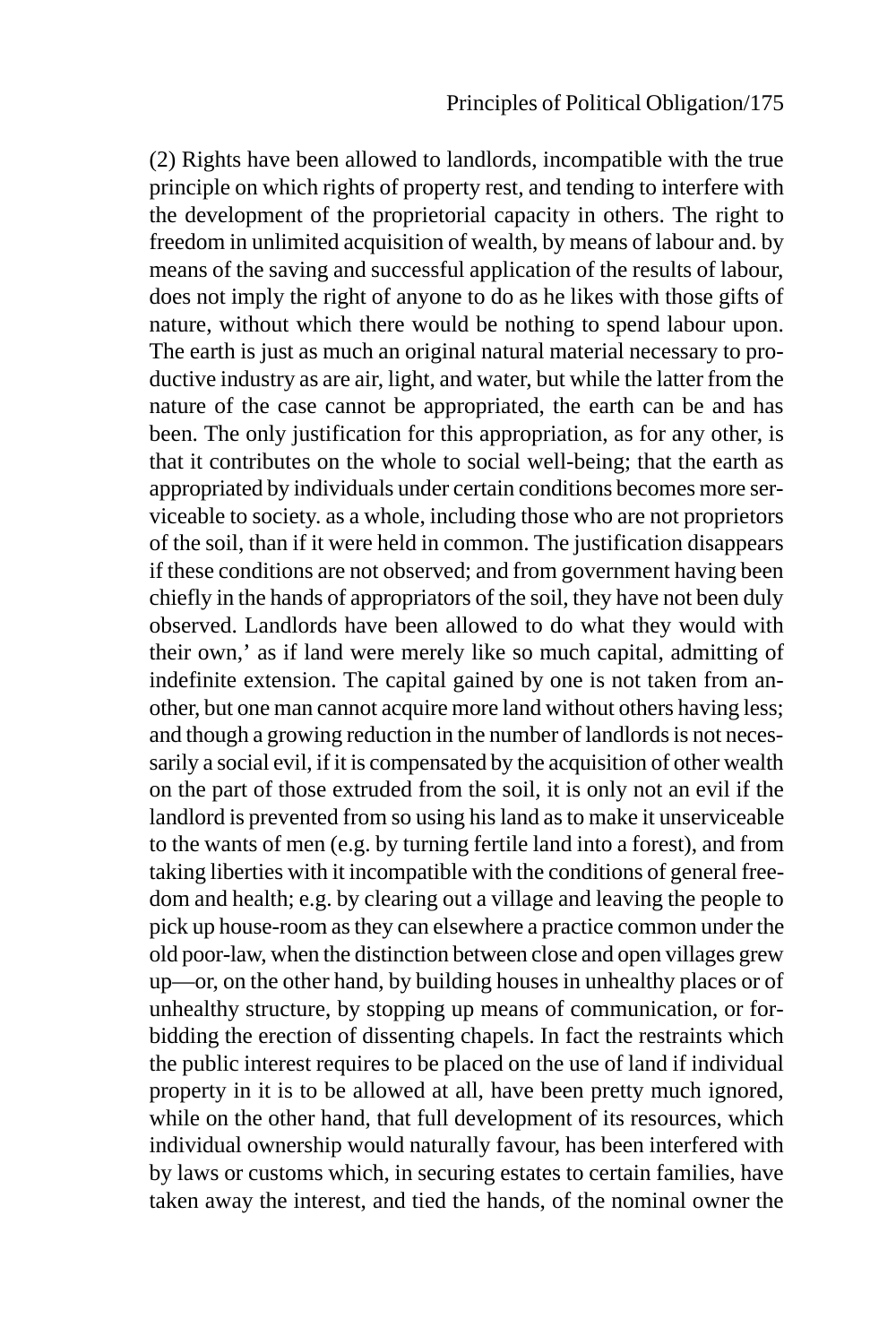(2) Rights have been allowed to landlords, incompatible with the true principle on which rights of property rest, and tending to interfere with the development of the proprietorial capacity in others. The right to freedom in unlimited acquisition of wealth, by means of labour and. by means of the saving and successful application of the results of labour, does not imply the right of anyone to do as he likes with those gifts of nature, without which there would be nothing to spend labour upon. The earth is just as much an original natural material necessary to productive industry as are air, light, and water, but while the latter from the nature of the case cannot be appropriated, the earth can be and has been. The only justification for this appropriation, as for any other, is that it contributes on the whole to social well-being; that the earth as appropriated by individuals under certain conditions becomes more serviceable to society. as a whole, including those who are not proprietors of the soil, than if it were held in common. The justification disappears if these conditions are not observed; and from government having been chiefly in the hands of appropriators of the soil, they have not been duly observed. Landlords have been allowed to do what they would with their own,' as if land were merely like so much capital, admitting of indefinite extension. The capital gained by one is not taken from another, but one man cannot acquire more land without others having less; and though a growing reduction in the number of landlords is not necessarily a social evil, if it is compensated by the acquisition of other wealth on the part of those extruded from the soil, it is only not an evil if the landlord is prevented from so using his land as to make it unserviceable to the wants of men (e.g. by turning fertile land into a forest), and from taking liberties with it incompatible with the conditions of general freedom and health; e.g. by clearing out a village and leaving the people to pick up house-room as they can elsewhere a practice common under the old poor-law, when the distinction between close and open villages grew up—or, on the other hand, by building houses in unhealthy places or of unhealthy structure, by stopping up means of communication, or forbidding the erection of dissenting chapels. In fact the restraints which the public interest requires to be placed on the use of land if individual property in it is to be allowed at all, have been pretty much ignored, while on the other hand, that full development of its resources, which individual ownership would naturally favour, has been interfered with by laws or customs which, in securing estates to certain families, have taken away the interest, and tied the hands, of the nominal owner the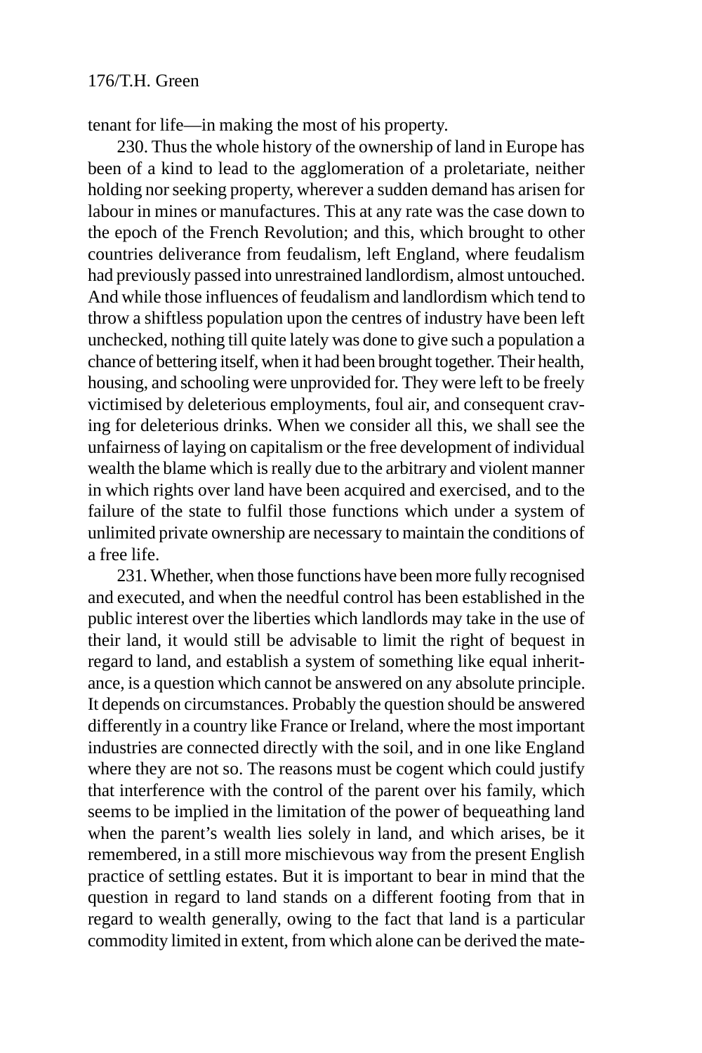tenant for life—in making the most of his property.

230. Thus the whole history of the ownership of land in Europe has been of a kind to lead to the agglomeration of a proletariate, neither holding nor seeking property, wherever a sudden demand has arisen for labour in mines or manufactures. This at any rate was the case down to the epoch of the French Revolution; and this, which brought to other countries deliverance from feudalism, left England, where feudalism had previously passed into unrestrained landlordism, almost untouched. And while those influences of feudalism and landlordism which tend to throw a shiftless population upon the centres of industry have been left unchecked, nothing till quite lately was done to give such a population a chance of bettering itself, when it had been brought together. Their health, housing, and schooling were unprovided for. They were left to be freely victimised by deleterious employments, foul air, and consequent craving for deleterious drinks. When we consider all this, we shall see the unfairness of laying on capitalism or the free development of individual wealth the blame which is really due to the arbitrary and violent manner in which rights over land have been acquired and exercised, and to the failure of the state to fulfil those functions which under a system of unlimited private ownership are necessary to maintain the conditions of a free life.

231. Whether, when those functions have been more fully recognised and executed, and when the needful control has been established in the public interest over the liberties which landlords may take in the use of their land, it would still be advisable to limit the right of bequest in regard to land, and establish a system of something like equal inheritance, is a question which cannot be answered on any absolute principle. It depends on circumstances. Probably the question should be answered differently in a country like France or Ireland, where the most important industries are connected directly with the soil, and in one like England where they are not so. The reasons must be cogent which could justify that interference with the control of the parent over his family, which seems to be implied in the limitation of the power of bequeathing land when the parent's wealth lies solely in land, and which arises, be it remembered, in a still more mischievous way from the present English practice of settling estates. But it is important to bear in mind that the question in regard to land stands on a different footing from that in regard to wealth generally, owing to the fact that land is a particular commodity limited in extent, from which alone can be derived the mate-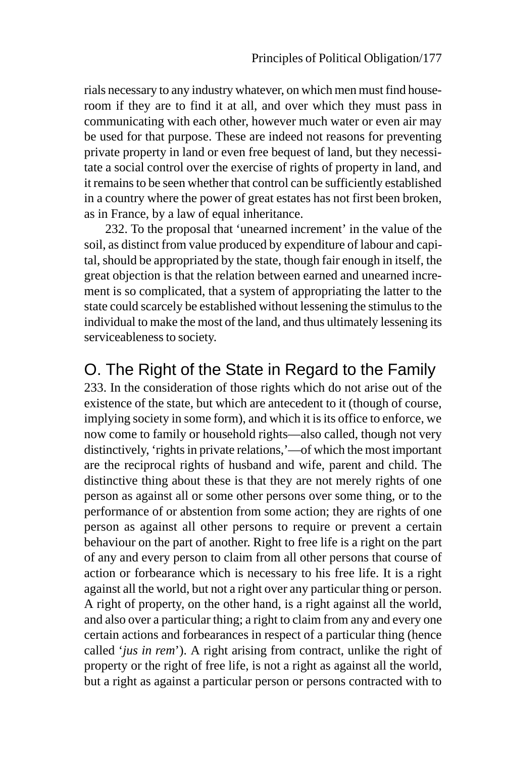rials necessary to any industry whatever, on which men must find house-room if they are to find it at all, and over which they must pass in communicating with each other, however much water or even air may be used for that purpose. These are indeed not reasons for preventing private property in land or even free bequest of land, but they necessitate a social control over the exercise of rights of property in land, and it remains to be seen whether that control can be sufficiently established in a country where the power of great estates has not first been broken, as in France, by a law of equal inheritance.

232. To the proposal that 'unearned increment' in the value of the soil, as distinct from value produced by expenditure of labour and capital, should be appropriated by the state, though fair enough in itself, the great objection is that the relation between earned and unearned increment is so complicated, that a system of appropriating the latter to the state could scarcely be established without lessening the stimulus to the individual to make the most of the land, and thus ultimately lessening its serviceableness to society.

## O. The Right of the State in Regard to the Family

233. In the consideration of those rights which do not arise out of the existence of the state, but which are antecedent to it (though of course, implying society in some form), and which it is its office to enforce, we now come to family or household rights—also called, though not very distinctively, 'rights in private relations,'—of which the most important are the reciprocal rights of husband and wife, parent and child. The distinctive thing about these is that they are not merely rights of one person as against all or some other persons over some thing, or to the performance of or abstention from some action; they are rights of one person as against all other persons to require or prevent a certain behaviour on the part of another. Right to free life is a right on the part of any and every person to claim from all other persons that course of action or forbearance which is necessary to his free life. It is a right against all the world, but not a right over any particular thing or person. A right of property, on the other hand, is a right against all the world, and also over a particular thing; a right to claim from any and every one certain actions and forbearances in respect of a particular thing (hence called '*jus in rem*'). A right arising from contract, unlike the right of property or the right of free life, is not a right as against all the world, but a right as against a particular person or persons contracted with to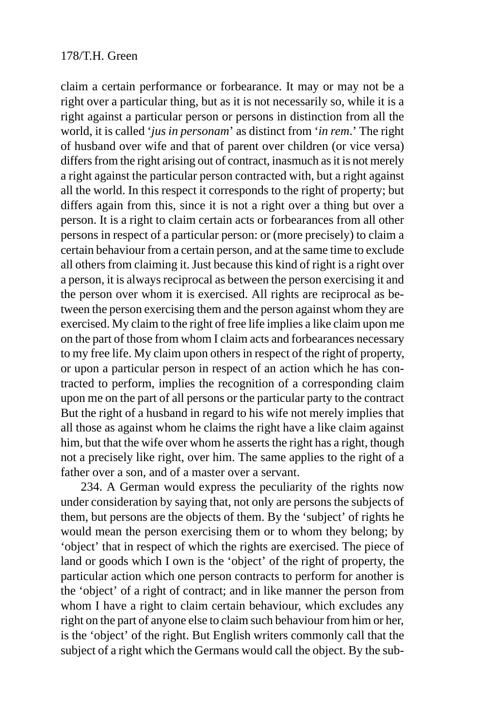claim a certain performance or forbearance. It may or may not be a right over a particular thing, but as it is not necessarily so, while it is a right against a particular person or persons in distinction from all the world, it is called '*jus in personam*' as distinct from '*in rem*.' The right of husband over wife and that of parent over children (or vice versa) differs from the right arising out of contract, inasmuch as it is not merely a right against the particular person contracted with, but a right against all the world. In this respect it corresponds to the right of property; but differs again from this, since it is not a right over a thing but over a person. It is a right to claim certain acts or forbearances from all other persons in respect of a particular person: or (more precisely) to claim a certain behaviour from a certain person, and at the same time to exclude all others from claiming it. Just because this kind of right is a right over a person, it is always reciprocal as between the person exercising it and the person over whom it is exercised. All rights are reciprocal as between the person exercising them and the person against whom they are exercised. My claim to the right of free life implies a like claim upon me on the part of those from whom I claim acts and forbearances necessary to my free life. My claim upon others in respect of the right of property, or upon a particular person in respect of an action which he has contracted to perform, implies the recognition of a corresponding claim upon me on the part of all persons or the particular party to the contract But the right of a husband in regard to his wife not merely implies that all those as against whom he claims the right have a like claim against him, but that the wife over whom he asserts the right has a right, though not a precisely like right, over him. The same applies to the right of a father over a son, and of a master over a servant.

234. A German would express the peculiarity of the rights now under consideration by saying that, not only are persons the subjects of them, but persons are the objects of them. By the 'subject' of rights he would mean the person exercising them or to whom they belong; by 'object' that in respect of which the rights are exercised. The piece of land or goods which I own is the 'object' of the right of property, the particular action which one person contracts to perform for another is the 'object' of a right of contract; and in like manner the person from whom I have a right to claim certain behaviour, which excludes any right on the part of anyone else to claim such behaviour from him or her, is the 'object' of the right. But English writers commonly call that the subject of a right which the Germans would call the object. By the sub-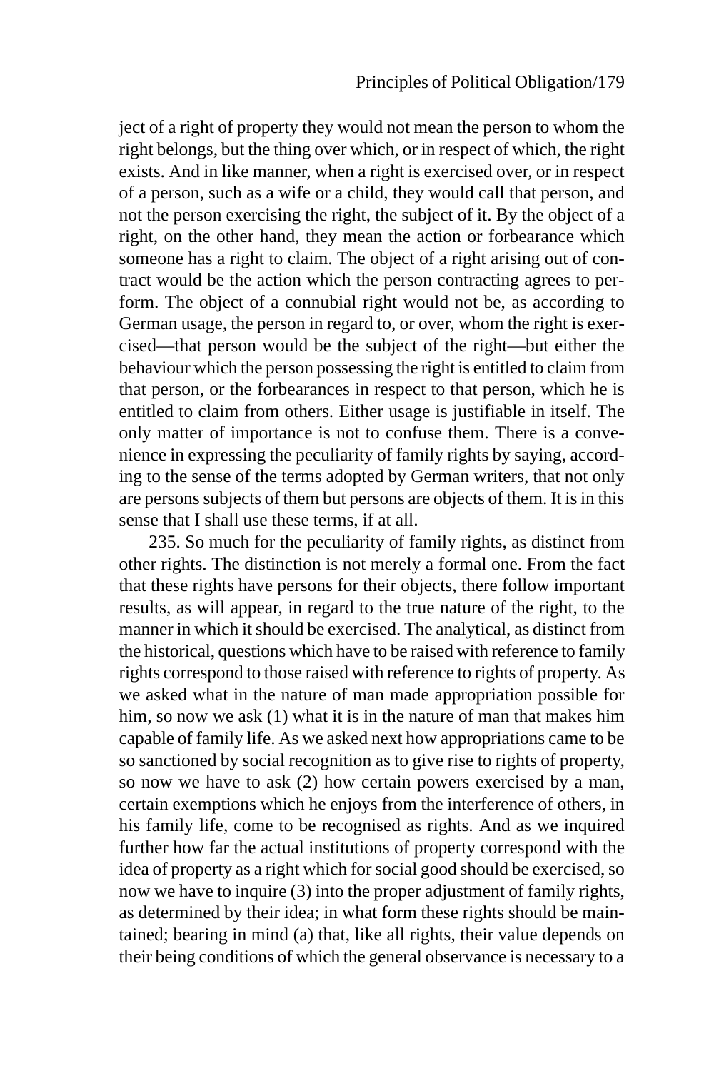ject of a right of property they would not mean the person to whom the right belongs, but the thing over which, or in respect of which, the right exists. And in like manner, when a right is exercised over, or in respect of a person, such as a wife or a child, they would call that person, and not the person exercising the right, the subject of it. By the object of a right, on the other hand, they mean the action or forbearance which someone has a right to claim. The object of a right arising out of contract would be the action which the person contracting agrees to perform. The object of a connubial right would not be, as according to German usage, the person in regard to, or over, whom the right is exercised—that person would be the subject of the right—but either the behaviour which the person possessing the right is entitled to claim from that person, or the forbearances in respect to that person, which he is entitled to claim from others. Either usage is justifiable in itself. The only matter of importance is not to confuse them. There is a convenience in expressing the peculiarity of family rights by saying, according to the sense of the terms adopted by German writers, that not only are persons subjects of them but persons are objects of them. It is in this sense that I shall use these terms, if at all.

235. So much for the peculiarity of family rights, as distinct from other rights. The distinction is not merely a formal one. From the fact that these rights have persons for their objects, there follow important results, as will appear, in regard to the true nature of the right, to the manner in which it should be exercised. The analytical, as distinct from the historical, questions which have to be raised with reference to family rights correspond to those raised with reference to rights of property. As we asked what in the nature of man made appropriation possible for him, so now we ask (1) what it is in the nature of man that makes him capable of family life. As we asked next how appropriations came to be so sanctioned by social recognition as to give rise to rights of property, so now we have to ask (2) how certain powers exercised by a man, certain exemptions which he enjoys from the interference of others, in his family life, come to be recognised as rights. And as we inquired further how far the actual institutions of property correspond with the idea of property as a right which for social good should be exercised, so now we have to inquire (3) into the proper adjustment of family rights, as determined by their idea; in what form these rights should be maintained; bearing in mind (a) that, like all rights, their value depends on their being conditions of which the general observance is necessary to a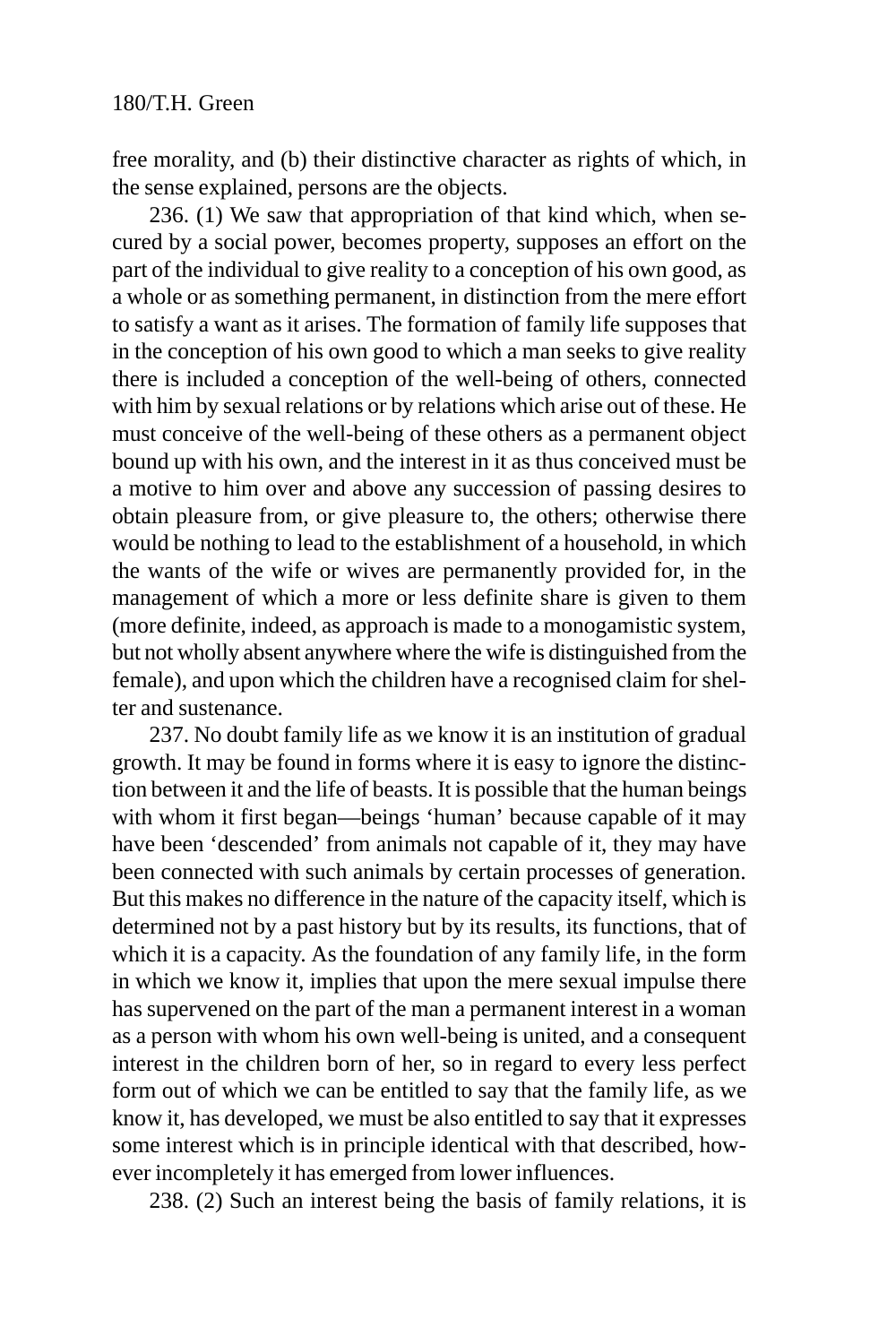free morality, and (b) their distinctive character as rights of which, in the sense explained, persons are the objects.

236. (1) We saw that appropriation of that kind which, when secured by a social power, becomes property, supposes an effort on the part of the individual to give reality to a conception of his own good, as a whole or as something permanent, in distinction from the mere effort to satisfy a want as it arises. The formation of family life supposes that in the conception of his own good to which a man seeks to give reality there is included a conception of the well-being of others, connected with him by sexual relations or by relations which arise out of these. He must conceive of the well-being of these others as a permanent object bound up with his own, and the interest in it as thus conceived must be a motive to him over and above any succession of passing desires to obtain pleasure from, or give pleasure to, the others; otherwise there would be nothing to lead to the establishment of a household, in which the wants of the wife or wives are permanently provided for, in the management of which a more or less definite share is given to them (more definite, indeed, as approach is made to a monogamistic system, but not wholly absent anywhere where the wife is distinguished from the female), and upon which the children have a recognised claim for shelter and sustenance.

237. No doubt family life as we know it is an institution of gradual growth. It may be found in forms where it is easy to ignore the distinction between it and the life of beasts. It is possible that the human beings with whom it first began—beings 'human' because capable of it may have been 'descended' from animals not capable of it, they may have been connected with such animals by certain processes of generation. But this makes no difference in the nature of the capacity itself, which is determined not by a past history but by its results, its functions, that of which it is a capacity. As the foundation of any family life, in the form in which we know it, implies that upon the mere sexual impulse there has supervened on the part of the man a permanent interest in a woman as a person with whom his own well-being is united, and a consequent interest in the children born of her, so in regard to every less perfect form out of which we can be entitled to say that the family life, as we know it, has developed, we must be also entitled to say that it expresses some interest which is in principle identical with that described, however incompletely it has emerged from lower influences.

238. (2) Such an interest being the basis of family relations, it is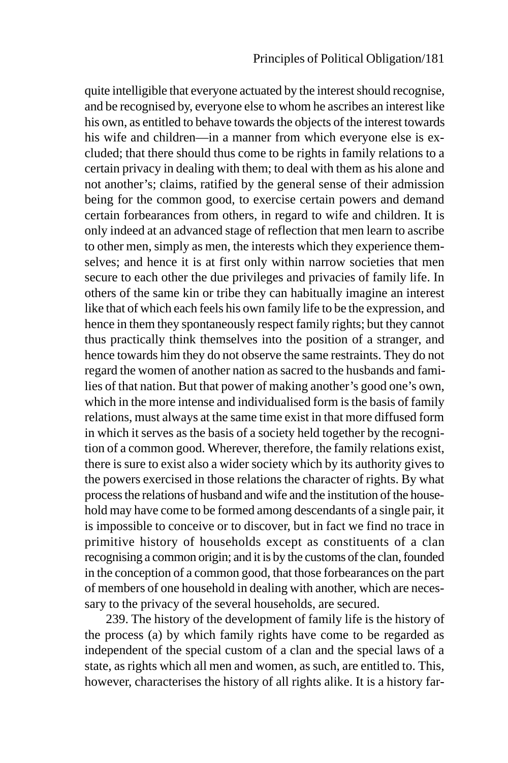quite intelligible that everyone actuated by the interest should recognise, and be recognised by, everyone else to whom he ascribes an interest like his own, as entitled to behave towards the objects of the interest towards his wife and children—in a manner from which everyone else is excluded; that there should thus come to be rights in family relations to a certain privacy in dealing with them; to deal with them as his alone and not another's; claims, ratified by the general sense of their admission being for the common good, to exercise certain powers and demand certain forbearances from others, in regard to wife and children. It is only indeed at an advanced stage of reflection that men learn to ascribe to other men, simply as men, the interests which they experience themselves; and hence it is at first only within narrow societies that men secure to each other the due privileges and privacies of family life. In others of the same kin or tribe they can habitually imagine an interest like that of which each feels his own family life to be the expression, and hence in them they spontaneously respect family rights; but they cannot thus practically think themselves into the position of a stranger, and hence towards him they do not observe the same restraints. They do not regard the women of another nation as sacred to the husbands and families of that nation. But that power of making another's good one's own, which in the more intense and individualised form is the basis of family relations, must always at the same time exist in that more diffused form in which it serves as the basis of a society held together by the recognition of a common good. Wherever, therefore, the family relations exist, there is sure to exist also a wider society which by its authority gives to the powers exercised in those relations the character of rights. By what process the relations of husband and wife and the institution of the household may have come to be formed among descendants of a single pair, it is impossible to conceive or to discover, but in fact we find no trace in primitive history of households except as constituents of a clan recognising a common origin; and it is by the customs of the clan, founded in the conception of a common good, that those forbearances on the part of members of one household in dealing with another, which are necessary to the privacy of the several households, are secured.

239. The history of the development of family life is the history of the process (a) by which family rights have come to be regarded as independent of the special custom of a clan and the special laws of a state, as rights which all men and women, as such, are entitled to. This, however, characterises the history of all rights alike. It is a history far-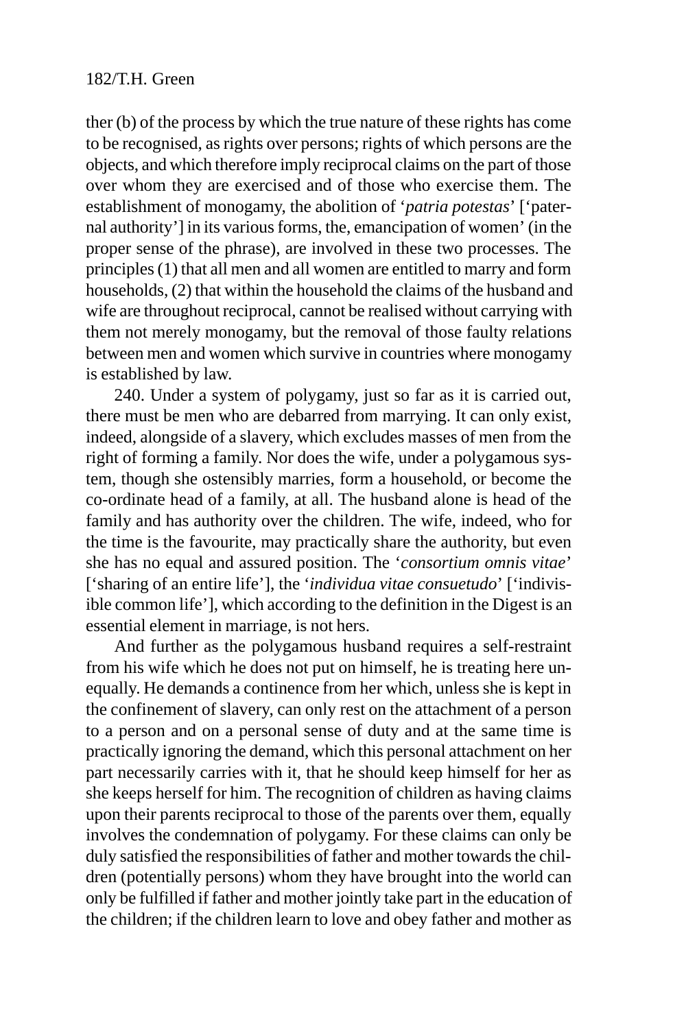ther (b) of the process by which the true nature of these rights has come to be recognised, as rights over persons; rights of which persons are the objects, and which therefore imply reciprocal claims on the part of those over whom they are exercised and of those who exercise them. The establishment of monogamy, the abolition of '*patria potestas*' ['paternal authority'] in its various forms, the, emancipation of women' (in the proper sense of the phrase), are involved in these two processes. The principles (1) that all men and all women are entitled to marry and form households, (2) that within the household the claims of the husband and wife are throughout reciprocal, cannot be realised without carrying with them not merely monogamy, but the removal of those faulty relations between men and women which survive in countries where monogamy is established by law.

240. Under a system of polygamy, just so far as it is carried out, there must be men who are debarred from marrying. It can only exist, indeed, alongside of a slavery, which excludes masses of men from the right of forming a family. Nor does the wife, under a polygamous system, though she ostensibly marries, form a household, or become the co-ordinate head of a family, at all. The husband alone is head of the family and has authority over the children. The wife, indeed, who for the time is the favourite, may practically share the authority, but even she has no equal and assured position. The '*consortium omnis vitae*' ['sharing of an entire life'], the '*individua vitae consuetudo*' ['indivisible common life'], which according to the definition in the Digest is an essential element in marriage, is not hers.

And further as the polygamous husband requires a self-restraint from his wife which he does not put on himself, he is treating here unequally. He demands a continence from her which, unless she is kept in the confinement of slavery, can only rest on the attachment of a person to a person and on a personal sense of duty and at the same time is practically ignoring the demand, which this personal attachment on her part necessarily carries with it, that he should keep himself for her as she keeps herself for him. The recognition of children as having claims upon their parents reciprocal to those of the parents over them, equally involves the condemnation of polygamy. For these claims can only be duly satisfied the responsibilities of father and mother towards the children (potentially persons) whom they have brought into the world can only be fulfilled if father and mother jointly take part in the education of the children; if the children learn to love and obey father and mother as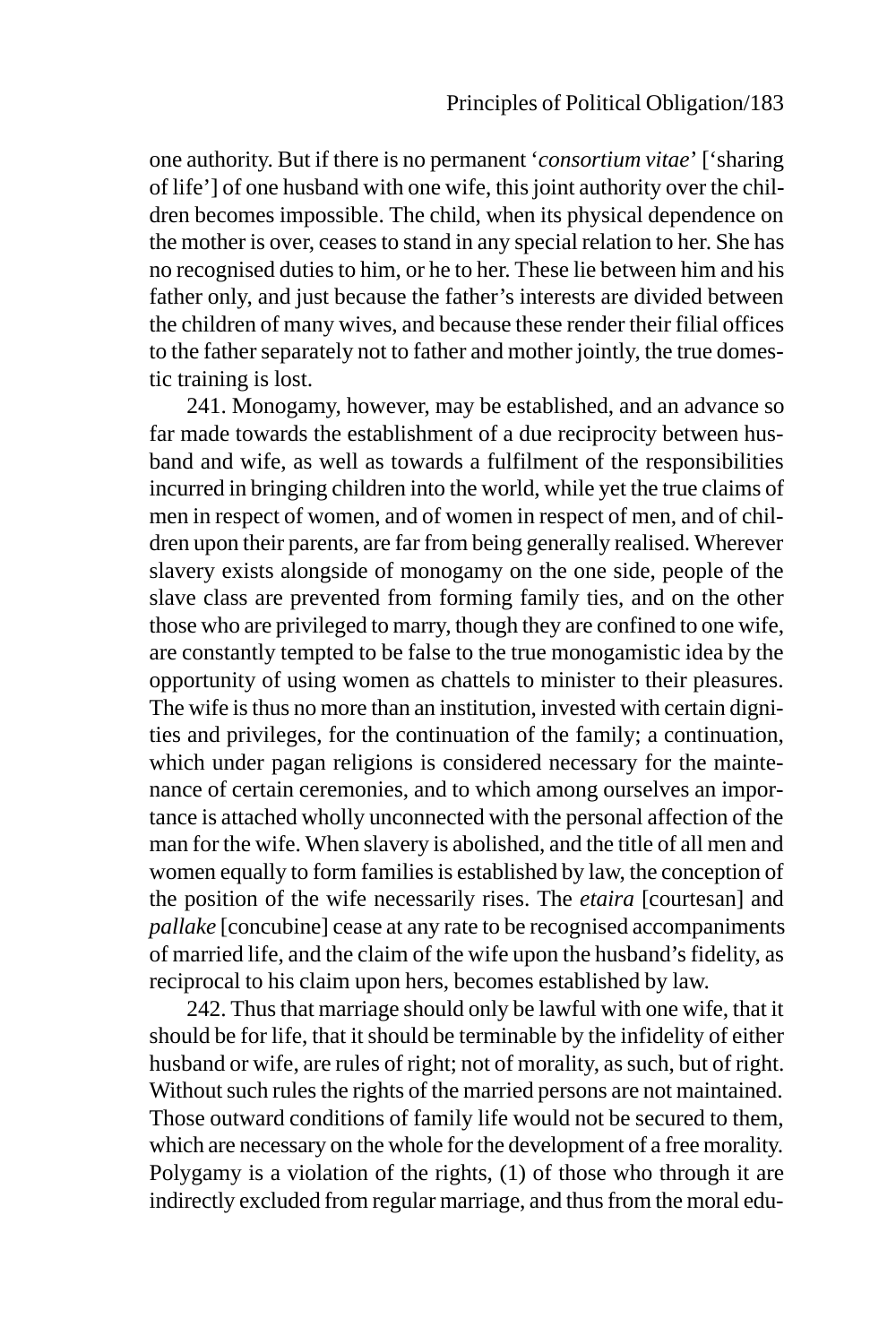one authority. But if there is no permanent '*consortium vitae*' ['sharing of life'] of one husband with one wife, this joint authority over the children becomes impossible. The child, when its physical dependence on the mother is over, ceases to stand in any special relation to her. She has no recognised duties to him, or he to her. These lie between him and his father only, and just because the father's interests are divided between the children of many wives, and because these render their filial offices to the father separately not to father and mother jointly, the true domestic training is lost.

241. Monogamy, however, may be established, and an advance so far made towards the establishment of a due reciprocity between husband and wife, as well as towards a fulfilment of the responsibilities incurred in bringing children into the world, while yet the true claims of men in respect of women, and of women in respect of men, and of children upon their parents, are far from being generally realised. Wherever slavery exists alongside of monogamy on the one side, people of the slave class are prevented from forming family ties, and on the other those who are privileged to marry, though they are confined to one wife, are constantly tempted to be false to the true monogamistic idea by the opportunity of using women as chattels to minister to their pleasures. The wife is thus no more than an institution, invested with certain dignities and privileges, for the continuation of the family; a continuation, which under pagan religions is considered necessary for the maintenance of certain ceremonies, and to which among ourselves an importance is attached wholly unconnected with the personal affection of the man for the wife. When slavery is abolished, and the title of all men and women equally to form families is established by law, the conception of the position of the wife necessarily rises. The *etaira* [courtesan] and *pallake* [concubine] cease at any rate to be recognised accompaniments of married life, and the claim of the wife upon the husband's fidelity, as reciprocal to his claim upon hers, becomes established by law.

242. Thus that marriage should only be lawful with one wife, that it should be for life, that it should be terminable by the infidelity of either husband or wife, are rules of right; not of morality, as such, but of right. Without such rules the rights of the married persons are not maintained. Those outward conditions of family life would not be secured to them, which are necessary on the whole for the development of a free morality. Polygamy is a violation of the rights, (1) of those who through it are indirectly excluded from regular marriage, and thus from the moral edu-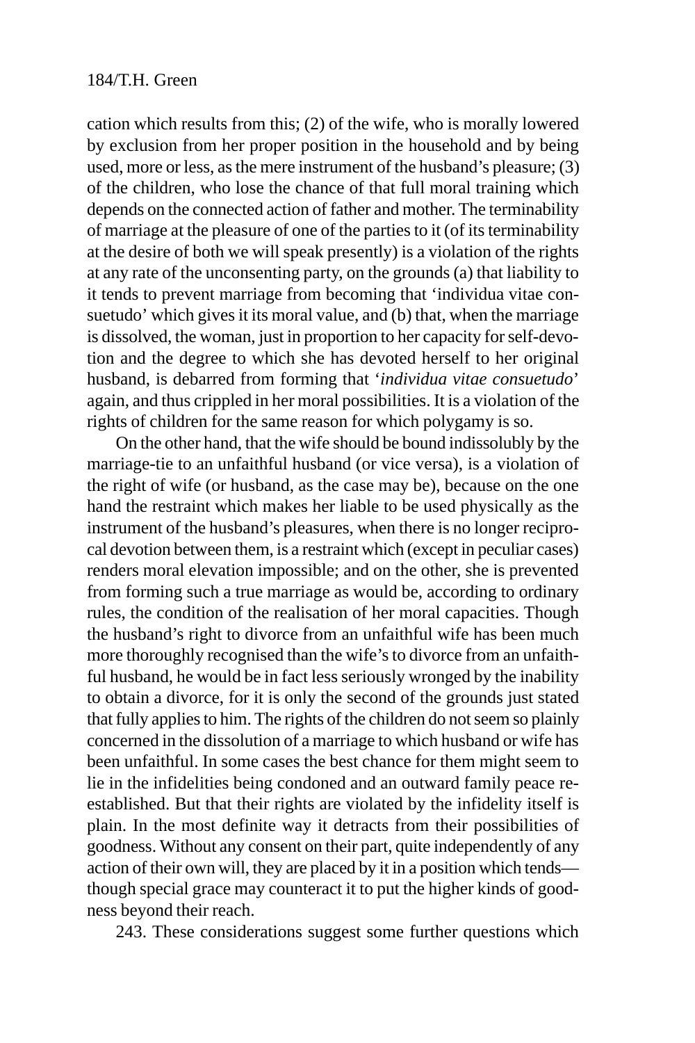cation which results from this; (2) of the wife, who is morally lowered by exclusion from her proper position in the household and by being used, more or less, as the mere instrument of the husband's pleasure; (3) of the children, who lose the chance of that full moral training which depends on the connected action of father and mother. The terminability of marriage at the pleasure of one of the parties to it (of its terminability at the desire of both we will speak presently) is a violation of the rights at any rate of the unconsenting party, on the grounds (a) that liability to it tends to prevent marriage from becoming that 'individua vitae consuetudo' which gives it its moral value, and (b) that, when the marriage is dissolved, the woman, just in proportion to her capacity for self-devotion and the degree to which she has devoted herself to her original husband, is debarred from forming that '*individua vitae consuetudo*' again, and thus crippled in her moral possibilities. It is a violation of the rights of children for the same reason for which polygamy is so.

On the other hand, that the wife should be bound indissolubly by the marriage-tie to an unfaithful husband (or vice versa), is a violation of the right of wife (or husband, as the case may be), because on the one hand the restraint which makes her liable to be used physically as the instrument of the husband's pleasures, when there is no longer reciprocal devotion between them, is a restraint which (except in peculiar cases) renders moral elevation impossible; and on the other, she is prevented from forming such a true marriage as would be, according to ordinary rules, the condition of the realisation of her moral capacities. Though the husband's right to divorce from an unfaithful wife has been much more thoroughly recognised than the wife's to divorce from an unfaithful husband, he would be in fact less seriously wronged by the inability to obtain a divorce, for it is only the second of the grounds just stated that fully applies to him. The rights of the children do not seem so plainly concerned in the dissolution of a marriage to which husband or wife has been unfaithful. In some cases the best chance for them might seem to lie in the infidelities being condoned and an outward family peace re-established. But that their rights are violated by the infidelity itself is plain. In the most definite way it detracts from their possibilities of goodness. Without any consent on their part, quite independently of any action of their own will, they are placed by it in a position which tends—though special grace may counteract it to put the higher kinds of goodness beyond their reach.

243. These considerations suggest some further questions which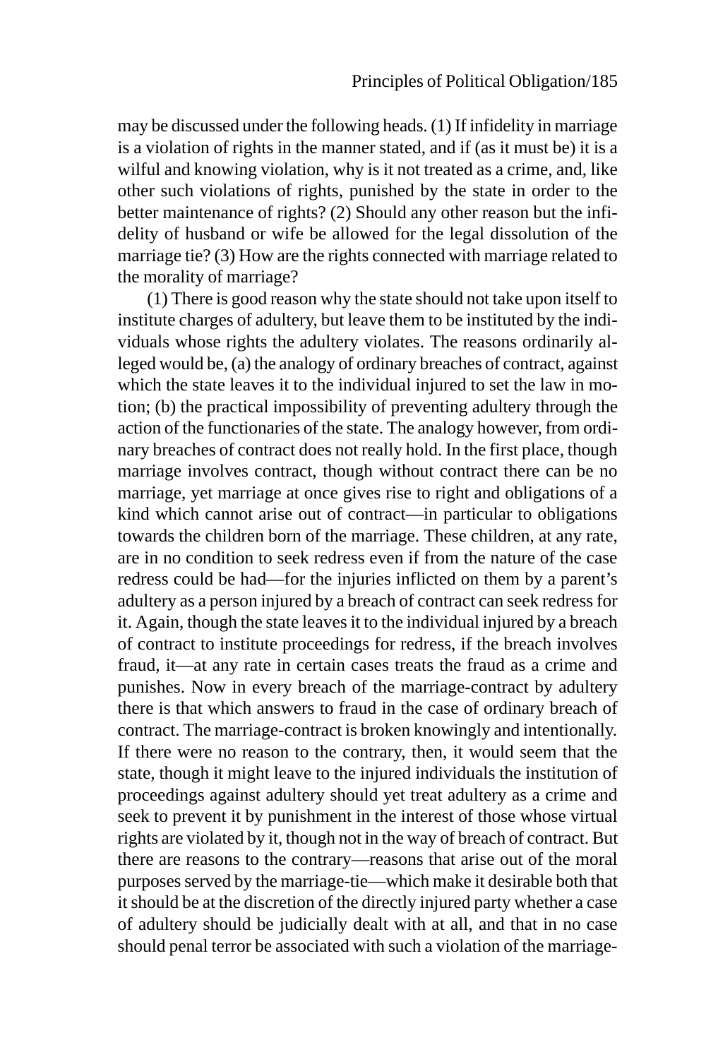may be discussed under the following heads. (1) If infidelity in marriage is a violation of rights in the manner stated, and if (as it must be) it is a wilful and knowing violation, why is it not treated as a crime, and, like other such violations of rights, punished by the state in order to the better maintenance of rights? (2) Should any other reason but the infidelity of husband or wife be allowed for the legal dissolution of the marriage tie? (3) How are the rights connected with marriage related to the morality of marriage?

(1) There is good reason why the state should not take upon itself to institute charges of adultery, but leave them to be instituted by the individuals whose rights the adultery violates. The reasons ordinarily alleged would be, (a) the analogy of ordinary breaches of contract, against which the state leaves it to the individual injured to set the law in motion; (b) the practical impossibility of preventing adultery through the action of the functionaries of the state. The analogy however, from ordinary breaches of contract does not really hold. In the first place, though marriage involves contract, though without contract there can be no marriage, yet marriage at once gives rise to right and obligations of a kind which cannot arise out of contract—in particular to obligations towards the children born of the marriage. These children, at any rate, are in no condition to seek redress even if from the nature of the case redress could be had—for the injuries inflicted on them by a parent's adultery as a person injured by a breach of contract can seek redress for it. Again, though the state leaves it to the individual injured by a breach of contract to institute proceedings for redress, if the breach involves fraud, it—at any rate in certain cases treats the fraud as a crime and punishes. Now in every breach of the marriage-contract by adultery there is that which answers to fraud in the case of ordinary breach of contract. The marriage-contract is broken knowingly and intentionally. If there were no reason to the contrary, then, it would seem that the state, though it might leave to the injured individuals the institution of proceedings against adultery should yet treat adultery as a crime and seek to prevent it by punishment in the interest of those whose virtual rights are violated by it, though not in the way of breach of contract. But there are reasons to the contrary—reasons that arise out of the moral purposes served by the marriage-tie—which make it desirable both that it should be at the discretion of the directly injured party whether a case of adultery should be judicially dealt with at all, and that in no case should penal terror be associated with such a violation of the marriage-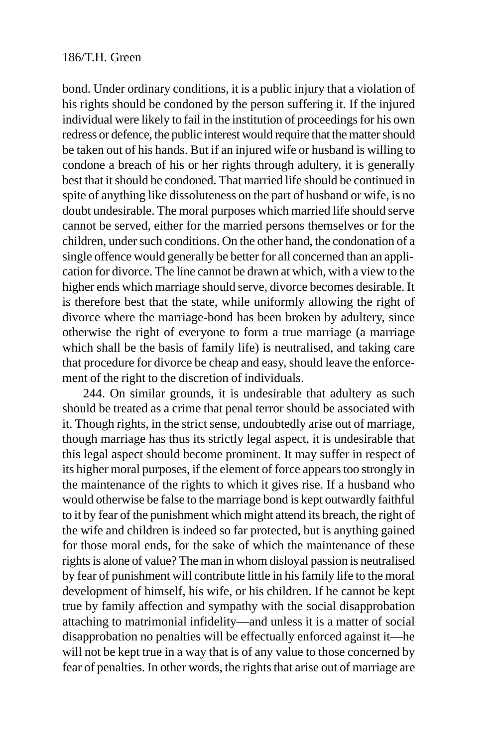bond. Under ordinary conditions, it is a public injury that a violation of his rights should be condoned by the person suffering it. If the injured individual were likely to fail in the institution of proceedings for his own redress or defence, the public interest would require that the matter should be taken out of his hands. But if an injured wife or husband is willing to condone a breach of his or her rights through adultery, it is generally best that it should be condoned. That married life should be continued in spite of anything like dissoluteness on the part of husband or wife, is no doubt undesirable. The moral purposes which married life should serve cannot be served, either for the married persons themselves or for the children, under such conditions. On the other hand, the condonation of a single offence would generally be better for all concerned than an application for divorce. The line cannot be drawn at which, with a view to the higher ends which marriage should serve, divorce becomes desirable. It is therefore best that the state, while uniformly allowing the right of divorce where the marriage-bond has been broken by adultery, since otherwise the right of everyone to form a true marriage (a marriage which shall be the basis of family life) is neutralised, and taking care that procedure for divorce be cheap and easy, should leave the enforcement of the right to the discretion of individuals.

244. On similar grounds, it is undesirable that adultery as such should be treated as a crime that penal terror should be associated with it. Though rights, in the strict sense, undoubtedly arise out of marriage, though marriage has thus its strictly legal aspect, it is undesirable that this legal aspect should become prominent. It may suffer in respect of its higher moral purposes, if the element of force appears too strongly in the maintenance of the rights to which it gives rise. If a husband who would otherwise be false to the marriage bond is kept outwardly faithful to it by fear of the punishment which might attend its breach, the right of the wife and children is indeed so far protected, but is anything gained for those moral ends, for the sake of which the maintenance of these rights is alone of value? The man in whom disloyal passion is neutralised by fear of punishment will contribute little in his family life to the moral development of himself, his wife, or his children. If he cannot be kept true by family affection and sympathy with the social disapprobation attaching to matrimonial infidelity—and unless it is a matter of social disapprobation no penalties will be effectually enforced against it—he will not be kept true in a way that is of any value to those concerned by fear of penalties. In other words, the rights that arise out of marriage are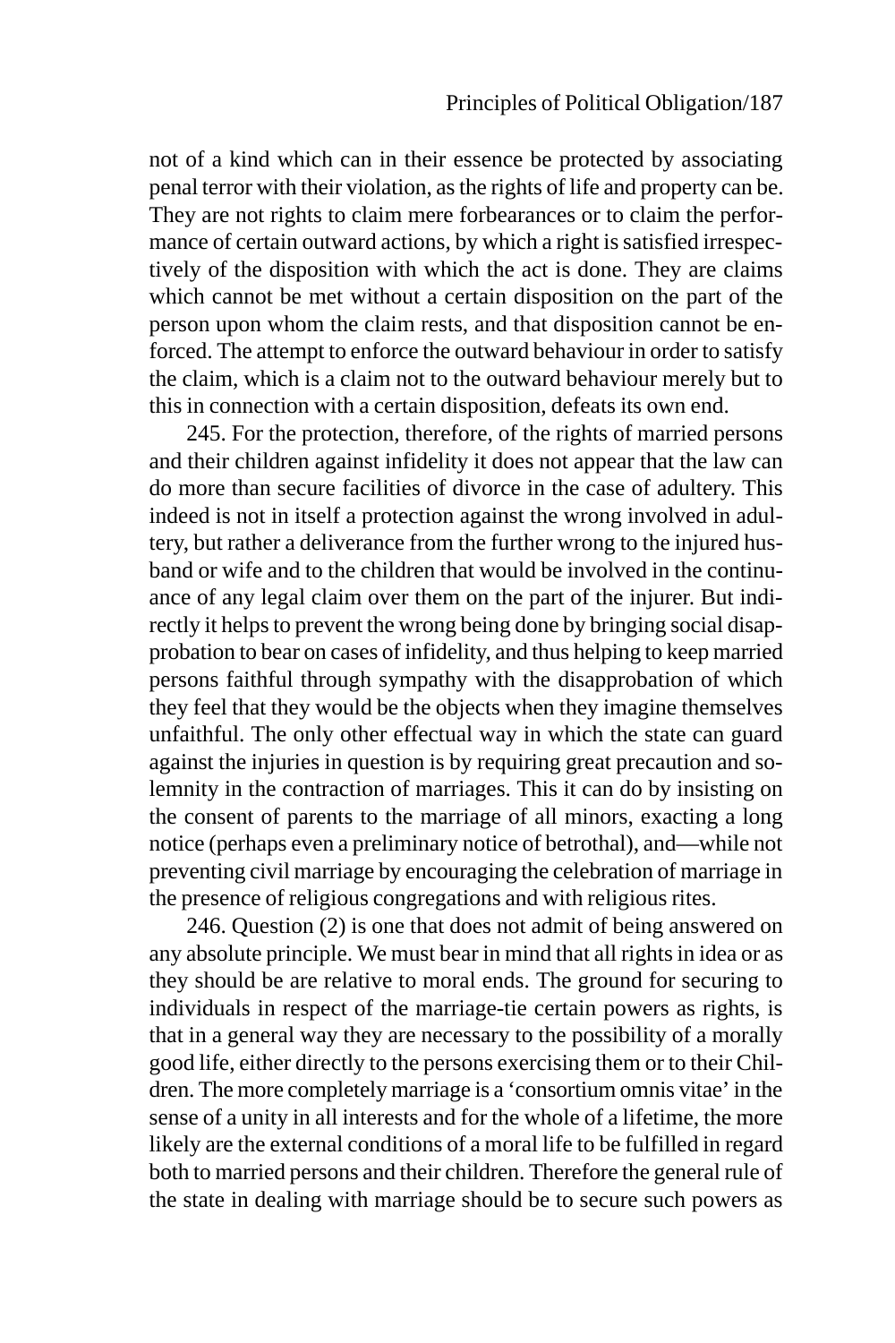not of a kind which can in their essence be protected by associating penal terror with their violation, as the rights of life and property can be. They are not rights to claim mere forbearances or to claim the performance of certain outward actions, by which a right is satisfied irrespectively of the disposition with which the act is done. They are claims which cannot be met without a certain disposition on the part of the person upon whom the claim rests, and that disposition cannot be enforced. The attempt to enforce the outward behaviour in order to satisfy the claim, which is a claim not to the outward behaviour merely but to this in connection with a certain disposition, defeats its own end.

245. For the protection, therefore, of the rights of married persons and their children against infidelity it does not appear that the law can do more than secure facilities of divorce in the case of adultery. This indeed is not in itself a protection against the wrong involved in adultery, but rather a deliverance from the further wrong to the injured husband or wife and to the children that would be involved in the continuance of any legal claim over them on the part of the injurer. But indirectly it helps to prevent the wrong being done by bringing social disapprobation to bear on cases of infidelity, and thus helping to keep married persons faithful through sympathy with the disapprobation of which they feel that they would be the objects when they imagine themselves unfaithful. The only other effectual way in which the state can guard against the injuries in question is by requiring great precaution and solemnity in the contraction of marriages. This it can do by insisting on the consent of parents to the marriage of all minors, exacting a long notice (perhaps even a preliminary notice of betrothal), and—while not preventing civil marriage by encouraging the celebration of marriage in the presence of religious congregations and with religious rites.

246. Question (2) is one that does not admit of being answered on any absolute principle. We must bear in mind that all rights in idea or as they should be are relative to moral ends. The ground for securing to individuals in respect of the marriage-tie certain powers as rights, is that in a general way they are necessary to the possibility of a morally good life, either directly to the persons exercising them or to their Children. The more completely marriage is a 'consortium omnis vitae' in the sense of a unity in all interests and for the whole of a lifetime, the more likely are the external conditions of a moral life to be fulfilled in regard both to married persons and their children. Therefore the general rule of the state in dealing with marriage should be to secure such powers as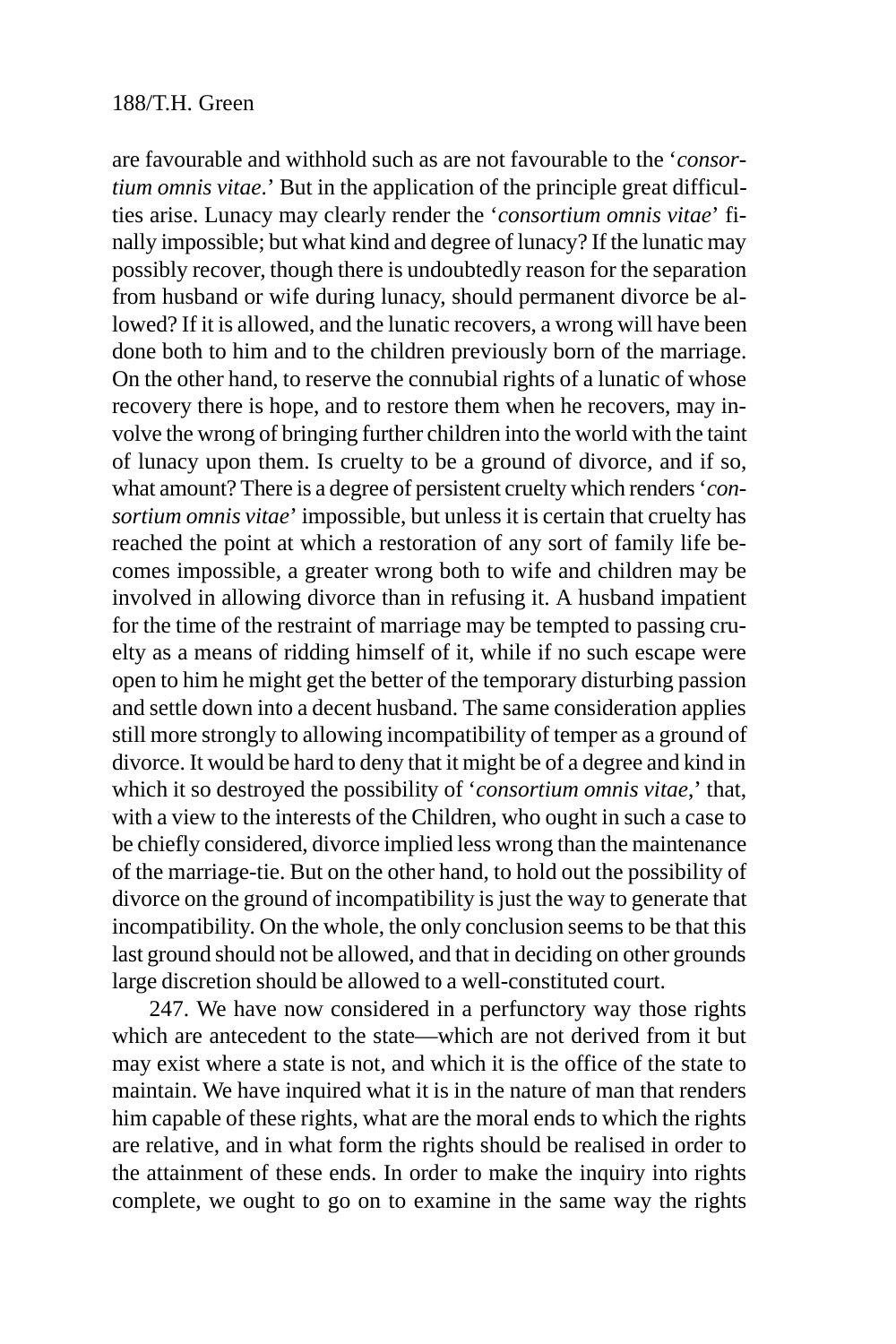are favourable and withhold such as are not favourable to the '*consortium omnis vitae*.' But in the application of the principle great difficulties arise. Lunacy may clearly render the '*consortium omnis vitae*' finally impossible; but what kind and degree of lunacy? If the lunatic may possibly recover, though there is undoubtedly reason for the separation from husband or wife during lunacy, should permanent divorce be allowed? If it is allowed, and the lunatic recovers, a wrong will have been done both to him and to the children previously born of the marriage. On the other hand, to reserve the connubial rights of a lunatic of whose recovery there is hope, and to restore them when he recovers, may involve the wrong of bringing further children into the world with the taint of lunacy upon them. Is cruelty to be a ground of divorce, and if so, what amount? There is a degree of persistent cruelty which renders '*consortium omnis vitae*' impossible, but unless it is certain that cruelty has reached the point at which a restoration of any sort of family life becomes impossible, a greater wrong both to wife and children may be involved in allowing divorce than in refusing it. A husband impatient for the time of the restraint of marriage may be tempted to passing cruelty as a means of ridding himself of it, while if no such escape were open to him he might get the better of the temporary disturbing passion and settle down into a decent husband. The same consideration applies still more strongly to allowing incompatibility of temper as a ground of divorce. It would be hard to deny that it might be of a degree and kind in which it so destroyed the possibility of '*consortium omnis vitae*,' that, with a view to the interests of the Children, who ought in such a case to be chiefly considered, divorce implied less wrong than the maintenance of the marriage-tie. But on the other hand, to hold out the possibility of divorce on the ground of incompatibility is just the way to generate that incompatibility. On the whole, the only conclusion seems to be that this last ground should not be allowed, and that in deciding on other grounds large discretion should be allowed to a well-constituted court.

247. We have now considered in a perfunctory way those rights which are antecedent to the state—which are not derived from it but may exist where a state is not, and which it is the office of the state to maintain. We have inquired what it is in the nature of man that renders him capable of these rights, what are the moral ends to which the rights are relative, and in what form the rights should be realised in order to the attainment of these ends. In order to make the inquiry into rights complete, we ought to go on to examine in the same way the rights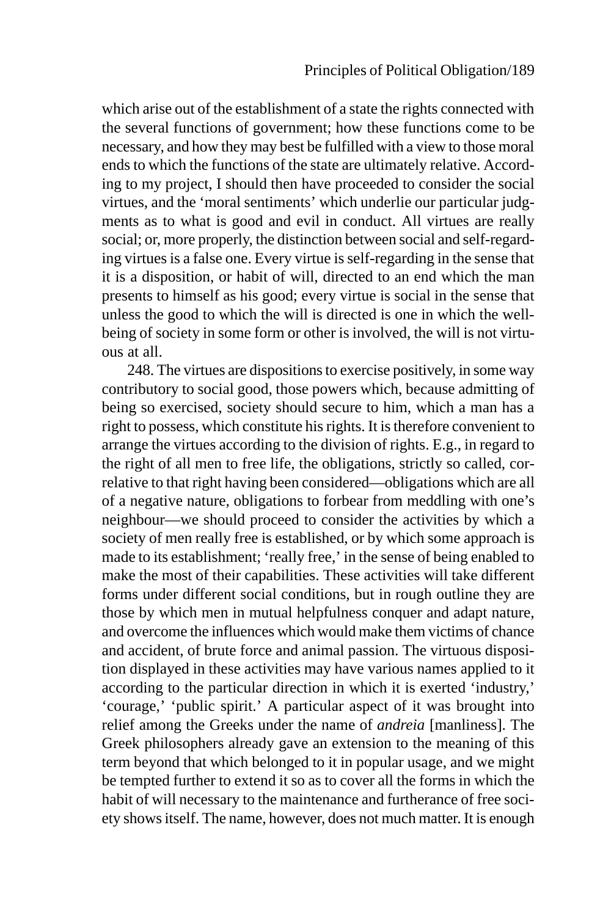which arise out of the establishment of a state the rights connected with the several functions of government; how these functions come to be necessary, and how they may best be fulfilled with a view to those moral ends to which the functions of the state are ultimately relative. According to my project, I should then have proceeded to consider the social virtues, and the 'moral sentiments' which underlie our particular judgments as to what is good and evil in conduct. All virtues are really social; or, more properly, the distinction between social and self-regarding virtues is a false one. Every virtue is self-regarding in the sense that it is a disposition, or habit of will, directed to an end which the man presents to himself as his good; every virtue is social in the sense that unless the good to which the will is directed is one in which the well-being of society in some form or other is involved, the will is not virtuous at all.

248. The virtues are dispositions to exercise positively, in some way contributory to social good, those powers which, because admitting of being so exercised, society should secure to him, which a man has a right to possess, which constitute his rights. It is therefore convenient to arrange the virtues according to the division of rights. E.g., in regard to the right of all men to free life, the obligations, strictly so called, correlative to that right having been considered—obligations which are all of a negative nature, obligations to forbear from meddling with one's neighbour—we should proceed to consider the activities by which a society of men really free is established, or by which some approach is made to its establishment; 'really free,' in the sense of being enabled to make the most of their capabilities. These activities will take different forms under different social conditions, but in rough outline they are those by which men in mutual helpfulness conquer and adapt nature, and overcome the influences which would make them victims of chance and accident, of brute force and animal passion. The virtuous disposition displayed in these activities may have various names applied to it according to the particular direction in which it is exerted 'industry,' 'courage,' 'public spirit.' A particular aspect of it was brought into relief among the Greeks under the name of *andreia* [manliness]. The Greek philosophers already gave an extension to the meaning of this term beyond that which belonged to it in popular usage, and we might be tempted further to extend it so as to cover all the forms in which the habit of will necessary to the maintenance and furtherance of free society shows itself. The name, however, does not much matter. It is enough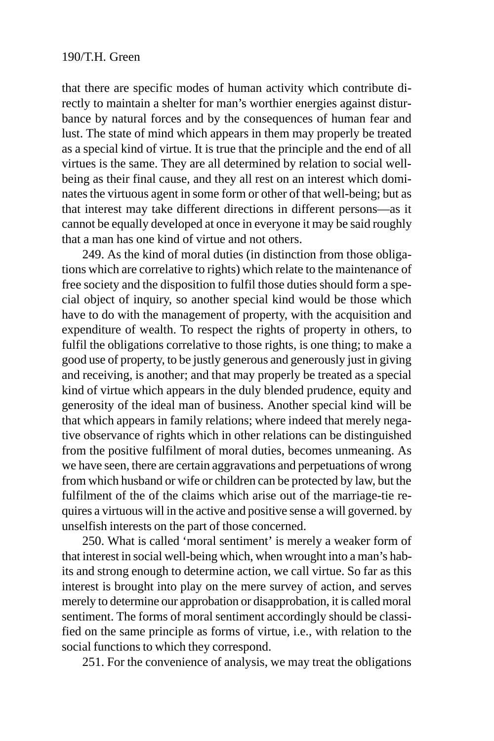that there are specific modes of human activity which contribute directly to maintain a shelter for man's worthier energies against disturbance by natural forces and by the consequences of human fear and lust. The state of mind which appears in them may properly be treated as a special kind of virtue. It is true that the principle and the end of all virtues is the same. They are all determined by relation to social well-being as their final cause, and they all rest on an interest which dominates the virtuous agent in some form or other of that well-being; but as that interest may take different directions in different persons—as it cannot be equally developed at once in everyone it may be said roughly that a man has one kind of virtue and not others.

249. As the kind of moral duties (in distinction from those obligations which are correlative to rights) which relate to the maintenance of free society and the disposition to fulfil those duties should form a special object of inquiry, so another special kind would be those which have to do with the management of property, with the acquisition and expenditure of wealth. To respect the rights of property in others, to fulfil the obligations correlative to those rights, is one thing; to make a good use of property, to be justly generous and generously just in giving and receiving, is another; and that may properly be treated as a special kind of virtue which appears in the duly blended prudence, equity and generosity of the ideal man of business. Another special kind will be that which appears in family relations; where indeed that merely negative observance of rights which in other relations can be distinguished from the positive fulfilment of moral duties, becomes unmeaning. As we have seen, there are certain aggravations and perpetuations of wrong from which husband or wife or children can be protected by law, but the fulfilment of the of the claims which arise out of the marriage-tie requires a virtuous will in the active and positive sense a will governed. by unselfish interests on the part of those concerned.

250. What is called 'moral sentiment' is merely a weaker form of that interest in social well-being which, when wrought into a man's habits and strong enough to determine action, we call virtue. So far as this interest is brought into play on the mere survey of action, and serves merely to determine our approbation or disapprobation, it is called moral sentiment. The forms of moral sentiment accordingly should be classified on the same principle as forms of virtue, i.e., with relation to the social functions to which they correspond.

251. For the convenience of analysis, we may treat the obligations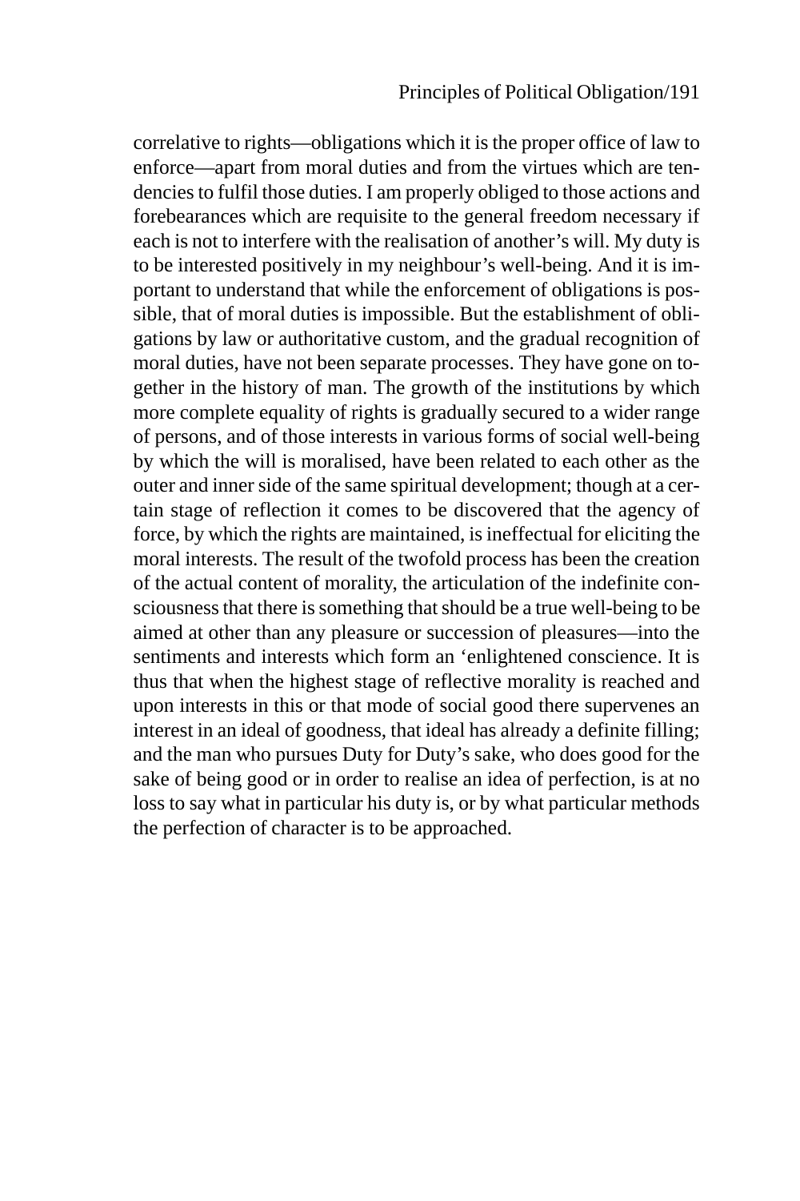correlative to rights—obligations which it is the proper office of law to enforce—apart from moral duties and from the virtues which are tendencies to fulfil those duties. I am properly obliged to those actions and forebearances which are requisite to the general freedom necessary if each is not to interfere with the realisation of another's will. My duty is to be interested positively in my neighbour's well-being. And it is important to understand that while the enforcement of obligations is possible, that of moral duties is impossible. But the establishment of obligations by law or authoritative custom, and the gradual recognition of moral duties, have not been separate processes. They have gone on together in the history of man. The growth of the institutions by which more complete equality of rights is gradually secured to a wider range of persons, and of those interests in various forms of social well-being by which the will is moralised, have been related to each other as the outer and inner side of the same spiritual development; though at a certain stage of reflection it comes to be discovered that the agency of force, by which the rights are maintained, is ineffectual for eliciting the moral interests. The result of the twofold process has been the creation of the actual content of morality, the articulation of the indefinite consciousness that there is something that should be a true well-being to be aimed at other than any pleasure or succession of pleasures—into the sentiments and interests which form an 'enlightened conscience. It is thus that when the highest stage of reflective morality is reached and upon interests in this or that mode of social good there supervenes an interest in an ideal of goodness, that ideal has already a definite filling; and the man who pursues Duty for Duty's sake, who does good for the sake of being good or in order to realise an idea of perfection, is at no loss to say what in particular his duty is, or by what particular methods the perfection of character is to be approached.